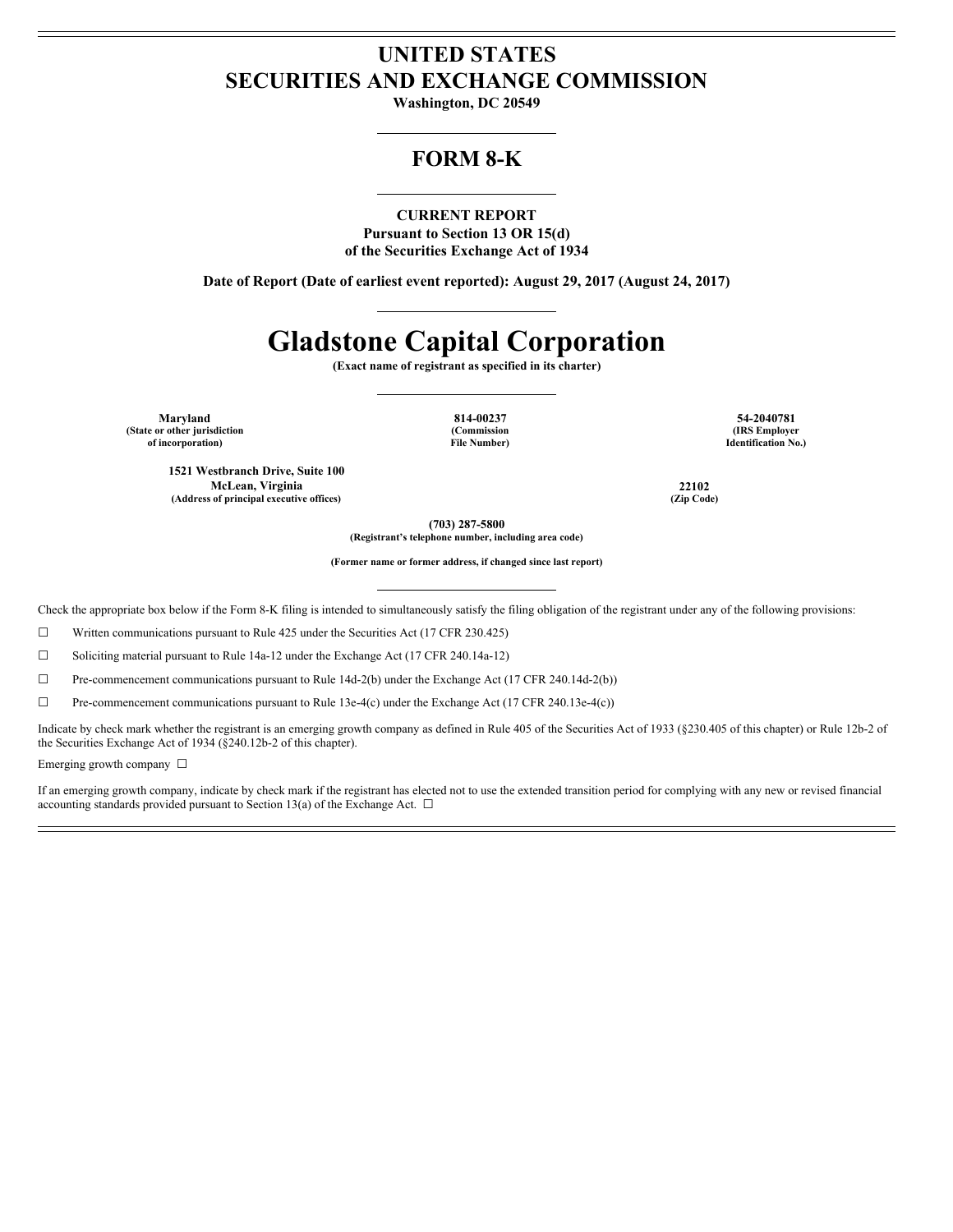# UNITED STATES
# SECURITIES AND EXCHANGE COMMISSION

**Washington, DC 20549**

## FORM 8-K

**CURRENT REPORT**
**Pursuant to Section 13 OR 15(d)**
**of the Securities Exchange Act of 1934**

**Date of Report (Date of earliest event reported): August 29, 2017 (August 24, 2017)**

# Gladstone Capital Corporation

**(Exact name of registrant as specified in its charter)**

| **Maryland** | **814-00237** | **54-2040781** |
|---|---|---|
| **(State or other jurisdiction of incorporation)** | **(Commission File Number)** | **(IRS Employer Identification No.)** |

| **1521 Westbranch Drive, Suite 100 McLean, Virginia** | **22102** |
|---|---|
| **(Address of principal executive offices)** | **(Zip Code)** |

**(703) 287-5800**
**(Registrant's telephone number, including area code)**

**(Former name or former address, if changed since last report)**

Check the appropriate box below if the Form 8-K filing is intended to simultaneously satisfy the filing obligation of the registrant under any of the following provisions:

☐ Written communications pursuant to Rule 425 under the Securities Act (17 CFR 230.425)

☐ Soliciting material pursuant to Rule 14a-12 under the Exchange Act (17 CFR 240.14a-12)

☐ Pre-commencement communications pursuant to Rule 14d-2(b) under the Exchange Act (17 CFR 240.14d-2(b))

☐ Pre-commencement communications pursuant to Rule 13e-4(c) under the Exchange Act (17 CFR 240.13e-4(c))

Indicate by check mark whether the registrant is an emerging growth company as defined in Rule 405 of the Securities Act of 1933 (§230.405 of this chapter) or Rule 12b-2 of the Securities Exchange Act of 1934 (§240.12b-2 of this chapter).

Emerging growth company ☐

If an emerging growth company, indicate by check mark if the registrant has elected not to use the extended transition period for complying with any new or revised financial accounting standards provided pursuant to Section 13(a) of the Exchange Act. ☐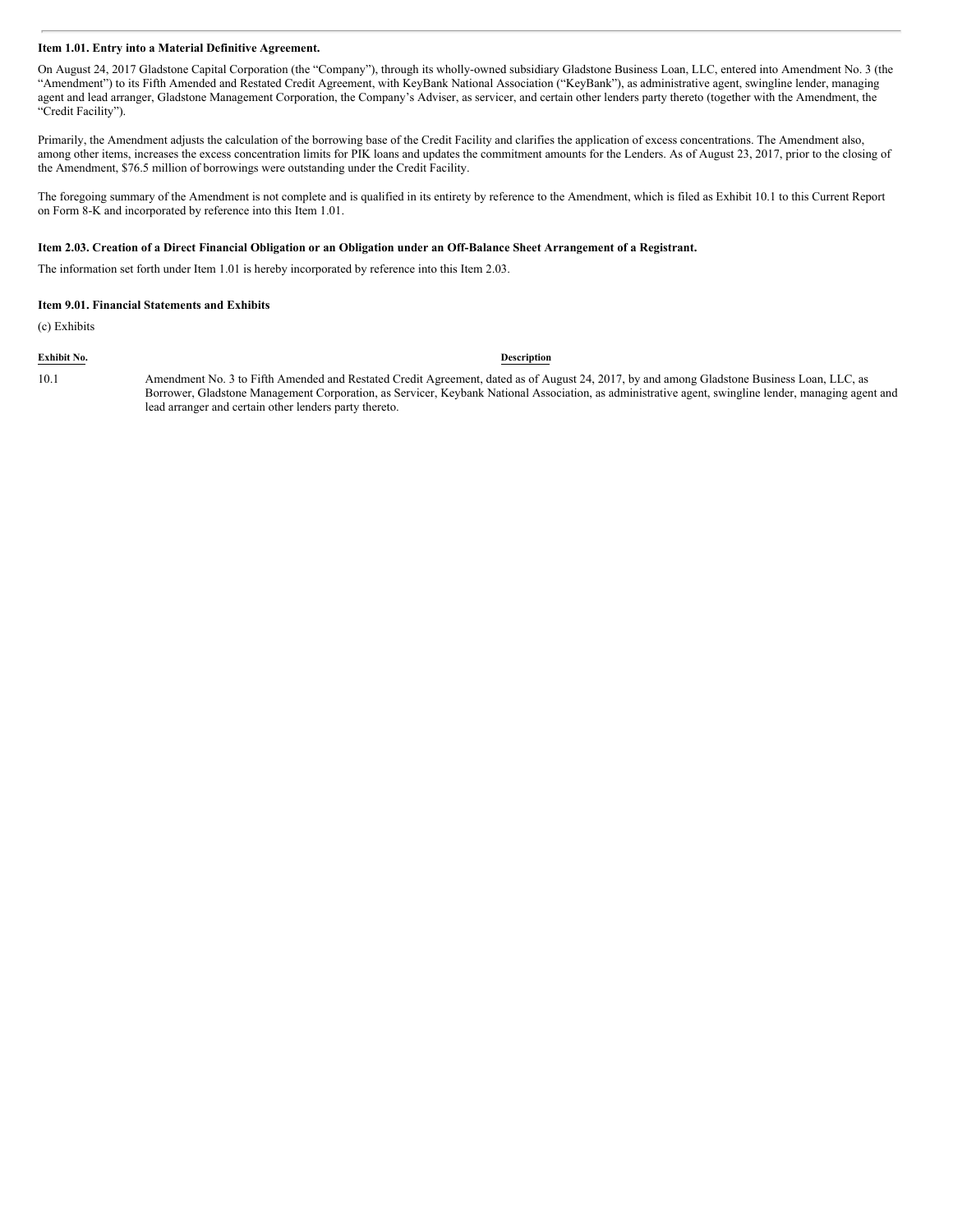**Item 1.01. Entry into a Material Definitive Agreement.**

On August 24, 2017 Gladstone Capital Corporation (the "Company"), through its wholly-owned subsidiary Gladstone Business Loan, LLC, entered into Amendment No. 3 (the "Amendment") to its Fifth Amended and Restated Credit Agreement, with KeyBank National Association ("KeyBank"), as administrative agent, swingline lender, managing agent and lead arranger, Gladstone Management Corporation, the Company's Adviser, as servicer, and certain other lenders party thereto (together with the Amendment, the "Credit Facility").

Primarily, the Amendment adjusts the calculation of the borrowing base of the Credit Facility and clarifies the application of excess concentrations. The Amendment also, among other items, increases the excess concentration limits for PIK loans and updates the commitment amounts for the Lenders. As of August 23, 2017, prior to the closing of the Amendment, $76.5 million of borrowings were outstanding under the Credit Facility.

The foregoing summary of the Amendment is not complete and is qualified in its entirety by reference to the Amendment, which is filed as Exhibit 10.1 to this Current Report on Form 8-K and incorporated by reference into this Item 1.01.

**Item 2.03. Creation of a Direct Financial Obligation or an Obligation under an Off-Balance Sheet Arrangement of a Registrant.**

The information set forth under Item 1.01 is hereby incorporated by reference into this Item 2.03.

**Item 9.01. Financial Statements and Exhibits**

(c) Exhibits

| Exhibit No. | Description |
|---|---|
| 10.1 | Amendment No. 3 to Fifth Amended and Restated Credit Agreement, dated as of August 24, 2017, by and among Gladstone Business Loan, LLC, as Borrower, Gladstone Management Corporation, as Servicer, Keybank National Association, as administrative agent, swingline lender, managing agent and lead arranger and certain other lenders party thereto. |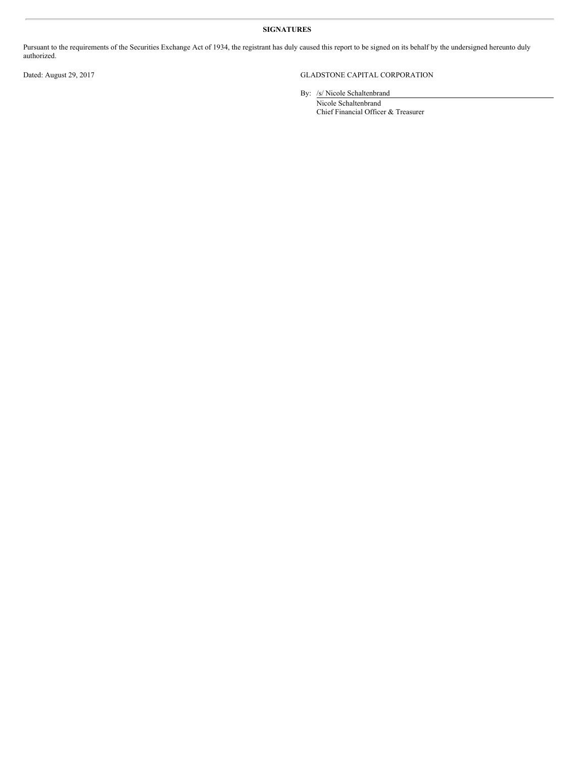## SIGNATURES

Pursuant to the requirements of the Securities Exchange Act of 1934, the registrant has duly caused this report to be signed on its behalf by the undersigned hereunto duly authorized.

Dated: August 29, 2017

GLADSTONE CAPITAL CORPORATION

By: /s/ Nicole Schaltenbrand

Nicole Schaltenbrand
Chief Financial Officer & Treasurer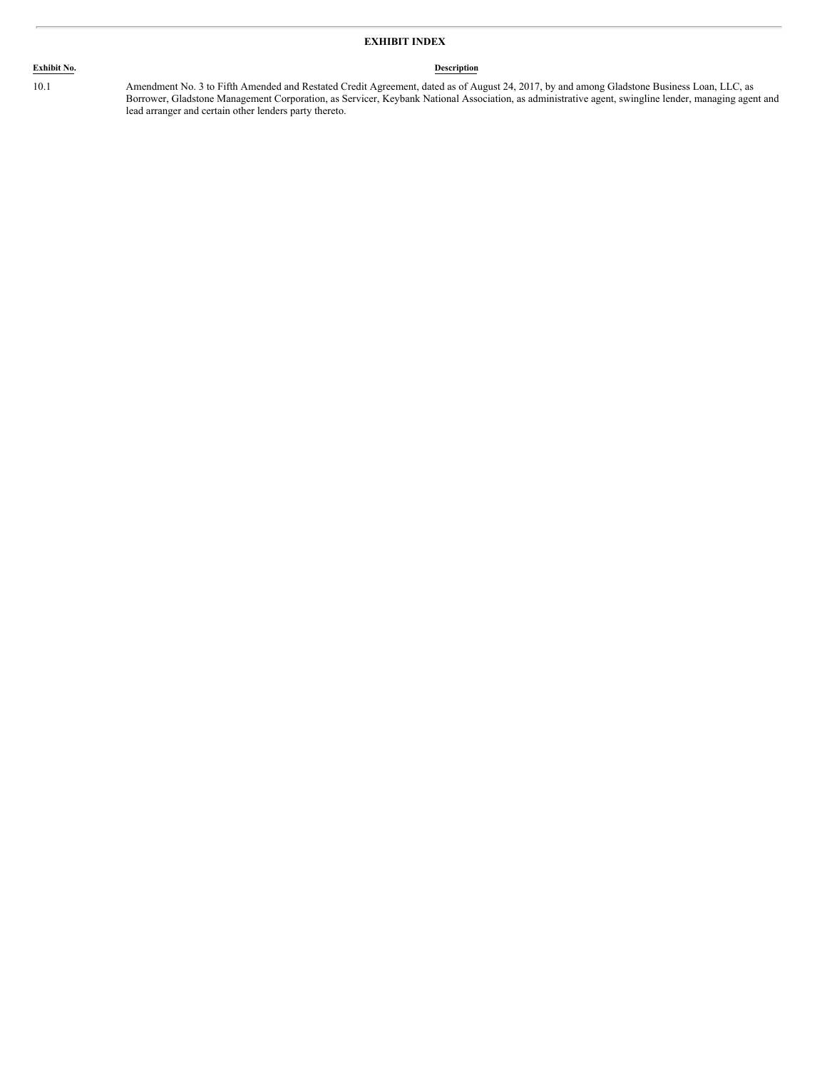## EXHIBIT INDEX

| Exhibit No. | Description |
|---|---|
| 10.1 | Amendment No. 3 to Fifth Amended and Restated Credit Agreement, dated as of August 24, 2017, by and among Gladstone Business Loan, LLC, as Borrower, Gladstone Management Corporation, as Servicer, Keybank National Association, as administrative agent, swingline lender, managing agent and lead arranger and certain other lenders party thereto. |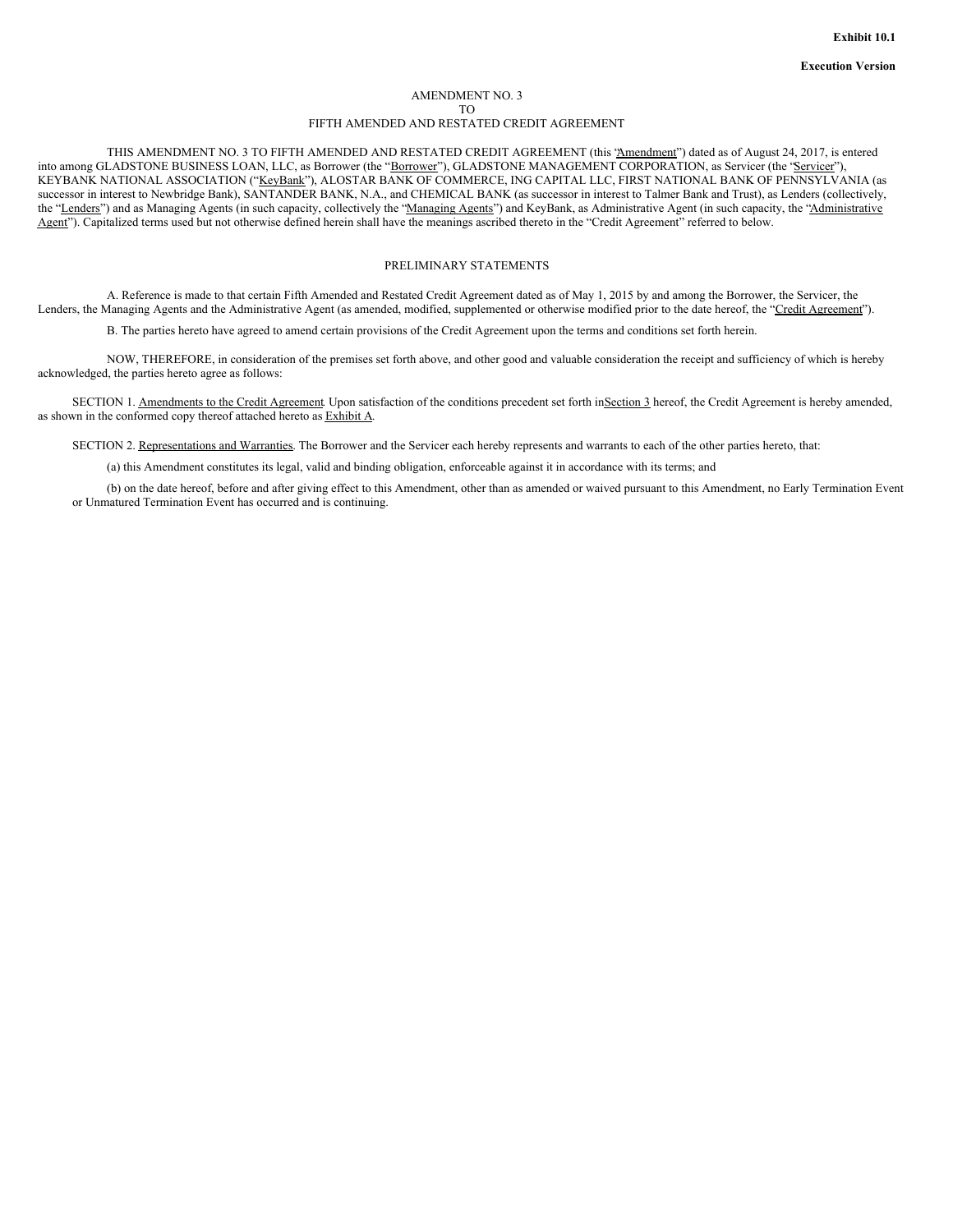**Exhibit 10.1**

**Execution Version**

AMENDMENT NO. 3
TO
FIFTH AMENDED AND RESTATED CREDIT AGREEMENT

THIS AMENDMENT NO. 3 TO FIFTH AMENDED AND RESTATED CREDIT AGREEMENT (this "Amendment") dated as of August 24, 2017, is entered into among GLADSTONE BUSINESS LOAN, LLC, as Borrower (the "Borrower"), GLADSTONE MANAGEMENT CORPORATION, as Servicer (the "Servicer"), KEYBANK NATIONAL ASSOCIATION ("KeyBank"), ALOSTAR BANK OF COMMERCE, ING CAPITAL LLC, FIRST NATIONAL BANK OF PENNSYLVANIA (as successor in interest to Newbridge Bank), SANTANDER BANK, N.A., and CHEMICAL BANK (as successor in interest to Talmer Bank and Trust), as Lenders (collectively, the "Lenders") and as Managing Agents (in such capacity, collectively the "Managing Agents") and KeyBank, as Administrative Agent (in such capacity, the "Administrative Agent"). Capitalized terms used but not otherwise defined herein shall have the meanings ascribed thereto in the "Credit Agreement" referred to below.

PRELIMINARY STATEMENTS

A. Reference is made to that certain Fifth Amended and Restated Credit Agreement dated as of May 1, 2015 by and among the Borrower, the Servicer, the Lenders, the Managing Agents and the Administrative Agent (as amended, modified, supplemented or otherwise modified prior to the date hereof, the "Credit Agreement").

B. The parties hereto have agreed to amend certain provisions of the Credit Agreement upon the terms and conditions set forth herein.

NOW, THEREFORE, in consideration of the premises set forth above, and other good and valuable consideration the receipt and sufficiency of which is hereby acknowledged, the parties hereto agree as follows:

SECTION 1. Amendments to the Credit Agreement. Upon satisfaction of the conditions precedent set forth in Section 3 hereof, the Credit Agreement is hereby amended, as shown in the conformed copy thereof attached hereto as Exhibit A.

SECTION 2. Representations and Warranties. The Borrower and the Servicer each hereby represents and warrants to each of the other parties hereto, that:

(a) this Amendment constitutes its legal, valid and binding obligation, enforceable against it in accordance with its terms; and

(b) on the date hereof, before and after giving effect to this Amendment, other than as amended or waived pursuant to this Amendment, no Early Termination Event or Unmatured Termination Event has occurred and is continuing.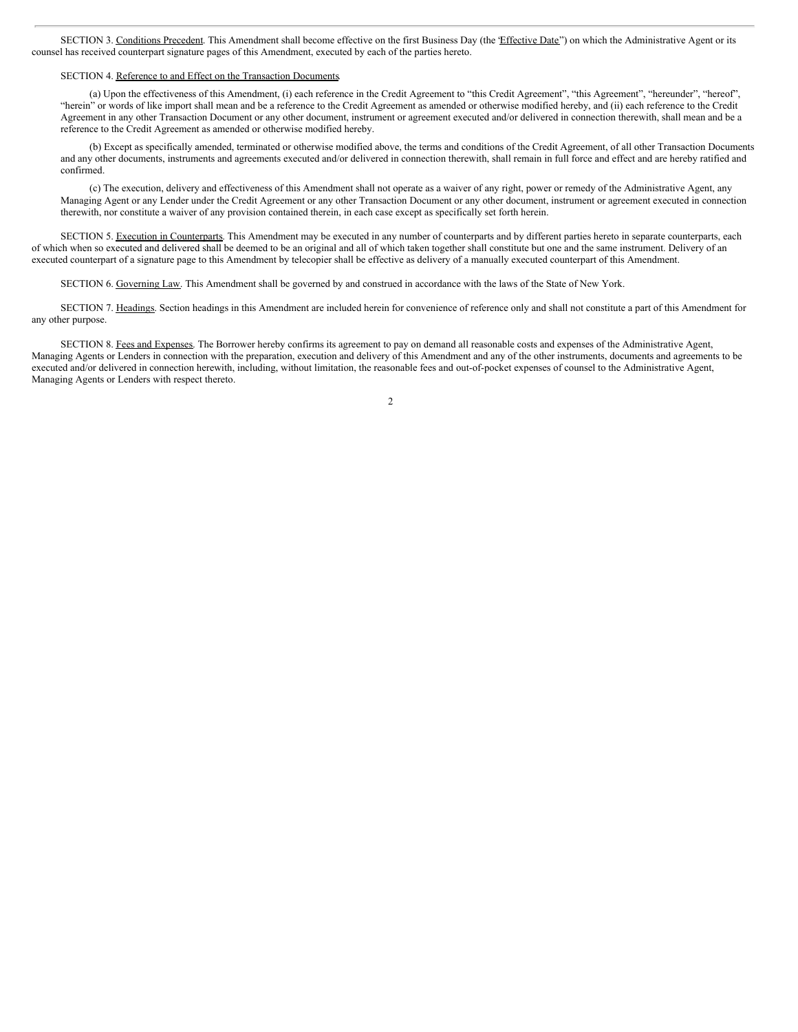SECTION 3. Conditions Precedent. This Amendment shall become effective on the first Business Day (the "Effective Date") on which the Administrative Agent or its counsel has received counterpart signature pages of this Amendment, executed by each of the parties hereto.

SECTION 4. Reference to and Effect on the Transaction Documents.

(a) Upon the effectiveness of this Amendment, (i) each reference in the Credit Agreement to "this Credit Agreement", "this Agreement", "hereunder", "hereof", "herein" or words of like import shall mean and be a reference to the Credit Agreement as amended or otherwise modified hereby, and (ii) each reference to the Credit Agreement in any other Transaction Document or any other document, instrument or agreement executed and/or delivered in connection therewith, shall mean and be a reference to the Credit Agreement as amended or otherwise modified hereby.

(b) Except as specifically amended, terminated or otherwise modified above, the terms and conditions of the Credit Agreement, of all other Transaction Documents and any other documents, instruments and agreements executed and/or delivered in connection therewith, shall remain in full force and effect and are hereby ratified and confirmed.

(c) The execution, delivery and effectiveness of this Amendment shall not operate as a waiver of any right, power or remedy of the Administrative Agent, any Managing Agent or any Lender under the Credit Agreement or any other Transaction Document or any other document, instrument or agreement executed in connection therewith, nor constitute a waiver of any provision contained therein, in each case except as specifically set forth herein.

SECTION 5. Execution in Counterparts. This Amendment may be executed in any number of counterparts and by different parties hereto in separate counterparts, each of which when so executed and delivered shall be deemed to be an original and all of which taken together shall constitute but one and the same instrument. Delivery of an executed counterpart of a signature page to this Amendment by telecopier shall be effective as delivery of a manually executed counterpart of this Amendment.

SECTION 6. Governing Law. This Amendment shall be governed by and construed in accordance with the laws of the State of New York.

SECTION 7. Headings. Section headings in this Amendment are included herein for convenience of reference only and shall not constitute a part of this Amendment for any other purpose.

SECTION 8. Fees and Expenses. The Borrower hereby confirms its agreement to pay on demand all reasonable costs and expenses of the Administrative Agent, Managing Agents or Lenders in connection with the preparation, execution and delivery of this Amendment and any of the other instruments, documents and agreements to be executed and/or delivered in connection herewith, including, without limitation, the reasonable fees and out-of-pocket expenses of counsel to the Administrative Agent, Managing Agents or Lenders with respect thereto.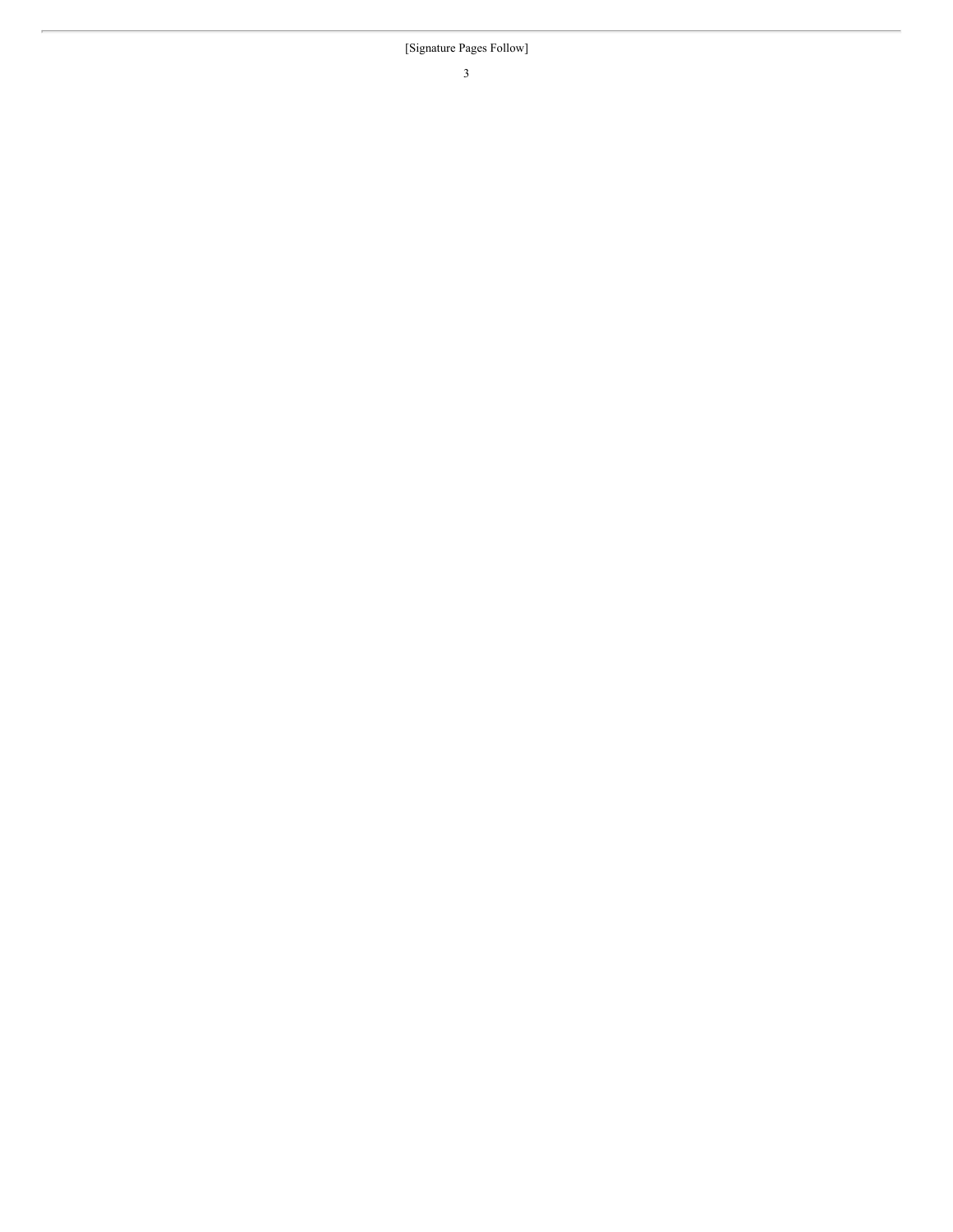[Signature Pages Follow]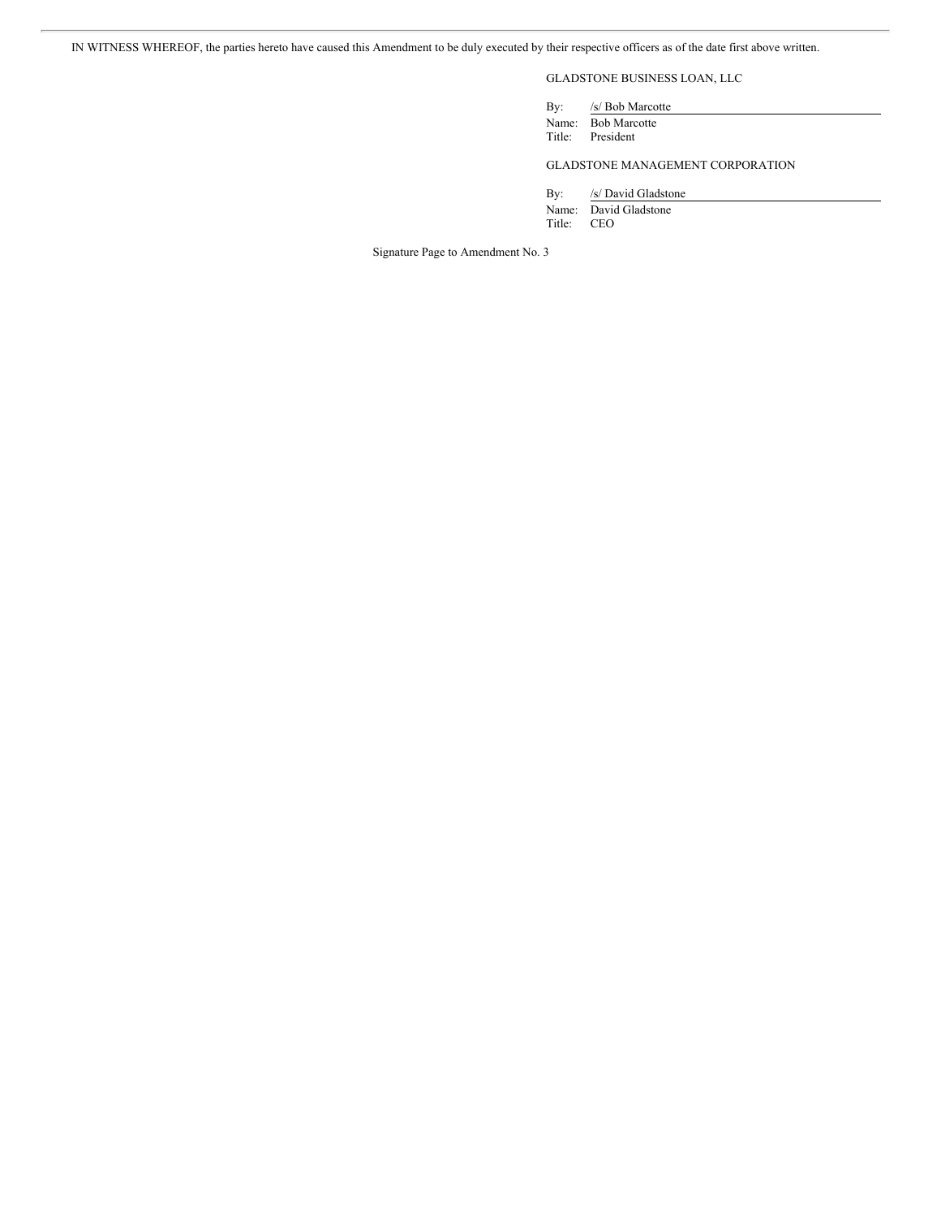IN WITNESS WHEREOF, the parties hereto have caused this Amendment to be duly executed by their respective officers as of the date first above written.

GLADSTONE BUSINESS LOAN, LLC

By: /s/ Bob Marcotte  
Name: Bob Marcotte  
Title: President

GLADSTONE MANAGEMENT CORPORATION

By: /s/ David Gladstone  
Name: David Gladstone  
Title: CEO

Signature Page to Amendment No. 3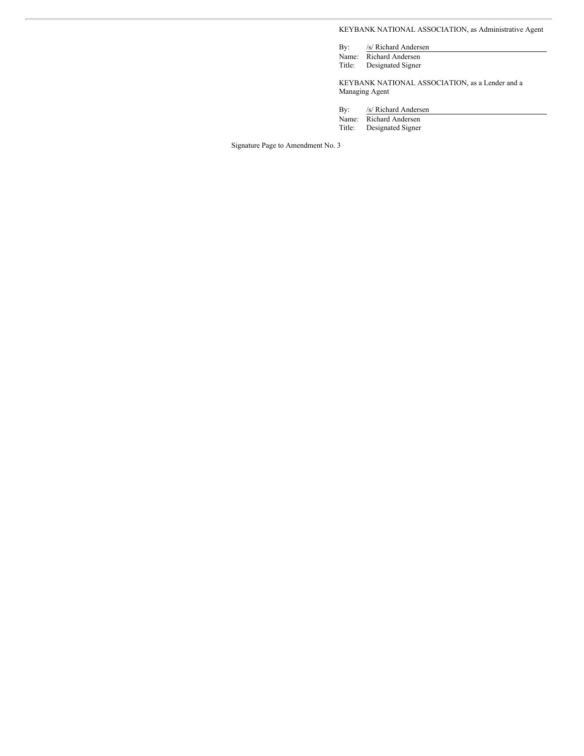KEYBANK NATIONAL ASSOCIATION, as Administrative Agent

By: /s/ Richard Andersen
Name: Richard Andersen
Title: Designated Signer

KEYBANK NATIONAL ASSOCIATION, as a Lender and a Managing Agent

By: /s/ Richard Andersen
Name: Richard Andersen
Title: Designated Signer

Signature Page to Amendment No. 3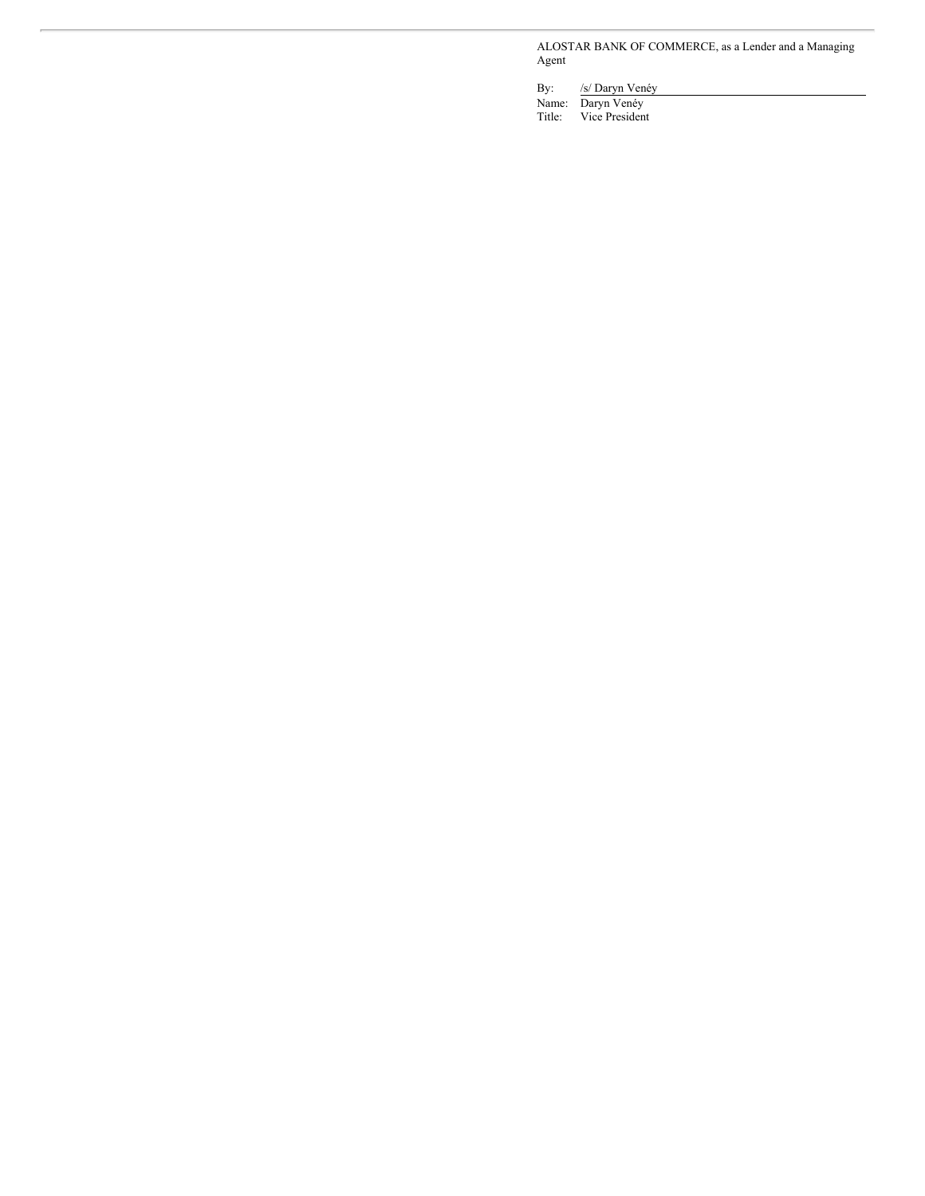ALOSTAR BANK OF COMMERCE, as a Lender and a Managing Agent

By: /s/ Daryn Venéy

Name: Daryn Venéy

Title: Vice President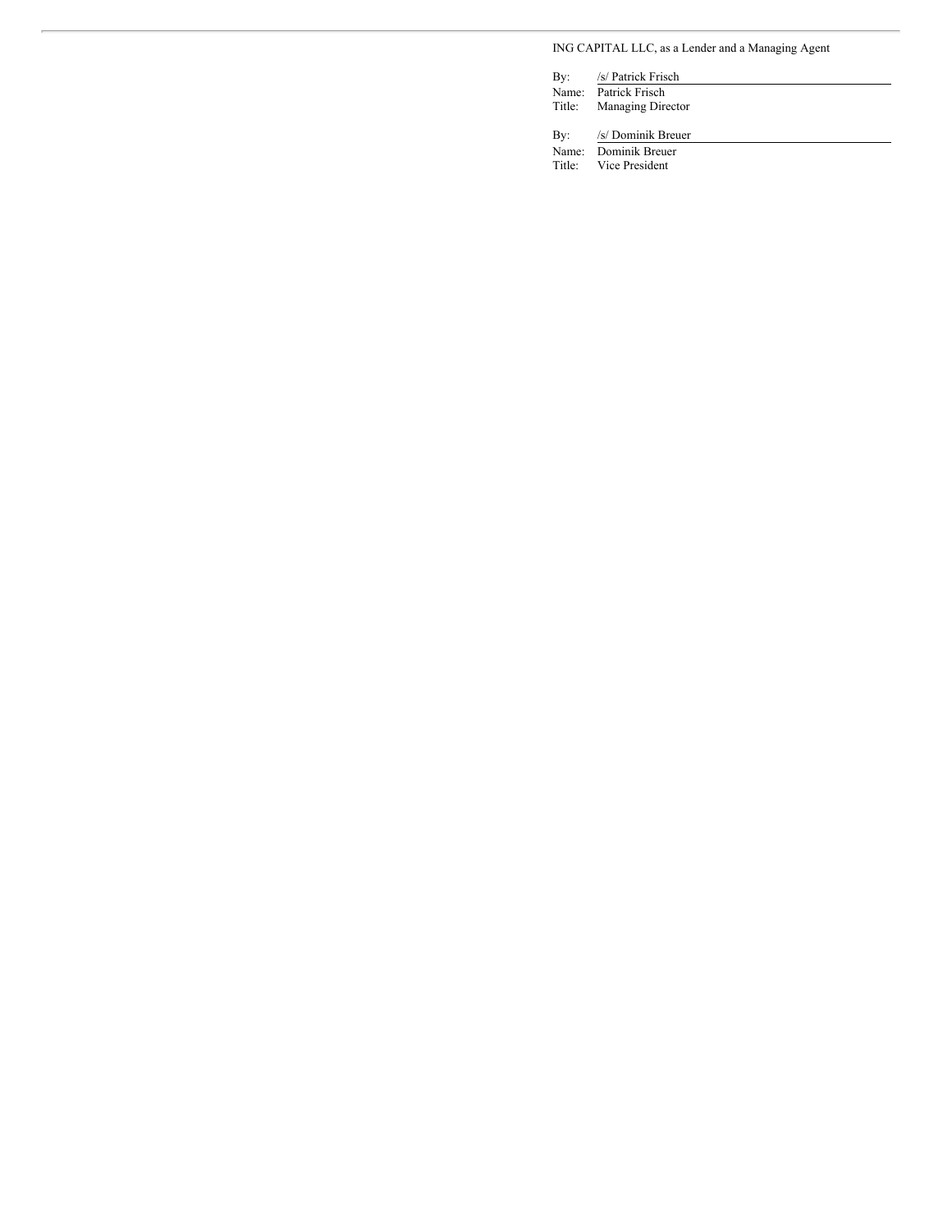ING CAPITAL LLC, as a Lender and a Managing Agent

By: /s/ Patrick Frisch
Name: Patrick Frisch
Title: Managing Director

By: /s/ Dominik Breuer
Name: Dominik Breuer
Title: Vice President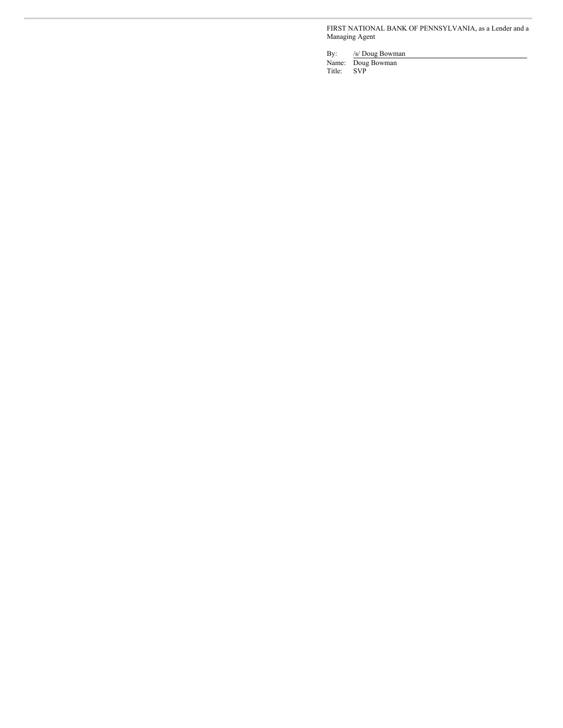FIRST NATIONAL BANK OF PENNSYLVANIA, as a Lender and a Managing Agent

By: /s/ Doug Bowman

Name: Doug Bowman

Title: SVP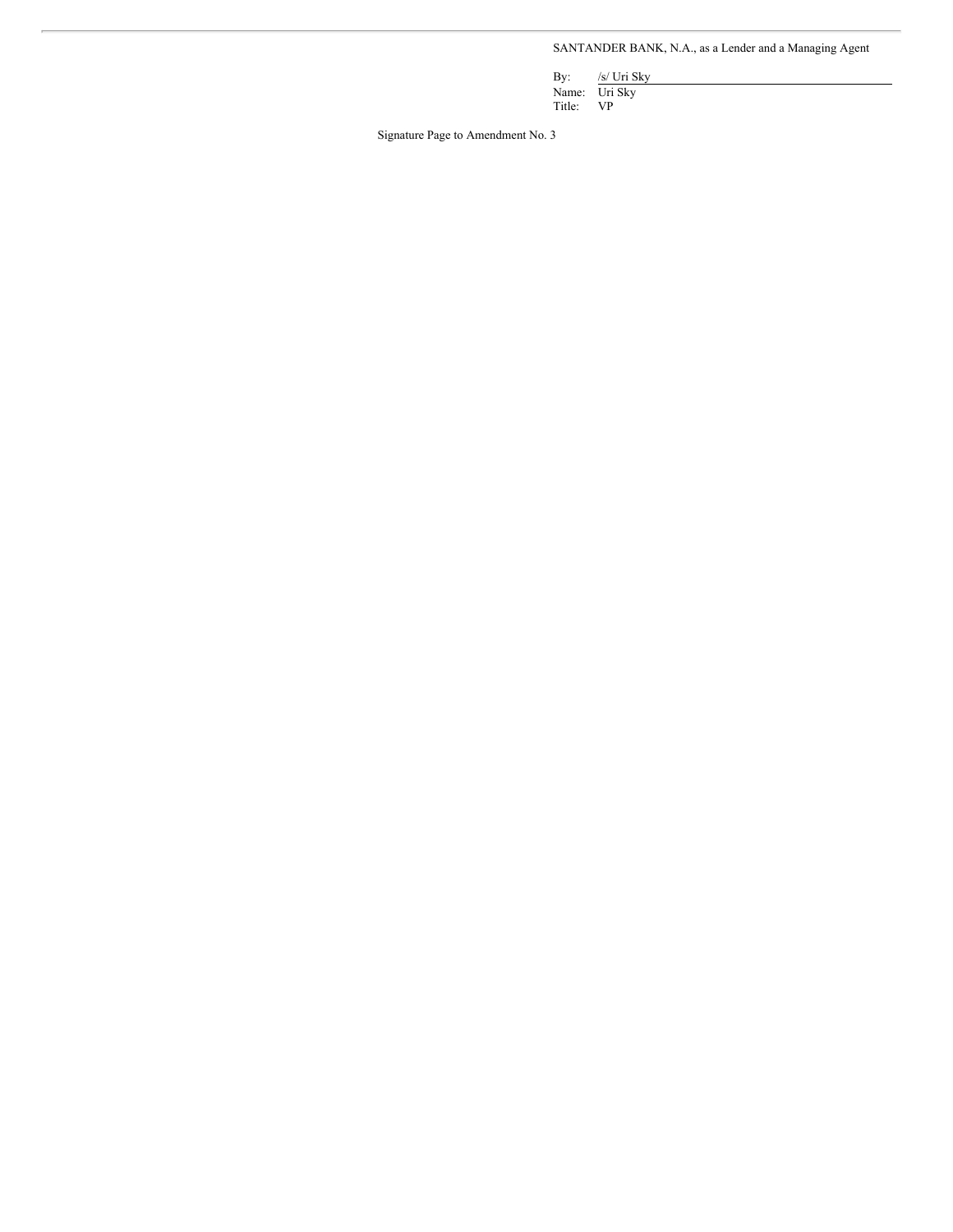SANTANDER BANK, N.A., as a Lender and a Managing Agent

By: /s/ Uri Sky
Name: Uri Sky
Title: VP

Signature Page to Amendment No. 3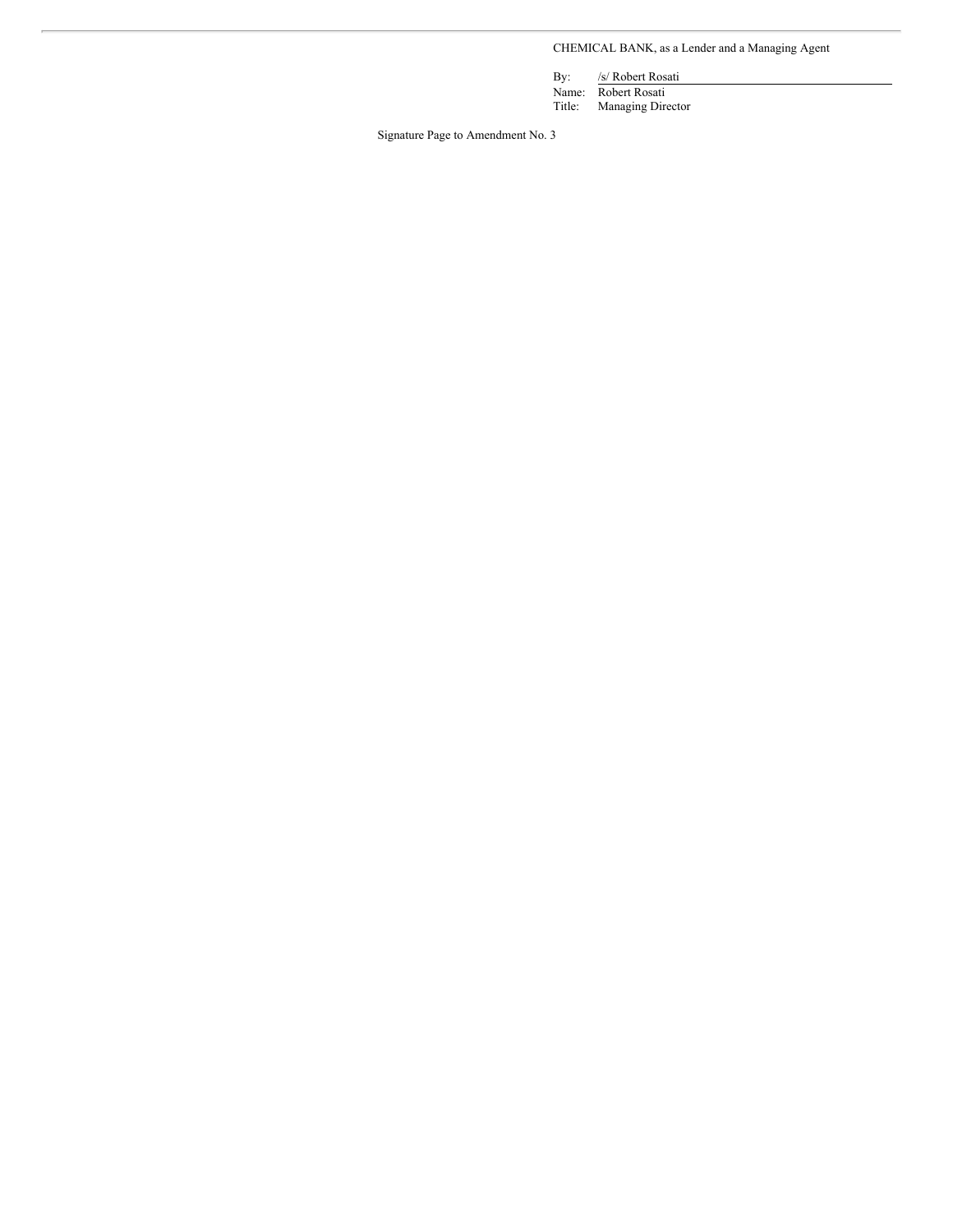CHEMICAL BANK, as a Lender and a Managing Agent

By: /s/ Robert Rosati  
Name: Robert Rosati  
Title: Managing Director

Signature Page to Amendment No. 3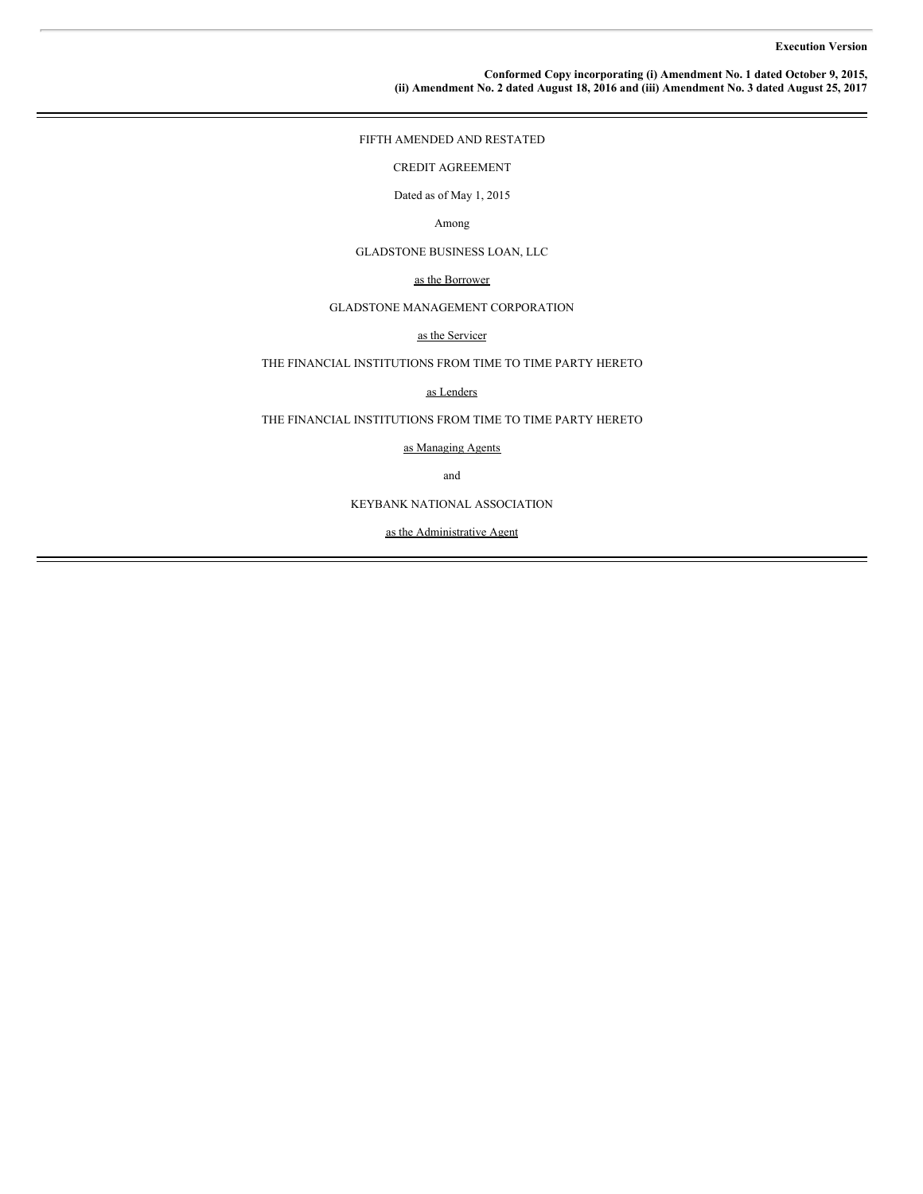**Execution Version**

**Conformed Copy incorporating (i) Amendment No. 1 dated October 9, 2015, (ii) Amendment No. 2 dated August 18, 2016 and (iii) Amendment No. 3 dated August 25, 2017**

---

FIFTH AMENDED AND RESTATED

CREDIT AGREEMENT

Dated as of May 1, 2015

Among

GLADSTONE BUSINESS LOAN, LLC

as the Borrower

GLADSTONE MANAGEMENT CORPORATION

as the Servicer

THE FINANCIAL INSTITUTIONS FROM TIME TO TIME PARTY HERETO

as Lenders

THE FINANCIAL INSTITUTIONS FROM TIME TO TIME PARTY HERETO

as Managing Agents

and

KEYBANK NATIONAL ASSOCIATION

as the Administrative Agent

---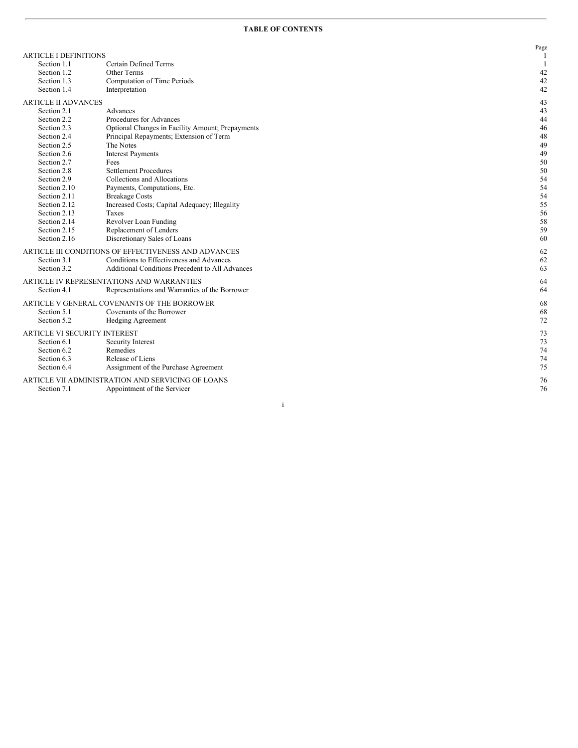**TABLE OF CONTENTS**

| | | Page |
|---|---|---|
| ARTICLE I DEFINITIONS | | 1 |
| Section 1.1 | Certain Defined Terms | 1 |
| Section 1.2 | Other Terms | 42 |
| Section 1.3 | Computation of Time Periods | 42 |
| Section 1.4 | Interpretation | 42 |
| ARTICLE II ADVANCES | | 43 |
| Section 2.1 | Advances | 43 |
| Section 2.2 | Procedures for Advances | 44 |
| Section 2.3 | Optional Changes in Facility Amount; Prepayments | 46 |
| Section 2.4 | Principal Repayments; Extension of Term | 48 |
| Section 2.5 | The Notes | 49 |
| Section 2.6 | Interest Payments | 49 |
| Section 2.7 | Fees | 50 |
| Section 2.8 | Settlement Procedures | 50 |
| Section 2.9 | Collections and Allocations | 54 |
| Section 2.10 | Payments, Computations, Etc. | 54 |
| Section 2.11 | Breakage Costs | 54 |
| Section 2.12 | Increased Costs; Capital Adequacy; Illegality | 55 |
| Section 2.13 | Taxes | 56 |
| Section 2.14 | Revolver Loan Funding | 58 |
| Section 2.15 | Replacement of Lenders | 59 |
| Section 2.16 | Discretionary Sales of Loans | 60 |
| ARTICLE III CONDITIONS OF EFFECTIVENESS AND ADVANCES | | 62 |
| Section 3.1 | Conditions to Effectiveness and Advances | 62 |
| Section 3.2 | Additional Conditions Precedent to All Advances | 63 |
| ARTICLE IV REPRESENTATIONS AND WARRANTIES | | 64 |
| Section 4.1 | Representations and Warranties of the Borrower | 64 |
| ARTICLE V GENERAL COVENANTS OF THE BORROWER | | 68 |
| Section 5.1 | Covenants of the Borrower | 68 |
| Section 5.2 | Hedging Agreement | 72 |
| ARTICLE VI SECURITY INTEREST | | 73 |
| Section 6.1 | Security Interest | 73 |
| Section 6.2 | Remedies | 74 |
| Section 6.3 | Release of Liens | 74 |
| Section 6.4 | Assignment of the Purchase Agreement | 75 |
| ARTICLE VII ADMINISTRATION AND SERVICING OF LOANS | | 76 |
| Section 7.1 | Appointment of the Servicer | 76 |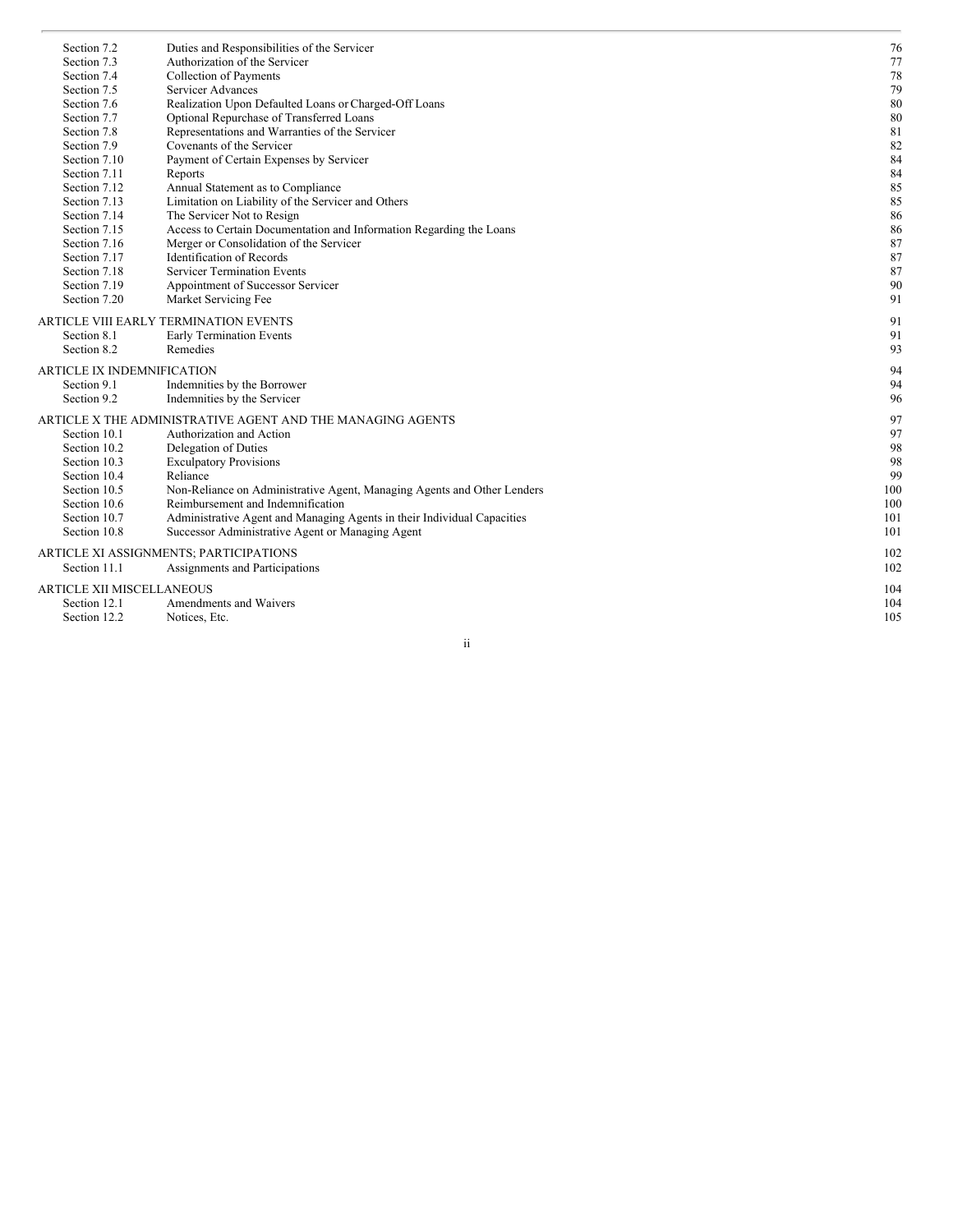| | | |
|---|---|---|
| Section 7.2 | Duties and Responsibilities of the Servicer | 76 |
| Section 7.3 | Authorization of the Servicer | 77 |
| Section 7.4 | Collection of Payments | 78 |
| Section 7.5 | Servicer Advances | 79 |
| Section 7.6 | Realization Upon Defaulted Loans or Charged-Off Loans | 80 |
| Section 7.7 | Optional Repurchase of Transferred Loans | 80 |
| Section 7.8 | Representations and Warranties of the Servicer | 81 |
| Section 7.9 | Covenants of the Servicer | 82 |
| Section 7.10 | Payment of Certain Expenses by Servicer | 84 |
| Section 7.11 | Reports | 84 |
| Section 7.12 | Annual Statement as to Compliance | 85 |
| Section 7.13 | Limitation on Liability of the Servicer and Others | 85 |
| Section 7.14 | The Servicer Not to Resign | 86 |
| Section 7.15 | Access to Certain Documentation and Information Regarding the Loans | 86 |
| Section 7.16 | Merger or Consolidation of the Servicer | 87 |
| Section 7.17 | Identification of Records | 87 |
| Section 7.18 | Servicer Termination Events | 87 |
| Section 7.19 | Appointment of Successor Servicer | 90 |
| Section 7.20 | Market Servicing Fee | 91 |
| ARTICLE VIII EARLY TERMINATION EVENTS | | 91 |
| Section 8.1 | Early Termination Events | 91 |
| Section 8.2 | Remedies | 93 |
| ARTICLE IX INDEMNIFICATION | | 94 |
| Section 9.1 | Indemnities by the Borrower | 94 |
| Section 9.2 | Indemnities by the Servicer | 96 |
| ARTICLE X THE ADMINISTRATIVE AGENT AND THE MANAGING AGENTS | | 97 |
| Section 10.1 | Authorization and Action | 97 |
| Section 10.2 | Delegation of Duties | 98 |
| Section 10.3 | Exculpatory Provisions | 98 |
| Section 10.4 | Reliance | 99 |
| Section 10.5 | Non-Reliance on Administrative Agent, Managing Agents and Other Lenders | 100 |
| Section 10.6 | Reimbursement and Indemnification | 100 |
| Section 10.7 | Administrative Agent and Managing Agents in their Individual Capacities | 101 |
| Section 10.8 | Successor Administrative Agent or Managing Agent | 101 |
| ARTICLE XI ASSIGNMENTS; PARTICIPATIONS | | 102 |
| Section 11.1 | Assignments and Participations | 102 |
| ARTICLE XII MISCELLANEOUS | | 104 |
| Section 12.1 | Amendments and Waivers | 104 |
| Section 12.2 | Notices, Etc. | 105 |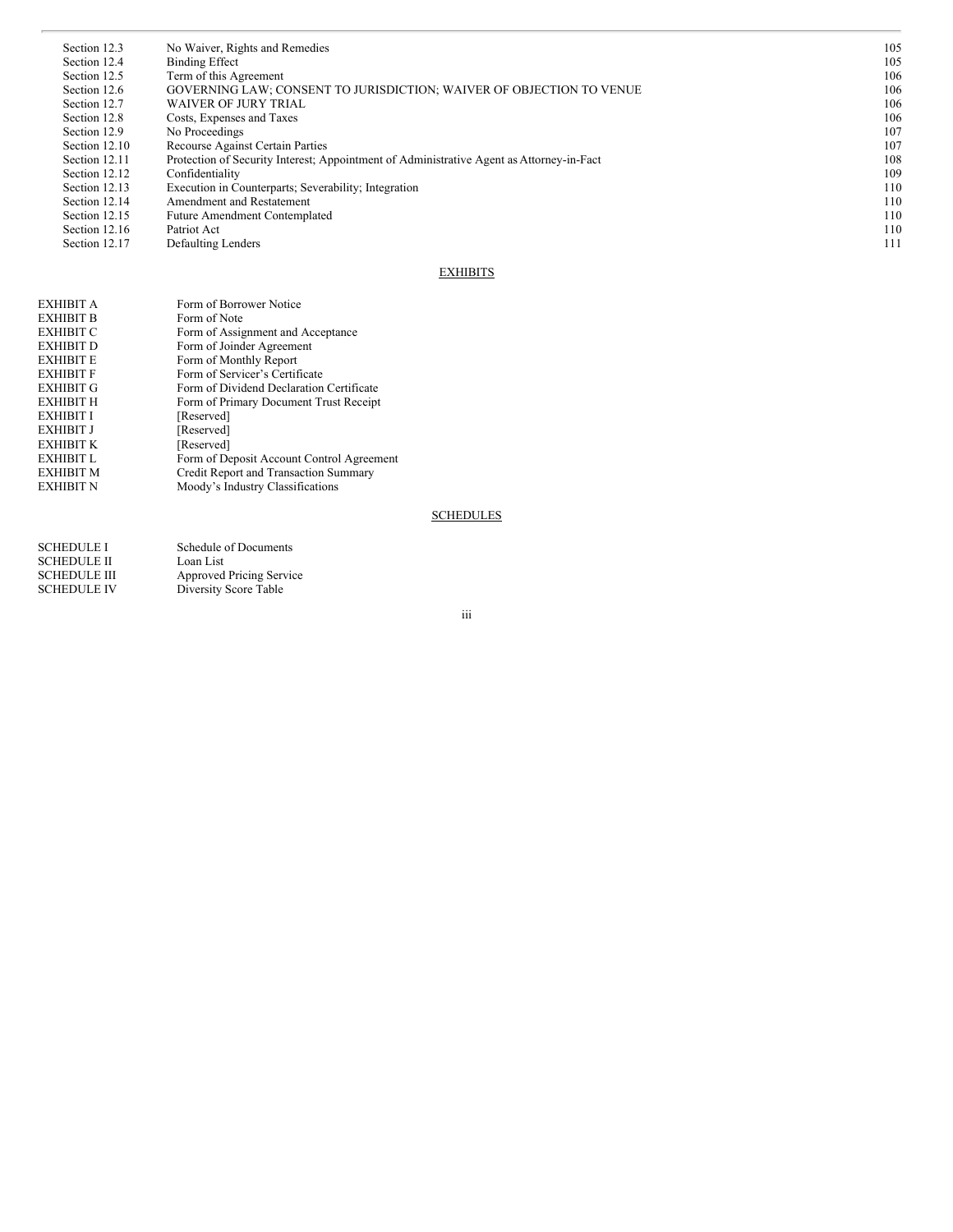| | | |
|---|---|---|
| Section 12.3 | No Waiver, Rights and Remedies | 105 |
| Section 12.4 | Binding Effect | 105 |
| Section 12.5 | Term of this Agreement | 106 |
| Section 12.6 | GOVERNING LAW; CONSENT TO JURISDICTION; WAIVER OF OBJECTION TO VENUE | 106 |
| Section 12.7 | WAIVER OF JURY TRIAL | 106 |
| Section 12.8 | Costs, Expenses and Taxes | 106 |
| Section 12.9 | No Proceedings | 107 |
| Section 12.10 | Recourse Against Certain Parties | 107 |
| Section 12.11 | Protection of Security Interest; Appointment of Administrative Agent as Attorney-in-Fact | 108 |
| Section 12.12 | Confidentiality | 109 |
| Section 12.13 | Execution in Counterparts; Severability; Integration | 110 |
| Section 12.14 | Amendment and Restatement | 110 |
| Section 12.15 | Future Amendment Contemplated | 110 |
| Section 12.16 | Patriot Act | 110 |
| Section 12.17 | Defaulting Lenders | 111 |

EXHIBITS

| | |
|---|---|
| EXHIBIT A | Form of Borrower Notice |
| EXHIBIT B | Form of Note |
| EXHIBIT C | Form of Assignment and Acceptance |
| EXHIBIT D | Form of Joinder Agreement |
| EXHIBIT E | Form of Monthly Report |
| EXHIBIT F | Form of Servicer's Certificate |
| EXHIBIT G | Form of Dividend Declaration Certificate |
| EXHIBIT H | Form of Primary Document Trust Receipt |
| EXHIBIT I | [Reserved] |
| EXHIBIT J | [Reserved] |
| EXHIBIT K | [Reserved] |
| EXHIBIT L | Form of Deposit Account Control Agreement |
| EXHIBIT M | Credit Report and Transaction Summary |
| EXHIBIT N | Moody's Industry Classifications |

SCHEDULES

| | |
|---|---|
| SCHEDULE I | Schedule of Documents |
| SCHEDULE II | Loan List |
| SCHEDULE III | Approved Pricing Service |
| SCHEDULE IV | Diversity Score Table |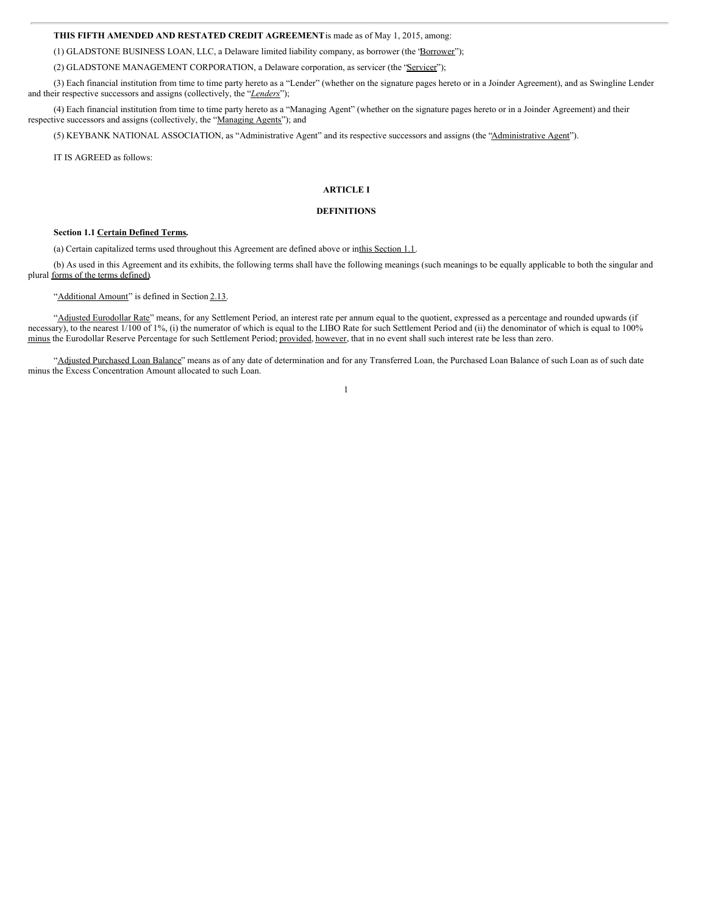**THIS FIFTH AMENDED AND RESTATED CREDIT AGREEMENT** is made as of May 1, 2015, among:

(1) GLADSTONE BUSINESS LOAN, LLC, a Delaware limited liability company, as borrower (the "Borrower");

(2) GLADSTONE MANAGEMENT CORPORATION, a Delaware corporation, as servicer (the "Servicer");

(3) Each financial institution from time to time party hereto as a "Lender" (whether on the signature pages hereto or in a Joinder Agreement), and as Swingline Lender and their respective successors and assigns (collectively, the "*Lenders*");

(4) Each financial institution from time to time party hereto as a "Managing Agent" (whether on the signature pages hereto or in a Joinder Agreement) and their respective successors and assigns (collectively, the "Managing Agents"); and

(5) KEYBANK NATIONAL ASSOCIATION, as "Administrative Agent" and its respective successors and assigns (the "Administrative Agent").

IT IS AGREED as follows:

## ARTICLE I

## DEFINITIONS

**Section 1.1 Certain Defined Terms.**

(a) Certain capitalized terms used throughout this Agreement are defined above or in this Section 1.1.

(b) As used in this Agreement and its exhibits, the following terms shall have the following meanings (such meanings to be equally applicable to both the singular and plural forms of the terms defined).

"Additional Amount" is defined in Section 2.13.

"Adjusted Eurodollar Rate" means, for any Settlement Period, an interest rate per annum equal to the quotient, expressed as a percentage and rounded upwards (if necessary), to the nearest 1/100 of 1%, (i) the numerator of which is equal to the LIBO Rate for such Settlement Period and (ii) the denominator of which is equal to 100% minus the Eurodollar Reserve Percentage for such Settlement Period; provided, however, that in no event shall such interest rate be less than zero.

"Adjusted Purchased Loan Balance" means as of any date of determination and for any Transferred Loan, the Purchased Loan Balance of such Loan as of such date minus the Excess Concentration Amount allocated to such Loan.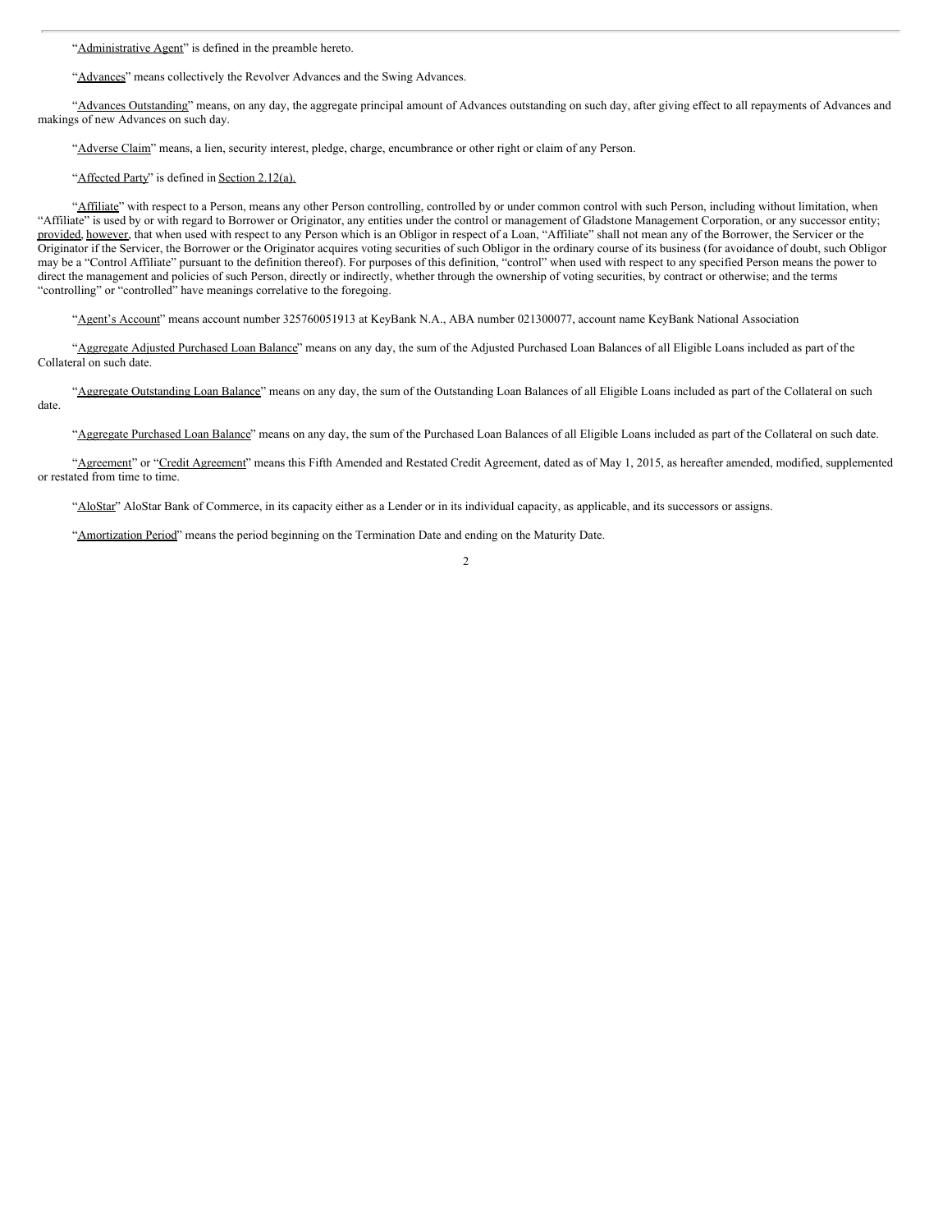"Administrative Agent" is defined in the preamble hereto.

"Advances" means collectively the Revolver Advances and the Swing Advances.

"Advances Outstanding" means, on any day, the aggregate principal amount of Advances outstanding on such day, after giving effect to all repayments of Advances and makings of new Advances on such day.

"Adverse Claim" means, a lien, security interest, pledge, charge, encumbrance or other right or claim of any Person.

"Affected Party" is defined in Section 2.12(a).

"Affiliate" with respect to a Person, means any other Person controlling, controlled by or under common control with such Person, including without limitation, when "Affiliate" is used by or with regard to Borrower or Originator, any entities under the control or management of Gladstone Management Corporation, or any successor entity; provided, however, that when used with respect to any Person which is an Obligor in respect of a Loan, "Affiliate" shall not mean any of the Borrower, the Servicer or the Originator if the Servicer, the Borrower or the Originator acquires voting securities of such Obligor in the ordinary course of its business (for avoidance of doubt, such Obligor may be a "Control Affiliate" pursuant to the definition thereof). For purposes of this definition, "control" when used with respect to any specified Person means the power to direct the management and policies of such Person, directly or indirectly, whether through the ownership of voting securities, by contract or otherwise; and the terms "controlling" or "controlled" have meanings correlative to the foregoing.

"Agent's Account" means account number 325760051913 at KeyBank N.A., ABA number 021300077, account name KeyBank National Association

"Aggregate Adjusted Purchased Loan Balance" means on any day, the sum of the Adjusted Purchased Loan Balances of all Eligible Loans included as part of the Collateral on such date.

"Aggregate Outstanding Loan Balance" means on any day, the sum of the Outstanding Loan Balances of all Eligible Loans included as part of the Collateral on such date.

"Aggregate Purchased Loan Balance" means on any day, the sum of the Purchased Loan Balances of all Eligible Loans included as part of the Collateral on such date.

"Agreement" or "Credit Agreement" means this Fifth Amended and Restated Credit Agreement, dated as of May 1, 2015, as hereafter amended, modified, supplemented or restated from time to time.

"AloStar" AloStar Bank of Commerce, in its capacity either as a Lender or in its individual capacity, as applicable, and its successors or assigns.

"Amortization Period" means the period beginning on the Termination Date and ending on the Maturity Date.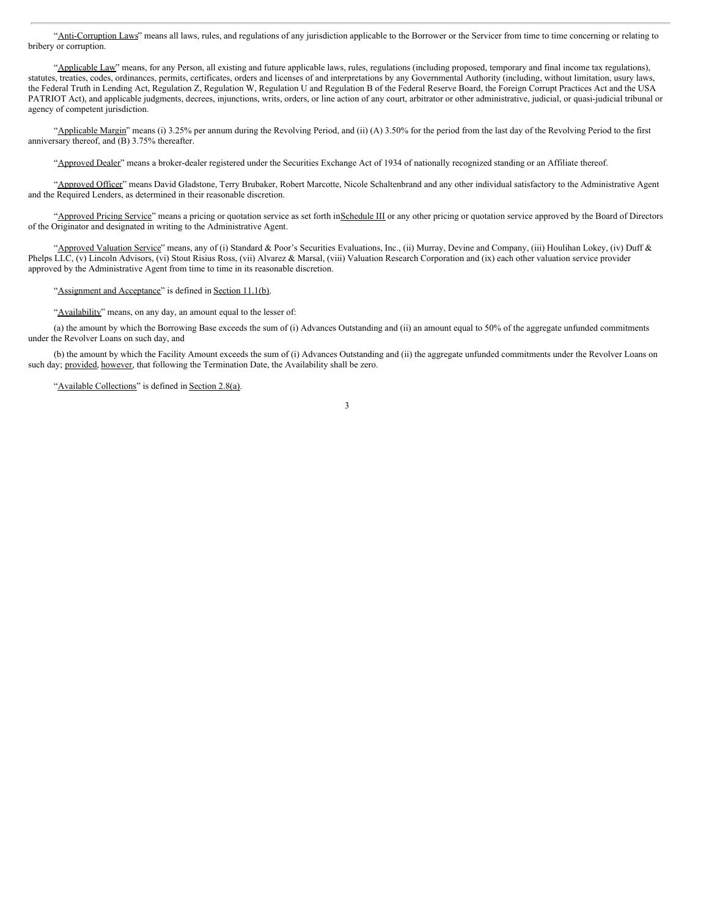"Anti-Corruption Laws" means all laws, rules, and regulations of any jurisdiction applicable to the Borrower or the Servicer from time to time concerning or relating to bribery or corruption.

"Applicable Law" means, for any Person, all existing and future applicable laws, rules, regulations (including proposed, temporary and final income tax regulations), statutes, treaties, codes, ordinances, permits, certificates, orders and licenses of and interpretations by any Governmental Authority (including, without limitation, usury laws, the Federal Truth in Lending Act, Regulation Z, Regulation W, Regulation U and Regulation B of the Federal Reserve Board, the Foreign Corrupt Practices Act and the USA PATRIOT Act), and applicable judgments, decrees, injunctions, writs, orders, or line action of any court, arbitrator or other administrative, judicial, or quasi-judicial tribunal or agency of competent jurisdiction.

"Applicable Margin" means (i) 3.25% per annum during the Revolving Period, and (ii) (A) 3.50% for the period from the last day of the Revolving Period to the first anniversary thereof, and (B) 3.75% thereafter.

"Approved Dealer" means a broker-dealer registered under the Securities Exchange Act of 1934 of nationally recognized standing or an Affiliate thereof.

"Approved Officer" means David Gladstone, Terry Brubaker, Robert Marcotte, Nicole Schaltenbrand and any other individual satisfactory to the Administrative Agent and the Required Lenders, as determined in their reasonable discretion.

"Approved Pricing Service" means a pricing or quotation service as set forth in Schedule III or any other pricing or quotation service approved by the Board of Directors of the Originator and designated in writing to the Administrative Agent.

"Approved Valuation Service" means, any of (i) Standard & Poor's Securities Evaluations, Inc., (ii) Murray, Devine and Company, (iii) Houlihan Lokey, (iv) Duff & Phelps LLC, (v) Lincoln Advisors, (vi) Stout Risius Ross, (vii) Alvarez & Marsal, (viii) Valuation Research Corporation and (ix) each other valuation service provider approved by the Administrative Agent from time to time in its reasonable discretion.

"Assignment and Acceptance" is defined in Section 11.1(b).

"Availability" means, on any day, an amount equal to the lesser of:

(a) the amount by which the Borrowing Base exceeds the sum of (i) Advances Outstanding and (ii) an amount equal to 50% of the aggregate unfunded commitments under the Revolver Loans on such day, and

(b) the amount by which the Facility Amount exceeds the sum of (i) Advances Outstanding and (ii) the aggregate unfunded commitments under the Revolver Loans on such day; provided, however, that following the Termination Date, the Availability shall be zero.

"Available Collections" is defined in Section 2.8(a).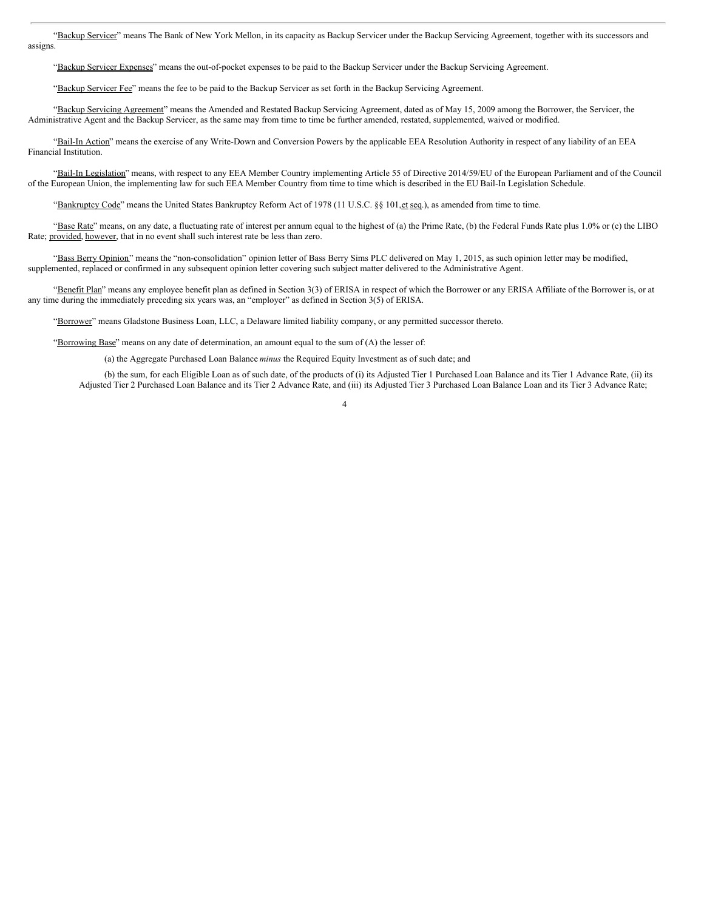"Backup Servicer" means The Bank of New York Mellon, in its capacity as Backup Servicer under the Backup Servicing Agreement, together with its successors and assigns.

"Backup Servicer Expenses" means the out-of-pocket expenses to be paid to the Backup Servicer under the Backup Servicing Agreement.

"Backup Servicer Fee" means the fee to be paid to the Backup Servicer as set forth in the Backup Servicing Agreement.

"Backup Servicing Agreement" means the Amended and Restated Backup Servicing Agreement, dated as of May 15, 2009 among the Borrower, the Servicer, the Administrative Agent and the Backup Servicer, as the same may from time to time be further amended, restated, supplemented, waived or modified.

"Bail-In Action" means the exercise of any Write-Down and Conversion Powers by the applicable EEA Resolution Authority in respect of any liability of an EEA Financial Institution.

"Bail-In Legislation" means, with respect to any EEA Member Country implementing Article 55 of Directive 2014/59/EU of the European Parliament and of the Council of the European Union, the implementing law for such EEA Member Country from time to time which is described in the EU Bail-In Legislation Schedule.

"Bankruptcy Code" means the United States Bankruptcy Reform Act of 1978 (11 U.S.C. §§ 101, et seq.), as amended from time to time.

"Base Rate" means, on any date, a fluctuating rate of interest per annum equal to the highest of (a) the Prime Rate, (b) the Federal Funds Rate plus 1.0% or (c) the LIBO Rate; provided, however, that in no event shall such interest rate be less than zero.

"Bass Berry Opinion" means the "non-consolidation" opinion letter of Bass Berry Sims PLC delivered on May 1, 2015, as such opinion letter may be modified, supplemented, replaced or confirmed in any subsequent opinion letter covering such subject matter delivered to the Administrative Agent.

"Benefit Plan" means any employee benefit plan as defined in Section 3(3) of ERISA in respect of which the Borrower or any ERISA Affiliate of the Borrower is, or at any time during the immediately preceding six years was, an "employer" as defined in Section 3(5) of ERISA.

"Borrower" means Gladstone Business Loan, LLC, a Delaware limited liability company, or any permitted successor thereto.

"Borrowing Base" means on any date of determination, an amount equal to the sum of (A) the lesser of:

(a) the Aggregate Purchased Loan Balance *minus* the Required Equity Investment as of such date; and

(b) the sum, for each Eligible Loan as of such date, of the products of (i) its Adjusted Tier 1 Purchased Loan Balance and its Tier 1 Advance Rate, (ii) its Adjusted Tier 2 Purchased Loan Balance and its Tier 2 Advance Rate, and (iii) its Adjusted Tier 3 Purchased Loan Balance Loan and its Tier 3 Advance Rate;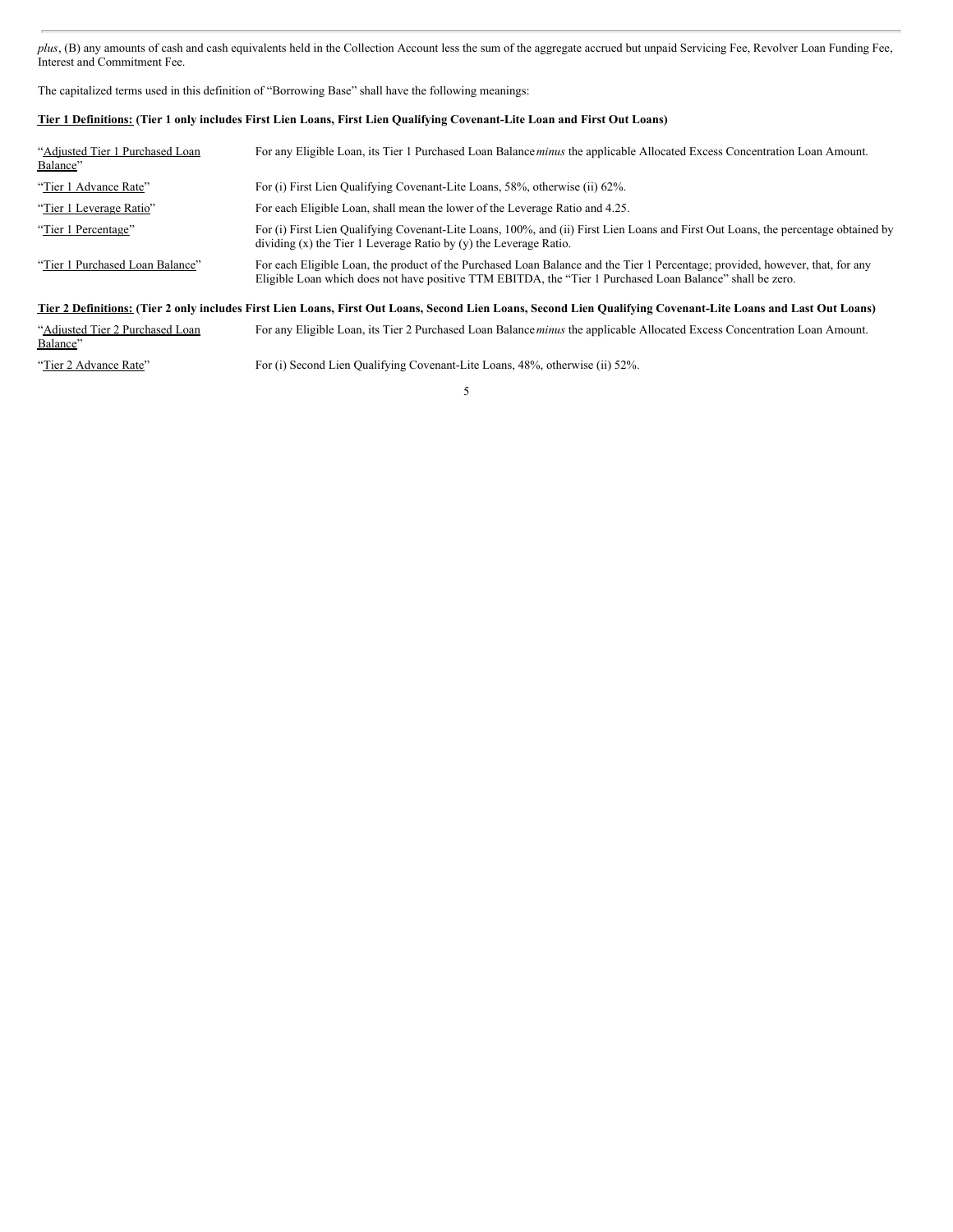*plus*, (B) any amounts of cash and cash equivalents held in the Collection Account less the sum of the aggregate accrued but unpaid Servicing Fee, Revolver Loan Funding Fee, Interest and Commitment Fee.

The capitalized terms used in this definition of "Borrowing Base" shall have the following meanings:

**Tier 1 Definitions: (Tier 1 only includes First Lien Loans, First Lien Qualifying Covenant-Lite Loan and First Out Loans)**

| | |
|---|---|
| "Adjusted Tier 1 Purchased Loan Balance" | For any Eligible Loan, its Tier 1 Purchased Loan Balance *minus* the applicable Allocated Excess Concentration Loan Amount. |
| "Tier 1 Advance Rate" | For (i) First Lien Qualifying Covenant-Lite Loans, 58%, otherwise (ii) 62%. |
| "Tier 1 Leverage Ratio" | For each Eligible Loan, shall mean the lower of the Leverage Ratio and 4.25. |
| "Tier 1 Percentage" | For (i) First Lien Qualifying Covenant-Lite Loans, 100%, and (ii) First Lien Loans and First Out Loans, the percentage obtained by dividing (x) the Tier 1 Leverage Ratio by (y) the Leverage Ratio. |
| "Tier 1 Purchased Loan Balance" | For each Eligible Loan, the product of the Purchased Loan Balance and the Tier 1 Percentage; provided, however, that, for any Eligible Loan which does not have positive TTM EBITDA, the "Tier 1 Purchased Loan Balance" shall be zero. |

**Tier 2 Definitions: (Tier 2 only includes First Lien Loans, First Out Loans, Second Lien Loans, Second Lien Qualifying Covenant-Lite Loans and Last Out Loans)**

| | |
|---|---|
| "Adjusted Tier 2 Purchased Loan Balance" | For any Eligible Loan, its Tier 2 Purchased Loan Balance *minus* the applicable Allocated Excess Concentration Loan Amount. |
| "Tier 2 Advance Rate" | For (i) Second Lien Qualifying Covenant-Lite Loans, 48%, otherwise (ii) 52%. |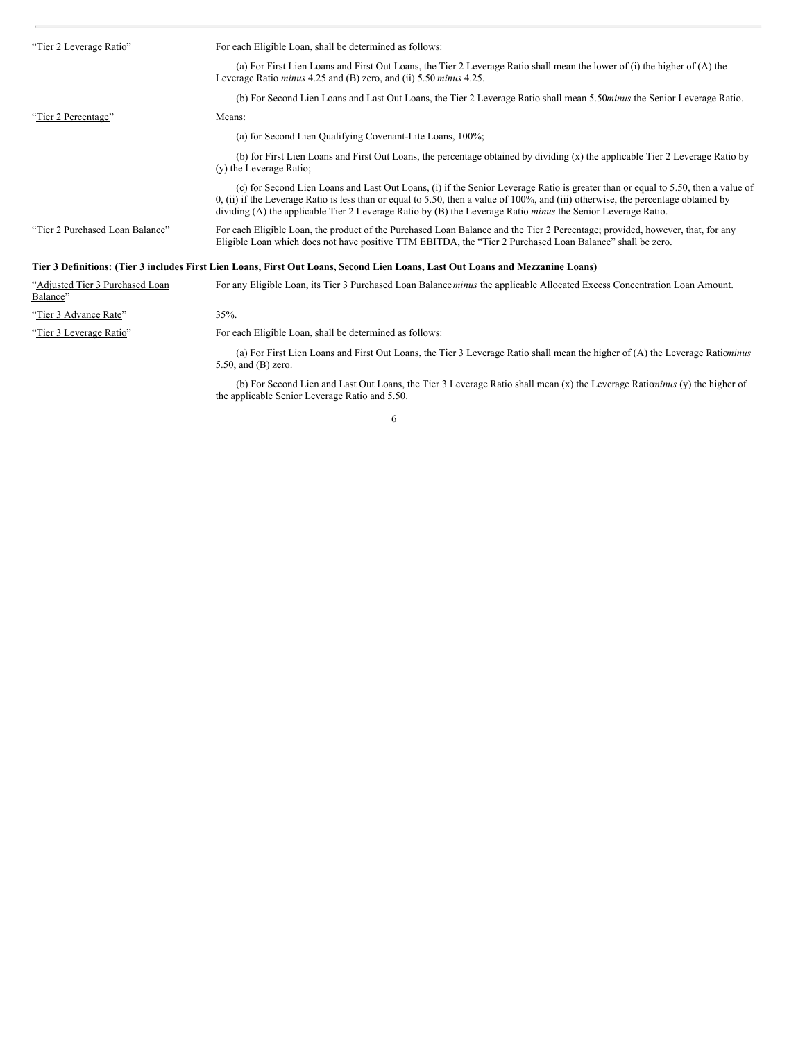| | |
|---|---|
| "Tier 2 Leverage Ratio" | For each Eligible Loan, shall be determined as follows: |
| | (a) For First Lien Loans and First Out Loans, the Tier 2 Leverage Ratio shall mean the lower of (i) the higher of (A) the Leverage Ratio *minus* 4.25 and (B) zero, and (ii) 5.50 *minus* 4.25. |
| | (b) For Second Lien Loans and Last Out Loans, the Tier 2 Leverage Ratio shall mean 5.50 *minus* the Senior Leverage Ratio. |
| "Tier 2 Percentage" | Means: |
| | (a) for Second Lien Qualifying Covenant-Lite Loans, 100%; |
| | (b) for First Lien Loans and First Out Loans, the percentage obtained by dividing (x) the applicable Tier 2 Leverage Ratio by (y) the Leverage Ratio; |
| | (c) for Second Lien Loans and Last Out Loans, (i) if the Senior Leverage Ratio is greater than or equal to 5.50, then a value of 0, (ii) if the Leverage Ratio is less than or equal to 5.50, then a value of 100%, and (iii) otherwise, the percentage obtained by dividing (A) the applicable Tier 2 Leverage Ratio by (B) the Leverage Ratio *minus* the Senior Leverage Ratio. |
| "Tier 2 Purchased Loan Balance" | For each Eligible Loan, the product of the Purchased Loan Balance and the Tier 2 Percentage; provided, however, that, for any Eligible Loan which does not have positive TTM EBITDA, the "Tier 2 Purchased Loan Balance" shall be zero. |

**Tier 3 Definitions: (Tier 3 includes First Lien Loans, First Out Loans, Second Lien Loans, Last Out Loans and Mezzanine Loans)**

| | |
|---|---|
| "Adjusted Tier 3 Purchased Loan Balance" | For any Eligible Loan, its Tier 3 Purchased Loan Balance *minus* the applicable Allocated Excess Concentration Loan Amount. |
| "Tier 3 Advance Rate" | 35%. |
| "Tier 3 Leverage Ratio" | For each Eligible Loan, shall be determined as follows: |
| | (a) For First Lien Loans and First Out Loans, the Tier 3 Leverage Ratio shall mean the higher of (A) the Leverage Ratio *minus* 5.50, and (B) zero. |
| | (b) For Second Lien and Last Out Loans, the Tier 3 Leverage Ratio shall mean (x) the Leverage Ratio *minus* (y) the higher of the applicable Senior Leverage Ratio and 5.50. |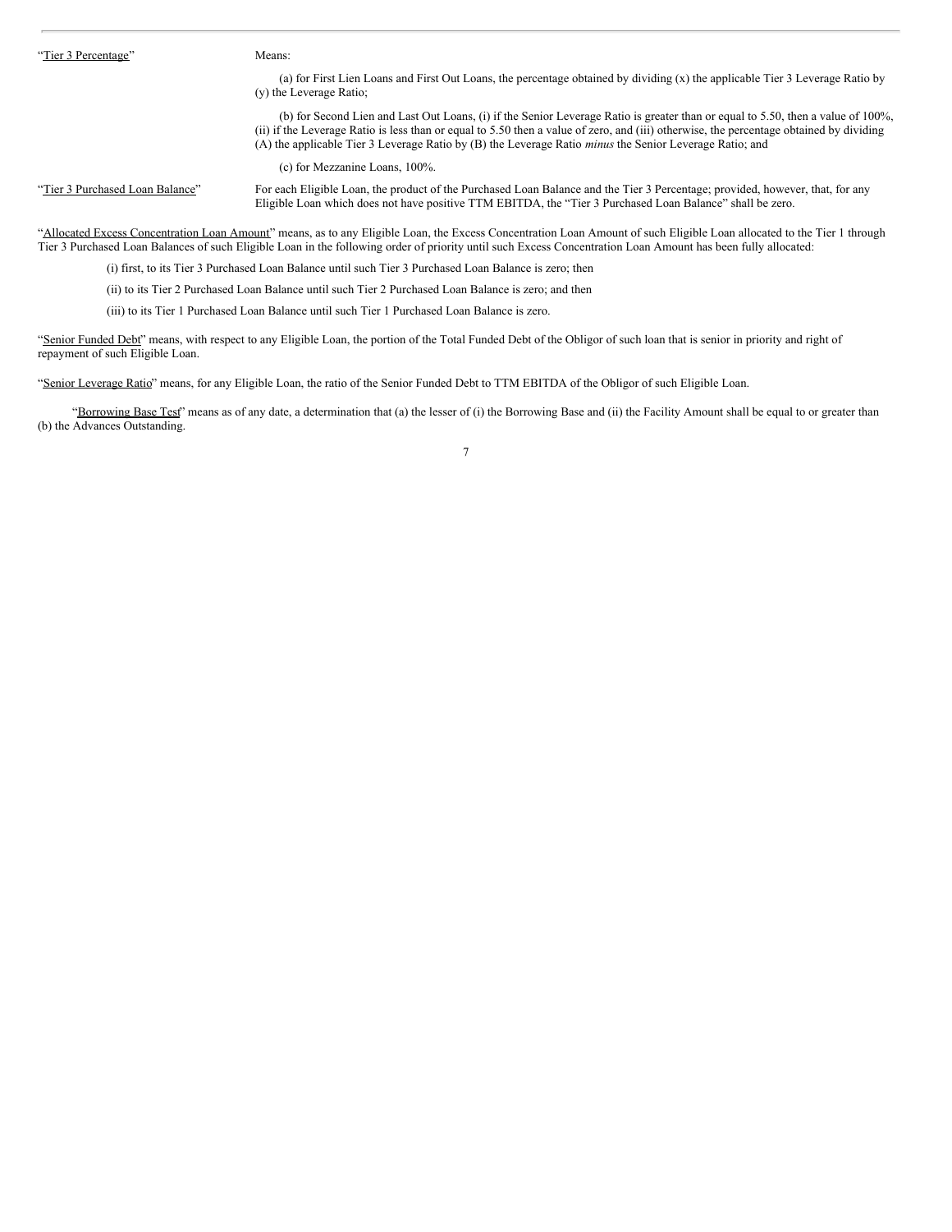| | |
|---|---|
| "Tier 3 Percentage" | Means:<br><br>(a) for First Lien Loans and First Out Loans, the percentage obtained by dividing (x) the applicable Tier 3 Leverage Ratio by (y) the Leverage Ratio;<br><br>(b) for Second Lien and Last Out Loans, (i) if the Senior Leverage Ratio is greater than or equal to 5.50, then a value of 100%, (ii) if the Leverage Ratio is less than or equal to 5.50 then a value of zero, and (iii) otherwise, the percentage obtained by dividing (A) the applicable Tier 3 Leverage Ratio by (B) the Leverage Ratio *minus* the Senior Leverage Ratio; and<br><br>(c) for Mezzanine Loans, 100%. |
| "Tier 3 Purchased Loan Balance" | For each Eligible Loan, the product of the Purchased Loan Balance and the Tier 3 Percentage; provided, however, that, for any Eligible Loan which does not have positive TTM EBITDA, the "Tier 3 Purchased Loan Balance" shall be zero. |

"Allocated Excess Concentration Loan Amount" means, as to any Eligible Loan, the Excess Concentration Loan Amount of such Eligible Loan allocated to the Tier 1 through Tier 3 Purchased Loan Balances of such Eligible Loan in the following order of priority until such Excess Concentration Loan Amount has been fully allocated:

(i) first, to its Tier 3 Purchased Loan Balance until such Tier 3 Purchased Loan Balance is zero; then

(ii) to its Tier 2 Purchased Loan Balance until such Tier 2 Purchased Loan Balance is zero; and then

(iii) to its Tier 1 Purchased Loan Balance until such Tier 1 Purchased Loan Balance is zero.

"Senior Funded Debt" means, with respect to any Eligible Loan, the portion of the Total Funded Debt of the Obligor of such loan that is senior in priority and right of repayment of such Eligible Loan.

"Senior Leverage Ratio" means, for any Eligible Loan, the ratio of the Senior Funded Debt to TTM EBITDA of the Obligor of such Eligible Loan.

"Borrowing Base Test" means as of any date, a determination that (a) the lesser of (i) the Borrowing Base and (ii) the Facility Amount shall be equal to or greater than (b) the Advances Outstanding.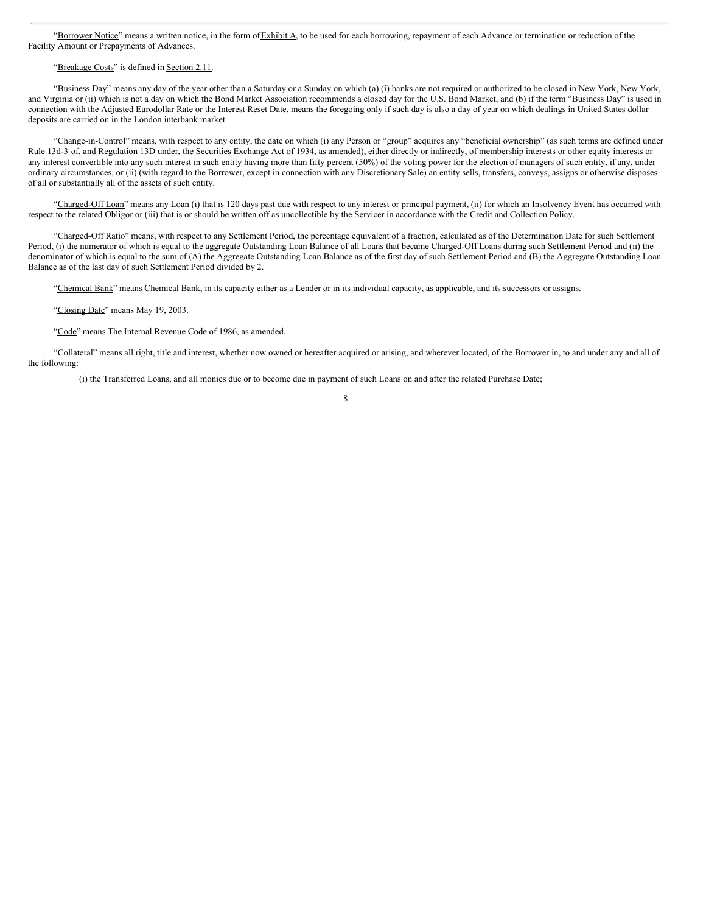"Borrower Notice" means a written notice, in the form of Exhibit A, to be used for each borrowing, repayment of each Advance or termination or reduction of the Facility Amount or Prepayments of Advances.

"Breakage Costs" is defined in Section 2.11.

"Business Day" means any day of the year other than a Saturday or a Sunday on which (a) (i) banks are not required or authorized to be closed in New York, New York, and Virginia or (ii) which is not a day on which the Bond Market Association recommends a closed day for the U.S. Bond Market, and (b) if the term "Business Day" is used in connection with the Adjusted Eurodollar Rate or the Interest Reset Date, means the foregoing only if such day is also a day of year on which dealings in United States dollar deposits are carried on in the London interbank market.

"Change-in-Control" means, with respect to any entity, the date on which (i) any Person or "group" acquires any "beneficial ownership" (as such terms are defined under Rule 13d-3 of, and Regulation 13D under, the Securities Exchange Act of 1934, as amended), either directly or indirectly, of membership interests or other equity interests or any interest convertible into any such interest in such entity having more than fifty percent (50%) of the voting power for the election of managers of such entity, if any, under ordinary circumstances, or (ii) (with regard to the Borrower, except in connection with any Discretionary Sale) an entity sells, transfers, conveys, assigns or otherwise disposes of all or substantially all of the assets of such entity.

"Charged-Off Loan" means any Loan (i) that is 120 days past due with respect to any interest or principal payment, (ii) for which an Insolvency Event has occurred with respect to the related Obligor or (iii) that is or should be written off as uncollectible by the Servicer in accordance with the Credit and Collection Policy.

"Charged-Off Ratio" means, with respect to any Settlement Period, the percentage equivalent of a fraction, calculated as of the Determination Date for such Settlement Period, (i) the numerator of which is equal to the aggregate Outstanding Loan Balance of all Loans that became Charged-Off Loans during such Settlement Period and (ii) the denominator of which is equal to the sum of (A) the Aggregate Outstanding Loan Balance as of the first day of such Settlement Period and (B) the Aggregate Outstanding Loan Balance as of the last day of such Settlement Period divided by 2.

"Chemical Bank" means Chemical Bank, in its capacity either as a Lender or in its individual capacity, as applicable, and its successors or assigns.

"Closing Date" means May 19, 2003.

"Code" means The Internal Revenue Code of 1986, as amended.

"Collateral" means all right, title and interest, whether now owned or hereafter acquired or arising, and wherever located, of the Borrower in, to and under any and all of the following:

(i) the Transferred Loans, and all monies due or to become due in payment of such Loans on and after the related Purchase Date;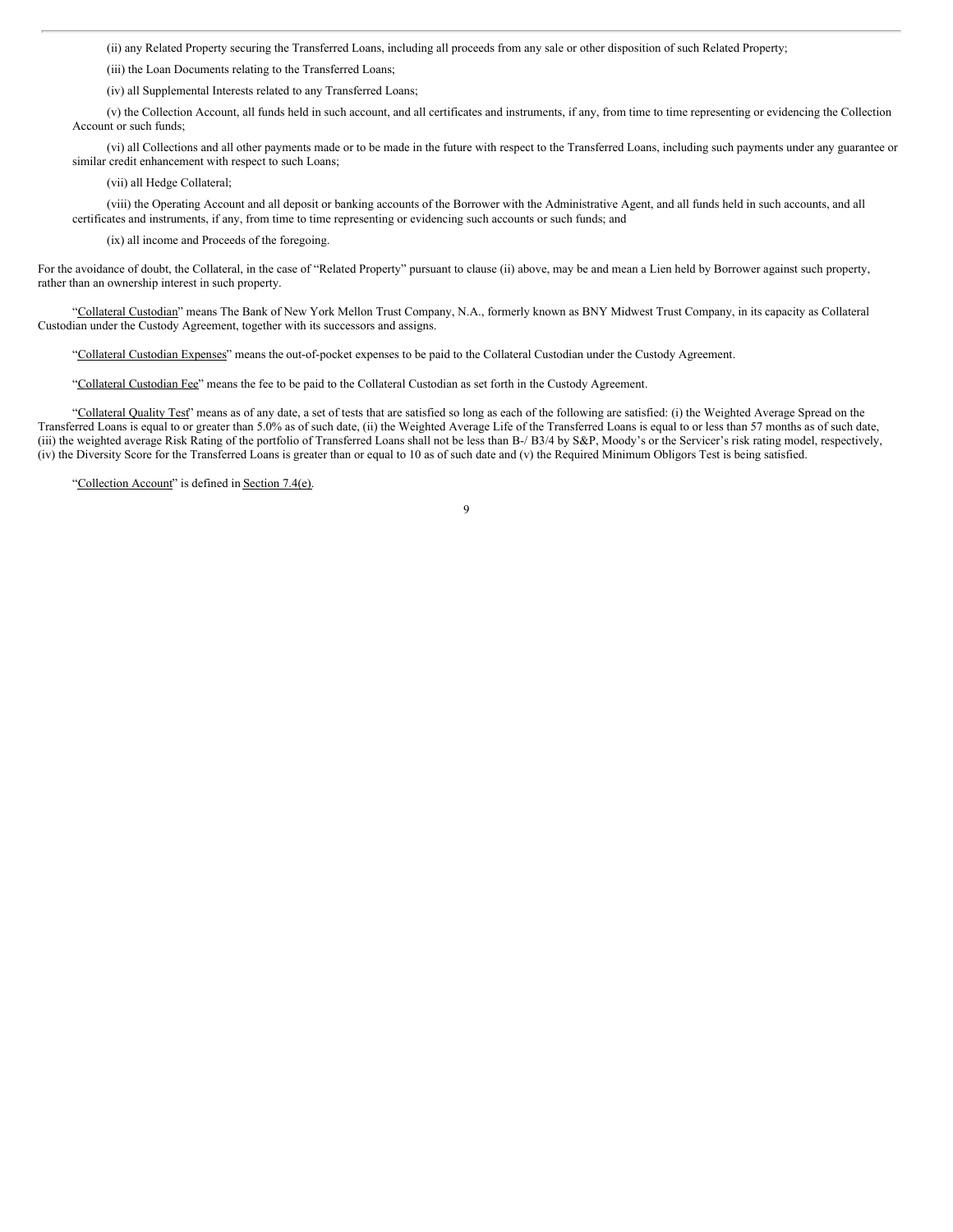(ii) any Related Property securing the Transferred Loans, including all proceeds from any sale or other disposition of such Related Property;

(iii) the Loan Documents relating to the Transferred Loans;

(iv) all Supplemental Interests related to any Transferred Loans;

(v) the Collection Account, all funds held in such account, and all certificates and instruments, if any, from time to time representing or evidencing the Collection Account or such funds;

(vi) all Collections and all other payments made or to be made in the future with respect to the Transferred Loans, including such payments under any guarantee or similar credit enhancement with respect to such Loans;

(vii) all Hedge Collateral;

(viii) the Operating Account and all deposit or banking accounts of the Borrower with the Administrative Agent, and all funds held in such accounts, and all certificates and instruments, if any, from time to time representing or evidencing such accounts or such funds; and

(ix) all income and Proceeds of the foregoing.

For the avoidance of doubt, the Collateral, in the case of "Related Property" pursuant to clause (ii) above, may be and mean a Lien held by Borrower against such property, rather than an ownership interest in such property.

"Collateral Custodian" means The Bank of New York Mellon Trust Company, N.A., formerly known as BNY Midwest Trust Company, in its capacity as Collateral Custodian under the Custody Agreement, together with its successors and assigns.

"Collateral Custodian Expenses" means the out-of-pocket expenses to be paid to the Collateral Custodian under the Custody Agreement.

"Collateral Custodian Fee" means the fee to be paid to the Collateral Custodian as set forth in the Custody Agreement.

"Collateral Quality Test" means as of any date, a set of tests that are satisfied so long as each of the following are satisfied: (i) the Weighted Average Spread on the Transferred Loans is equal to or greater than 5.0% as of such date, (ii) the Weighted Average Life of the Transferred Loans is equal to or less than 57 months as of such date, (iii) the weighted average Risk Rating of the portfolio of Transferred Loans shall not be less than B-/ B3/4 by S&P, Moody's or the Servicer's risk rating model, respectively, (iv) the Diversity Score for the Transferred Loans is greater than or equal to 10 as of such date and (v) the Required Minimum Obligors Test is being satisfied.

"Collection Account" is defined in Section 7.4(e).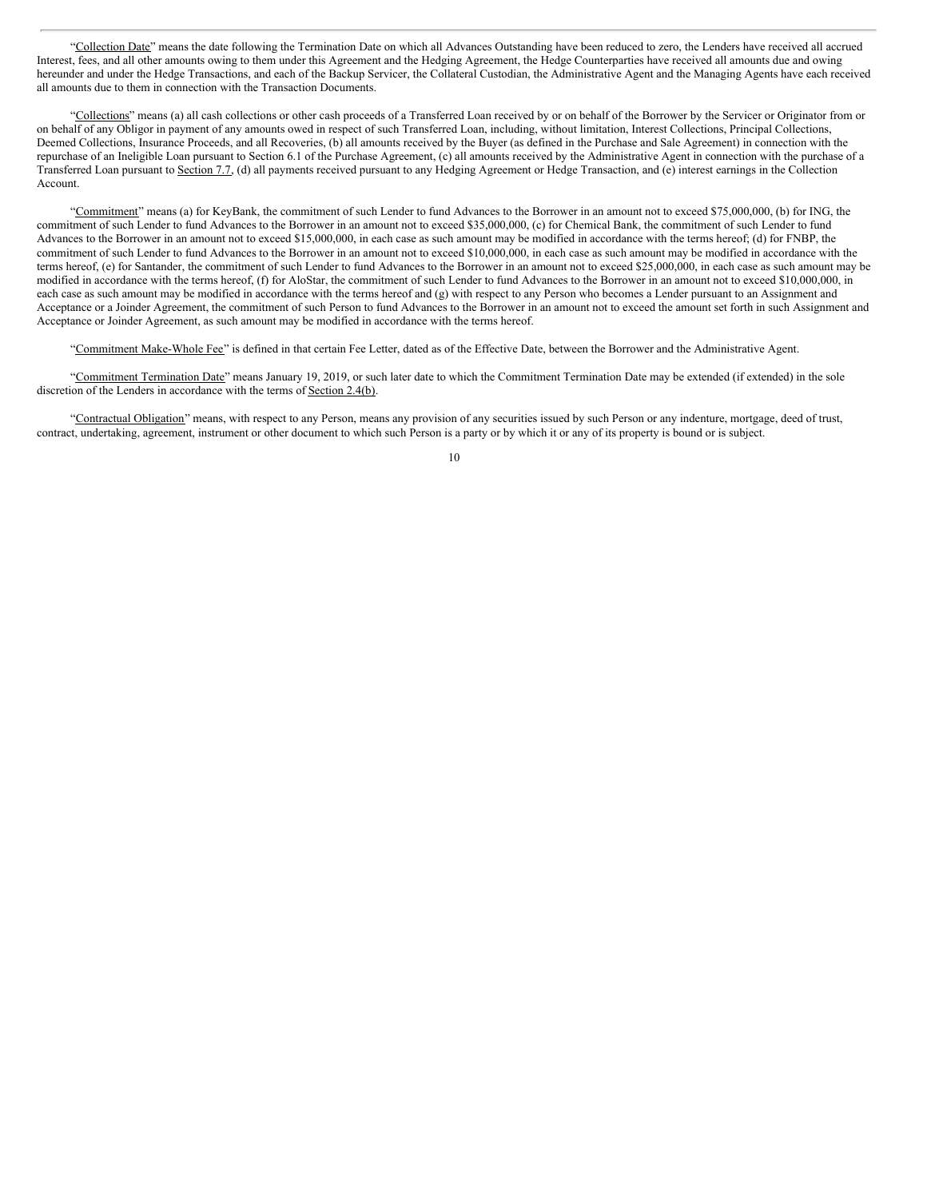"Collection Date" means the date following the Termination Date on which all Advances Outstanding have been reduced to zero, the Lenders have received all accrued Interest, fees, and all other amounts owing to them under this Agreement and the Hedging Agreement, the Hedge Counterparties have received all amounts due and owing hereunder and under the Hedge Transactions, and each of the Backup Servicer, the Collateral Custodian, the Administrative Agent and the Managing Agents have each received all amounts due to them in connection with the Transaction Documents.

"Collections" means (a) all cash collections or other cash proceeds of a Transferred Loan received by or on behalf of the Borrower by the Servicer or Originator from or on behalf of any Obligor in payment of any amounts owed in respect of such Transferred Loan, including, without limitation, Interest Collections, Principal Collections, Deemed Collections, Insurance Proceeds, and all Recoveries, (b) all amounts received by the Buyer (as defined in the Purchase and Sale Agreement) in connection with the repurchase of an Ineligible Loan pursuant to Section 6.1 of the Purchase Agreement, (c) all amounts received by the Administrative Agent in connection with the purchase of a Transferred Loan pursuant to Section 7.7, (d) all payments received pursuant to any Hedging Agreement or Hedge Transaction, and (e) interest earnings in the Collection Account.

"Commitment" means (a) for KeyBank, the commitment of such Lender to fund Advances to the Borrower in an amount not to exceed $75,000,000, (b) for ING, the commitment of such Lender to fund Advances to the Borrower in an amount not to exceed $35,000,000, (c) for Chemical Bank, the commitment of such Lender to fund Advances to the Borrower in an amount not to exceed $15,000,000, in each case as such amount may be modified in accordance with the terms hereof; (d) for FNBP, the commitment of such Lender to fund Advances to the Borrower in an amount not to exceed $10,000,000, in each case as such amount may be modified in accordance with the terms hereof, (e) for Santander, the commitment of such Lender to fund Advances to the Borrower in an amount not to exceed $25,000,000, in each case as such amount may be modified in accordance with the terms hereof, (f) for AloStar, the commitment of such Lender to fund Advances to the Borrower in an amount not to exceed $10,000,000, in each case as such amount may be modified in accordance with the terms hereof and (g) with respect to any Person who becomes a Lender pursuant to an Assignment and Acceptance or a Joinder Agreement, the commitment of such Person to fund Advances to the Borrower in an amount not to exceed the amount set forth in such Assignment and Acceptance or Joinder Agreement, as such amount may be modified in accordance with the terms hereof.

"Commitment Make-Whole Fee" is defined in that certain Fee Letter, dated as of the Effective Date, between the Borrower and the Administrative Agent.

"Commitment Termination Date" means January 19, 2019, or such later date to which the Commitment Termination Date may be extended (if extended) in the sole discretion of the Lenders in accordance with the terms of Section 2.4(b).

"Contractual Obligation" means, with respect to any Person, means any provision of any securities issued by such Person or any indenture, mortgage, deed of trust, contract, undertaking, agreement, instrument or other document to which such Person is a party or by which it or any of its property is bound or is subject.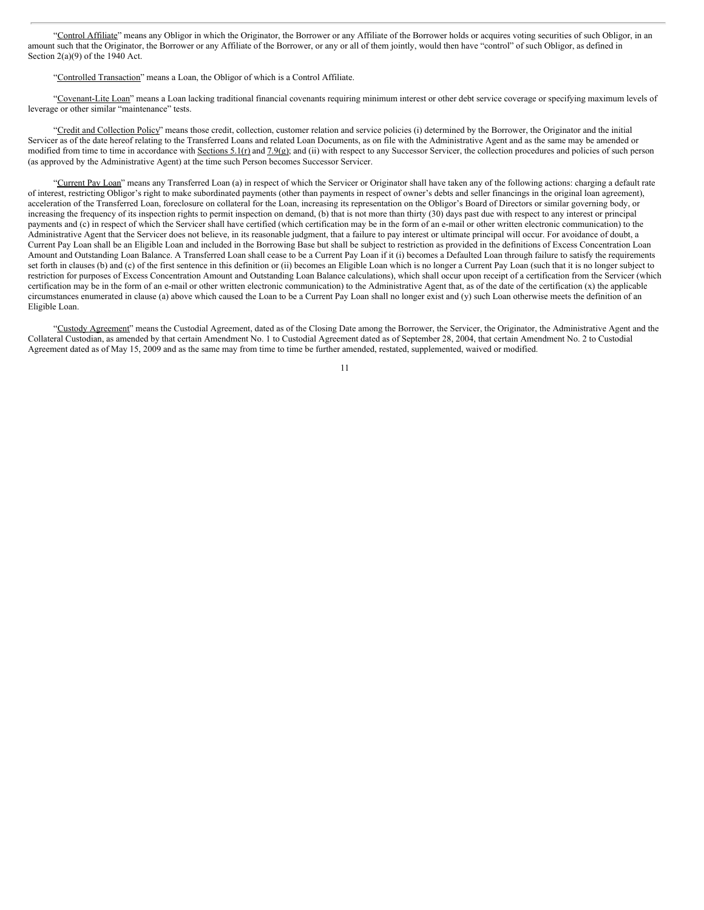"Control Affiliate" means any Obligor in which the Originator, the Borrower or any Affiliate of the Borrower holds or acquires voting securities of such Obligor, in an amount such that the Originator, the Borrower or any Affiliate of the Borrower, or any or all of them jointly, would then have "control" of such Obligor, as defined in Section 2(a)(9) of the 1940 Act.

"Controlled Transaction" means a Loan, the Obligor of which is a Control Affiliate.

"Covenant-Lite Loan" means a Loan lacking traditional financial covenants requiring minimum interest or other debt service coverage or specifying maximum levels of leverage or other similar "maintenance" tests.

"Credit and Collection Policy" means those credit, collection, customer relation and service policies (i) determined by the Borrower, the Originator and the initial Servicer as of the date hereof relating to the Transferred Loans and related Loan Documents, as on file with the Administrative Agent and as the same may be amended or modified from time to time in accordance with Sections 5.1(r) and 7.9(g); and (ii) with respect to any Successor Servicer, the collection procedures and policies of such person (as approved by the Administrative Agent) at the time such Person becomes Successor Servicer.

"Current Pay Loan" means any Transferred Loan (a) in respect of which the Servicer or Originator shall have taken any of the following actions: charging a default rate of interest, restricting Obligor's right to make subordinated payments (other than payments in respect of owner's debts and seller financings in the original loan agreement), acceleration of the Transferred Loan, foreclosure on collateral for the Loan, increasing its representation on the Obligor's Board of Directors or similar governing body, or increasing the frequency of its inspection rights to permit inspection on demand, (b) that is not more than thirty (30) days past due with respect to any interest or principal payments and (c) in respect of which the Servicer shall have certified (which certification may be in the form of an e-mail or other written electronic communication) to the Administrative Agent that the Servicer does not believe, in its reasonable judgment, that a failure to pay interest or ultimate principal will occur. For avoidance of doubt, a Current Pay Loan shall be an Eligible Loan and included in the Borrowing Base but shall be subject to restriction as provided in the definitions of Excess Concentration Loan Amount and Outstanding Loan Balance. A Transferred Loan shall cease to be a Current Pay Loan if it (i) becomes a Defaulted Loan through failure to satisfy the requirements set forth in clauses (b) and (c) of the first sentence in this definition or (ii) becomes an Eligible Loan which is no longer a Current Pay Loan (such that it is no longer subject to restriction for purposes of Excess Concentration Amount and Outstanding Loan Balance calculations), which shall occur upon receipt of a certification from the Servicer (which certification may be in the form of an e-mail or other written electronic communication) to the Administrative Agent that, as of the date of the certification (x) the applicable circumstances enumerated in clause (a) above which caused the Loan to be a Current Pay Loan shall no longer exist and (y) such Loan otherwise meets the definition of an Eligible Loan.

"Custody Agreement" means the Custodial Agreement, dated as of the Closing Date among the Borrower, the Servicer, the Originator, the Administrative Agent and the Collateral Custodian, as amended by that certain Amendment No. 1 to Custodial Agreement dated as of September 28, 2004, that certain Amendment No. 2 to Custodial Agreement dated as of May 15, 2009 and as the same may from time to time be further amended, restated, supplemented, waived or modified.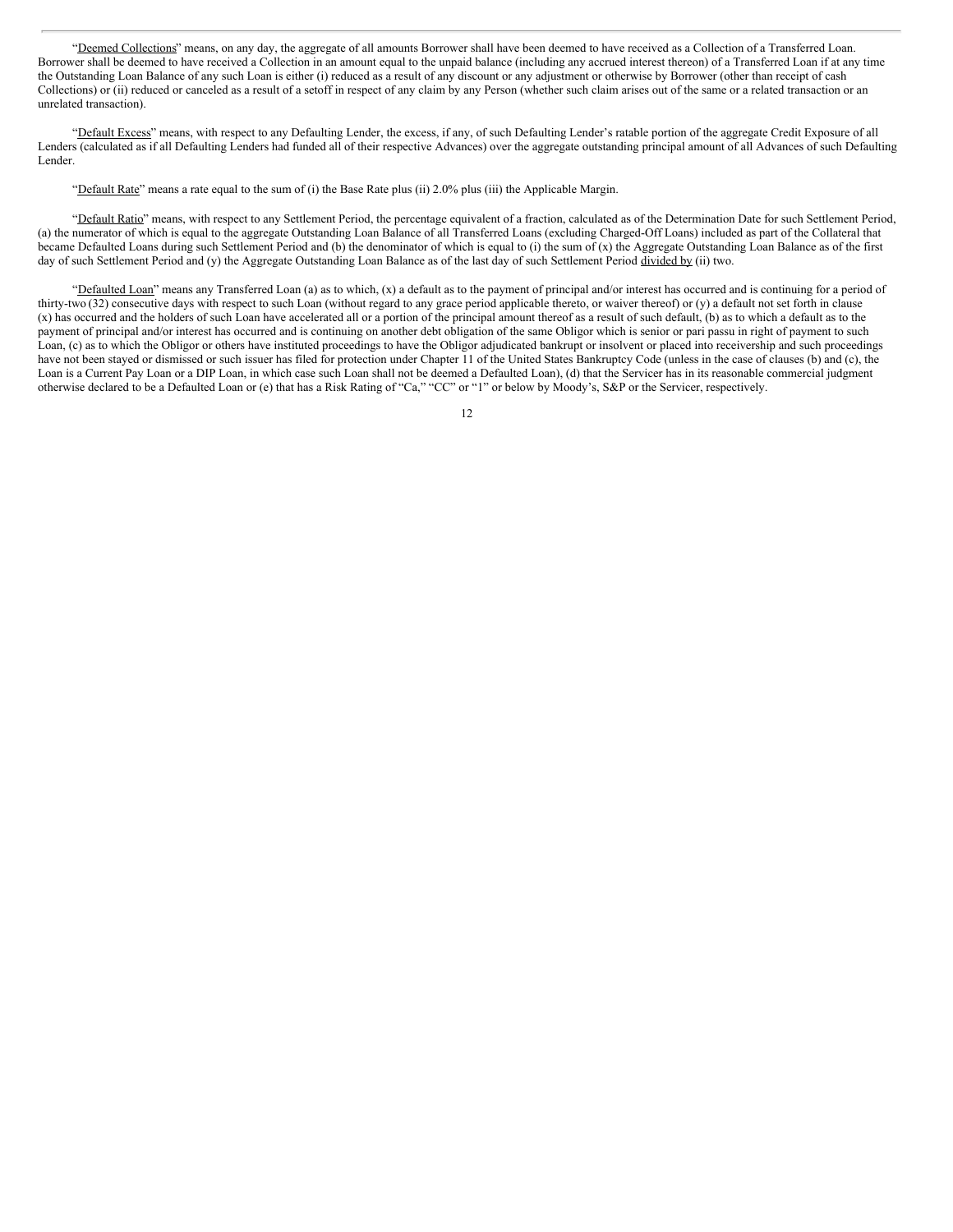"Deemed Collections" means, on any day, the aggregate of all amounts Borrower shall have been deemed to have received as a Collection of a Transferred Loan. Borrower shall be deemed to have received a Collection in an amount equal to the unpaid balance (including any accrued interest thereon) of a Transferred Loan if at any time the Outstanding Loan Balance of any such Loan is either (i) reduced as a result of any discount or any adjustment or otherwise by Borrower (other than receipt of cash Collections) or (ii) reduced or canceled as a result of a setoff in respect of any claim by any Person (whether such claim arises out of the same or a related transaction or an unrelated transaction).

"Default Excess" means, with respect to any Defaulting Lender, the excess, if any, of such Defaulting Lender's ratable portion of the aggregate Credit Exposure of all Lenders (calculated as if all Defaulting Lenders had funded all of their respective Advances) over the aggregate outstanding principal amount of all Advances of such Defaulting Lender.

"Default Rate" means a rate equal to the sum of (i) the Base Rate plus (ii) 2.0% plus (iii) the Applicable Margin.

"Default Ratio" means, with respect to any Settlement Period, the percentage equivalent of a fraction, calculated as of the Determination Date for such Settlement Period, (a) the numerator of which is equal to the aggregate Outstanding Loan Balance of all Transferred Loans (excluding Charged-Off Loans) included as part of the Collateral that became Defaulted Loans during such Settlement Period and (b) the denominator of which is equal to (i) the sum of (x) the Aggregate Outstanding Loan Balance as of the first day of such Settlement Period and (y) the Aggregate Outstanding Loan Balance as of the last day of such Settlement Period divided by (ii) two.

"Defaulted Loan" means any Transferred Loan (a) as to which, (x) a default as to the payment of principal and/or interest has occurred and is continuing for a period of thirty-two (32) consecutive days with respect to such Loan (without regard to any grace period applicable thereto, or waiver thereof) or (y) a default not set forth in clause (x) has occurred and the holders of such Loan have accelerated all or a portion of the principal amount thereof as a result of such default, (b) as to which a default as to the payment of principal and/or interest has occurred and is continuing on another debt obligation of the same Obligor which is senior or pari passu in right of payment to such Loan, (c) as to which the Obligor or others have instituted proceedings to have the Obligor adjudicated bankrupt or insolvent or placed into receivership and such proceedings have not been stayed or dismissed or such issuer has filed for protection under Chapter 11 of the United States Bankruptcy Code (unless in the case of clauses (b) and (c), the Loan is a Current Pay Loan or a DIP Loan, in which case such Loan shall not be deemed a Defaulted Loan), (d) that the Servicer has in its reasonable commercial judgment otherwise declared to be a Defaulted Loan or (e) that has a Risk Rating of "Ca," "CC" or "1" or below by Moody's, S&P or the Servicer, respectively.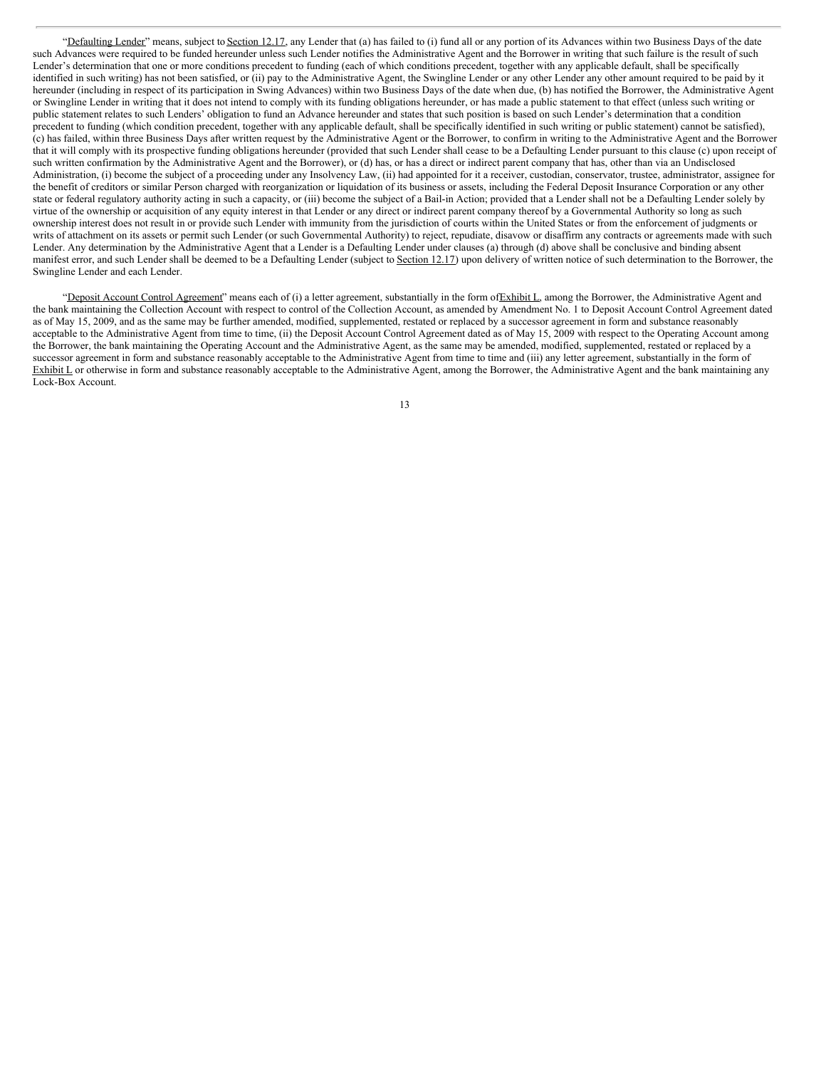"Defaulting Lender" means, subject to Section 12.17, any Lender that (a) has failed to (i) fund all or any portion of its Advances within two Business Days of the date such Advances were required to be funded hereunder unless such Lender notifies the Administrative Agent and the Borrower in writing that such failure is the result of such Lender's determination that one or more conditions precedent to funding (each of which conditions precedent, together with any applicable default, shall be specifically identified in such writing) has not been satisfied, or (ii) pay to the Administrative Agent, the Swingline Lender or any other Lender any other amount required to be paid by it hereunder (including in respect of its participation in Swing Advances) within two Business Days of the date when due, (b) has notified the Borrower, the Administrative Agent or Swingline Lender in writing that it does not intend to comply with its funding obligations hereunder, or has made a public statement to that effect (unless such writing or public statement relates to such Lenders' obligation to fund an Advance hereunder and states that such position is based on such Lender's determination that a condition precedent to funding (which condition precedent, together with any applicable default, shall be specifically identified in such writing or public statement) cannot be satisfied), (c) has failed, within three Business Days after written request by the Administrative Agent or the Borrower, to confirm in writing to the Administrative Agent and the Borrower that it will comply with its prospective funding obligations hereunder (provided that such Lender shall cease to be a Defaulting Lender pursuant to this clause (c) upon receipt of such written confirmation by the Administrative Agent and the Borrower), or (d) has, or has a direct or indirect parent company that has, other than via an Undisclosed Administration, (i) become the subject of a proceeding under any Insolvency Law, (ii) had appointed for it a receiver, custodian, conservator, trustee, administrator, assignee for the benefit of creditors or similar Person charged with reorganization or liquidation of its business or assets, including the Federal Deposit Insurance Corporation or any other state or federal regulatory authority acting in such a capacity, or (iii) become the subject of a Bail-in Action; provided that a Lender shall not be a Defaulting Lender solely by virtue of the ownership or acquisition of any equity interest in that Lender or any direct or indirect parent company thereof by a Governmental Authority so long as such ownership interest does not result in or provide such Lender with immunity from the jurisdiction of courts within the United States or from the enforcement of judgments or writs of attachment on its assets or permit such Lender (or such Governmental Authority) to reject, repudiate, disavow or disaffirm any contracts or agreements made with such Lender. Any determination by the Administrative Agent that a Lender is a Defaulting Lender under clauses (a) through (d) above shall be conclusive and binding absent manifest error, and such Lender shall be deemed to be a Defaulting Lender (subject to Section 12.17) upon delivery of written notice of such determination to the Borrower, the Swingline Lender and each Lender.

"Deposit Account Control Agreement" means each of (i) a letter agreement, substantially in the form of Exhibit L, among the Borrower, the Administrative Agent and the bank maintaining the Collection Account with respect to control of the Collection Account, as amended by Amendment No. 1 to Deposit Account Control Agreement dated as of May 15, 2009, and as the same may be further amended, modified, supplemented, restated or replaced by a successor agreement in form and substance reasonably acceptable to the Administrative Agent from time to time, (ii) the Deposit Account Control Agreement dated as of May 15, 2009 with respect to the Operating Account among the Borrower, the bank maintaining the Operating Account and the Administrative Agent, as the same may be amended, modified, supplemented, restated or replaced by a successor agreement in form and substance reasonably acceptable to the Administrative Agent from time to time and (iii) any letter agreement, substantially in the form of Exhibit L or otherwise in form and substance reasonably acceptable to the Administrative Agent, among the Borrower, the Administrative Agent and the bank maintaining any Lock-Box Account.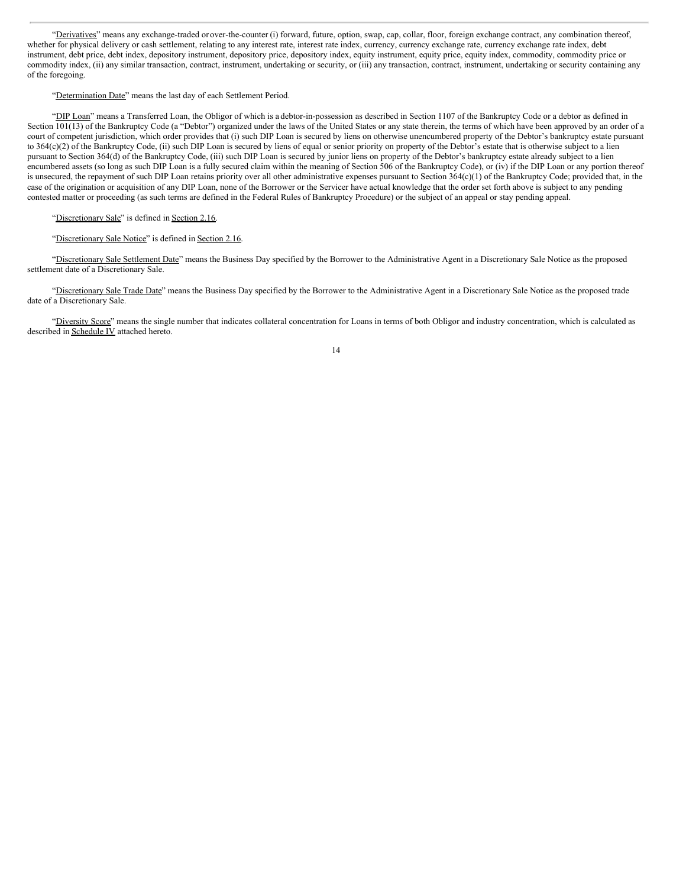"Derivatives" means any exchange-traded or over-the-counter (i) forward, future, option, swap, cap, collar, floor, foreign exchange contract, any combination thereof, whether for physical delivery or cash settlement, relating to any interest rate, interest rate index, currency, currency exchange rate, currency exchange rate index, debt instrument, debt price, debt index, depository instrument, depository price, depository index, equity instrument, equity price, equity index, commodity, commodity price or commodity index, (ii) any similar transaction, contract, instrument, undertaking or security, or (iii) any transaction, contract, instrument, undertaking or security containing any of the foregoing.

"Determination Date" means the last day of each Settlement Period.

"DIP Loan" means a Transferred Loan, the Obligor of which is a debtor-in-possession as described in Section 1107 of the Bankruptcy Code or a debtor as defined in Section 101(13) of the Bankruptcy Code (a "Debtor") organized under the laws of the United States or any state therein, the terms of which have been approved by an order of a court of competent jurisdiction, which order provides that (i) such DIP Loan is secured by liens on otherwise unencumbered property of the Debtor's bankruptcy estate pursuant to 364(c)(2) of the Bankruptcy Code, (ii) such DIP Loan is secured by liens of equal or senior priority on property of the Debtor's estate that is otherwise subject to a lien pursuant to Section 364(d) of the Bankruptcy Code, (iii) such DIP Loan is secured by junior liens on property of the Debtor's bankruptcy estate already subject to a lien encumbered assets (so long as such DIP Loan is a fully secured claim within the meaning of Section 506 of the Bankruptcy Code), or (iv) if the DIP Loan or any portion thereof is unsecured, the repayment of such DIP Loan retains priority over all other administrative expenses pursuant to Section 364(c)(1) of the Bankruptcy Code; provided that, in the case of the origination or acquisition of any DIP Loan, none of the Borrower or the Servicer have actual knowledge that the order set forth above is subject to any pending contested matter or proceeding (as such terms are defined in the Federal Rules of Bankruptcy Procedure) or the subject of an appeal or stay pending appeal.

"Discretionary Sale" is defined in Section 2.16.

"Discretionary Sale Notice" is defined in Section 2.16.

"Discretionary Sale Settlement Date" means the Business Day specified by the Borrower to the Administrative Agent in a Discretionary Sale Notice as the proposed settlement date of a Discretionary Sale.

"Discretionary Sale Trade Date" means the Business Day specified by the Borrower to the Administrative Agent in a Discretionary Sale Notice as the proposed trade date of a Discretionary Sale.

"Diversity Score" means the single number that indicates collateral concentration for Loans in terms of both Obligor and industry concentration, which is calculated as described in Schedule IV attached hereto.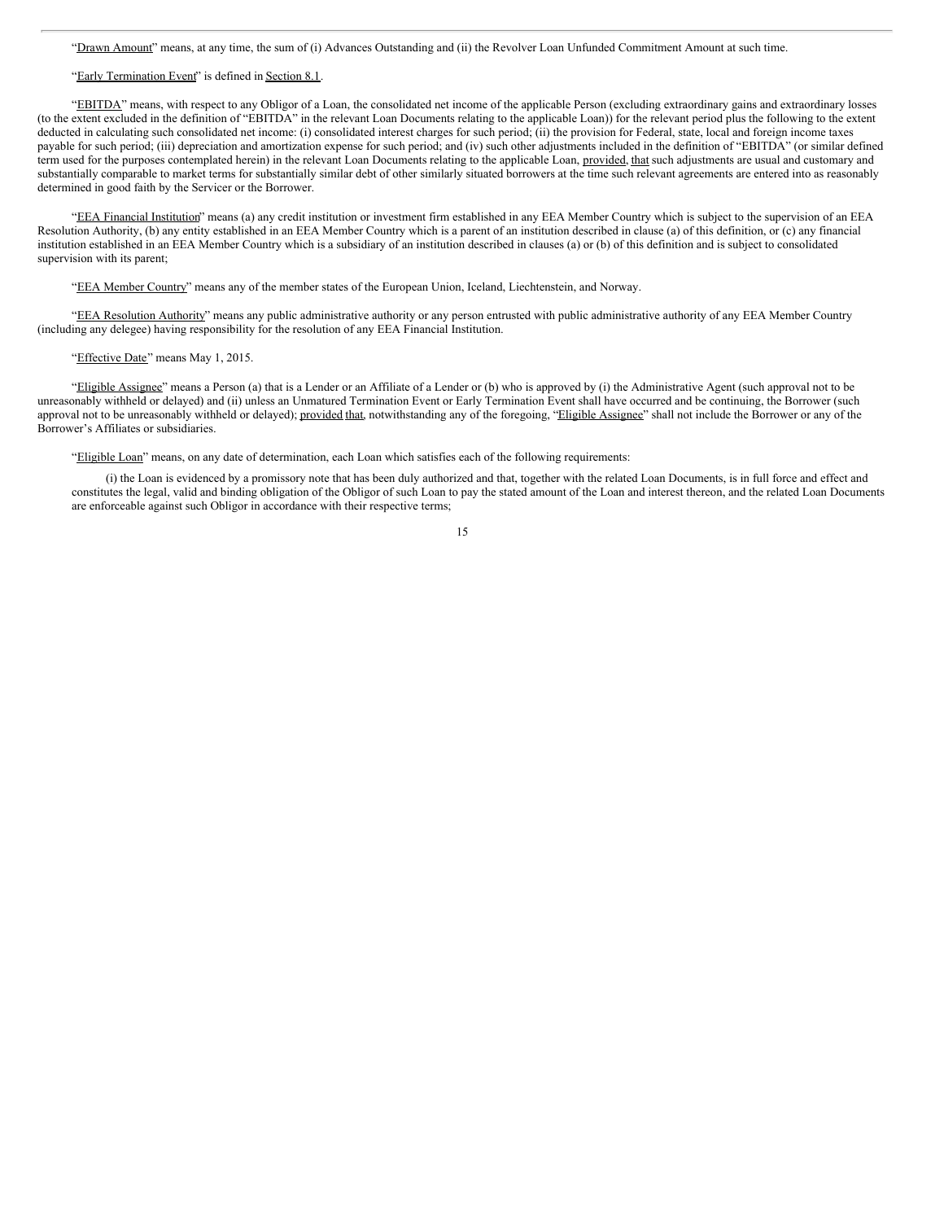"Drawn Amount" means, at any time, the sum of (i) Advances Outstanding and (ii) the Revolver Loan Unfunded Commitment Amount at such time.

"Early Termination Event" is defined in Section 8.1.

"EBITDA" means, with respect to any Obligor of a Loan, the consolidated net income of the applicable Person (excluding extraordinary gains and extraordinary losses (to the extent excluded in the definition of "EBITDA" in the relevant Loan Documents relating to the applicable Loan)) for the relevant period plus the following to the extent deducted in calculating such consolidated net income: (i) consolidated interest charges for such period; (ii) the provision for Federal, state, local and foreign income taxes payable for such period; (iii) depreciation and amortization expense for such period; and (iv) such other adjustments included in the definition of "EBITDA" (or similar defined term used for the purposes contemplated herein) in the relevant Loan Documents relating to the applicable Loan, provided, that such adjustments are usual and customary and substantially comparable to market terms for substantially similar debt of other similarly situated borrowers at the time such relevant agreements are entered into as reasonably determined in good faith by the Servicer or the Borrower.

"EEA Financial Institution" means (a) any credit institution or investment firm established in any EEA Member Country which is subject to the supervision of an EEA Resolution Authority, (b) any entity established in an EEA Member Country which is a parent of an institution described in clause (a) of this definition, or (c) any financial institution established in an EEA Member Country which is a subsidiary of an institution described in clauses (a) or (b) of this definition and is subject to consolidated supervision with its parent;

"EEA Member Country" means any of the member states of the European Union, Iceland, Liechtenstein, and Norway.

"EEA Resolution Authority" means any public administrative authority or any person entrusted with public administrative authority of any EEA Member Country (including any delegee) having responsibility for the resolution of any EEA Financial Institution.

"Effective Date" means May 1, 2015.

"Eligible Assignee" means a Person (a) that is a Lender or an Affiliate of a Lender or (b) who is approved by (i) the Administrative Agent (such approval not to be unreasonably withheld or delayed) and (ii) unless an Unmatured Termination Event or Early Termination Event shall have occurred and be continuing, the Borrower (such approval not to be unreasonably withheld or delayed); provided that, notwithstanding any of the foregoing, "Eligible Assignee" shall not include the Borrower or any of the Borrower's Affiliates or subsidiaries.

"Eligible Loan" means, on any date of determination, each Loan which satisfies each of the following requirements:

(i) the Loan is evidenced by a promissory note that has been duly authorized and that, together with the related Loan Documents, is in full force and effect and constitutes the legal, valid and binding obligation of the Obligor of such Loan to pay the stated amount of the Loan and interest thereon, and the related Loan Documents are enforceable against such Obligor in accordance with their respective terms;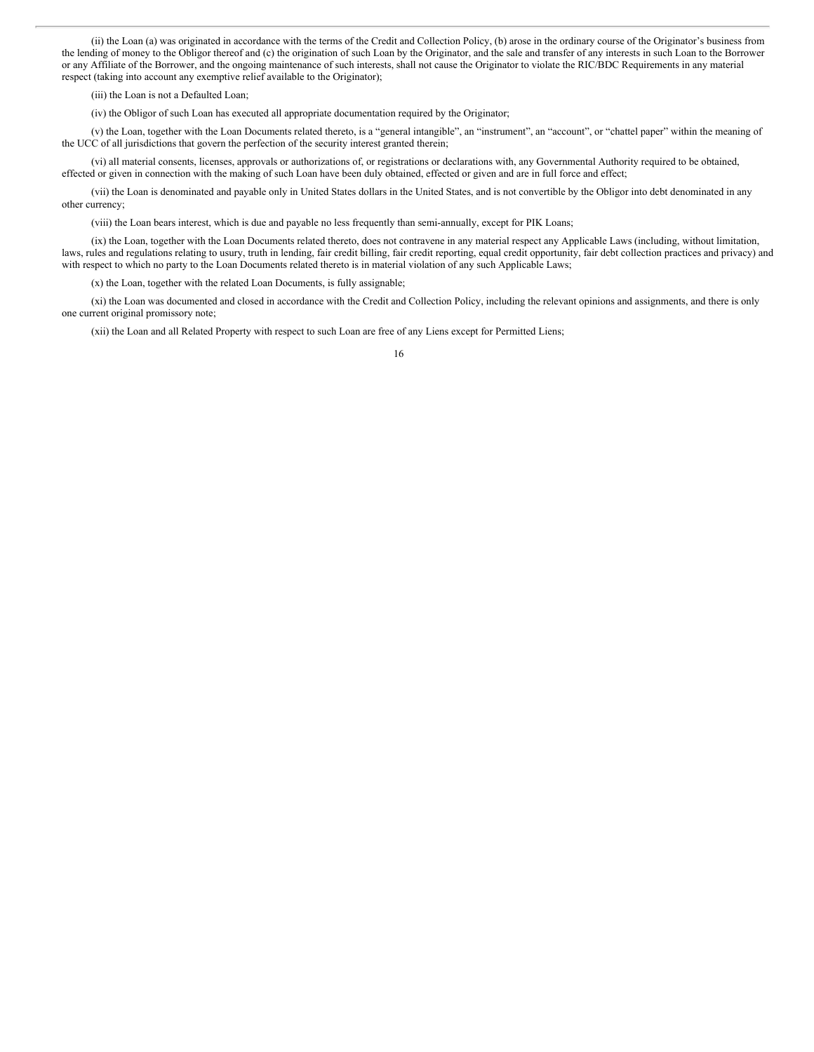(ii) the Loan (a) was originated in accordance with the terms of the Credit and Collection Policy, (b) arose in the ordinary course of the Originator's business from the lending of money to the Obligor thereof and (c) the origination of such Loan by the Originator, and the sale and transfer of any interests in such Loan to the Borrower or any Affiliate of the Borrower, and the ongoing maintenance of such interests, shall not cause the Originator to violate the RIC/BDC Requirements in any material respect (taking into account any exemptive relief available to the Originator);

(iii) the Loan is not a Defaulted Loan;

(iv) the Obligor of such Loan has executed all appropriate documentation required by the Originator;

(v) the Loan, together with the Loan Documents related thereto, is a "general intangible", an "instrument", an "account", or "chattel paper" within the meaning of the UCC of all jurisdictions that govern the perfection of the security interest granted therein;

(vi) all material consents, licenses, approvals or authorizations of, or registrations or declarations with, any Governmental Authority required to be obtained, effected or given in connection with the making of such Loan have been duly obtained, effected or given and are in full force and effect;

(vii) the Loan is denominated and payable only in United States dollars in the United States, and is not convertible by the Obligor into debt denominated in any other currency;

(viii) the Loan bears interest, which is due and payable no less frequently than semi-annually, except for PIK Loans;

(ix) the Loan, together with the Loan Documents related thereto, does not contravene in any material respect any Applicable Laws (including, without limitation, laws, rules and regulations relating to usury, truth in lending, fair credit billing, fair credit reporting, equal credit opportunity, fair debt collection practices and privacy) and with respect to which no party to the Loan Documents related thereto is in material violation of any such Applicable Laws;

(x) the Loan, together with the related Loan Documents, is fully assignable;

(xi) the Loan was documented and closed in accordance with the Credit and Collection Policy, including the relevant opinions and assignments, and there is only one current original promissory note;

(xii) the Loan and all Related Property with respect to such Loan are free of any Liens except for Permitted Liens;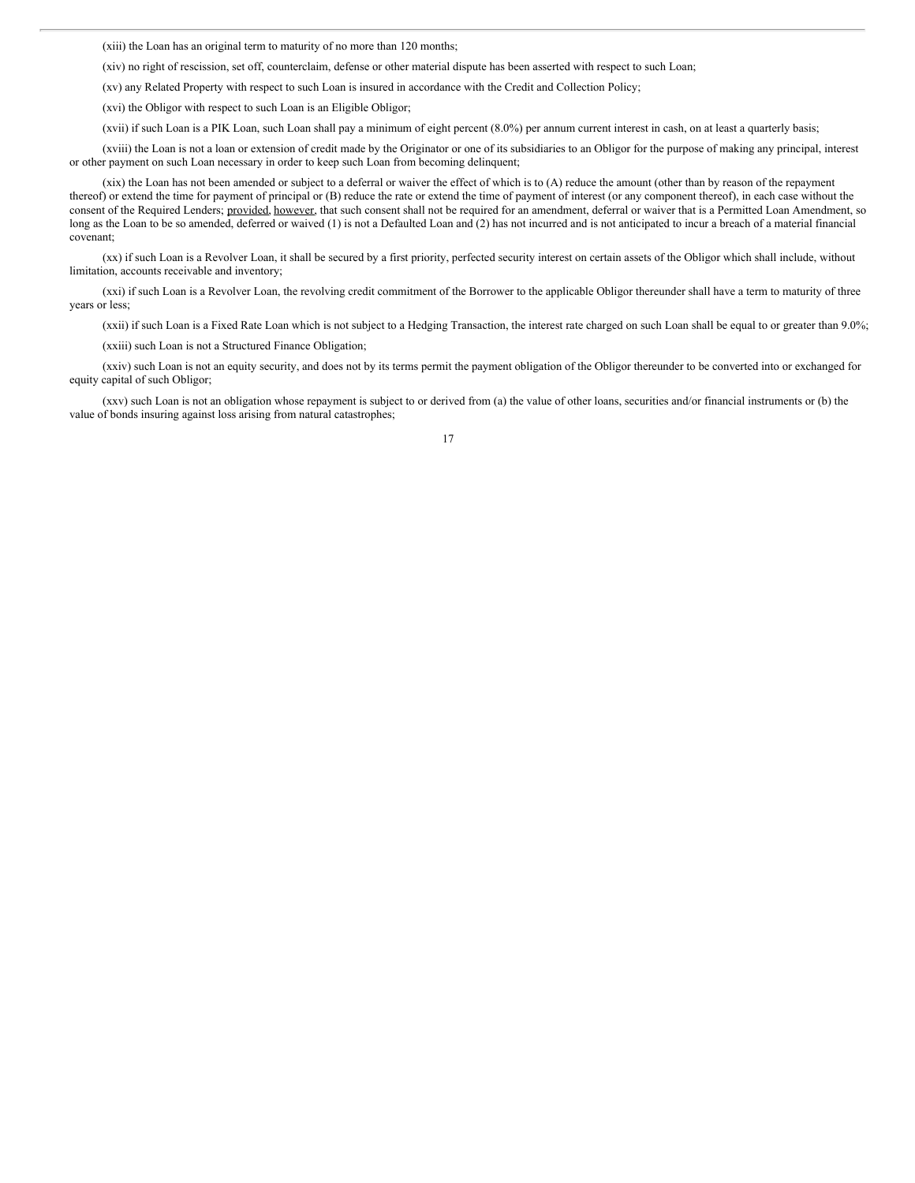(xiii) the Loan has an original term to maturity of no more than 120 months;

(xiv) no right of rescission, set off, counterclaim, defense or other material dispute has been asserted with respect to such Loan;

(xv) any Related Property with respect to such Loan is insured in accordance with the Credit and Collection Policy;

(xvi) the Obligor with respect to such Loan is an Eligible Obligor;

(xvii) if such Loan is a PIK Loan, such Loan shall pay a minimum of eight percent (8.0%) per annum current interest in cash, on at least a quarterly basis;

(xviii) the Loan is not a loan or extension of credit made by the Originator or one of its subsidiaries to an Obligor for the purpose of making any principal, interest or other payment on such Loan necessary in order to keep such Loan from becoming delinquent;

(xix) the Loan has not been amended or subject to a deferral or waiver the effect of which is to (A) reduce the amount (other than by reason of the repayment thereof) or extend the time for payment of principal or (B) reduce the rate or extend the time of payment of interest (or any component thereof), in each case without the consent of the Required Lenders; provided, however, that such consent shall not be required for an amendment, deferral or waiver that is a Permitted Loan Amendment, so long as the Loan to be so amended, deferred or waived (1) is not a Defaulted Loan and (2) has not incurred and is not anticipated to incur a breach of a material financial covenant;

(xx) if such Loan is a Revolver Loan, it shall be secured by a first priority, perfected security interest on certain assets of the Obligor which shall include, without limitation, accounts receivable and inventory;

(xxi) if such Loan is a Revolver Loan, the revolving credit commitment of the Borrower to the applicable Obligor thereunder shall have a term to maturity of three years or less;

(xxii) if such Loan is a Fixed Rate Loan which is not subject to a Hedging Transaction, the interest rate charged on such Loan shall be equal to or greater than 9.0%;

(xxiii) such Loan is not a Structured Finance Obligation;

(xxiv) such Loan is not an equity security, and does not by its terms permit the payment obligation of the Obligor thereunder to be converted into or exchanged for equity capital of such Obligor;

(xxv) such Loan is not an obligation whose repayment is subject to or derived from (a) the value of other loans, securities and/or financial instruments or (b) the value of bonds insuring against loss arising from natural catastrophes;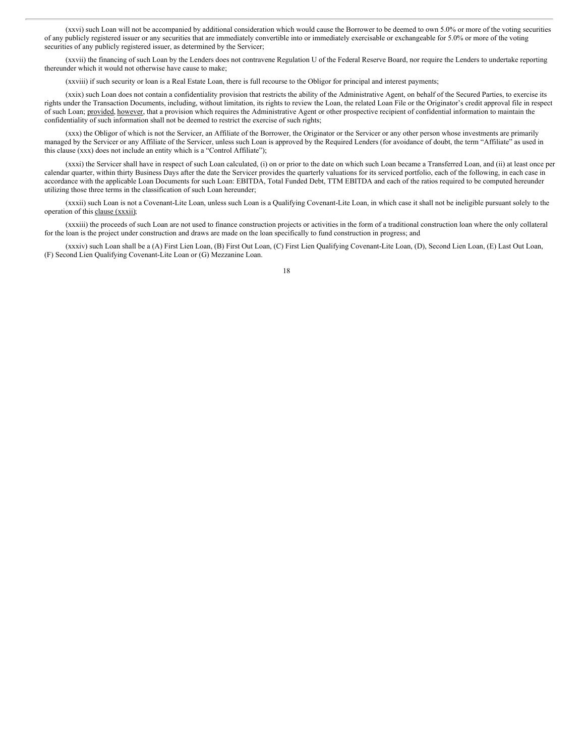(xxvi) such Loan will not be accompanied by additional consideration which would cause the Borrower to be deemed to own 5.0% or more of the voting securities of any publicly registered issuer or any securities that are immediately convertible into or immediately exercisable or exchangeable for 5.0% or more of the voting securities of any publicly registered issuer, as determined by the Servicer;

(xxvii) the financing of such Loan by the Lenders does not contravene Regulation U of the Federal Reserve Board, nor require the Lenders to undertake reporting thereunder which it would not otherwise have cause to make;

(xxviii) if such security or loan is a Real Estate Loan, there is full recourse to the Obligor for principal and interest payments;

(xxix) such Loan does not contain a confidentiality provision that restricts the ability of the Administrative Agent, on behalf of the Secured Parties, to exercise its rights under the Transaction Documents, including, without limitation, its rights to review the Loan, the related Loan File or the Originator's credit approval file in respect of such Loan; provided, however, that a provision which requires the Administrative Agent or other prospective recipient of confidential information to maintain the confidentiality of such information shall not be deemed to restrict the exercise of such rights;

(xxx) the Obligor of which is not the Servicer, an Affiliate of the Borrower, the Originator or the Servicer or any other person whose investments are primarily managed by the Servicer or any Affiliate of the Servicer, unless such Loan is approved by the Required Lenders (for avoidance of doubt, the term "Affiliate" as used in this clause (xxx) does not include an entity which is a "Control Affiliate");

(xxxi) the Servicer shall have in respect of such Loan calculated, (i) on or prior to the date on which such Loan became a Transferred Loan, and (ii) at least once per calendar quarter, within thirty Business Days after the date the Servicer provides the quarterly valuations for its serviced portfolio, each of the following, in each case in accordance with the applicable Loan Documents for such Loan: EBITDA, Total Funded Debt, TTM EBITDA and each of the ratios required to be computed hereunder utilizing those three terms in the classification of such Loan hereunder;

(xxxii) such Loan is not a Covenant-Lite Loan, unless such Loan is a Qualifying Covenant-Lite Loan, in which case it shall not be ineligible pursuant solely to the operation of this clause (xxxii);

(xxxiii) the proceeds of such Loan are not used to finance construction projects or activities in the form of a traditional construction loan where the only collateral for the loan is the project under construction and draws are made on the loan specifically to fund construction in progress; and

(xxxiv) such Loan shall be a (A) First Lien Loan, (B) First Out Loan, (C) First Lien Qualifying Covenant-Lite Loan, (D), Second Lien Loan, (E) Last Out Loan, (F) Second Lien Qualifying Covenant-Lite Loan or (G) Mezzanine Loan.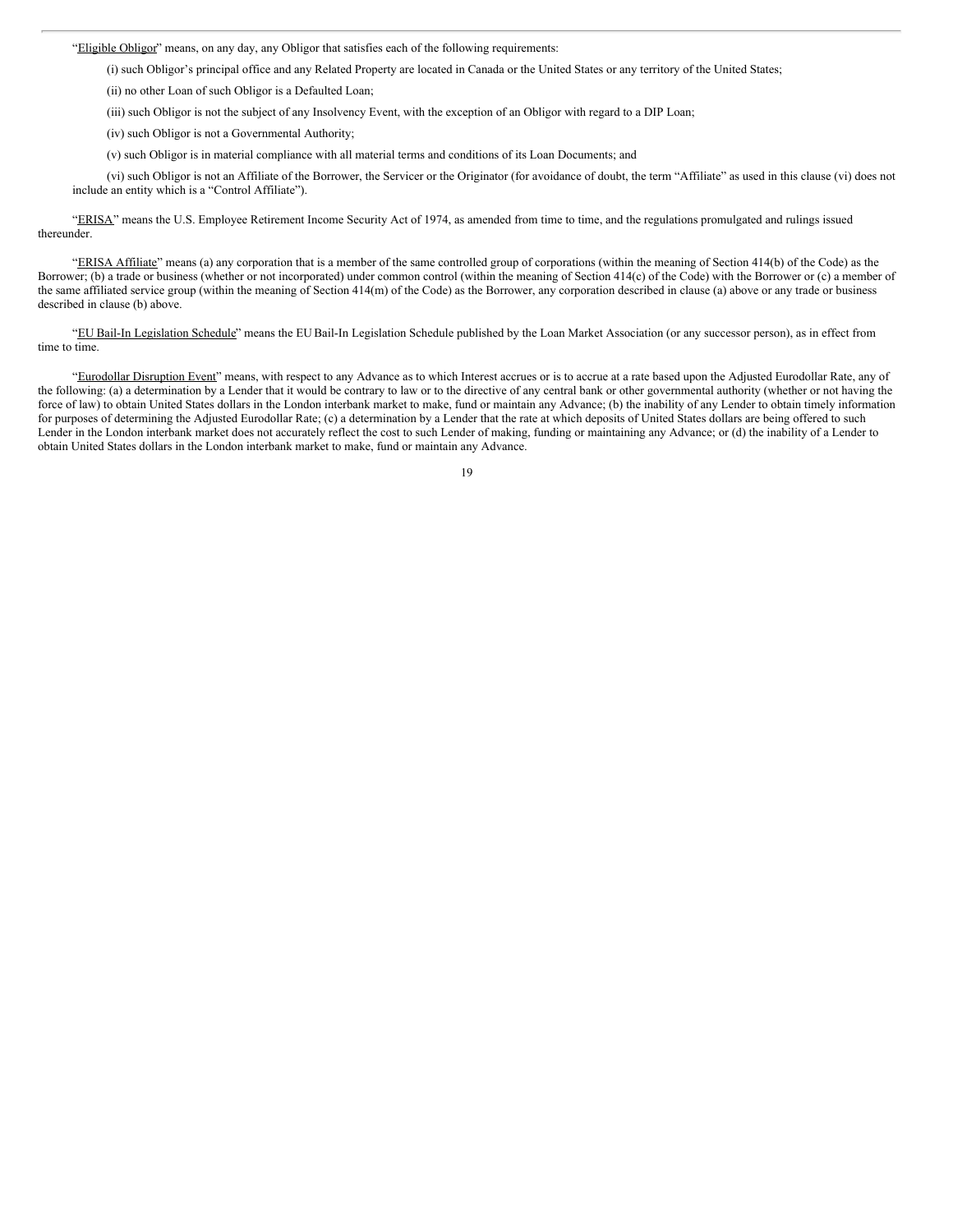"Eligible Obligor" means, on any day, any Obligor that satisfies each of the following requirements:

(i) such Obligor's principal office and any Related Property are located in Canada or the United States or any territory of the United States;

(ii) no other Loan of such Obligor is a Defaulted Loan;

(iii) such Obligor is not the subject of any Insolvency Event, with the exception of an Obligor with regard to a DIP Loan;

(iv) such Obligor is not a Governmental Authority;

(v) such Obligor is in material compliance with all material terms and conditions of its Loan Documents; and

(vi) such Obligor is not an Affiliate of the Borrower, the Servicer or the Originator (for avoidance of doubt, the term "Affiliate" as used in this clause (vi) does not include an entity which is a "Control Affiliate").

"ERISA" means the U.S. Employee Retirement Income Security Act of 1974, as amended from time to time, and the regulations promulgated and rulings issued thereunder.

"ERISA Affiliate" means (a) any corporation that is a member of the same controlled group of corporations (within the meaning of Section 414(b) of the Code) as the Borrower; (b) a trade or business (whether or not incorporated) under common control (within the meaning of Section 414(c) of the Code) with the Borrower or (c) a member of the same affiliated service group (within the meaning of Section 414(m) of the Code) as the Borrower, any corporation described in clause (a) above or any trade or business described in clause (b) above.

"EU Bail-In Legislation Schedule" means the EU Bail-In Legislation Schedule published by the Loan Market Association (or any successor person), as in effect from time to time.

"Eurodollar Disruption Event" means, with respect to any Advance as to which Interest accrues or is to accrue at a rate based upon the Adjusted Eurodollar Rate, any of the following: (a) a determination by a Lender that it would be contrary to law or to the directive of any central bank or other governmental authority (whether or not having the force of law) to obtain United States dollars in the London interbank market to make, fund or maintain any Advance; (b) the inability of any Lender to obtain timely information for purposes of determining the Adjusted Eurodollar Rate; (c) a determination by a Lender that the rate at which deposits of United States dollars are being offered to such Lender in the London interbank market does not accurately reflect the cost to such Lender of making, funding or maintaining any Advance; or (d) the inability of a Lender to obtain United States dollars in the London interbank market to make, fund or maintain any Advance.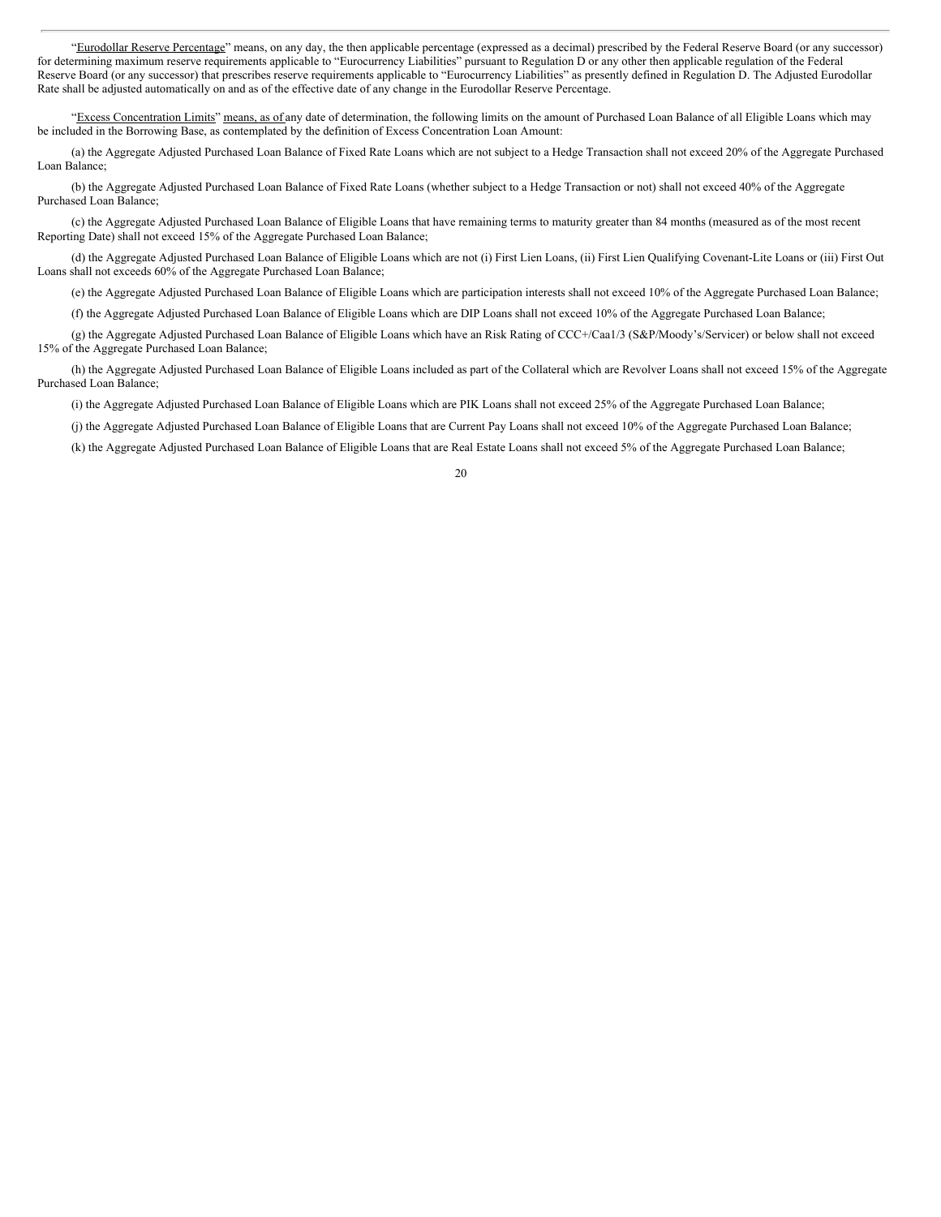"Eurodollar Reserve Percentage" means, on any day, the then applicable percentage (expressed as a decimal) prescribed by the Federal Reserve Board (or any successor) for determining maximum reserve requirements applicable to "Eurocurrency Liabilities" pursuant to Regulation D or any other then applicable regulation of the Federal Reserve Board (or any successor) that prescribes reserve requirements applicable to "Eurocurrency Liabilities" as presently defined in Regulation D. The Adjusted Eurodollar Rate shall be adjusted automatically on and as of the effective date of any change in the Eurodollar Reserve Percentage.

"Excess Concentration Limits" means, as of any date of determination, the following limits on the amount of Purchased Loan Balance of all Eligible Loans which may be included in the Borrowing Base, as contemplated by the definition of Excess Concentration Loan Amount:

(a) the Aggregate Adjusted Purchased Loan Balance of Fixed Rate Loans which are not subject to a Hedge Transaction shall not exceed 20% of the Aggregate Purchased Loan Balance;

(b) the Aggregate Adjusted Purchased Loan Balance of Fixed Rate Loans (whether subject to a Hedge Transaction or not) shall not exceed 40% of the Aggregate Purchased Loan Balance;

(c) the Aggregate Adjusted Purchased Loan Balance of Eligible Loans that have remaining terms to maturity greater than 84 months (measured as of the most recent Reporting Date) shall not exceed 15% of the Aggregate Purchased Loan Balance;

(d) the Aggregate Adjusted Purchased Loan Balance of Eligible Loans which are not (i) First Lien Loans, (ii) First Lien Qualifying Covenant-Lite Loans or (iii) First Out Loans shall not exceeds 60% of the Aggregate Purchased Loan Balance;

(e) the Aggregate Adjusted Purchased Loan Balance of Eligible Loans which are participation interests shall not exceed 10% of the Aggregate Purchased Loan Balance;

(f) the Aggregate Adjusted Purchased Loan Balance of Eligible Loans which are DIP Loans shall not exceed 10% of the Aggregate Purchased Loan Balance;

(g) the Aggregate Adjusted Purchased Loan Balance of Eligible Loans which have an Risk Rating of CCC+/Caa1/3 (S&P/Moody's/Servicer) or below shall not exceed 15% of the Aggregate Purchased Loan Balance;

(h) the Aggregate Adjusted Purchased Loan Balance of Eligible Loans included as part of the Collateral which are Revolver Loans shall not exceed 15% of the Aggregate Purchased Loan Balance;

(i) the Aggregate Adjusted Purchased Loan Balance of Eligible Loans which are PIK Loans shall not exceed 25% of the Aggregate Purchased Loan Balance;

(j) the Aggregate Adjusted Purchased Loan Balance of Eligible Loans that are Current Pay Loans shall not exceed 10% of the Aggregate Purchased Loan Balance;

(k) the Aggregate Adjusted Purchased Loan Balance of Eligible Loans that are Real Estate Loans shall not exceed 5% of the Aggregate Purchased Loan Balance;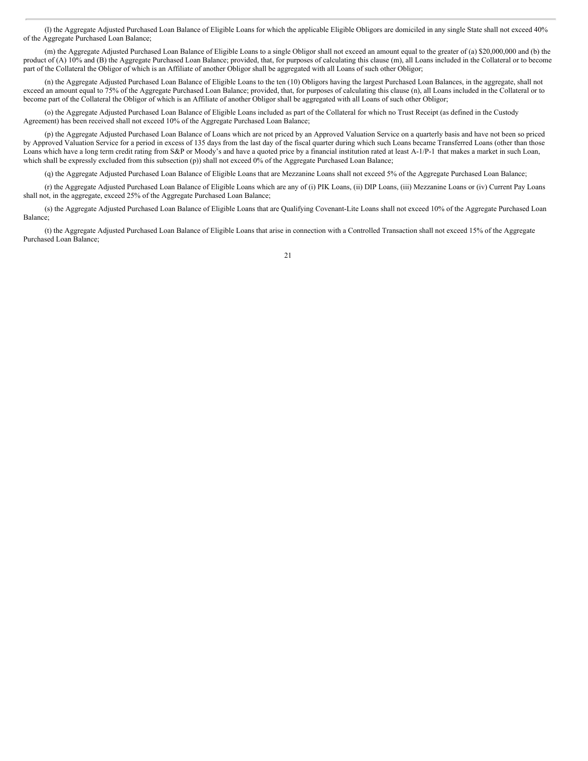(l) the Aggregate Adjusted Purchased Loan Balance of Eligible Loans for which the applicable Eligible Obligors are domiciled in any single State shall not exceed 40% of the Aggregate Purchased Loan Balance;

(m) the Aggregate Adjusted Purchased Loan Balance of Eligible Loans to a single Obligor shall not exceed an amount equal to the greater of (a) $20,000,000 and (b) the product of (A) 10% and (B) the Aggregate Purchased Loan Balance; provided, that, for purposes of calculating this clause (m), all Loans included in the Collateral or to become part of the Collateral the Obligor of which is an Affiliate of another Obligor shall be aggregated with all Loans of such other Obligor;

(n) the Aggregate Adjusted Purchased Loan Balance of Eligible Loans to the ten (10) Obligors having the largest Purchased Loan Balances, in the aggregate, shall not exceed an amount equal to 75% of the Aggregate Purchased Loan Balance; provided, that, for purposes of calculating this clause (n), all Loans included in the Collateral or to become part of the Collateral the Obligor of which is an Affiliate of another Obligor shall be aggregated with all Loans of such other Obligor;

(o) the Aggregate Adjusted Purchased Loan Balance of Eligible Loans included as part of the Collateral for which no Trust Receipt (as defined in the Custody Agreement) has been received shall not exceed 10% of the Aggregate Purchased Loan Balance;

(p) the Aggregate Adjusted Purchased Loan Balance of Loans which are not priced by an Approved Valuation Service on a quarterly basis and have not been so priced by Approved Valuation Service for a period in excess of 135 days from the last day of the fiscal quarter during which such Loans became Transferred Loans (other than those Loans which have a long term credit rating from S&P or Moody's and have a quoted price by a financial institution rated at least A-1/P-1 that makes a market in such Loan, which shall be expressly excluded from this subsection (p)) shall not exceed 0% of the Aggregate Purchased Loan Balance;

(q) the Aggregate Adjusted Purchased Loan Balance of Eligible Loans that are Mezzanine Loans shall not exceed 5% of the Aggregate Purchased Loan Balance;

(r) the Aggregate Adjusted Purchased Loan Balance of Eligible Loans which are any of (i) PIK Loans, (ii) DIP Loans, (iii) Mezzanine Loans or (iv) Current Pay Loans shall not, in the aggregate, exceed 25% of the Aggregate Purchased Loan Balance;

(s) the Aggregate Adjusted Purchased Loan Balance of Eligible Loans that are Qualifying Covenant-Lite Loans shall not exceed 10% of the Aggregate Purchased Loan Balance;

(t) the Aggregate Adjusted Purchased Loan Balance of Eligible Loans that arise in connection with a Controlled Transaction shall not exceed 15% of the Aggregate Purchased Loan Balance;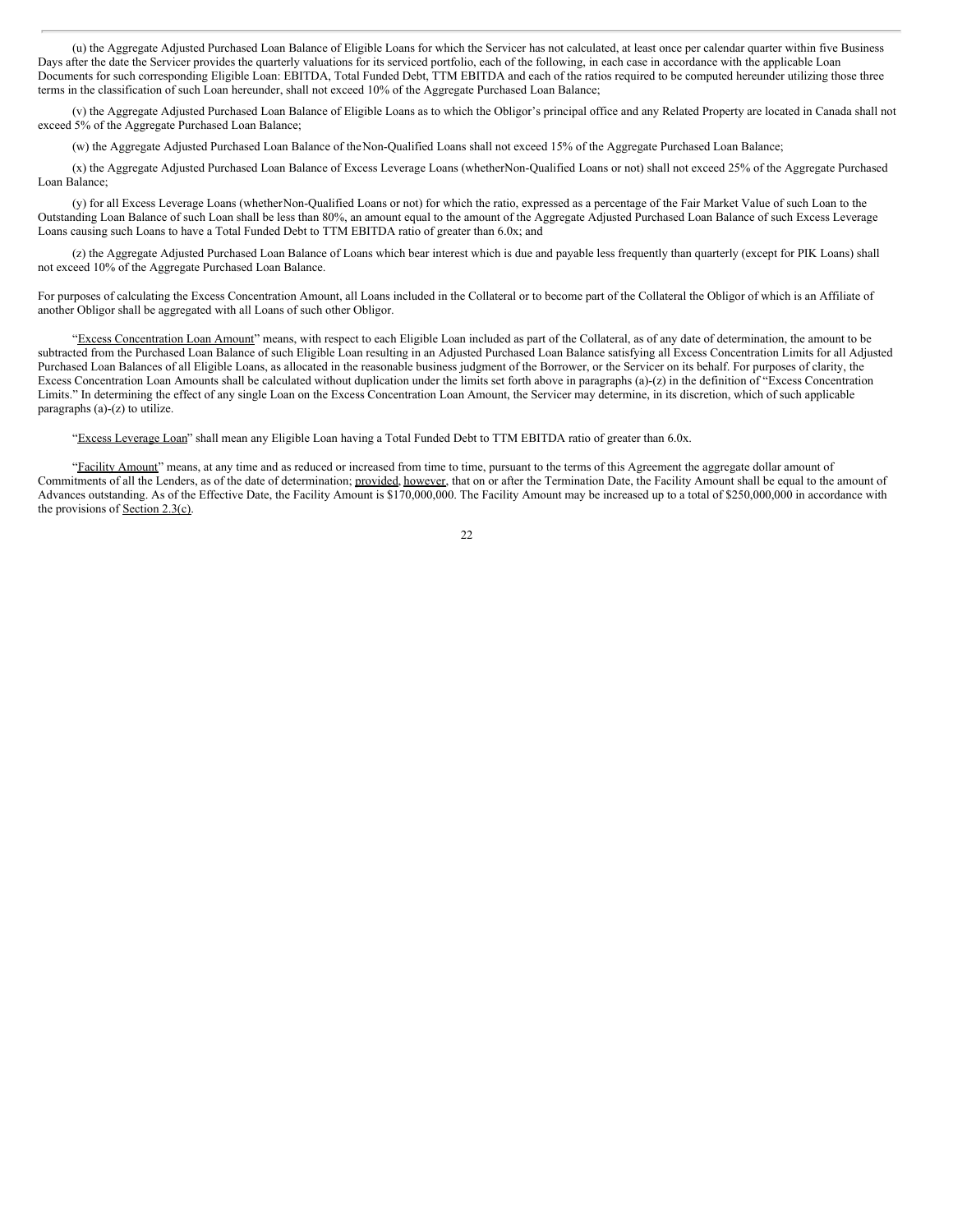(u) the Aggregate Adjusted Purchased Loan Balance of Eligible Loans for which the Servicer has not calculated, at least once per calendar quarter within five Business Days after the date the Servicer provides the quarterly valuations for its serviced portfolio, each of the following, in each case in accordance with the applicable Loan Documents for such corresponding Eligible Loan: EBITDA, Total Funded Debt, TTM EBITDA and each of the ratios required to be computed hereunder utilizing those three terms in the classification of such Loan hereunder, shall not exceed 10% of the Aggregate Purchased Loan Balance;

(v) the Aggregate Adjusted Purchased Loan Balance of Eligible Loans as to which the Obligor's principal office and any Related Property are located in Canada shall not exceed 5% of the Aggregate Purchased Loan Balance;

(w) the Aggregate Adjusted Purchased Loan Balance of the Non-Qualified Loans shall not exceed 15% of the Aggregate Purchased Loan Balance;

(x) the Aggregate Adjusted Purchased Loan Balance of Excess Leverage Loans (whether Non-Qualified Loans or not) shall not exceed 25% of the Aggregate Purchased Loan Balance;

(y) for all Excess Leverage Loans (whether Non-Qualified Loans or not) for which the ratio, expressed as a percentage of the Fair Market Value of such Loan to the Outstanding Loan Balance of such Loan shall be less than 80%, an amount equal to the amount of the Aggregate Adjusted Purchased Loan Balance of such Excess Leverage Loans causing such Loans to have a Total Funded Debt to TTM EBITDA ratio of greater than 6.0x; and

(z) the Aggregate Adjusted Purchased Loan Balance of Loans which bear interest which is due and payable less frequently than quarterly (except for PIK Loans) shall not exceed 10% of the Aggregate Purchased Loan Balance.

For purposes of calculating the Excess Concentration Amount, all Loans included in the Collateral or to become part of the Collateral the Obligor of which is an Affiliate of another Obligor shall be aggregated with all Loans of such other Obligor.

"Excess Concentration Loan Amount" means, with respect to each Eligible Loan included as part of the Collateral, as of any date of determination, the amount to be subtracted from the Purchased Loan Balance of such Eligible Loan resulting in an Adjusted Purchased Loan Balance satisfying all Excess Concentration Limits for all Adjusted Purchased Loan Balances of all Eligible Loans, as allocated in the reasonable business judgment of the Borrower, or the Servicer on its behalf. For purposes of clarity, the Excess Concentration Loan Amounts shall be calculated without duplication under the limits set forth above in paragraphs (a)-(z) in the definition of "Excess Concentration Limits." In determining the effect of any single Loan on the Excess Concentration Loan Amount, the Servicer may determine, in its discretion, which of such applicable paragraphs (a)-(z) to utilize.

"Excess Leverage Loan" shall mean any Eligible Loan having a Total Funded Debt to TTM EBITDA ratio of greater than 6.0x.

"Facility Amount" means, at any time and as reduced or increased from time to time, pursuant to the terms of this Agreement the aggregate dollar amount of Commitments of all the Lenders, as of the date of determination; provided, however, that on or after the Termination Date, the Facility Amount shall be equal to the amount of Advances outstanding. As of the Effective Date, the Facility Amount is $170,000,000. The Facility Amount may be increased up to a total of $250,000,000 in accordance with the provisions of Section 2.3(c).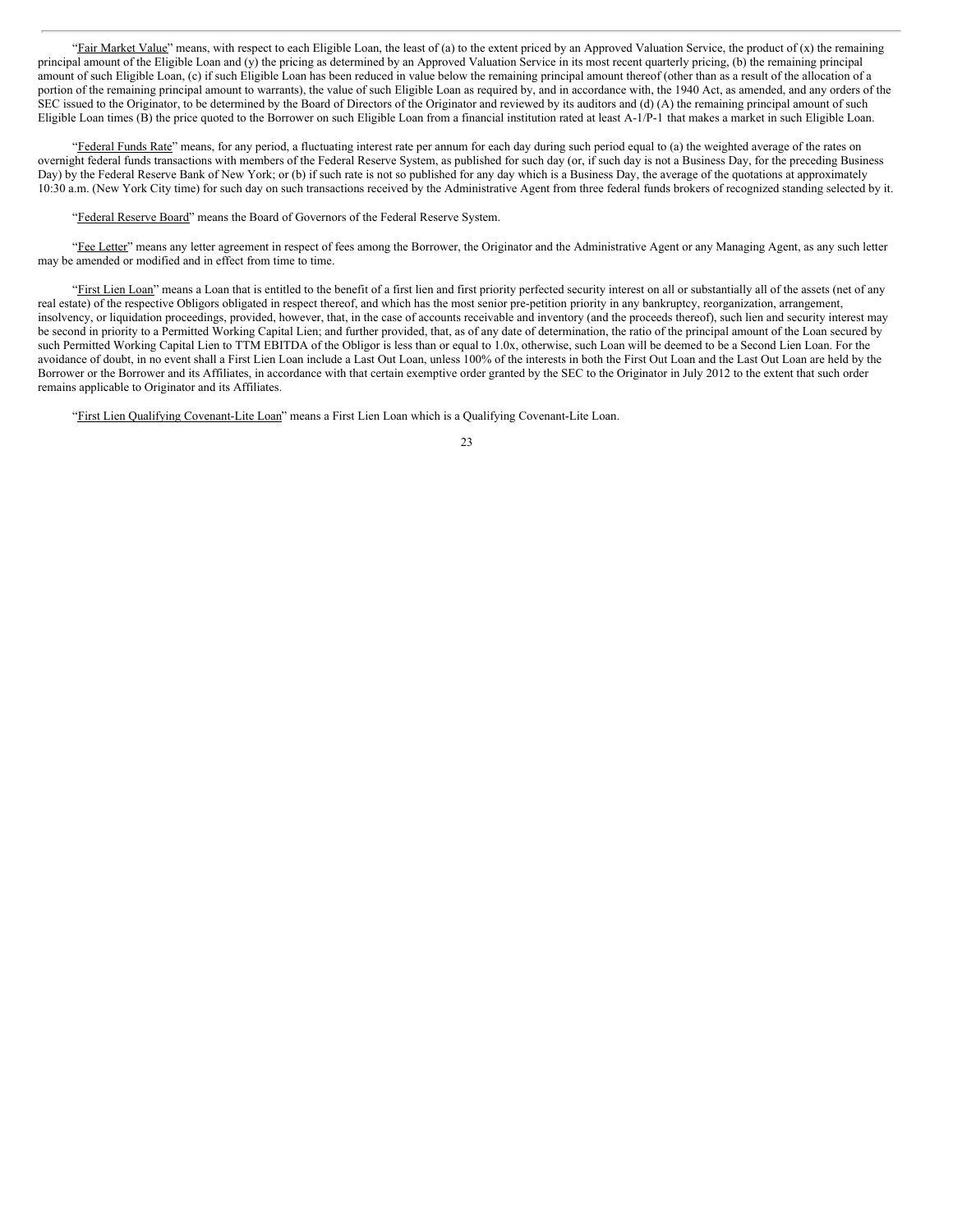"Fair Market Value" means, with respect to each Eligible Loan, the least of (a) to the extent priced by an Approved Valuation Service, the product of (x) the remaining principal amount of the Eligible Loan and (y) the pricing as determined by an Approved Valuation Service in its most recent quarterly pricing, (b) the remaining principal amount of such Eligible Loan, (c) if such Eligible Loan has been reduced in value below the remaining principal amount thereof (other than as a result of the allocation of a portion of the remaining principal amount to warrants), the value of such Eligible Loan as required by, and in accordance with, the 1940 Act, as amended, and any orders of the SEC issued to the Originator, to be determined by the Board of Directors of the Originator and reviewed by its auditors and (d) (A) the remaining principal amount of such Eligible Loan times (B) the price quoted to the Borrower on such Eligible Loan from a financial institution rated at least A-1/P-1 that makes a market in such Eligible Loan.

"Federal Funds Rate" means, for any period, a fluctuating interest rate per annum for each day during such period equal to (a) the weighted average of the rates on overnight federal funds transactions with members of the Federal Reserve System, as published for such day (or, if such day is not a Business Day, for the preceding Business Day) by the Federal Reserve Bank of New York; or (b) if such rate is not so published for any day which is a Business Day, the average of the quotations at approximately 10:30 a.m. (New York City time) for such day on such transactions received by the Administrative Agent from three federal funds brokers of recognized standing selected by it.

"Federal Reserve Board" means the Board of Governors of the Federal Reserve System.

"Fee Letter" means any letter agreement in respect of fees among the Borrower, the Originator and the Administrative Agent or any Managing Agent, as any such letter may be amended or modified and in effect from time to time.

"First Lien Loan" means a Loan that is entitled to the benefit of a first lien and first priority perfected security interest on all or substantially all of the assets (net of any real estate) of the respective Obligors obligated in respect thereof, and which has the most senior pre-petition priority in any bankruptcy, reorganization, arrangement, insolvency, or liquidation proceedings, provided, however, that, in the case of accounts receivable and inventory (and the proceeds thereof), such lien and security interest may be second in priority to a Permitted Working Capital Lien; and further provided, that, as of any date of determination, the ratio of the principal amount of the Loan secured by such Permitted Working Capital Lien to TTM EBITDA of the Obligor is less than or equal to 1.0x, otherwise, such Loan will be deemed to be a Second Lien Loan. For the avoidance of doubt, in no event shall a First Lien Loan include a Last Out Loan, unless 100% of the interests in both the First Out Loan and the Last Out Loan are held by the Borrower or the Borrower and its Affiliates, in accordance with that certain exemptive order granted by the SEC to the Originator in July 2012 to the extent that such order remains applicable to Originator and its Affiliates.

"First Lien Qualifying Covenant-Lite Loan" means a First Lien Loan which is a Qualifying Covenant-Lite Loan.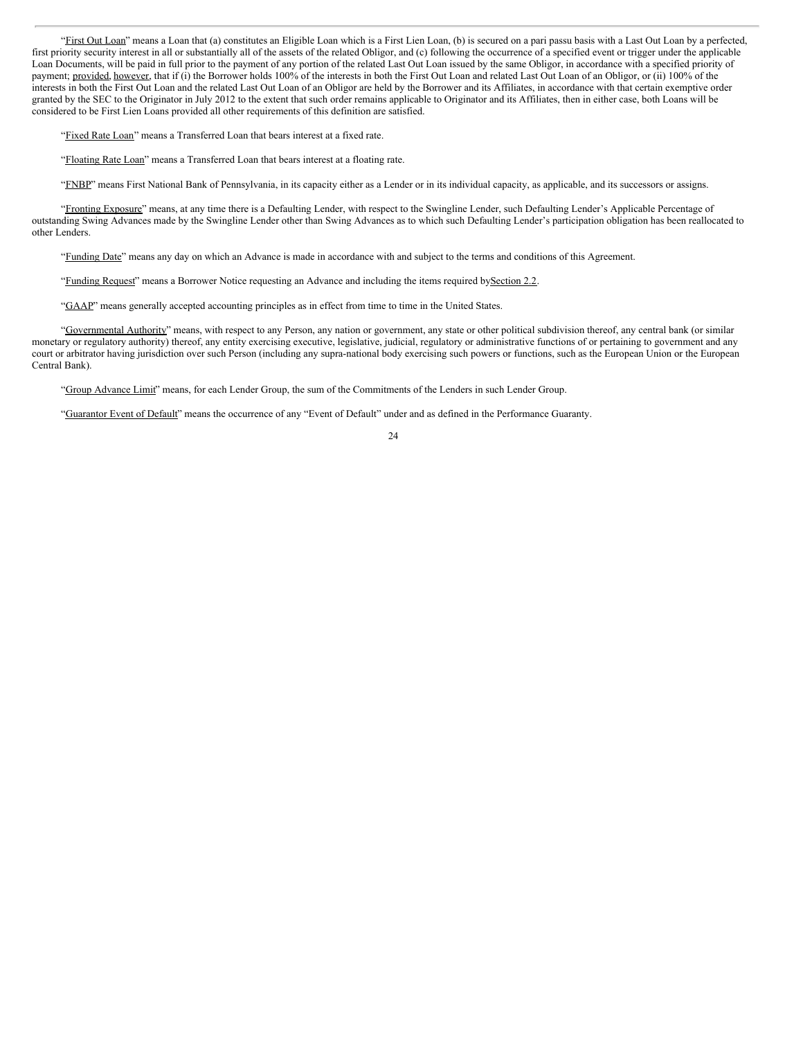"First Out Loan" means a Loan that (a) constitutes an Eligible Loan which is a First Lien Loan, (b) is secured on a pari passu basis with a Last Out Loan by a perfected, first priority security interest in all or substantially all of the assets of the related Obligor, and (c) following the occurrence of a specified event or trigger under the applicable Loan Documents, will be paid in full prior to the payment of any portion of the related Last Out Loan issued by the same Obligor, in accordance with a specified priority of payment; provided, however, that if (i) the Borrower holds 100% of the interests in both the First Out Loan and related Last Out Loan of an Obligor, or (ii) 100% of the interests in both the First Out Loan and the related Last Out Loan of an Obligor are held by the Borrower and its Affiliates, in accordance with that certain exemptive order granted by the SEC to the Originator in July 2012 to the extent that such order remains applicable to Originator and its Affiliates, then in either case, both Loans will be considered to be First Lien Loans provided all other requirements of this definition are satisfied.

"Fixed Rate Loan" means a Transferred Loan that bears interest at a fixed rate.

"Floating Rate Loan" means a Transferred Loan that bears interest at a floating rate.

"FNBP" means First National Bank of Pennsylvania, in its capacity either as a Lender or in its individual capacity, as applicable, and its successors or assigns.

"Fronting Exposure" means, at any time there is a Defaulting Lender, with respect to the Swingline Lender, such Defaulting Lender's Applicable Percentage of outstanding Swing Advances made by the Swingline Lender other than Swing Advances as to which such Defaulting Lender's participation obligation has been reallocated to other Lenders.

"Funding Date" means any day on which an Advance is made in accordance with and subject to the terms and conditions of this Agreement.

"Funding Request" means a Borrower Notice requesting an Advance and including the items required by Section 2.2.

"GAAP" means generally accepted accounting principles as in effect from time to time in the United States.

"Governmental Authority" means, with respect to any Person, any nation or government, any state or other political subdivision thereof, any central bank (or similar monetary or regulatory authority) thereof, any entity exercising executive, legislative, judicial, regulatory or administrative functions of or pertaining to government and any court or arbitrator having jurisdiction over such Person (including any supra-national body exercising such powers or functions, such as the European Union or the European Central Bank).

"Group Advance Limit" means, for each Lender Group, the sum of the Commitments of the Lenders in such Lender Group.

"Guarantor Event of Default" means the occurrence of any "Event of Default" under and as defined in the Performance Guaranty.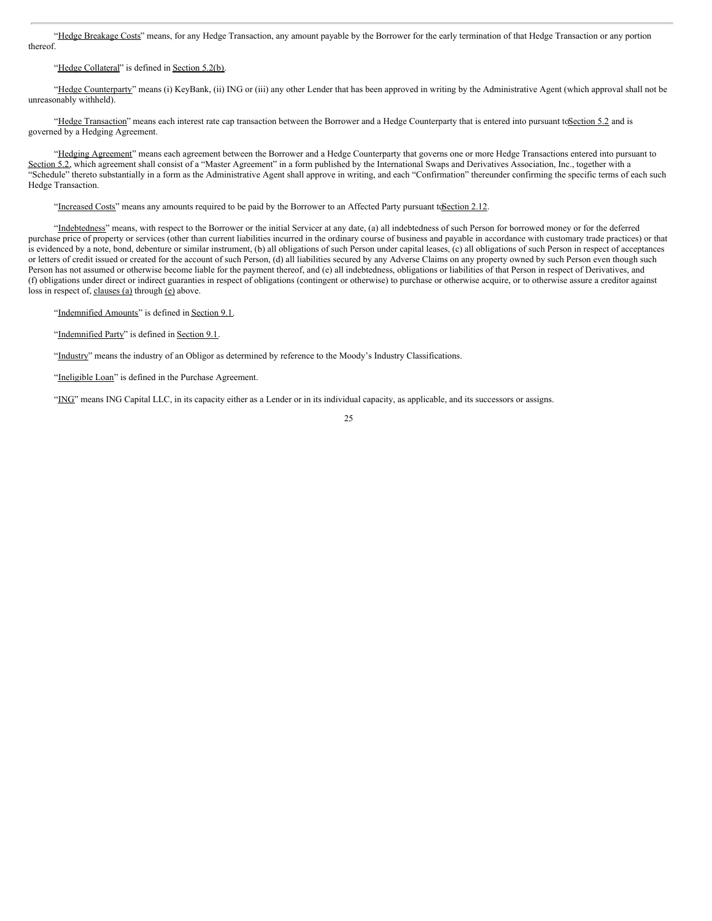"Hedge Breakage Costs" means, for any Hedge Transaction, any amount payable by the Borrower for the early termination of that Hedge Transaction or any portion thereof.

"Hedge Collateral" is defined in Section 5.2(b).

"Hedge Counterparty" means (i) KeyBank, (ii) ING or (iii) any other Lender that has been approved in writing by the Administrative Agent (which approval shall not be unreasonably withheld).

"Hedge Transaction" means each interest rate cap transaction between the Borrower and a Hedge Counterparty that is entered into pursuant to Section 5.2 and is governed by a Hedging Agreement.

"Hedging Agreement" means each agreement between the Borrower and a Hedge Counterparty that governs one or more Hedge Transactions entered into pursuant to Section 5.2, which agreement shall consist of a "Master Agreement" in a form published by the International Swaps and Derivatives Association, Inc., together with a "Schedule" thereto substantially in a form as the Administrative Agent shall approve in writing, and each "Confirmation" thereunder confirming the specific terms of each such Hedge Transaction.

"Increased Costs" means any amounts required to be paid by the Borrower to an Affected Party pursuant to Section 2.12.

"Indebtedness" means, with respect to the Borrower or the initial Servicer at any date, (a) all indebtedness of such Person for borrowed money or for the deferred purchase price of property or services (other than current liabilities incurred in the ordinary course of business and payable in accordance with customary trade practices) or that is evidenced by a note, bond, debenture or similar instrument, (b) all obligations of such Person under capital leases, (c) all obligations of such Person in respect of acceptances or letters of credit issued or created for the account of such Person, (d) all liabilities secured by any Adverse Claims on any property owned by such Person even though such Person has not assumed or otherwise become liable for the payment thereof, and (e) all indebtedness, obligations or liabilities of that Person in respect of Derivatives, and (f) obligations under direct or indirect guaranties in respect of obligations (contingent or otherwise) to purchase or otherwise acquire, or to otherwise assure a creditor against loss in respect of, clauses (a) through (e) above.

"Indemnified Amounts" is defined in Section 9.1.

"Indemnified Party" is defined in Section 9.1.

"Industry" means the industry of an Obligor as determined by reference to the Moody's Industry Classifications.

"Ineligible Loan" is defined in the Purchase Agreement.

"ING" means ING Capital LLC, in its capacity either as a Lender or in its individual capacity, as applicable, and its successors or assigns.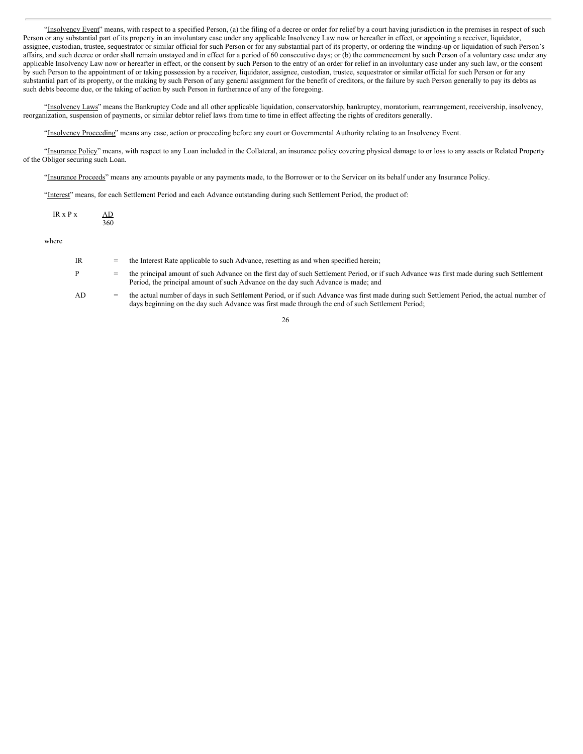"Insolvency Event" means, with respect to a specified Person, (a) the filing of a decree or order for relief by a court having jurisdiction in the premises in respect of such Person or any substantial part of its property in an involuntary case under any applicable Insolvency Law now or hereafter in effect, or appointing a receiver, liquidator, assignee, custodian, trustee, sequestrator or similar official for such Person or for any substantial part of its property, or ordering the winding-up or liquidation of such Person's affairs, and such decree or order shall remain unstayed and in effect for a period of 60 consecutive days; or (b) the commencement by such Person of a voluntary case under any applicable Insolvency Law now or hereafter in effect, or the consent by such Person to the entry of an order for relief in an involuntary case under any such law, or the consent by such Person to the appointment of or taking possession by a receiver, liquidator, assignee, custodian, trustee, sequestrator or similar official for such Person or for any substantial part of its property, or the making by such Person of any general assignment for the benefit of creditors, or the failure by such Person generally to pay its debts as such debts become due, or the taking of action by such Person in furtherance of any of the foregoing.

"Insolvency Laws" means the Bankruptcy Code and all other applicable liquidation, conservatorship, bankruptcy, moratorium, rearrangement, receivership, insolvency, reorganization, suspension of payments, or similar debtor relief laws from time to time in effect affecting the rights of creditors generally.

"Insolvency Proceeding" means any case, action or proceeding before any court or Governmental Authority relating to an Insolvency Event.

"Insurance Policy" means, with respect to any Loan included in the Collateral, an insurance policy covering physical damage to or loss to any assets or Related Property of the Obligor securing such Loan.

"Insurance Proceeds" means any amounts payable or any payments made, to the Borrower or to the Servicer on its behalf under any Insurance Policy.

"Interest" means, for each Settlement Period and each Advance outstanding during such Settlement Period, the product of:

$$IR \times P \times \frac{AD}{360}$$

where

| | | |
|---|---|---|
| IR | = | the Interest Rate applicable to such Advance, resetting as and when specified herein; |
| P | = | the principal amount of such Advance on the first day of such Settlement Period, or if such Advance was first made during such Settlement Period, the principal amount of such Advance on the day such Advance is made; and |
| AD | = | the actual number of days in such Settlement Period, or if such Advance was first made during such Settlement Period, the actual number of days beginning on the day such Advance was first made through the end of such Settlement Period; |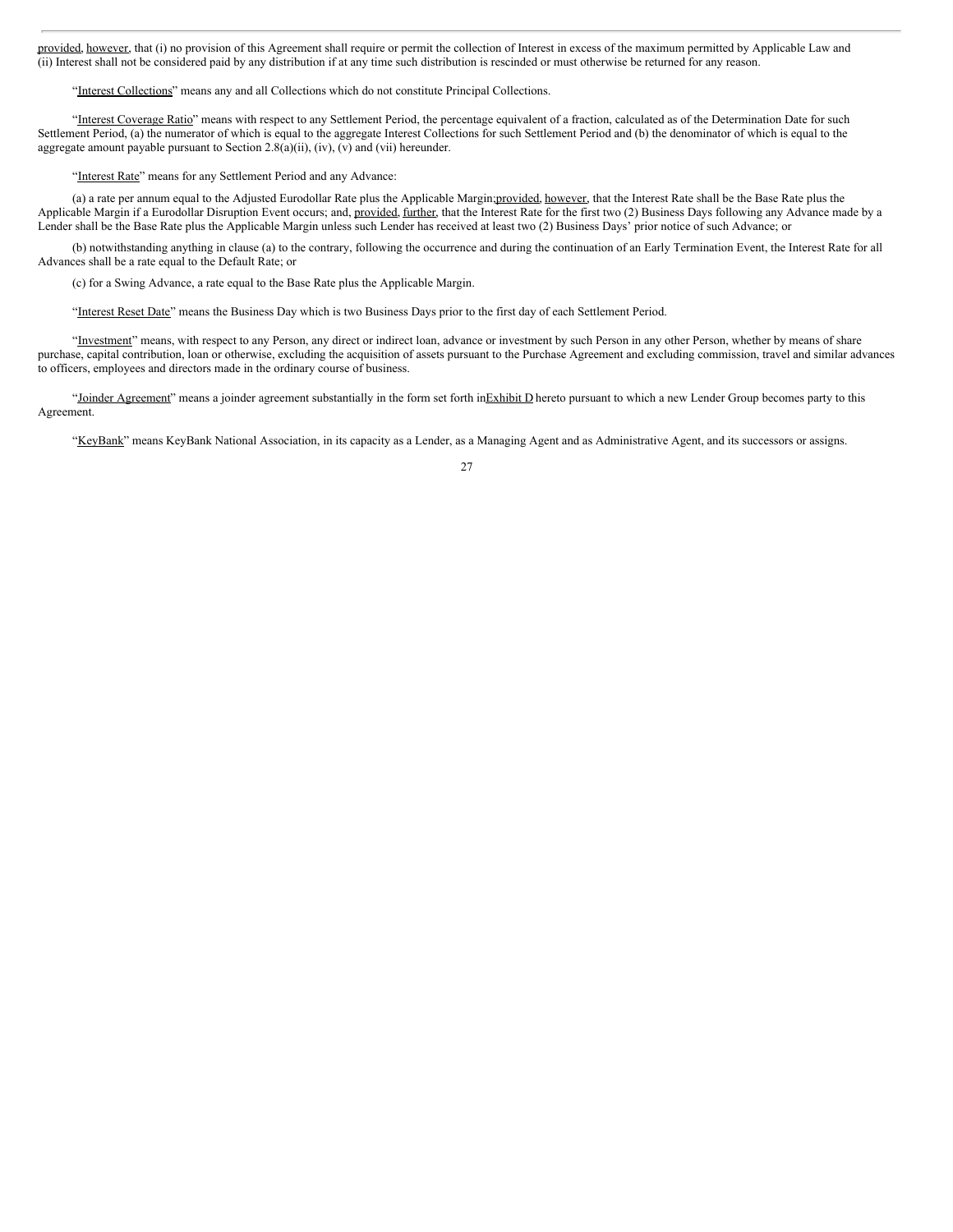provided, however, that (i) no provision of this Agreement shall require or permit the collection of Interest in excess of the maximum permitted by Applicable Law and (ii) Interest shall not be considered paid by any distribution if at any time such distribution is rescinded or must otherwise be returned for any reason.

"Interest Collections" means any and all Collections which do not constitute Principal Collections.

"Interest Coverage Ratio" means with respect to any Settlement Period, the percentage equivalent of a fraction, calculated as of the Determination Date for such Settlement Period, (a) the numerator of which is equal to the aggregate Interest Collections for such Settlement Period and (b) the denominator of which is equal to the aggregate amount payable pursuant to Section 2.8(a)(ii), (iv), (v) and (vii) hereunder.

"Interest Rate" means for any Settlement Period and any Advance:

(a) a rate per annum equal to the Adjusted Eurodollar Rate plus the Applicable Margin; provided, however, that the Interest Rate shall be the Base Rate plus the Applicable Margin if a Eurodollar Disruption Event occurs; and, provided, further, that the Interest Rate for the first two (2) Business Days following any Advance made by a Lender shall be the Base Rate plus the Applicable Margin unless such Lender has received at least two (2) Business Days' prior notice of such Advance; or

(b) notwithstanding anything in clause (a) to the contrary, following the occurrence and during the continuation of an Early Termination Event, the Interest Rate for all Advances shall be a rate equal to the Default Rate; or

(c) for a Swing Advance, a rate equal to the Base Rate plus the Applicable Margin.

"Interest Reset Date" means the Business Day which is two Business Days prior to the first day of each Settlement Period.

"Investment" means, with respect to any Person, any direct or indirect loan, advance or investment by such Person in any other Person, whether by means of share purchase, capital contribution, loan or otherwise, excluding the acquisition of assets pursuant to the Purchase Agreement and excluding commission, travel and similar advances to officers, employees and directors made in the ordinary course of business.

"Joinder Agreement" means a joinder agreement substantially in the form set forth in Exhibit D hereto pursuant to which a new Lender Group becomes party to this Agreement.

"KeyBank" means KeyBank National Association, in its capacity as a Lender, as a Managing Agent and as Administrative Agent, and its successors or assigns.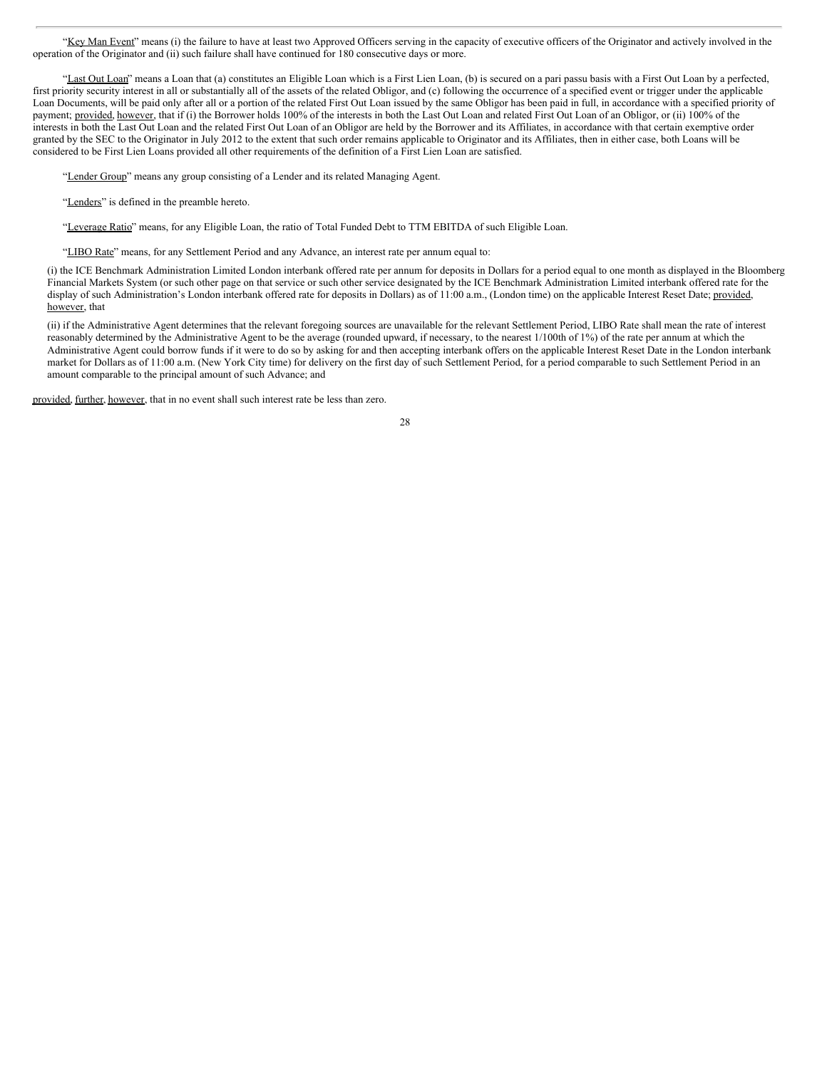"Key Man Event" means (i) the failure to have at least two Approved Officers serving in the capacity of executive officers of the Originator and actively involved in the operation of the Originator and (ii) such failure shall have continued for 180 consecutive days or more.

"Last Out Loan" means a Loan that (a) constitutes an Eligible Loan which is a First Lien Loan, (b) is secured on a pari passu basis with a First Out Loan by a perfected, first priority security interest in all or substantially all of the assets of the related Obligor, and (c) following the occurrence of a specified event or trigger under the applicable Loan Documents, will be paid only after all or a portion of the related First Out Loan issued by the same Obligor has been paid in full, in accordance with a specified priority of payment; provided, however, that if (i) the Borrower holds 100% of the interests in both the Last Out Loan and related First Out Loan of an Obligor, or (ii) 100% of the interests in both the Last Out Loan and the related First Out Loan of an Obligor are held by the Borrower and its Affiliates, in accordance with that certain exemptive order granted by the SEC to the Originator in July 2012 to the extent that such order remains applicable to Originator and its Affiliates, then in either case, both Loans will be considered to be First Lien Loans provided all other requirements of the definition of a First Lien Loan are satisfied.

"Lender Group" means any group consisting of a Lender and its related Managing Agent.

"Lenders" is defined in the preamble hereto.

"Leverage Ratio" means, for any Eligible Loan, the ratio of Total Funded Debt to TTM EBITDA of such Eligible Loan.

"LIBO Rate" means, for any Settlement Period and any Advance, an interest rate per annum equal to:

(i) the ICE Benchmark Administration Limited London interbank offered rate per annum for deposits in Dollars for a period equal to one month as displayed in the Bloomberg Financial Markets System (or such other page on that service or such other service designated by the ICE Benchmark Administration Limited interbank offered rate for the display of such Administration's London interbank offered rate for deposits in Dollars) as of 11:00 a.m., (London time) on the applicable Interest Reset Date; provided, however, that

(ii) if the Administrative Agent determines that the relevant foregoing sources are unavailable for the relevant Settlement Period, LIBO Rate shall mean the rate of interest reasonably determined by the Administrative Agent to be the average (rounded upward, if necessary, to the nearest 1/100th of 1%) of the rate per annum at which the Administrative Agent could borrow funds if it were to do so by asking for and then accepting interbank offers on the applicable Interest Reset Date in the London interbank market for Dollars as of 11:00 a.m. (New York City time) for delivery on the first day of such Settlement Period, for a period comparable to such Settlement Period in an amount comparable to the principal amount of such Advance; and

provided, further, however, that in no event shall such interest rate be less than zero.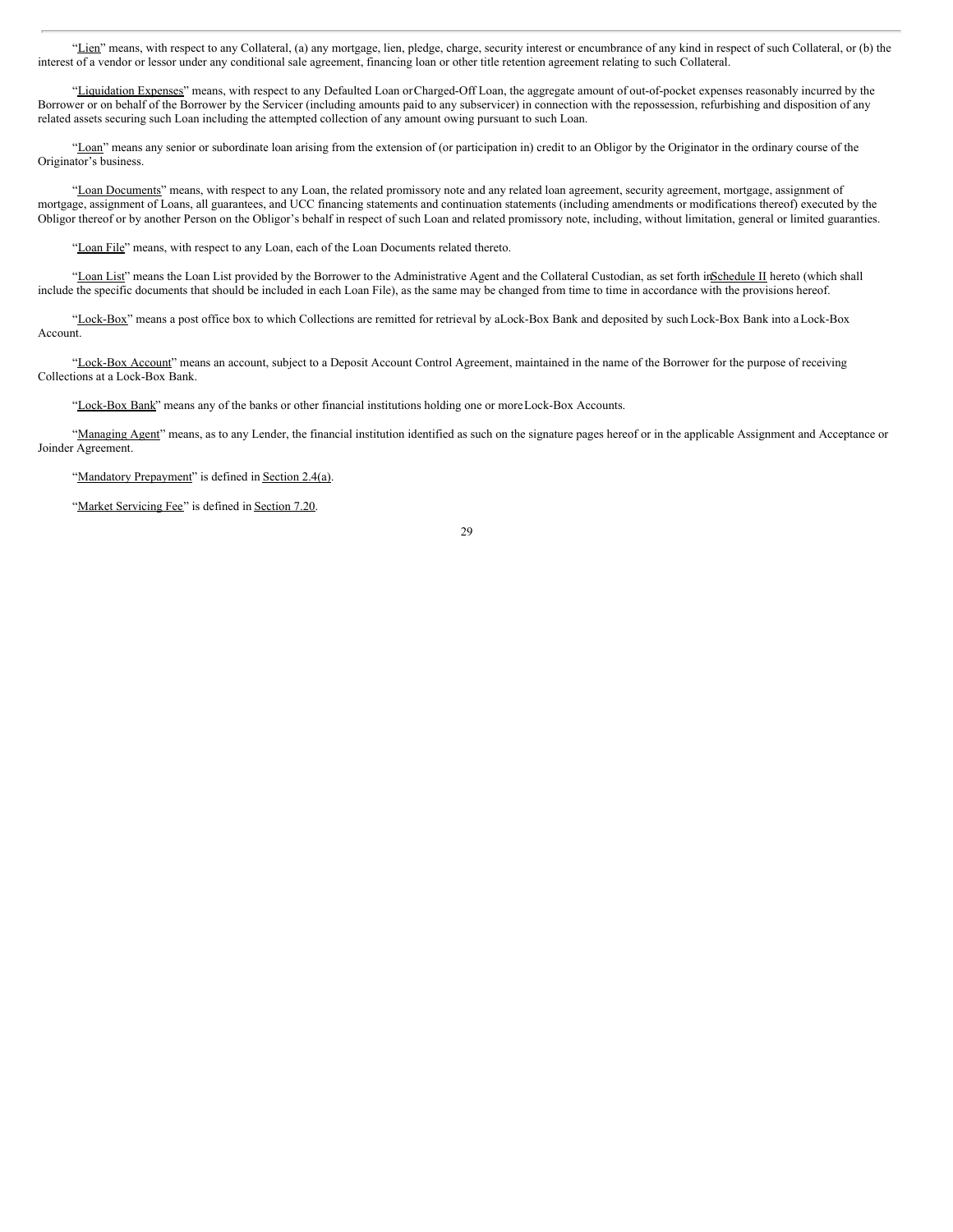"Lien" means, with respect to any Collateral, (a) any mortgage, lien, pledge, charge, security interest or encumbrance of any kind in respect of such Collateral, or (b) the interest of a vendor or lessor under any conditional sale agreement, financing loan or other title retention agreement relating to such Collateral.

"Liquidation Expenses" means, with respect to any Defaulted Loan or Charged-Off Loan, the aggregate amount of out-of-pocket expenses reasonably incurred by the Borrower or on behalf of the Borrower by the Servicer (including amounts paid to any subservicer) in connection with the repossession, refurbishing and disposition of any related assets securing such Loan including the attempted collection of any amount owing pursuant to such Loan.

"Loan" means any senior or subordinate loan arising from the extension of (or participation in) credit to an Obligor by the Originator in the ordinary course of the Originator's business.

"Loan Documents" means, with respect to any Loan, the related promissory note and any related loan agreement, security agreement, mortgage, assignment of mortgage, assignment of Loans, all guarantees, and UCC financing statements and continuation statements (including amendments or modifications thereof) executed by the Obligor thereof or by another Person on the Obligor's behalf in respect of such Loan and related promissory note, including, without limitation, general or limited guaranties.

"Loan File" means, with respect to any Loan, each of the Loan Documents related thereto.

"Loan List" means the Loan List provided by the Borrower to the Administrative Agent and the Collateral Custodian, as set forth in Schedule II hereto (which shall include the specific documents that should be included in each Loan File), as the same may be changed from time to time in accordance with the provisions hereof.

"Lock-Box" means a post office box to which Collections are remitted for retrieval by a Lock-Box Bank and deposited by such Lock-Box Bank into a Lock-Box Account.

"Lock-Box Account" means an account, subject to a Deposit Account Control Agreement, maintained in the name of the Borrower for the purpose of receiving Collections at a Lock-Box Bank.

"Lock-Box Bank" means any of the banks or other financial institutions holding one or more Lock-Box Accounts.

"Managing Agent" means, as to any Lender, the financial institution identified as such on the signature pages hereof or in the applicable Assignment and Acceptance or Joinder Agreement.

"Mandatory Prepayment" is defined in Section 2.4(a).

"Market Servicing Fee" is defined in Section 7.20.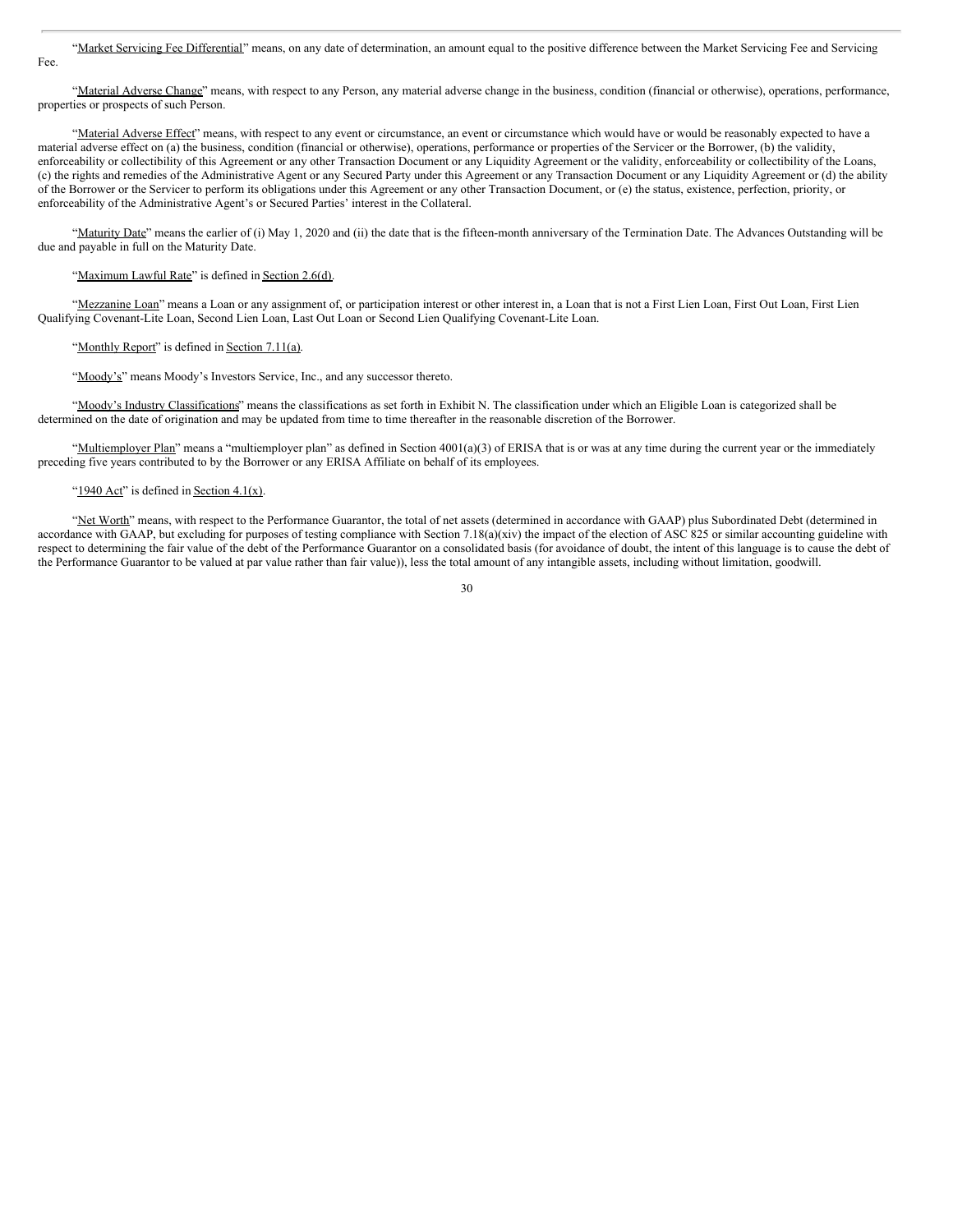"Market Servicing Fee Differential" means, on any date of determination, an amount equal to the positive difference between the Market Servicing Fee and Servicing Fee.

"Material Adverse Change" means, with respect to any Person, any material adverse change in the business, condition (financial or otherwise), operations, performance, properties or prospects of such Person.

"Material Adverse Effect" means, with respect to any event or circumstance, an event or circumstance which would have or would be reasonably expected to have a material adverse effect on (a) the business, condition (financial or otherwise), operations, performance or properties of the Servicer or the Borrower, (b) the validity, enforceability or collectibility of this Agreement or any other Transaction Document or any Liquidity Agreement or the validity, enforceability or collectibility of the Loans, (c) the rights and remedies of the Administrative Agent or any Secured Party under this Agreement or any Transaction Document or any Liquidity Agreement or (d) the ability of the Borrower or the Servicer to perform its obligations under this Agreement or any other Transaction Document, or (e) the status, existence, perfection, priority, or enforceability of the Administrative Agent's or Secured Parties' interest in the Collateral.

"Maturity Date" means the earlier of (i) May 1, 2020 and (ii) the date that is the fifteen-month anniversary of the Termination Date. The Advances Outstanding will be due and payable in full on the Maturity Date.

"Maximum Lawful Rate" is defined in Section 2.6(d).

"Mezzanine Loan" means a Loan or any assignment of, or participation interest or other interest in, a Loan that is not a First Lien Loan, First Out Loan, First Lien Qualifying Covenant-Lite Loan, Second Lien Loan, Last Out Loan or Second Lien Qualifying Covenant-Lite Loan.

"Monthly Report" is defined in Section 7.11(a).

"Moody's" means Moody's Investors Service, Inc., and any successor thereto.

"Moody's Industry Classifications" means the classifications as set forth in Exhibit N. The classification under which an Eligible Loan is categorized shall be determined on the date of origination and may be updated from time to time thereafter in the reasonable discretion of the Borrower.

"Multiemployer Plan" means a "multiemployer plan" as defined in Section 4001(a)(3) of ERISA that is or was at any time during the current year or the immediately preceding five years contributed to by the Borrower or any ERISA Affiliate on behalf of its employees.

"1940 Act" is defined in Section 4.1(x).

"Net Worth" means, with respect to the Performance Guarantor, the total of net assets (determined in accordance with GAAP) plus Subordinated Debt (determined in accordance with GAAP, but excluding for purposes of testing compliance with Section 7.18(a)(xiv) the impact of the election of ASC 825 or similar accounting guideline with respect to determining the fair value of the debt of the Performance Guarantor on a consolidated basis (for avoidance of doubt, the intent of this language is to cause the debt of the Performance Guarantor to be valued at par value rather than fair value)), less the total amount of any intangible assets, including without limitation, goodwill.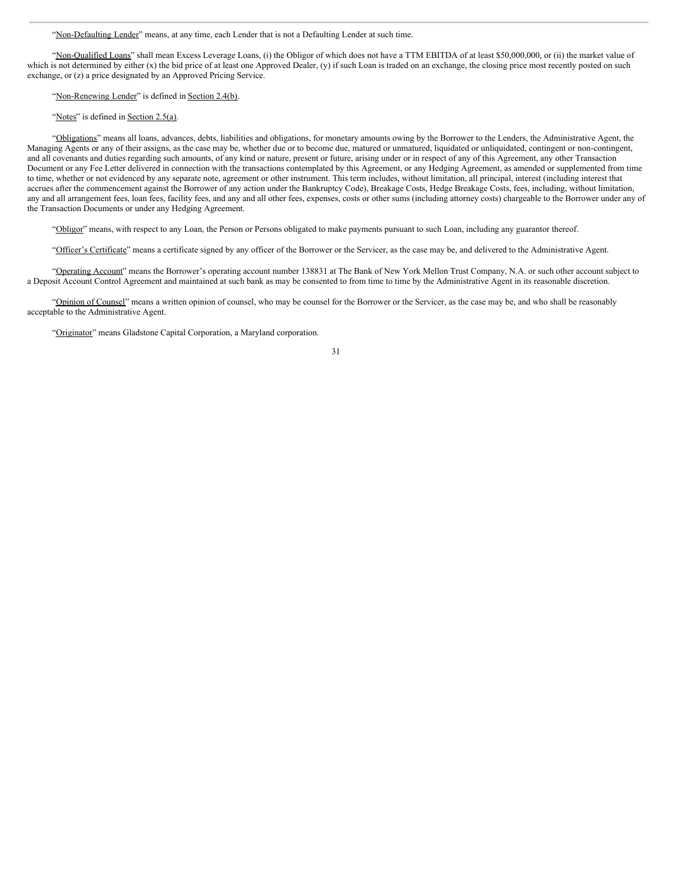"Non-Defaulting Lender" means, at any time, each Lender that is not a Defaulting Lender at such time.

"Non-Qualified Loans" shall mean Excess Leverage Loans, (i) the Obligor of which does not have a TTM EBITDA of at least $50,000,000, or (ii) the market value of which is not determined by either (x) the bid price of at least one Approved Dealer, (y) if such Loan is traded on an exchange, the closing price most recently posted on such exchange, or (z) a price designated by an Approved Pricing Service.

"Non-Renewing Lender" is defined in Section 2.4(b).

"Notes" is defined in Section 2.5(a).

"Obligations" means all loans, advances, debts, liabilities and obligations, for monetary amounts owing by the Borrower to the Lenders, the Administrative Agent, the Managing Agents or any of their assigns, as the case may be, whether due or to become due, matured or unmatured, liquidated or unliquidated, contingent or non-contingent, and all covenants and duties regarding such amounts, of any kind or nature, present or future, arising under or in respect of any of this Agreement, any other Transaction Document or any Fee Letter delivered in connection with the transactions contemplated by this Agreement, or any Hedging Agreement, as amended or supplemented from time to time, whether or not evidenced by any separate note, agreement or other instrument. This term includes, without limitation, all principal, interest (including interest that accrues after the commencement against the Borrower of any action under the Bankruptcy Code), Breakage Costs, Hedge Breakage Costs, fees, including, without limitation, any and all arrangement fees, loan fees, facility fees, and any and all other fees, expenses, costs or other sums (including attorney costs) chargeable to the Borrower under any of the Transaction Documents or under any Hedging Agreement.

"Obligor" means, with respect to any Loan, the Person or Persons obligated to make payments pursuant to such Loan, including any guarantor thereof.

"Officer's Certificate" means a certificate signed by any officer of the Borrower or the Servicer, as the case may be, and delivered to the Administrative Agent.

"Operating Account" means the Borrower's operating account number 138831 at The Bank of New York Mellon Trust Company, N.A. or such other account subject to a Deposit Account Control Agreement and maintained at such bank as may be consented to from time to time by the Administrative Agent in its reasonable discretion.

"Opinion of Counsel" means a written opinion of counsel, who may be counsel for the Borrower or the Servicer, as the case may be, and who shall be reasonably acceptable to the Administrative Agent.

"Originator" means Gladstone Capital Corporation, a Maryland corporation.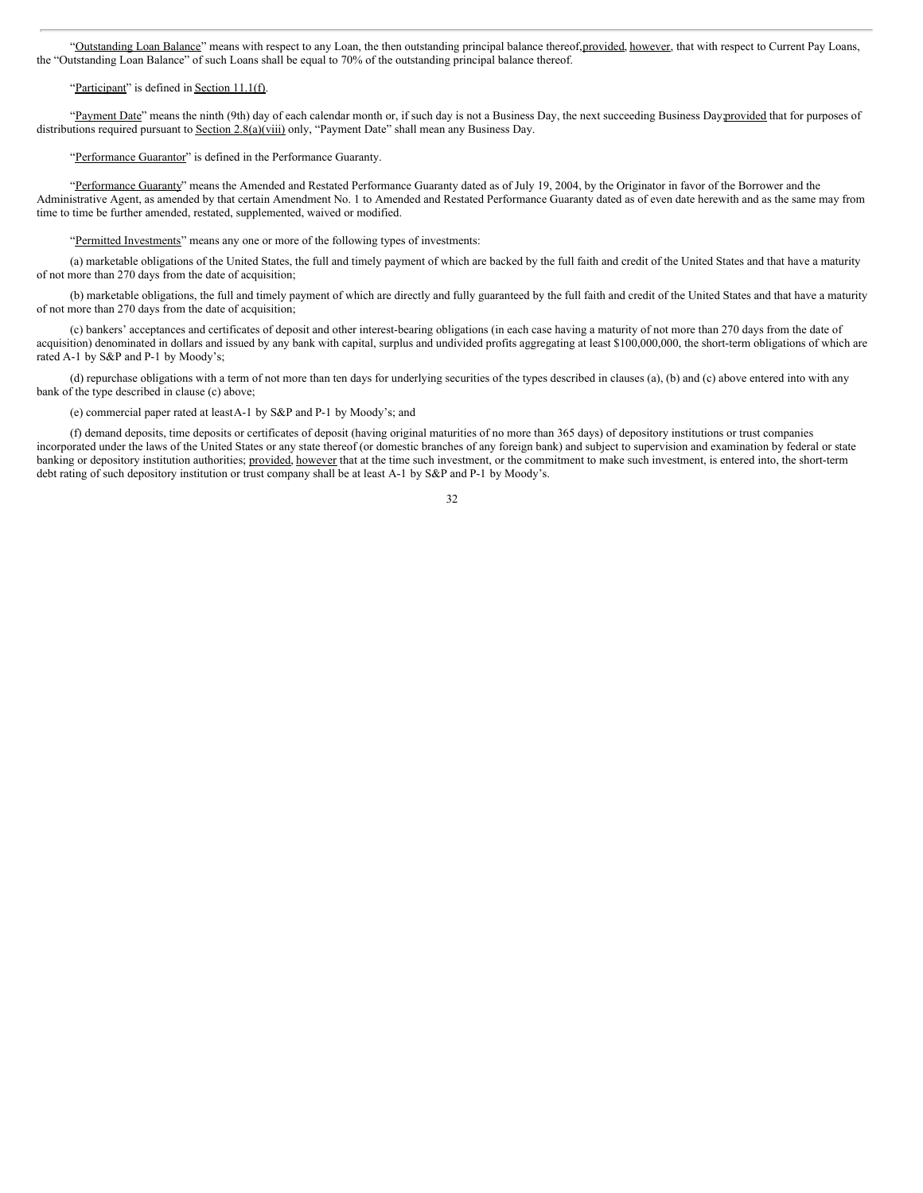"Outstanding Loan Balance" means with respect to any Loan, the then outstanding principal balance thereof, provided, however, that with respect to Current Pay Loans, the "Outstanding Loan Balance" of such Loans shall be equal to 70% of the outstanding principal balance thereof.

"Participant" is defined in Section 11.1(f).

"Payment Date" means the ninth (9th) day of each calendar month or, if such day is not a Business Day, the next succeeding Business Day; provided that for purposes of distributions required pursuant to Section 2.8(a)(viii) only, "Payment Date" shall mean any Business Day.

"Performance Guarantor" is defined in the Performance Guaranty.

"Performance Guaranty" means the Amended and Restated Performance Guaranty dated as of July 19, 2004, by the Originator in favor of the Borrower and the Administrative Agent, as amended by that certain Amendment No. 1 to Amended and Restated Performance Guaranty dated as of even date herewith and as the same may from time to time be further amended, restated, supplemented, waived or modified.

"Permitted Investments" means any one or more of the following types of investments:

(a) marketable obligations of the United States, the full and timely payment of which are backed by the full faith and credit of the United States and that have a maturity of not more than 270 days from the date of acquisition;

(b) marketable obligations, the full and timely payment of which are directly and fully guaranteed by the full faith and credit of the United States and that have a maturity of not more than 270 days from the date of acquisition;

(c) bankers' acceptances and certificates of deposit and other interest-bearing obligations (in each case having a maturity of not more than 270 days from the date of acquisition) denominated in dollars and issued by any bank with capital, surplus and undivided profits aggregating at least $100,000,000, the short-term obligations of which are rated A-1 by S&P and P-1 by Moody's;

(d) repurchase obligations with a term of not more than ten days for underlying securities of the types described in clauses (a), (b) and (c) above entered into with any bank of the type described in clause (c) above;

(e) commercial paper rated at least A-1 by S&P and P-1 by Moody's; and

(f) demand deposits, time deposits or certificates of deposit (having original maturities of no more than 365 days) of depository institutions or trust companies incorporated under the laws of the United States or any state thereof (or domestic branches of any foreign bank) and subject to supervision and examination by federal or state banking or depository institution authorities; provided, however that at the time such investment, or the commitment to make such investment, is entered into, the short-term debt rating of such depository institution or trust company shall be at least A-1 by S&P and P-1 by Moody's.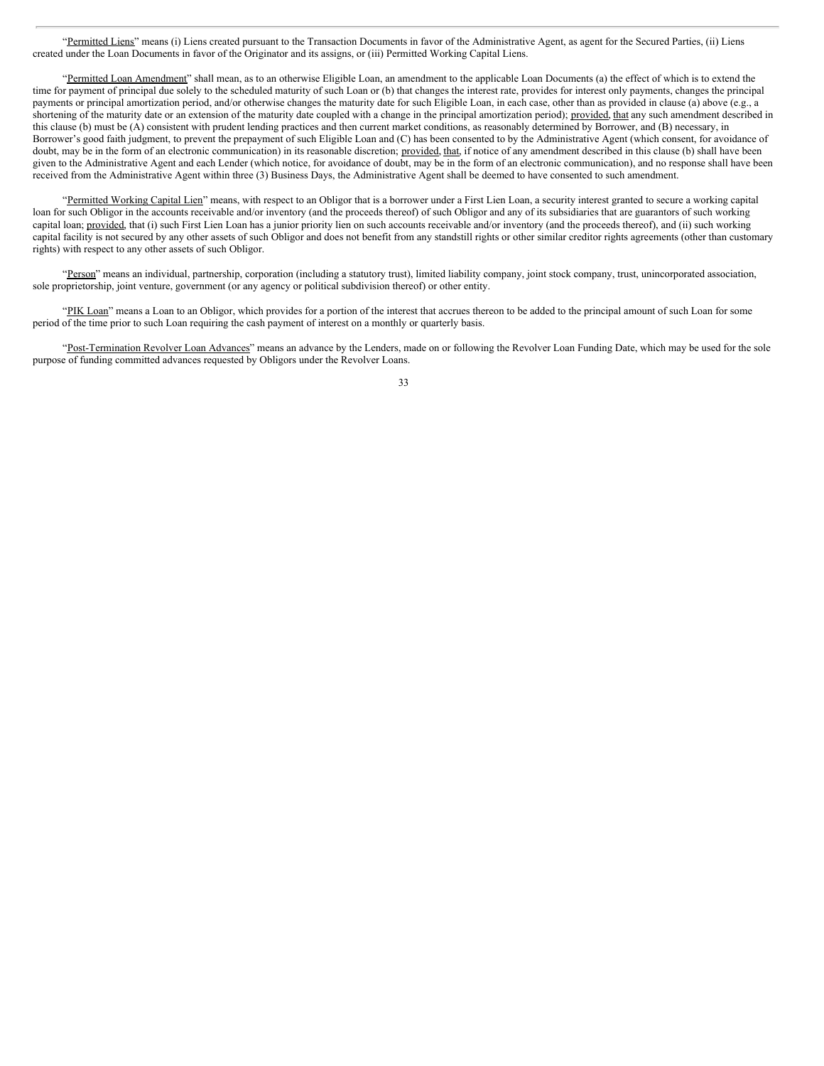"Permitted Liens" means (i) Liens created pursuant to the Transaction Documents in favor of the Administrative Agent, as agent for the Secured Parties, (ii) Liens created under the Loan Documents in favor of the Originator and its assigns, or (iii) Permitted Working Capital Liens.

"Permitted Loan Amendment" shall mean, as to an otherwise Eligible Loan, an amendment to the applicable Loan Documents (a) the effect of which is to extend the time for payment of principal due solely to the scheduled maturity of such Loan or (b) that changes the interest rate, provides for interest only payments, changes the principal payments or principal amortization period, and/or otherwise changes the maturity date for such Eligible Loan, in each case, other than as provided in clause (a) above (e.g., a shortening of the maturity date or an extension of the maturity date coupled with a change in the principal amortization period); provided, that any such amendment described in this clause (b) must be (A) consistent with prudent lending practices and then current market conditions, as reasonably determined by Borrower, and (B) necessary, in Borrower's good faith judgment, to prevent the prepayment of such Eligible Loan and (C) has been consented to by the Administrative Agent (which consent, for avoidance of doubt, may be in the form of an electronic communication) in its reasonable discretion; provided, that, if notice of any amendment described in this clause (b) shall have been given to the Administrative Agent and each Lender (which notice, for avoidance of doubt, may be in the form of an electronic communication), and no response shall have been received from the Administrative Agent within three (3) Business Days, the Administrative Agent shall be deemed to have consented to such amendment.

"Permitted Working Capital Lien" means, with respect to an Obligor that is a borrower under a First Lien Loan, a security interest granted to secure a working capital loan for such Obligor in the accounts receivable and/or inventory (and the proceeds thereof) of such Obligor and any of its subsidiaries that are guarantors of such working capital loan; provided, that (i) such First Lien Loan has a junior priority lien on such accounts receivable and/or inventory (and the proceeds thereof), and (ii) such working capital facility is not secured by any other assets of such Obligor and does not benefit from any standstill rights or other similar creditor rights agreements (other than customary rights) with respect to any other assets of such Obligor.

"Person" means an individual, partnership, corporation (including a statutory trust), limited liability company, joint stock company, trust, unincorporated association, sole proprietorship, joint venture, government (or any agency or political subdivision thereof) or other entity.

"PIK Loan" means a Loan to an Obligor, which provides for a portion of the interest that accrues thereon to be added to the principal amount of such Loan for some period of the time prior to such Loan requiring the cash payment of interest on a monthly or quarterly basis.

"Post-Termination Revolver Loan Advances" means an advance by the Lenders, made on or following the Revolver Loan Funding Date, which may be used for the sole purpose of funding committed advances requested by Obligors under the Revolver Loans.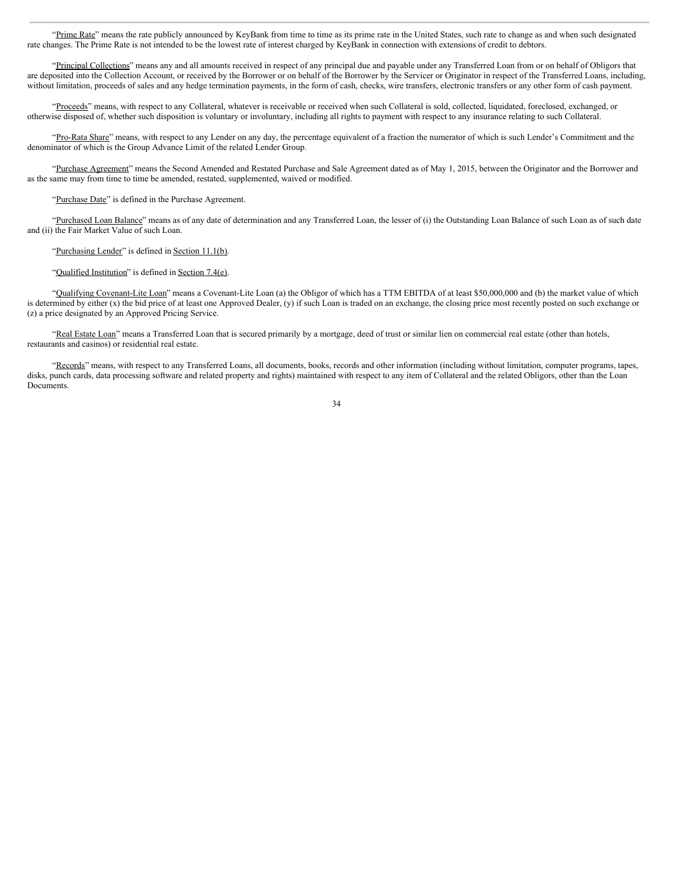"Prime Rate" means the rate publicly announced by KeyBank from time to time as its prime rate in the United States, such rate to change as and when such designated rate changes. The Prime Rate is not intended to be the lowest rate of interest charged by KeyBank in connection with extensions of credit to debtors.

"Principal Collections" means any and all amounts received in respect of any principal due and payable under any Transferred Loan from or on behalf of Obligors that are deposited into the Collection Account, or received by the Borrower or on behalf of the Borrower by the Servicer or Originator in respect of the Transferred Loans, including, without limitation, proceeds of sales and any hedge termination payments, in the form of cash, checks, wire transfers, electronic transfers or any other form of cash payment.

"Proceeds" means, with respect to any Collateral, whatever is receivable or received when such Collateral is sold, collected, liquidated, foreclosed, exchanged, or otherwise disposed of, whether such disposition is voluntary or involuntary, including all rights to payment with respect to any insurance relating to such Collateral.

"Pro-Rata Share" means, with respect to any Lender on any day, the percentage equivalent of a fraction the numerator of which is such Lender's Commitment and the denominator of which is the Group Advance Limit of the related Lender Group.

"Purchase Agreement" means the Second Amended and Restated Purchase and Sale Agreement dated as of May 1, 2015, between the Originator and the Borrower and as the same may from time to time be amended, restated, supplemented, waived or modified.

"Purchase Date" is defined in the Purchase Agreement.

"Purchased Loan Balance" means as of any date of determination and any Transferred Loan, the lesser of (i) the Outstanding Loan Balance of such Loan as of such date and (ii) the Fair Market Value of such Loan.

"Purchasing Lender" is defined in Section 11.1(b).

"Qualified Institution" is defined in Section 7.4(e).

"Qualifying Covenant-Lite Loan" means a Covenant-Lite Loan (a) the Obligor of which has a TTM EBITDA of at least $50,000,000 and (b) the market value of which is determined by either (x) the bid price of at least one Approved Dealer, (y) if such Loan is traded on an exchange, the closing price most recently posted on such exchange or (z) a price designated by an Approved Pricing Service.

"Real Estate Loan" means a Transferred Loan that is secured primarily by a mortgage, deed of trust or similar lien on commercial real estate (other than hotels, restaurants and casinos) or residential real estate.

"Records" means, with respect to any Transferred Loans, all documents, books, records and other information (including without limitation, computer programs, tapes, disks, punch cards, data processing software and related property and rights) maintained with respect to any item of Collateral and the related Obligors, other than the Loan Documents.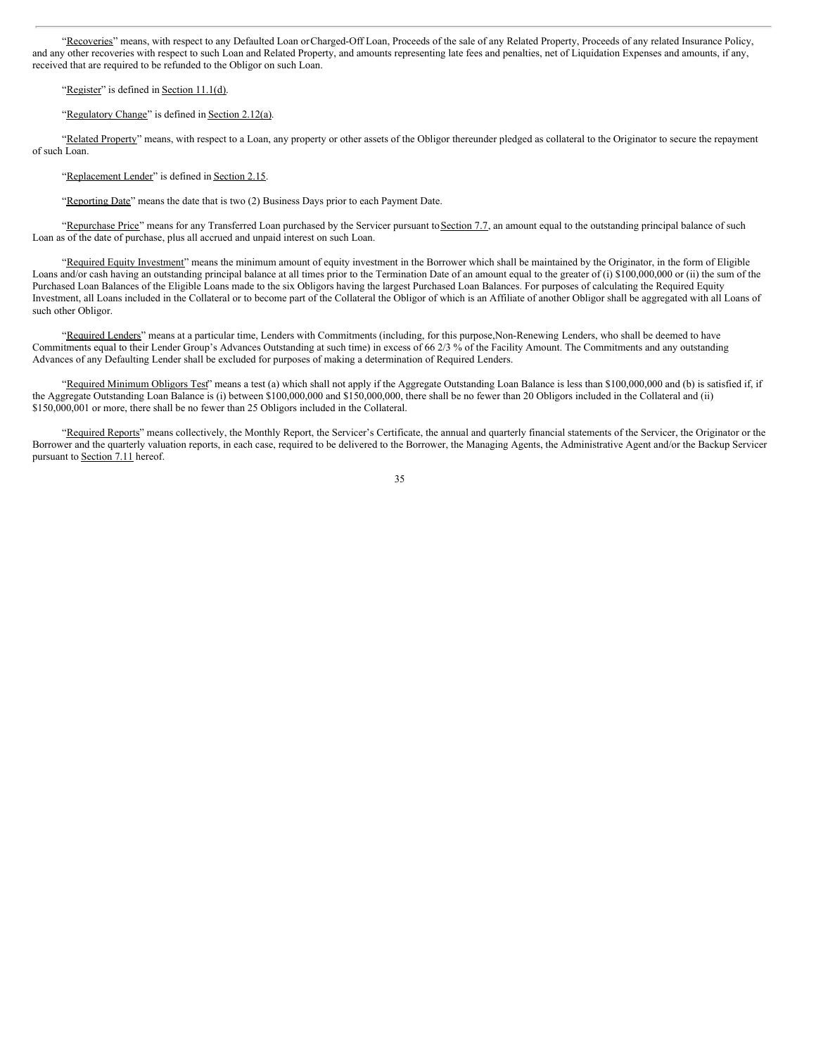"Recoveries" means, with respect to any Defaulted Loan or Charged-Off Loan, Proceeds of the sale of any Related Property, Proceeds of any related Insurance Policy, and any other recoveries with respect to such Loan and Related Property, and amounts representing late fees and penalties, net of Liquidation Expenses and amounts, if any, received that are required to be refunded to the Obligor on such Loan.

"Register" is defined in Section 11.1(d).

"Regulatory Change" is defined in Section 2.12(a).

"Related Property" means, with respect to a Loan, any property or other assets of the Obligor thereunder pledged as collateral to the Originator to secure the repayment of such Loan.

"Replacement Lender" is defined in Section 2.15.

"Reporting Date" means the date that is two (2) Business Days prior to each Payment Date.

"Repurchase Price" means for any Transferred Loan purchased by the Servicer pursuant to Section 7.7, an amount equal to the outstanding principal balance of such Loan as of the date of purchase, plus all accrued and unpaid interest on such Loan.

"Required Equity Investment" means the minimum amount of equity investment in the Borrower which shall be maintained by the Originator, in the form of Eligible Loans and/or cash having an outstanding principal balance at all times prior to the Termination Date of an amount equal to the greater of (i) $100,000,000 or (ii) the sum of the Purchased Loan Balances of the Eligible Loans made to the six Obligors having the largest Purchased Loan Balances. For purposes of calculating the Required Equity Investment, all Loans included in the Collateral or to become part of the Collateral the Obligor of which is an Affiliate of another Obligor shall be aggregated with all Loans of such other Obligor.

"Required Lenders" means at a particular time, Lenders with Commitments (including, for this purpose, Non-Renewing Lenders, who shall be deemed to have Commitments equal to their Lender Group's Advances Outstanding at such time) in excess of 66 2/3 % of the Facility Amount. The Commitments and any outstanding Advances of any Defaulting Lender shall be excluded for purposes of making a determination of Required Lenders.

"Required Minimum Obligors Test" means a test (a) which shall not apply if the Aggregate Outstanding Loan Balance is less than $100,000,000 and (b) is satisfied if, if the Aggregate Outstanding Loan Balance is (i) between $100,000,000 and $150,000,000, there shall be no fewer than 20 Obligors included in the Collateral and (ii) $150,000,001 or more, there shall be no fewer than 25 Obligors included in the Collateral.

"Required Reports" means collectively, the Monthly Report, the Servicer's Certificate, the annual and quarterly financial statements of the Servicer, the Originator or the Borrower and the quarterly valuation reports, in each case, required to be delivered to the Borrower, the Managing Agents, the Administrative Agent and/or the Backup Servicer pursuant to Section 7.11 hereof.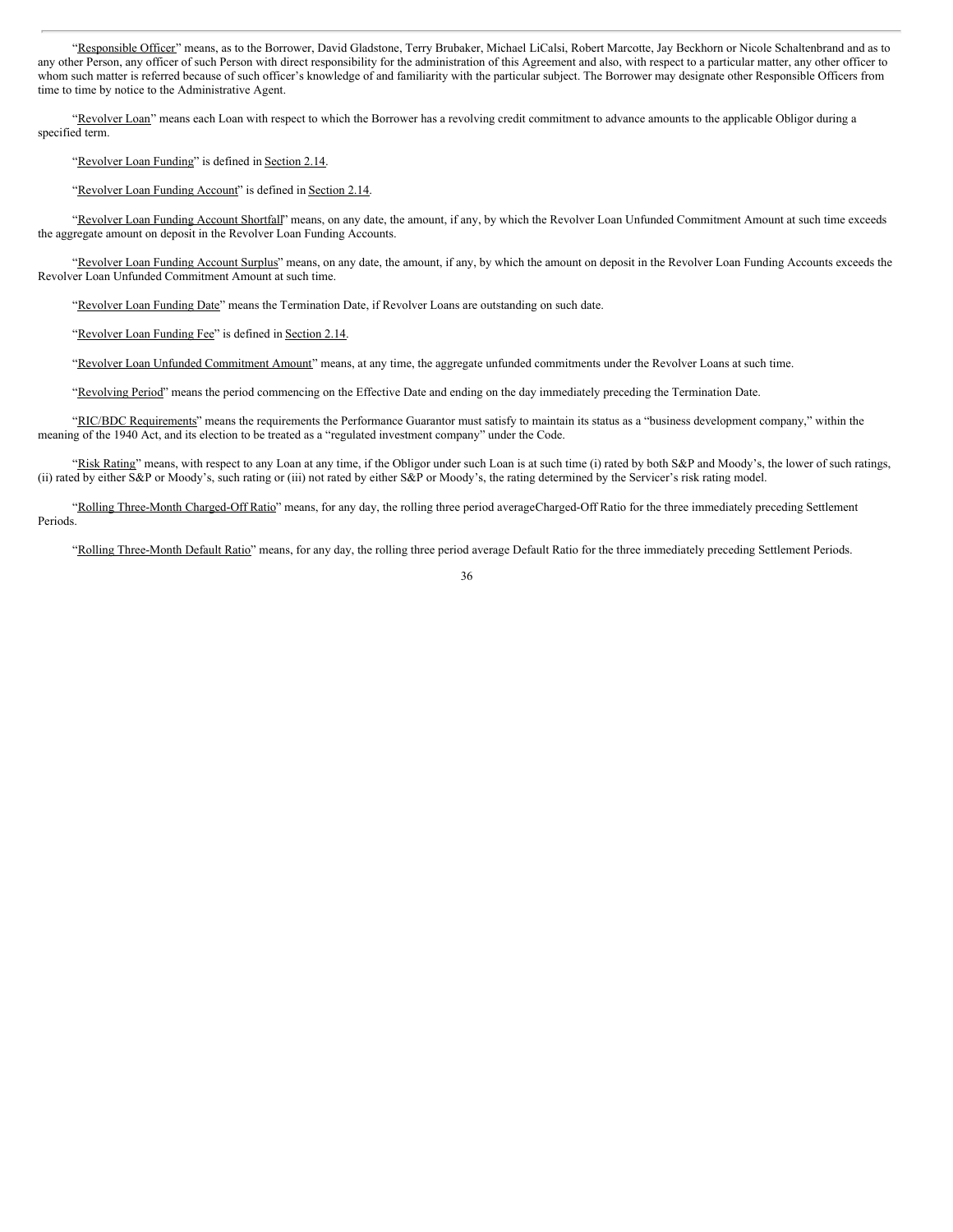"Responsible Officer" means, as to the Borrower, David Gladstone, Terry Brubaker, Michael LiCalsi, Robert Marcotte, Jay Beckhorn or Nicole Schaltenbrand and as to any other Person, any officer of such Person with direct responsibility for the administration of this Agreement and also, with respect to a particular matter, any other officer to whom such matter is referred because of such officer's knowledge of and familiarity with the particular subject. The Borrower may designate other Responsible Officers from time to time by notice to the Administrative Agent.

"Revolver Loan" means each Loan with respect to which the Borrower has a revolving credit commitment to advance amounts to the applicable Obligor during a specified term.

"Revolver Loan Funding" is defined in Section 2.14.

"Revolver Loan Funding Account" is defined in Section 2.14.

"Revolver Loan Funding Account Shortfall" means, on any date, the amount, if any, by which the Revolver Loan Unfunded Commitment Amount at such time exceeds the aggregate amount on deposit in the Revolver Loan Funding Accounts.

"Revolver Loan Funding Account Surplus" means, on any date, the amount, if any, by which the amount on deposit in the Revolver Loan Funding Accounts exceeds the Revolver Loan Unfunded Commitment Amount at such time.

"Revolver Loan Funding Date" means the Termination Date, if Revolver Loans are outstanding on such date.

"Revolver Loan Funding Fee" is defined in Section 2.14.

"Revolver Loan Unfunded Commitment Amount" means, at any time, the aggregate unfunded commitments under the Revolver Loans at such time.

"Revolving Period" means the period commencing on the Effective Date and ending on the day immediately preceding the Termination Date.

"RIC/BDC Requirements" means the requirements the Performance Guarantor must satisfy to maintain its status as a "business development company," within the meaning of the 1940 Act, and its election to be treated as a "regulated investment company" under the Code.

"Risk Rating" means, with respect to any Loan at any time, if the Obligor under such Loan is at such time (i) rated by both S&P and Moody's, the lower of such ratings, (ii) rated by either S&P or Moody's, such rating or (iii) not rated by either S&P or Moody's, the rating determined by the Servicer's risk rating model.

"Rolling Three-Month Charged-Off Ratio" means, for any day, the rolling three period averageCharged-Off Ratio for the three immediately preceding Settlement Periods.

"Rolling Three-Month Default Ratio" means, for any day, the rolling three period average Default Ratio for the three immediately preceding Settlement Periods.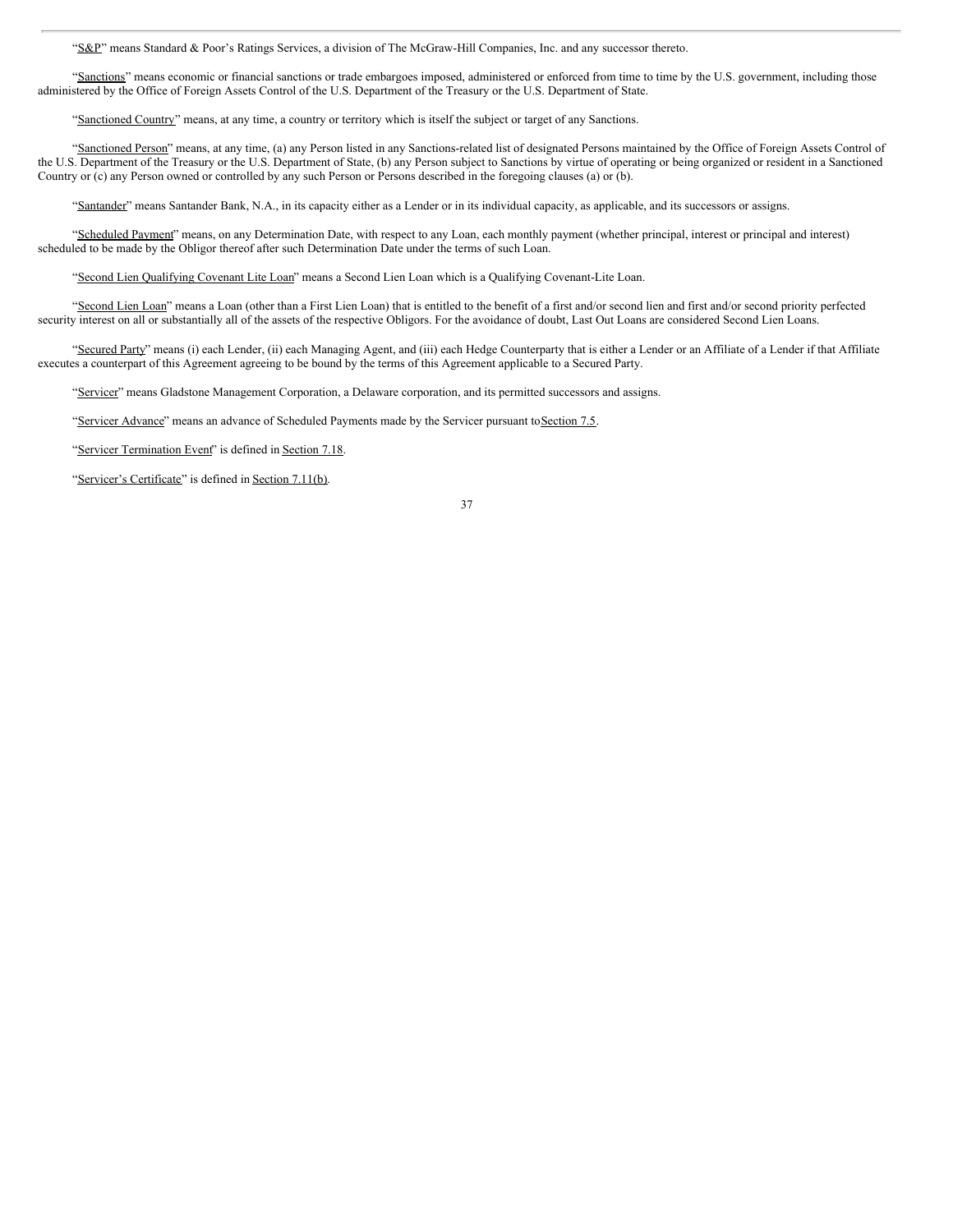"S&P" means Standard & Poor's Ratings Services, a division of The McGraw-Hill Companies, Inc. and any successor thereto.

"Sanctions" means economic or financial sanctions or trade embargoes imposed, administered or enforced from time to time by the U.S. government, including those administered by the Office of Foreign Assets Control of the U.S. Department of the Treasury or the U.S. Department of State.

"Sanctioned Country" means, at any time, a country or territory which is itself the subject or target of any Sanctions.

"Sanctioned Person" means, at any time, (a) any Person listed in any Sanctions-related list of designated Persons maintained by the Office of Foreign Assets Control of the U.S. Department of the Treasury or the U.S. Department of State, (b) any Person subject to Sanctions by virtue of operating or being organized or resident in a Sanctioned Country or (c) any Person owned or controlled by any such Person or Persons described in the foregoing clauses (a) or (b).

"Santander" means Santander Bank, N.A., in its capacity either as a Lender or in its individual capacity, as applicable, and its successors or assigns.

"Scheduled Payment" means, on any Determination Date, with respect to any Loan, each monthly payment (whether principal, interest or principal and interest) scheduled to be made by the Obligor thereof after such Determination Date under the terms of such Loan.

"Second Lien Qualifying Covenant Lite Loan" means a Second Lien Loan which is a Qualifying Covenant-Lite Loan.

"Second Lien Loan" means a Loan (other than a First Lien Loan) that is entitled to the benefit of a first and/or second lien and first and/or second priority perfected security interest on all or substantially all of the assets of the respective Obligors. For the avoidance of doubt, Last Out Loans are considered Second Lien Loans.

"Secured Party" means (i) each Lender, (ii) each Managing Agent, and (iii) each Hedge Counterparty that is either a Lender or an Affiliate of a Lender if that Affiliate executes a counterpart of this Agreement agreeing to be bound by the terms of this Agreement applicable to a Secured Party.

"Servicer" means Gladstone Management Corporation, a Delaware corporation, and its permitted successors and assigns.

"Servicer Advance" means an advance of Scheduled Payments made by the Servicer pursuant to Section 7.5.

"Servicer Termination Event" is defined in Section 7.18.

"Servicer's Certificate" is defined in Section 7.11(b).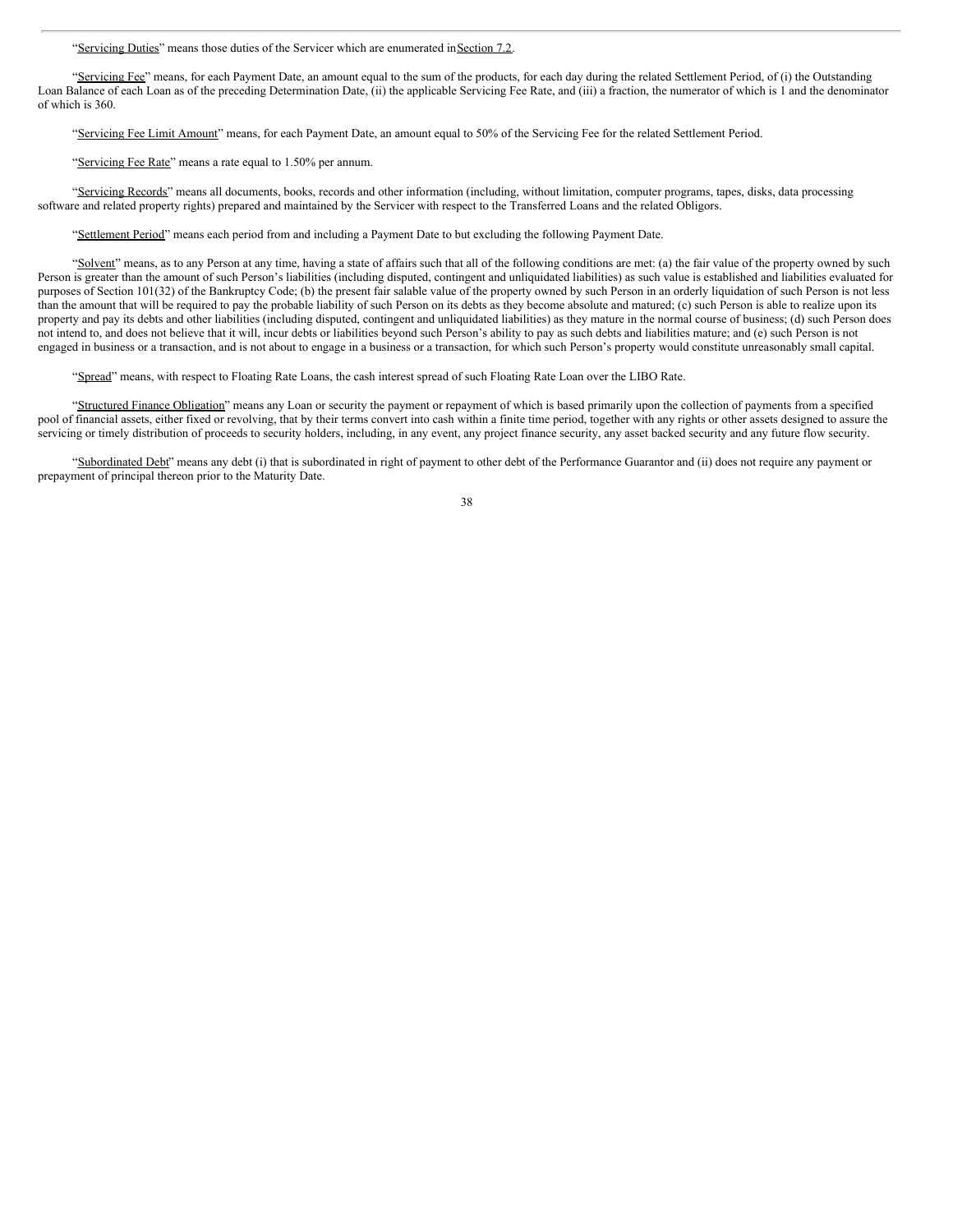"Servicing Duties" means those duties of the Servicer which are enumerated in Section 7.2.

"Servicing Fee" means, for each Payment Date, an amount equal to the sum of the products, for each day during the related Settlement Period, of (i) the Outstanding Loan Balance of each Loan as of the preceding Determination Date, (ii) the applicable Servicing Fee Rate, and (iii) a fraction, the numerator of which is 1 and the denominator of which is 360.

"Servicing Fee Limit Amount" means, for each Payment Date, an amount equal to 50% of the Servicing Fee for the related Settlement Period.

"Servicing Fee Rate" means a rate equal to 1.50% per annum.

"Servicing Records" means all documents, books, records and other information (including, without limitation, computer programs, tapes, disks, data processing software and related property rights) prepared and maintained by the Servicer with respect to the Transferred Loans and the related Obligors.

"Settlement Period" means each period from and including a Payment Date to but excluding the following Payment Date.

"Solvent" means, as to any Person at any time, having a state of affairs such that all of the following conditions are met: (a) the fair value of the property owned by such Person is greater than the amount of such Person's liabilities (including disputed, contingent and unliquidated liabilities) as such value is established and liabilities evaluated for purposes of Section 101(32) of the Bankruptcy Code; (b) the present fair salable value of the property owned by such Person in an orderly liquidation of such Person is not less than the amount that will be required to pay the probable liability of such Person on its debts as they become absolute and matured; (c) such Person is able to realize upon its property and pay its debts and other liabilities (including disputed, contingent and unliquidated liabilities) as they mature in the normal course of business; (d) such Person does not intend to, and does not believe that it will, incur debts or liabilities beyond such Person's ability to pay as such debts and liabilities mature; and (e) such Person is not engaged in business or a transaction, and is not about to engage in a business or a transaction, for which such Person's property would constitute unreasonably small capital.

"Spread" means, with respect to Floating Rate Loans, the cash interest spread of such Floating Rate Loan over the LIBO Rate.

"Structured Finance Obligation" means any Loan or security the payment or repayment of which is based primarily upon the collection of payments from a specified pool of financial assets, either fixed or revolving, that by their terms convert into cash within a finite time period, together with any rights or other assets designed to assure the servicing or timely distribution of proceeds to security holders, including, in any event, any project finance security, any asset backed security and any future flow security.

"Subordinated Debt" means any debt (i) that is subordinated in right of payment to other debt of the Performance Guarantor and (ii) does not require any payment or prepayment of principal thereon prior to the Maturity Date.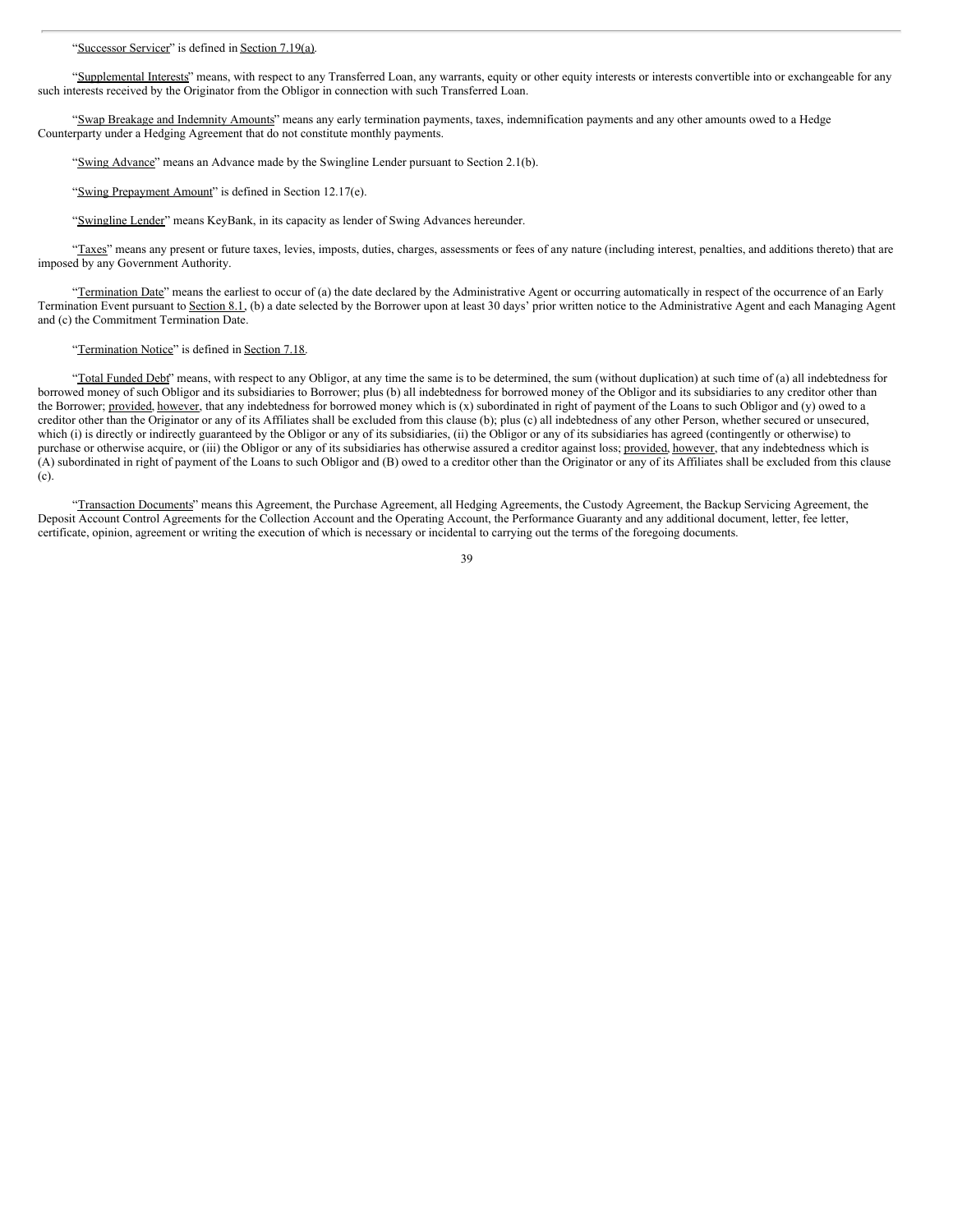"Successor Servicer" is defined in Section 7.19(a).

"Supplemental Interests" means, with respect to any Transferred Loan, any warrants, equity or other equity interests or interests convertible into or exchangeable for any such interests received by the Originator from the Obligor in connection with such Transferred Loan.

"Swap Breakage and Indemnity Amounts" means any early termination payments, taxes, indemnification payments and any other amounts owed to a Hedge Counterparty under a Hedging Agreement that do not constitute monthly payments.

"Swing Advance" means an Advance made by the Swingline Lender pursuant to Section 2.1(b).

"Swing Prepayment Amount" is defined in Section 12.17(e).

"Swingline Lender" means KeyBank, in its capacity as lender of Swing Advances hereunder.

"Taxes" means any present or future taxes, levies, imposts, duties, charges, assessments or fees of any nature (including interest, penalties, and additions thereto) that are imposed by any Government Authority.

"Termination Date" means the earliest to occur of (a) the date declared by the Administrative Agent or occurring automatically in respect of the occurrence of an Early Termination Event pursuant to Section 8.1, (b) a date selected by the Borrower upon at least 30 days' prior written notice to the Administrative Agent and each Managing Agent and (c) the Commitment Termination Date.

"Termination Notice" is defined in Section 7.18.

"Total Funded Debt" means, with respect to any Obligor, at any time the same is to be determined, the sum (without duplication) at such time of (a) all indebtedness for borrowed money of such Obligor and its subsidiaries to Borrower; plus (b) all indebtedness for borrowed money of the Obligor and its subsidiaries to any creditor other than the Borrower; provided, however, that any indebtedness for borrowed money which is (x) subordinated in right of payment of the Loans to such Obligor and (y) owed to a creditor other than the Originator or any of its Affiliates shall be excluded from this clause (b); plus (c) all indebtedness of any other Person, whether secured or unsecured, which (i) is directly or indirectly guaranteed by the Obligor or any of its subsidiaries, (ii) the Obligor or any of its subsidiaries has agreed (contingently or otherwise) to purchase or otherwise acquire, or (iii) the Obligor or any of its subsidiaries has otherwise assured a creditor against loss; provided, however, that any indebtedness which is (A) subordinated in right of payment of the Loans to such Obligor and (B) owed to a creditor other than the Originator or any of its Affiliates shall be excluded from this clause (c).

"Transaction Documents" means this Agreement, the Purchase Agreement, all Hedging Agreements, the Custody Agreement, the Backup Servicing Agreement, the Deposit Account Control Agreements for the Collection Account and the Operating Account, the Performance Guaranty and any additional document, letter, fee letter, certificate, opinion, agreement or writing the execution of which is necessary or incidental to carrying out the terms of the foregoing documents.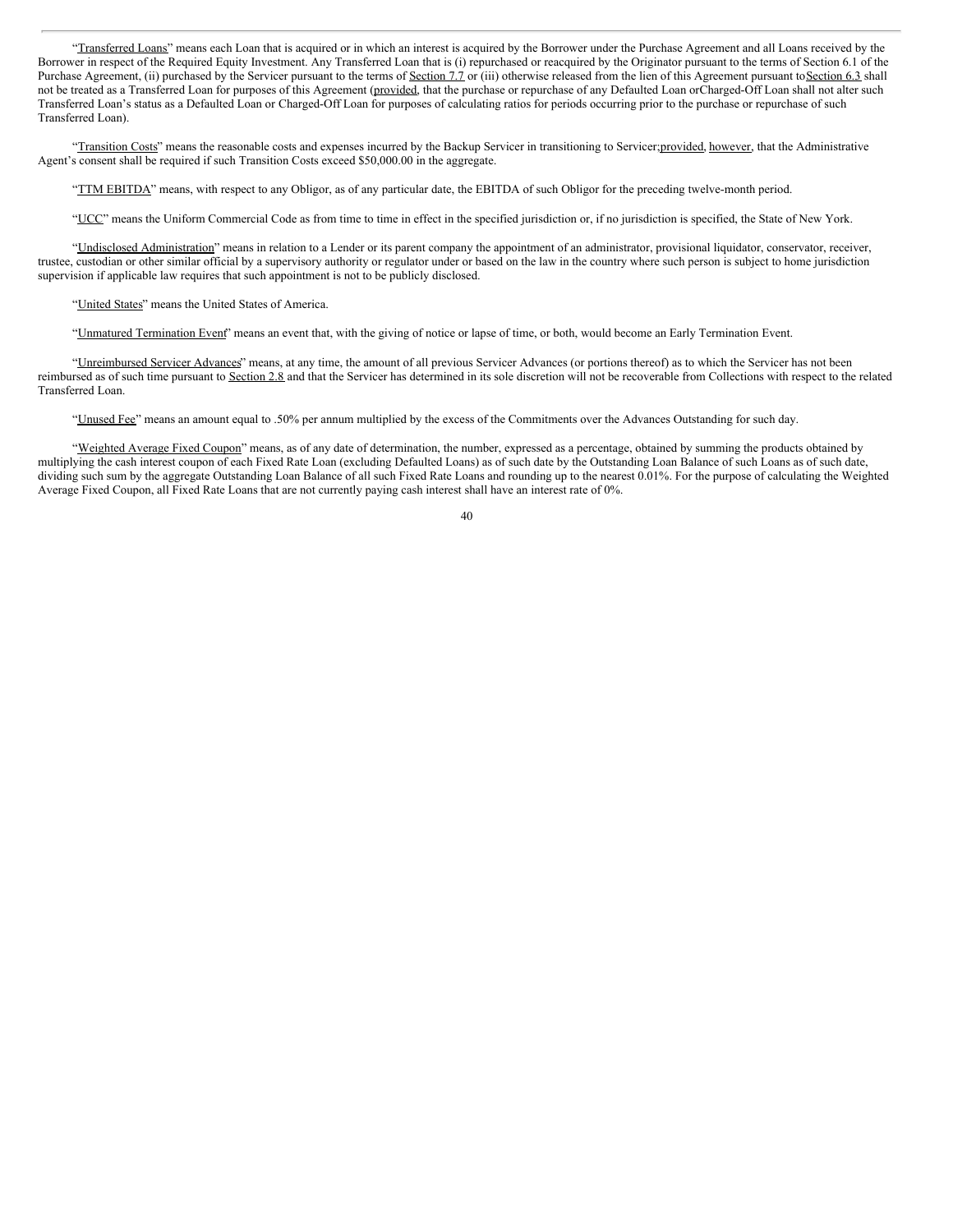"Transferred Loans" means each Loan that is acquired or in which an interest is acquired by the Borrower under the Purchase Agreement and all Loans received by the Borrower in respect of the Required Equity Investment. Any Transferred Loan that is (i) repurchased or reacquired by the Originator pursuant to the terms of Section 6.1 of the Purchase Agreement, (ii) purchased by the Servicer pursuant to the terms of Section 7.7 or (iii) otherwise released from the lien of this Agreement pursuant to Section 6.3 shall not be treated as a Transferred Loan for purposes of this Agreement (provided, that the purchase or repurchase of any Defaulted Loan or Charged-Off Loan shall not alter such Transferred Loan's status as a Defaulted Loan or Charged-Off Loan for purposes of calculating ratios for periods occurring prior to the purchase or repurchase of such Transferred Loan).

"Transition Costs" means the reasonable costs and expenses incurred by the Backup Servicer in transitioning to Servicer; provided, however, that the Administrative Agent's consent shall be required if such Transition Costs exceed $50,000.00 in the aggregate.

"TTM EBITDA" means, with respect to any Obligor, as of any particular date, the EBITDA of such Obligor for the preceding twelve-month period.

"UCC" means the Uniform Commercial Code as from time to time in effect in the specified jurisdiction or, if no jurisdiction is specified, the State of New York.

"Undisclosed Administration" means in relation to a Lender or its parent company the appointment of an administrator, provisional liquidator, conservator, receiver, trustee, custodian or other similar official by a supervisory authority or regulator under or based on the law in the country where such person is subject to home jurisdiction supervision if applicable law requires that such appointment is not to be publicly disclosed.

"United States" means the United States of America.

"Unmatured Termination Event" means an event that, with the giving of notice or lapse of time, or both, would become an Early Termination Event.

"Unreimbursed Servicer Advances" means, at any time, the amount of all previous Servicer Advances (or portions thereof) as to which the Servicer has not been reimbursed as of such time pursuant to Section 2.8 and that the Servicer has determined in its sole discretion will not be recoverable from Collections with respect to the related Transferred Loan.

"Unused Fee" means an amount equal to .50% per annum multiplied by the excess of the Commitments over the Advances Outstanding for such day.

"Weighted Average Fixed Coupon" means, as of any date of determination, the number, expressed as a percentage, obtained by summing the products obtained by multiplying the cash interest coupon of each Fixed Rate Loan (excluding Defaulted Loans) as of such date by the Outstanding Loan Balance of such Loans as of such date, dividing such sum by the aggregate Outstanding Loan Balance of all such Fixed Rate Loans and rounding up to the nearest 0.01%. For the purpose of calculating the Weighted Average Fixed Coupon, all Fixed Rate Loans that are not currently paying cash interest shall have an interest rate of 0%.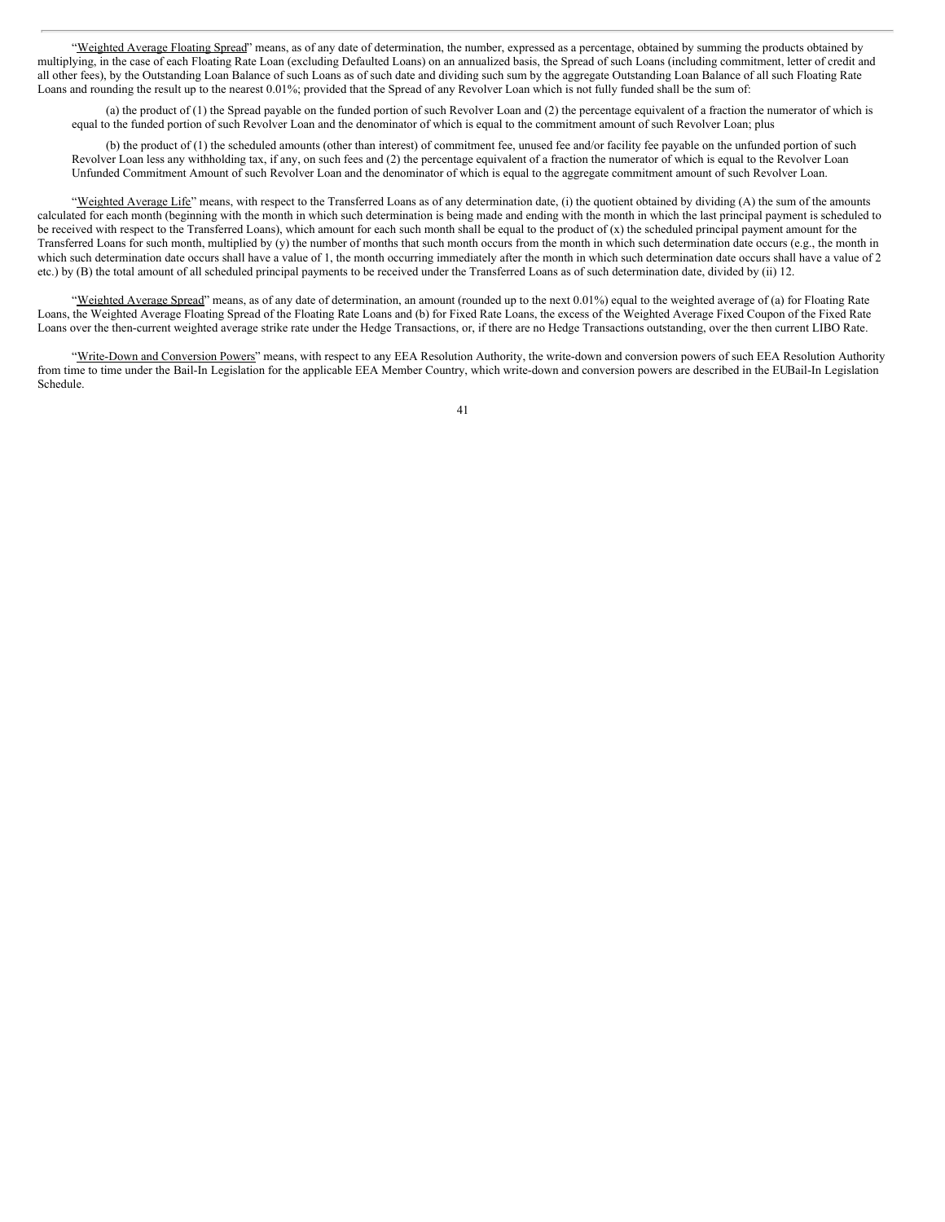"Weighted Average Floating Spread" means, as of any date of determination, the number, expressed as a percentage, obtained by summing the products obtained by multiplying, in the case of each Floating Rate Loan (excluding Defaulted Loans) on an annualized basis, the Spread of such Loans (including commitment, letter of credit and all other fees), by the Outstanding Loan Balance of such Loans as of such date and dividing such sum by the aggregate Outstanding Loan Balance of all such Floating Rate Loans and rounding the result up to the nearest 0.01%; provided that the Spread of any Revolver Loan which is not fully funded shall be the sum of:

(a) the product of (1) the Spread payable on the funded portion of such Revolver Loan and (2) the percentage equivalent of a fraction the numerator of which is equal to the funded portion of such Revolver Loan and the denominator of which is equal to the commitment amount of such Revolver Loan; plus

(b) the product of (1) the scheduled amounts (other than interest) of commitment fee, unused fee and/or facility fee payable on the unfunded portion of such Revolver Loan less any withholding tax, if any, on such fees and (2) the percentage equivalent of a fraction the numerator of which is equal to the Revolver Loan Unfunded Commitment Amount of such Revolver Loan and the denominator of which is equal to the aggregate commitment amount of such Revolver Loan.

"Weighted Average Life" means, with respect to the Transferred Loans as of any determination date, (i) the quotient obtained by dividing (A) the sum of the amounts calculated for each month (beginning with the month in which such determination is being made and ending with the month in which the last principal payment is scheduled to be received with respect to the Transferred Loans), which amount for each such month shall be equal to the product of (x) the scheduled principal payment amount for the Transferred Loans for such month, multiplied by (y) the number of months that such month occurs from the month in which such determination date occurs (e.g., the month in which such determination date occurs shall have a value of 1, the month occurring immediately after the month in which such determination date occurs shall have a value of 2 etc.) by (B) the total amount of all scheduled principal payments to be received under the Transferred Loans as of such determination date, divided by (ii) 12.

"Weighted Average Spread" means, as of any date of determination, an amount (rounded up to the next 0.01%) equal to the weighted average of (a) for Floating Rate Loans, the Weighted Average Floating Spread of the Floating Rate Loans and (b) for Fixed Rate Loans, the excess of the Weighted Average Fixed Coupon of the Fixed Rate Loans over the then-current weighted average strike rate under the Hedge Transactions, or, if there are no Hedge Transactions outstanding, over the then current LIBO Rate.

"Write-Down and Conversion Powers" means, with respect to any EEA Resolution Authority, the write-down and conversion powers of such EEA Resolution Authority from time to time under the Bail-In Legislation for the applicable EEA Member Country, which write-down and conversion powers are described in the EUBail-In Legislation Schedule.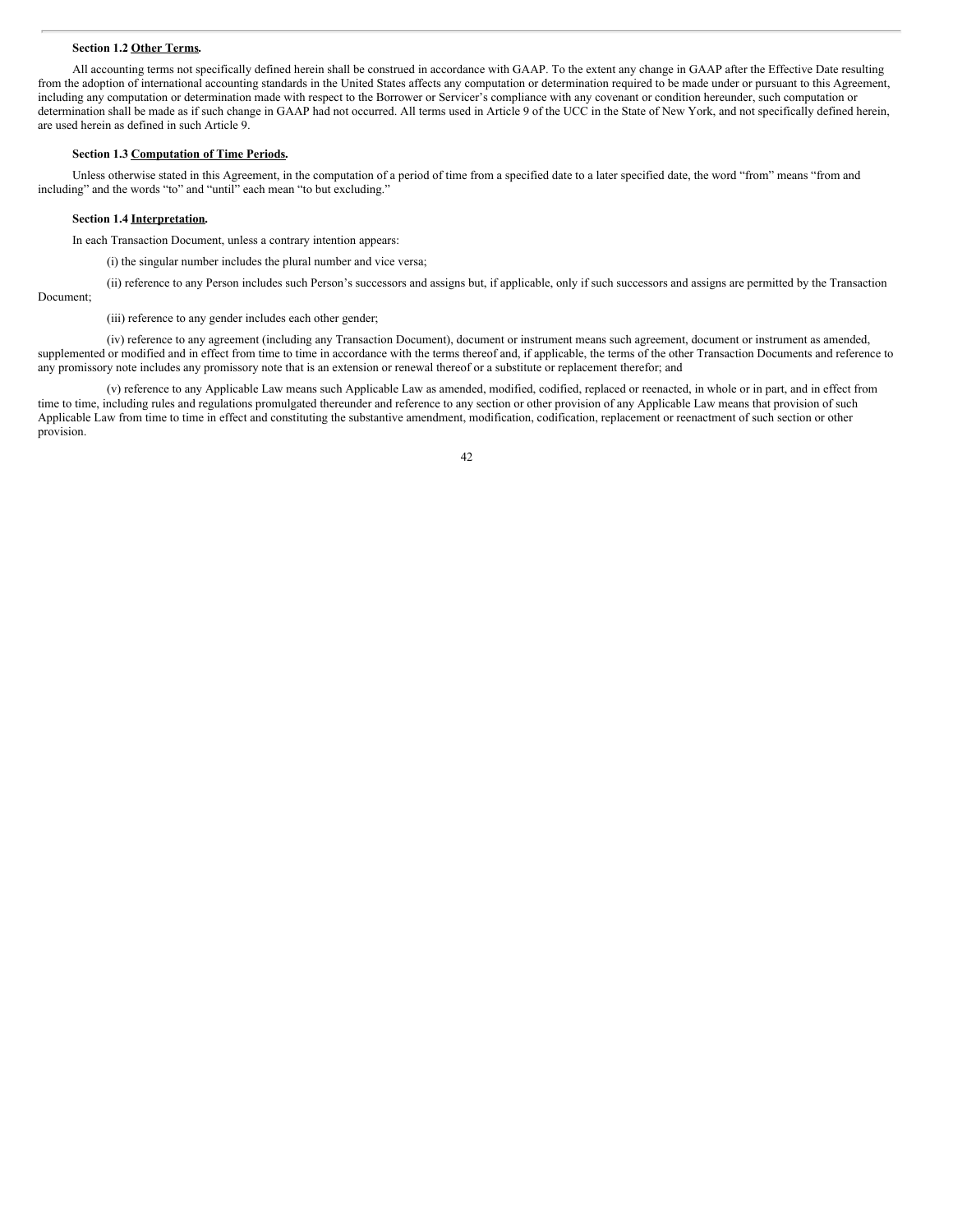### Section 1.2 Other Terms.

All accounting terms not specifically defined herein shall be construed in accordance with GAAP. To the extent any change in GAAP after the Effective Date resulting from the adoption of international accounting standards in the United States affects any computation or determination required to be made under or pursuant to this Agreement, including any computation or determination made with respect to the Borrower or Servicer's compliance with any covenant or condition hereunder, such computation or determination shall be made as if such change in GAAP had not occurred. All terms used in Article 9 of the UCC in the State of New York, and not specifically defined herein, are used herein as defined in such Article 9.

### Section 1.3 Computation of Time Periods.

Unless otherwise stated in this Agreement, in the computation of a period of time from a specified date to a later specified date, the word "from" means "from and including" and the words "to" and "until" each mean "to but excluding."

### Section 1.4 Interpretation.

In each Transaction Document, unless a contrary intention appears:

(i) the singular number includes the plural number and vice versa;

(ii) reference to any Person includes such Person's successors and assigns but, if applicable, only if such successors and assigns are permitted by the Transaction Document;

(iii) reference to any gender includes each other gender;

(iv) reference to any agreement (including any Transaction Document), document or instrument means such agreement, document or instrument as amended, supplemented or modified and in effect from time to time in accordance with the terms thereof and, if applicable, the terms of the other Transaction Documents and reference to any promissory note includes any promissory note that is an extension or renewal thereof or a substitute or replacement therefor; and

(v) reference to any Applicable Law means such Applicable Law as amended, modified, codified, replaced or reenacted, in whole or in part, and in effect from time to time, including rules and regulations promulgated thereunder and reference to any section or other provision of any Applicable Law means that provision of such Applicable Law from time to time in effect and constituting the substantive amendment, modification, codification, replacement or reenactment of such section or other provision.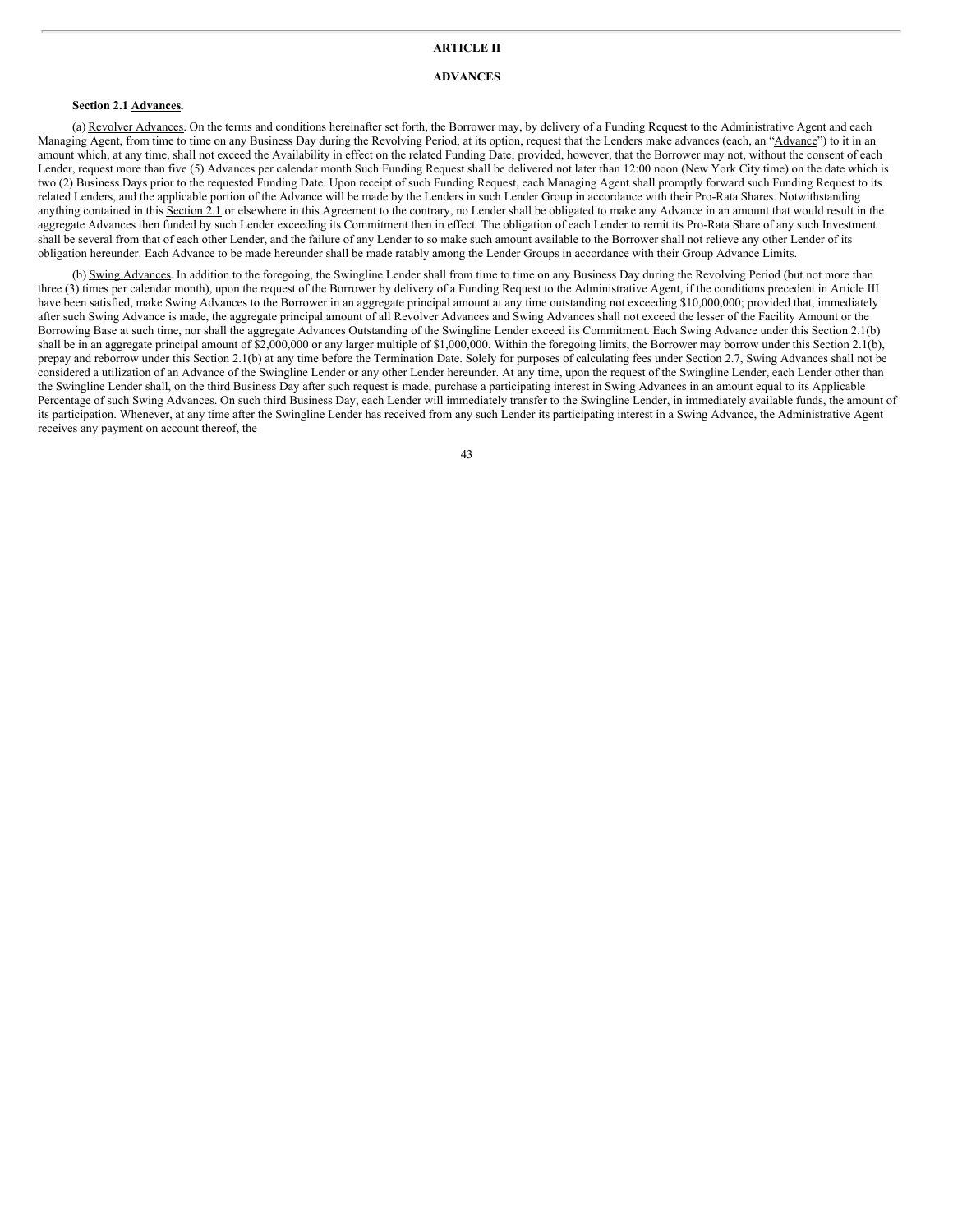## ARTICLE II

## ADVANCES

**Section 2.1 Advances.**

(a) Revolver Advances. On the terms and conditions hereinafter set forth, the Borrower may, by delivery of a Funding Request to the Administrative Agent and each Managing Agent, from time to time on any Business Day during the Revolving Period, at its option, request that the Lenders make advances (each, an "Advance") to it in an amount which, at any time, shall not exceed the Availability in effect on the related Funding Date; provided, however, that the Borrower may not, without the consent of each Lender, request more than five (5) Advances per calendar month Such Funding Request shall be delivered not later than 12:00 noon (New York City time) on the date which is two (2) Business Days prior to the requested Funding Date. Upon receipt of such Funding Request, each Managing Agent shall promptly forward such Funding Request to its related Lenders, and the applicable portion of the Advance will be made by the Lenders in such Lender Group in accordance with their Pro-Rata Shares. Notwithstanding anything contained in this Section 2.1 or elsewhere in this Agreement to the contrary, no Lender shall be obligated to make any Advance in an amount that would result in the aggregate Advances then funded by such Lender exceeding its Commitment then in effect. The obligation of each Lender to remit its Pro-Rata Share of any such Investment shall be several from that of each other Lender, and the failure of any Lender to so make such amount available to the Borrower shall not relieve any other Lender of its obligation hereunder. Each Advance to be made hereunder shall be made ratably among the Lender Groups in accordance with their Group Advance Limits.

(b) Swing Advances. In addition to the foregoing, the Swingline Lender shall from time to time on any Business Day during the Revolving Period (but not more than three (3) times per calendar month), upon the request of the Borrower by delivery of a Funding Request to the Administrative Agent, if the conditions precedent in Article III have been satisfied, make Swing Advances to the Borrower in an aggregate principal amount at any time outstanding not exceeding $10,000,000; provided that, immediately after such Swing Advance is made, the aggregate principal amount of all Revolver Advances and Swing Advances shall not exceed the lesser of the Facility Amount or the Borrowing Base at such time, nor shall the aggregate Advances Outstanding of the Swingline Lender exceed its Commitment. Each Swing Advance under this Section 2.1(b) shall be in an aggregate principal amount of $2,000,000 or any larger multiple of $1,000,000. Within the foregoing limits, the Borrower may borrow under this Section 2.1(b), prepay and reborrow under this Section 2.1(b) at any time before the Termination Date. Solely for purposes of calculating fees under Section 2.7, Swing Advances shall not be considered a utilization of an Advance of the Swingline Lender or any other Lender hereunder. At any time, upon the request of the Swingline Lender, each Lender other than the Swingline Lender shall, on the third Business Day after such request is made, purchase a participating interest in Swing Advances in an amount equal to its Applicable Percentage of such Swing Advances. On such third Business Day, each Lender will immediately transfer to the Swingline Lender, in immediately available funds, the amount of its participation. Whenever, at any time after the Swingline Lender has received from any such Lender its participating interest in a Swing Advance, the Administrative Agent receives any payment on account thereof, the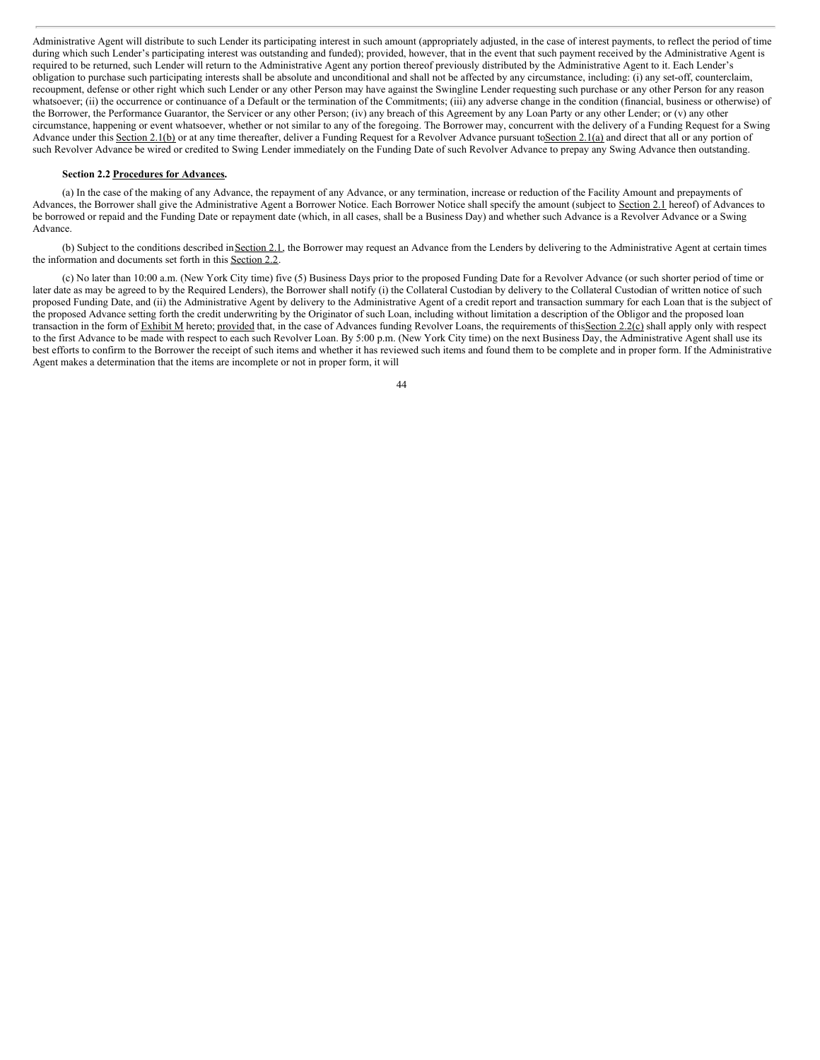Administrative Agent will distribute to such Lender its participating interest in such amount (appropriately adjusted, in the case of interest payments, to reflect the period of time during which such Lender's participating interest was outstanding and funded); provided, however, that in the event that such payment received by the Administrative Agent is required to be returned, such Lender will return to the Administrative Agent any portion thereof previously distributed by the Administrative Agent to it. Each Lender's obligation to purchase such participating interests shall be absolute and unconditional and shall not be affected by any circumstance, including: (i) any set-off, counterclaim, recoupment, defense or other right which such Lender or any other Person may have against the Swingline Lender requesting such purchase or any other Person for any reason whatsoever; (ii) the occurrence or continuance of a Default or the termination of the Commitments; (iii) any adverse change in the condition (financial, business or otherwise) of the Borrower, the Performance Guarantor, the Servicer or any other Person; (iv) any breach of this Agreement by any Loan Party or any other Lender; or (v) any other circumstance, happening or event whatsoever, whether or not similar to any of the foregoing. The Borrower may, concurrent with the delivery of a Funding Request for a Swing Advance under this Section 2.1(b) or at any time thereafter, deliver a Funding Request for a Revolver Advance pursuant to Section 2.1(a) and direct that all or any portion of such Revolver Advance be wired or credited to Swing Lender immediately on the Funding Date of such Revolver Advance to prepay any Swing Advance then outstanding.

**Section 2.2 Procedures for Advances.**

(a) In the case of the making of any Advance, the repayment of any Advance, or any termination, increase or reduction of the Facility Amount and prepayments of Advances, the Borrower shall give the Administrative Agent a Borrower Notice. Each Borrower Notice shall specify the amount (subject to Section 2.1 hereof) of Advances to be borrowed or repaid and the Funding Date or repayment date (which, in all cases, shall be a Business Day) and whether such Advance is a Revolver Advance or a Swing Advance.

(b) Subject to the conditions described in Section 2.1, the Borrower may request an Advance from the Lenders by delivering to the Administrative Agent at certain times the information and documents set forth in this Section 2.2.

(c) No later than 10:00 a.m. (New York City time) five (5) Business Days prior to the proposed Funding Date for a Revolver Advance (or such shorter period of time or later date as may be agreed to by the Required Lenders), the Borrower shall notify (i) the Collateral Custodian by delivery to the Collateral Custodian of written notice of such proposed Funding Date, and (ii) the Administrative Agent by delivery to the Administrative Agent of a credit report and transaction summary for each Loan that is the subject of the proposed Advance setting forth the credit underwriting by the Originator of such Loan, including without limitation a description of the Obligor and the proposed loan transaction in the form of Exhibit M hereto; provided that, in the case of Advances funding Revolver Loans, the requirements of this Section 2.2(c) shall apply only with respect to the first Advance to be made with respect to each such Revolver Loan. By 5:00 p.m. (New York City time) on the next Business Day, the Administrative Agent shall use its best efforts to confirm to the Borrower the receipt of such items and whether it has reviewed such items and found them to be complete and in proper form. If the Administrative Agent makes a determination that the items are incomplete or not in proper form, it will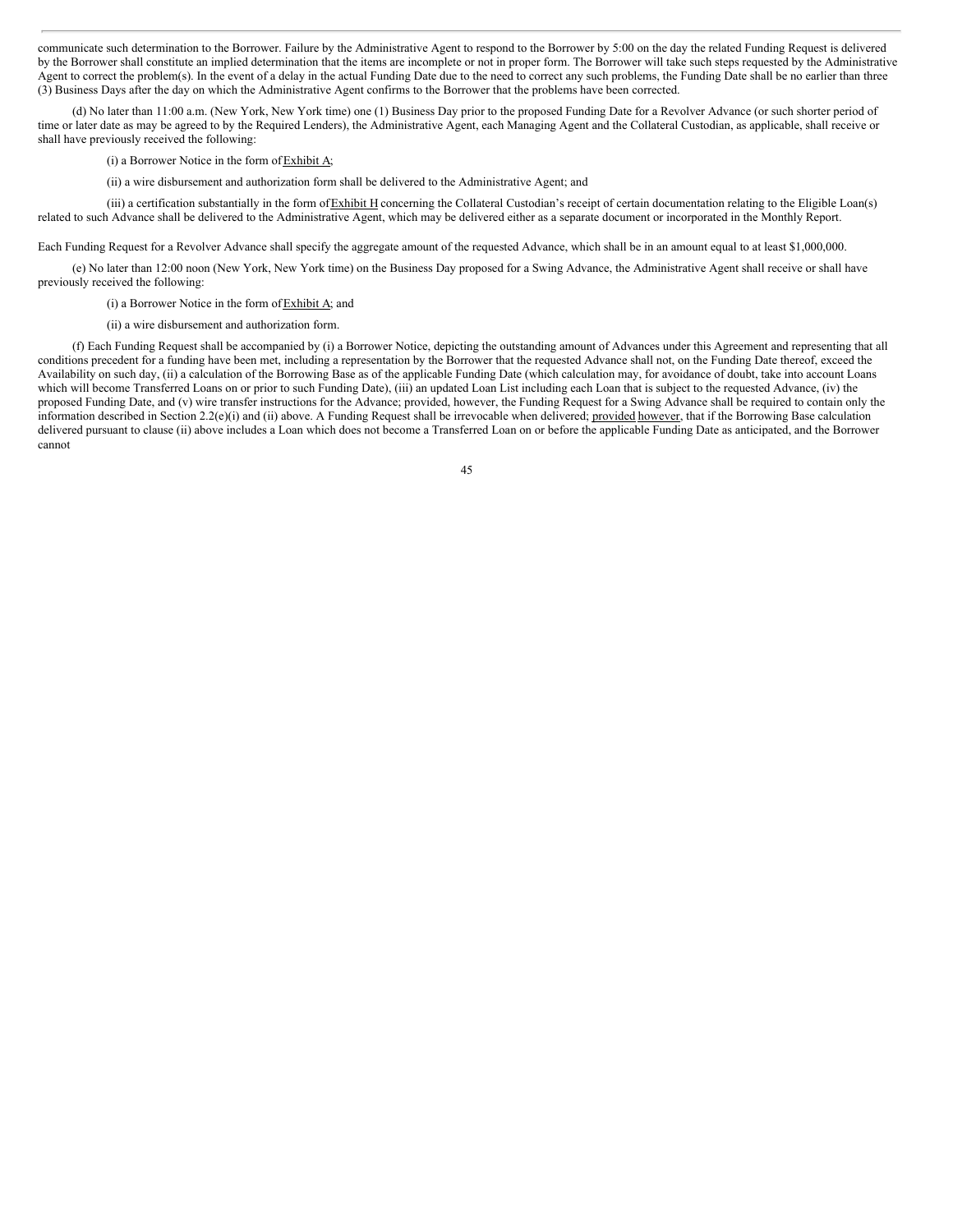communicate such determination to the Borrower. Failure by the Administrative Agent to respond to the Borrower by 5:00 on the day the related Funding Request is delivered by the Borrower shall constitute an implied determination that the items are incomplete or not in proper form. The Borrower will take such steps requested by the Administrative Agent to correct the problem(s). In the event of a delay in the actual Funding Date due to the need to correct any such problems, the Funding Date shall be no earlier than three (3) Business Days after the day on which the Administrative Agent confirms to the Borrower that the problems have been corrected.

(d) No later than 11:00 a.m. (New York, New York time) one (1) Business Day prior to the proposed Funding Date for a Revolver Advance (or such shorter period of time or later date as may be agreed to by the Required Lenders), the Administrative Agent, each Managing Agent and the Collateral Custodian, as applicable, shall receive or shall have previously received the following:

(i) a Borrower Notice in the form of Exhibit A;

(ii) a wire disbursement and authorization form shall be delivered to the Administrative Agent; and

(iii) a certification substantially in the form of Exhibit H concerning the Collateral Custodian's receipt of certain documentation relating to the Eligible Loan(s) related to such Advance shall be delivered to the Administrative Agent, which may be delivered either as a separate document or incorporated in the Monthly Report.

Each Funding Request for a Revolver Advance shall specify the aggregate amount of the requested Advance, which shall be in an amount equal to at least $1,000,000.

(e) No later than 12:00 noon (New York, New York time) on the Business Day proposed for a Swing Advance, the Administrative Agent shall receive or shall have previously received the following:

(i) a Borrower Notice in the form of Exhibit A; and

(ii) a wire disbursement and authorization form.

(f) Each Funding Request shall be accompanied by (i) a Borrower Notice, depicting the outstanding amount of Advances under this Agreement and representing that all conditions precedent for a funding have been met, including a representation by the Borrower that the requested Advance shall not, on the Funding Date thereof, exceed the Availability on such day, (ii) a calculation of the Borrowing Base as of the applicable Funding Date (which calculation may, for avoidance of doubt, take into account Loans which will become Transferred Loans on or prior to such Funding Date), (iii) an updated Loan List including each Loan that is subject to the requested Advance, (iv) the proposed Funding Date, and (v) wire transfer instructions for the Advance; provided, however, the Funding Request for a Swing Advance shall be required to contain only the information described in Section 2.2(e)(i) and (ii) above. A Funding Request shall be irrevocable when delivered; provided however, that if the Borrowing Base calculation delivered pursuant to clause (ii) above includes a Loan which does not become a Transferred Loan on or before the applicable Funding Date as anticipated, and the Borrower cannot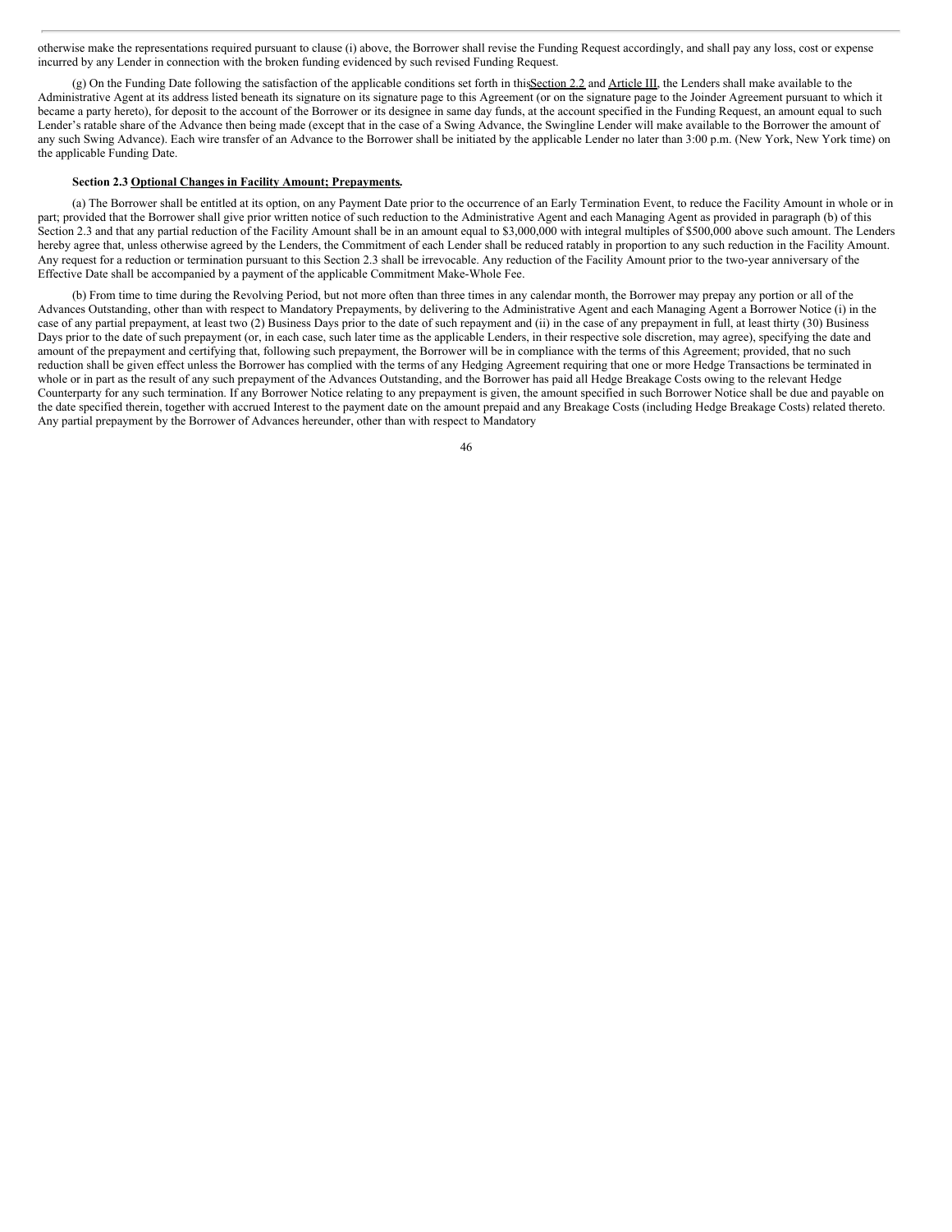otherwise make the representations required pursuant to clause (i) above, the Borrower shall revise the Funding Request accordingly, and shall pay any loss, cost or expense incurred by any Lender in connection with the broken funding evidenced by such revised Funding Request.

(g) On the Funding Date following the satisfaction of the applicable conditions set forth in this Section 2.2 and Article III, the Lenders shall make available to the Administrative Agent at its address listed beneath its signature on its signature page to this Agreement (or on the signature page to the Joinder Agreement pursuant to which it became a party hereto), for deposit to the account of the Borrower or its designee in same day funds, at the account specified in the Funding Request, an amount equal to such Lender's ratable share of the Advance then being made (except that in the case of a Swing Advance, the Swingline Lender will make available to the Borrower the amount of any such Swing Advance). Each wire transfer of an Advance to the Borrower shall be initiated by the applicable Lender no later than 3:00 p.m. (New York, New York time) on the applicable Funding Date.

**Section 2.3 Optional Changes in Facility Amount; Prepayments.**

(a) The Borrower shall be entitled at its option, on any Payment Date prior to the occurrence of an Early Termination Event, to reduce the Facility Amount in whole or in part; provided that the Borrower shall give prior written notice of such reduction to the Administrative Agent and each Managing Agent as provided in paragraph (b) of this Section 2.3 and that any partial reduction of the Facility Amount shall be in an amount equal to $3,000,000 with integral multiples of $500,000 above such amount. The Lenders hereby agree that, unless otherwise agreed by the Lenders, the Commitment of each Lender shall be reduced ratably in proportion to any such reduction in the Facility Amount. Any request for a reduction or termination pursuant to this Section 2.3 shall be irrevocable. Any reduction of the Facility Amount prior to the two-year anniversary of the Effective Date shall be accompanied by a payment of the applicable Commitment Make-Whole Fee.

(b) From time to time during the Revolving Period, but not more often than three times in any calendar month, the Borrower may prepay any portion or all of the Advances Outstanding, other than with respect to Mandatory Prepayments, by delivering to the Administrative Agent and each Managing Agent a Borrower Notice (i) in the case of any partial prepayment, at least two (2) Business Days prior to the date of such repayment and (ii) in the case of any prepayment in full, at least thirty (30) Business Days prior to the date of such prepayment (or, in each case, such later time as the applicable Lenders, in their respective sole discretion, may agree), specifying the date and amount of the prepayment and certifying that, following such prepayment, the Borrower will be in compliance with the terms of this Agreement; provided, that no such reduction shall be given effect unless the Borrower has complied with the terms of any Hedging Agreement requiring that one or more Hedge Transactions be terminated in whole or in part as the result of any such prepayment of the Advances Outstanding, and the Borrower has paid all Hedge Breakage Costs owing to the relevant Hedge Counterparty for any such termination. If any Borrower Notice relating to any prepayment is given, the amount specified in such Borrower Notice shall be due and payable on the date specified therein, together with accrued Interest to the payment date on the amount prepaid and any Breakage Costs (including Hedge Breakage Costs) related thereto. Any partial prepayment by the Borrower of Advances hereunder, other than with respect to Mandatory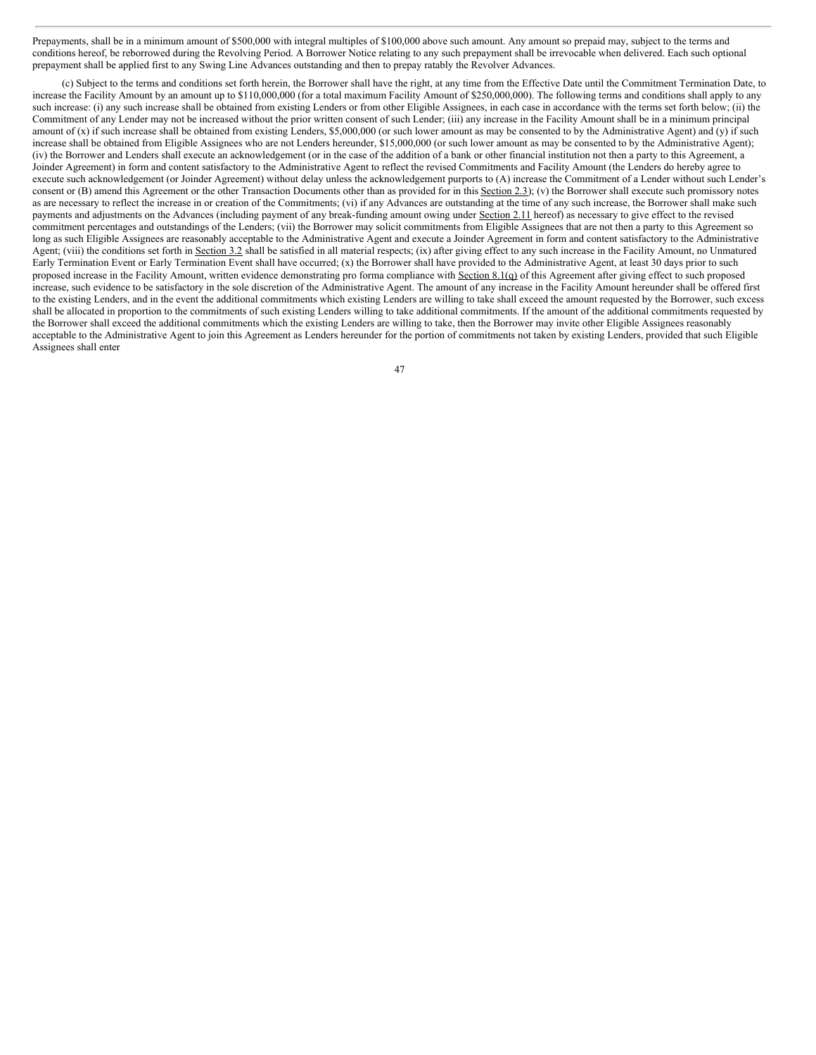Prepayments, shall be in a minimum amount of \$500,000 with integral multiples of \$100,000 above such amount. Any amount so prepaid may, subject to the terms and conditions hereof, be reborrowed during the Revolving Period. A Borrower Notice relating to any such prepayment shall be irrevocable when delivered. Each such optional prepayment shall be applied first to any Swing Line Advances outstanding and then to prepay ratably the Revolver Advances.

(c) Subject to the terms and conditions set forth herein, the Borrower shall have the right, at any time from the Effective Date until the Commitment Termination Date, to increase the Facility Amount by an amount up to \$110,000,000 (for a total maximum Facility Amount of \$250,000,000). The following terms and conditions shall apply to any such increase: (i) any such increase shall be obtained from existing Lenders or from other Eligible Assignees, in each case in accordance with the terms set forth below; (ii) the Commitment of any Lender may not be increased without the prior written consent of such Lender; (iii) any increase in the Facility Amount shall be in a minimum principal amount of (x) if such increase shall be obtained from existing Lenders, \$5,000,000 (or such lower amount as may be consented to by the Administrative Agent) and (y) if such increase shall be obtained from Eligible Assignees who are not Lenders hereunder, \$15,000,000 (or such lower amount as may be consented to by the Administrative Agent); (iv) the Borrower and Lenders shall execute an acknowledgement (or in the case of the addition of a bank or other financial institution not then a party to this Agreement, a Joinder Agreement) in form and content satisfactory to the Administrative Agent to reflect the revised Commitments and Facility Amount (the Lenders do hereby agree to execute such acknowledgement (or Joinder Agreement) without delay unless the acknowledgement purports to (A) increase the Commitment of a Lender without such Lender's consent or (B) amend this Agreement or the other Transaction Documents other than as provided for in this Section 2.3); (v) the Borrower shall execute such promissory notes as are necessary to reflect the increase in or creation of the Commitments; (vi) if any Advances are outstanding at the time of any such increase, the Borrower shall make such payments and adjustments on the Advances (including payment of any break-funding amount owing under Section 2.11 hereof) as necessary to give effect to the revised commitment percentages and outstandings of the Lenders; (vii) the Borrower may solicit commitments from Eligible Assignees that are not then a party to this Agreement so long as such Eligible Assignees are reasonably acceptable to the Administrative Agent and execute a Joinder Agreement in form and content satisfactory to the Administrative Agent; (viii) the conditions set forth in Section 3.2 shall be satisfied in all material respects; (ix) after giving effect to any such increase in the Facility Amount, no Unmatured Early Termination Event or Early Termination Event shall have occurred; (x) the Borrower shall have provided to the Administrative Agent, at least 30 days prior to such proposed increase in the Facility Amount, written evidence demonstrating pro forma compliance with Section 8.1(q) of this Agreement after giving effect to such proposed increase, such evidence to be satisfactory in the sole discretion of the Administrative Agent. The amount of any increase in the Facility Amount hereunder shall be offered first to the existing Lenders, and in the event the additional commitments which existing Lenders are willing to take shall exceed the amount requested by the Borrower, such excess shall be allocated in proportion to the commitments of such existing Lenders willing to take additional commitments. If the amount of the additional commitments requested by the Borrower shall exceed the additional commitments which the existing Lenders are willing to take, then the Borrower may invite other Eligible Assignees reasonably acceptable to the Administrative Agent to join this Agreement as Lenders hereunder for the portion of commitments not taken by existing Lenders, provided that such Eligible Assignees shall enter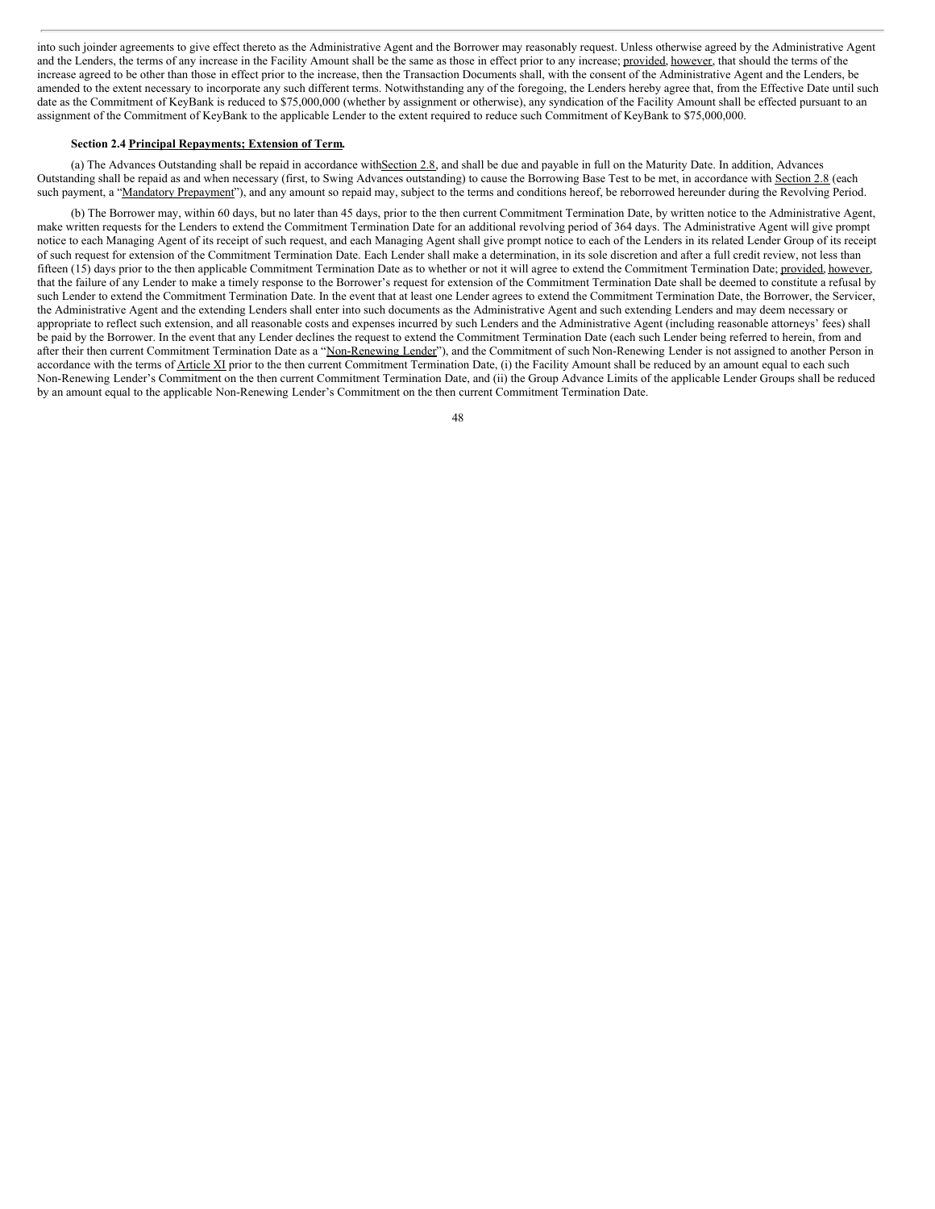into such joinder agreements to give effect thereto as the Administrative Agent and the Borrower may reasonably request. Unless otherwise agreed by the Administrative Agent and the Lenders, the terms of any increase in the Facility Amount shall be the same as those in effect prior to any increase; provided, however, that should the terms of the increase agreed to be other than those in effect prior to the increase, then the Transaction Documents shall, with the consent of the Administrative Agent and the Lenders, be amended to the extent necessary to incorporate any such different terms. Notwithstanding any of the foregoing, the Lenders hereby agree that, from the Effective Date until such date as the Commitment of KeyBank is reduced to $75,000,000 (whether by assignment or otherwise), any syndication of the Facility Amount shall be effected pursuant to an assignment of the Commitment of KeyBank to the applicable Lender to the extent required to reduce such Commitment of KeyBank to $75,000,000.

**Section 2.4 Principal Repayments; Extension of Term.**

(a) The Advances Outstanding shall be repaid in accordance with Section 2.8, and shall be due and payable in full on the Maturity Date. In addition, Advances Outstanding shall be repaid as and when necessary (first, to Swing Advances outstanding) to cause the Borrowing Base Test to be met, in accordance with Section 2.8 (each such payment, a "Mandatory Prepayment"), and any amount so repaid may, subject to the terms and conditions hereof, be reborrowed hereunder during the Revolving Period.

(b) The Borrower may, within 60 days, but no later than 45 days, prior to the then current Commitment Termination Date, by written notice to the Administrative Agent, make written requests for the Lenders to extend the Commitment Termination Date for an additional revolving period of 364 days. The Administrative Agent will give prompt notice to each Managing Agent of its receipt of such request, and each Managing Agent shall give prompt notice to each of the Lenders in its related Lender Group of its receipt of such request for extension of the Commitment Termination Date. Each Lender shall make a determination, in its sole discretion and after a full credit review, not less than fifteen (15) days prior to the then applicable Commitment Termination Date as to whether or not it will agree to extend the Commitment Termination Date; provided, however, that the failure of any Lender to make a timely response to the Borrower's request for extension of the Commitment Termination Date shall be deemed to constitute a refusal by such Lender to extend the Commitment Termination Date. In the event that at least one Lender agrees to extend the Commitment Termination Date, the Borrower, the Servicer, the Administrative Agent and the extending Lenders shall enter into such documents as the Administrative Agent and such extending Lenders and may deem necessary or appropriate to reflect such extension, and all reasonable costs and expenses incurred by such Lenders and the Administrative Agent (including reasonable attorneys' fees) shall be paid by the Borrower. In the event that any Lender declines the request to extend the Commitment Termination Date (each such Lender being referred to herein, from and after their then current Commitment Termination Date as a "Non-Renewing Lender"), and the Commitment of such Non-Renewing Lender is not assigned to another Person in accordance with the terms of Article XI prior to the then current Commitment Termination Date, (i) the Facility Amount shall be reduced by an amount equal to each such Non-Renewing Lender's Commitment on the then current Commitment Termination Date, and (ii) the Group Advance Limits of the applicable Lender Groups shall be reduced by an amount equal to the applicable Non-Renewing Lender's Commitment on the then current Commitment Termination Date.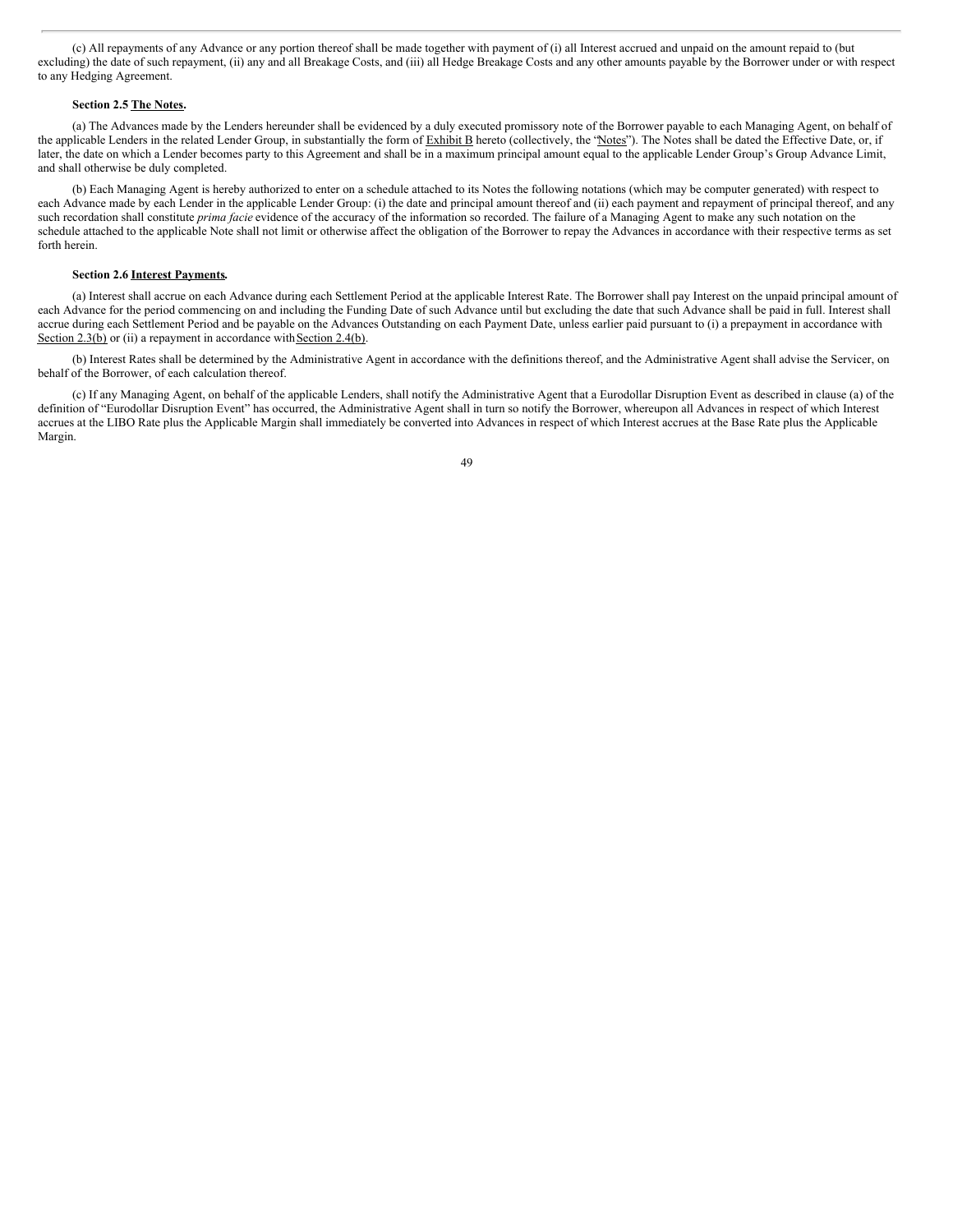(c) All repayments of any Advance or any portion thereof shall be made together with payment of (i) all Interest accrued and unpaid on the amount repaid to (but excluding) the date of such repayment, (ii) any and all Breakage Costs, and (iii) all Hedge Breakage Costs and any other amounts payable by the Borrower under or with respect to any Hedging Agreement.

**Section 2.5 The Notes.**

(a) The Advances made by the Lenders hereunder shall be evidenced by a duly executed promissory note of the Borrower payable to each Managing Agent, on behalf of the applicable Lenders in the related Lender Group, in substantially the form of Exhibit B hereto (collectively, the "Notes"). The Notes shall be dated the Effective Date, or, if later, the date on which a Lender becomes party to this Agreement and shall be in a maximum principal amount equal to the applicable Lender Group's Group Advance Limit, and shall otherwise be duly completed.

(b) Each Managing Agent is hereby authorized to enter on a schedule attached to its Notes the following notations (which may be computer generated) with respect to each Advance made by each Lender in the applicable Lender Group: (i) the date and principal amount thereof and (ii) each payment and repayment of principal thereof, and any such recordation shall constitute *prima facie* evidence of the accuracy of the information so recorded. The failure of a Managing Agent to make any such notation on the schedule attached to the applicable Note shall not limit or otherwise affect the obligation of the Borrower to repay the Advances in accordance with their respective terms as set forth herein.

**Section 2.6 Interest Payments.**

(a) Interest shall accrue on each Advance during each Settlement Period at the applicable Interest Rate. The Borrower shall pay Interest on the unpaid principal amount of each Advance for the period commencing on and including the Funding Date of such Advance until but excluding the date that such Advance shall be paid in full. Interest shall accrue during each Settlement Period and be payable on the Advances Outstanding on each Payment Date, unless earlier paid pursuant to (i) a prepayment in accordance with Section 2.3(b) or (ii) a repayment in accordance with Section 2.4(b).

(b) Interest Rates shall be determined by the Administrative Agent in accordance with the definitions thereof, and the Administrative Agent shall advise the Servicer, on behalf of the Borrower, of each calculation thereof.

(c) If any Managing Agent, on behalf of the applicable Lenders, shall notify the Administrative Agent that a Eurodollar Disruption Event as described in clause (a) of the definition of "Eurodollar Disruption Event" has occurred, the Administrative Agent shall in turn so notify the Borrower, whereupon all Advances in respect of which Interest accrues at the LIBO Rate plus the Applicable Margin shall immediately be converted into Advances in respect of which Interest accrues at the Base Rate plus the Applicable Margin.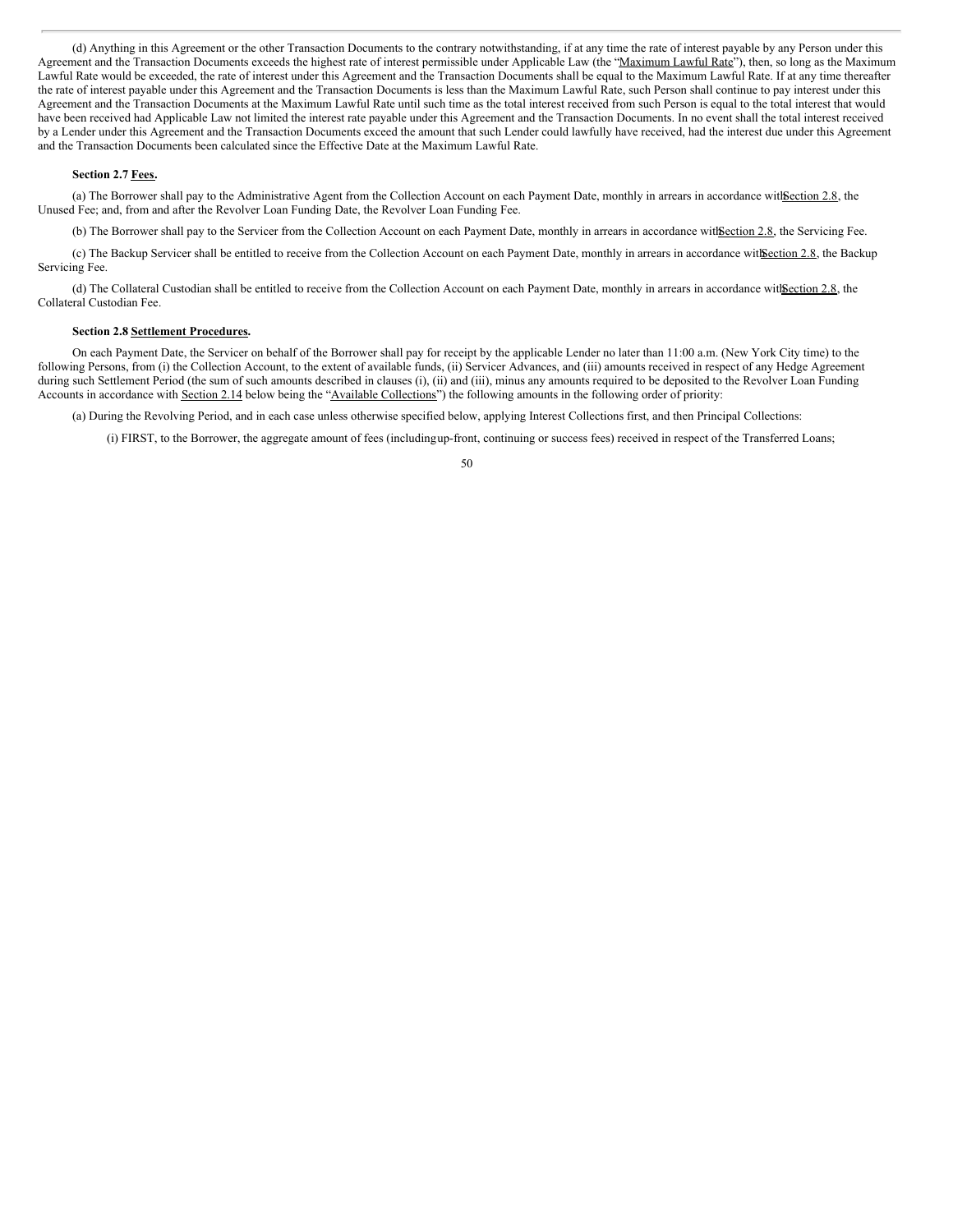(d) Anything in this Agreement or the other Transaction Documents to the contrary notwithstanding, if at any time the rate of interest payable by any Person under this Agreement and the Transaction Documents exceeds the highest rate of interest permissible under Applicable Law (the "Maximum Lawful Rate"), then, so long as the Maximum Lawful Rate would be exceeded, the rate of interest under this Agreement and the Transaction Documents shall be equal to the Maximum Lawful Rate. If at any time thereafter the rate of interest payable under this Agreement and the Transaction Documents is less than the Maximum Lawful Rate, such Person shall continue to pay interest under this Agreement and the Transaction Documents at the Maximum Lawful Rate until such time as the total interest received from such Person is equal to the total interest that would have been received had Applicable Law not limited the interest rate payable under this Agreement and the Transaction Documents. In no event shall the total interest received by a Lender under this Agreement and the Transaction Documents exceed the amount that such Lender could lawfully have received, had the interest due under this Agreement and the Transaction Documents been calculated since the Effective Date at the Maximum Lawful Rate.

**Section 2.7 Fees.**

(a) The Borrower shall pay to the Administrative Agent from the Collection Account on each Payment Date, monthly in arrears in accordance with Section 2.8, the Unused Fee; and, from and after the Revolver Loan Funding Date, the Revolver Loan Funding Fee.

(b) The Borrower shall pay to the Servicer from the Collection Account on each Payment Date, monthly in arrears in accordance with Section 2.8, the Servicing Fee.

(c) The Backup Servicer shall be entitled to receive from the Collection Account on each Payment Date, monthly in arrears in accordance with Section 2.8, the Backup Servicing Fee.

(d) The Collateral Custodian shall be entitled to receive from the Collection Account on each Payment Date, monthly in arrears in accordance with Section 2.8, the Collateral Custodian Fee.

**Section 2.8 Settlement Procedures.**

On each Payment Date, the Servicer on behalf of the Borrower shall pay for receipt by the applicable Lender no later than 11:00 a.m. (New York City time) to the following Persons, from (i) the Collection Account, to the extent of available funds, (ii) Servicer Advances, and (iii) amounts received in respect of any Hedge Agreement during such Settlement Period (the sum of such amounts described in clauses (i), (ii) and (iii), minus any amounts required to be deposited to the Revolver Loan Funding Accounts in accordance with Section 2.14 below being the "Available Collections") the following amounts in the following order of priority:

(a) During the Revolving Period, and in each case unless otherwise specified below, applying Interest Collections first, and then Principal Collections:

(i) FIRST, to the Borrower, the aggregate amount of fees (including up-front, continuing or success fees) received in respect of the Transferred Loans;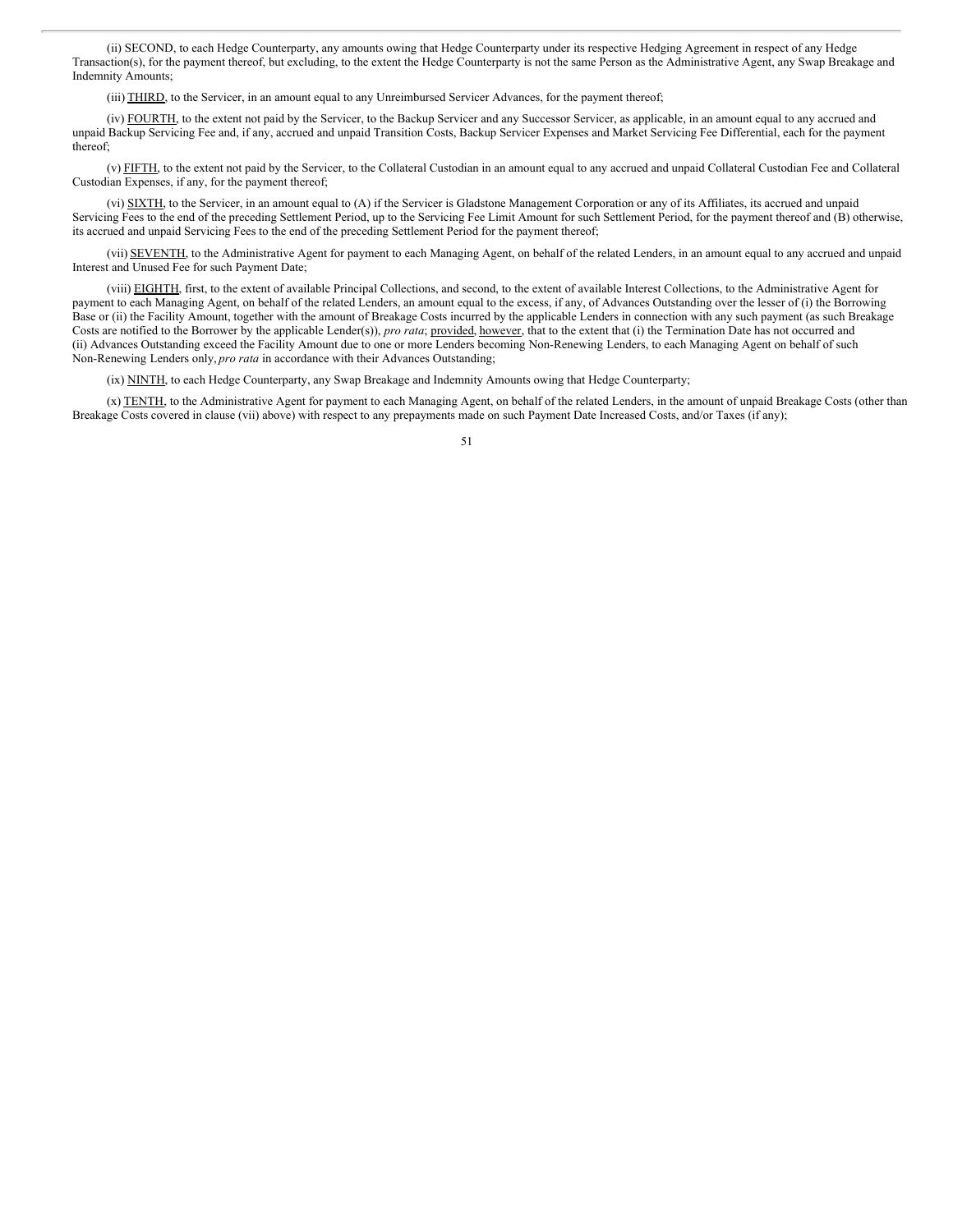(ii) SECOND, to each Hedge Counterparty, any amounts owing that Hedge Counterparty under its respective Hedging Agreement in respect of any Hedge Transaction(s), for the payment thereof, but excluding, to the extent the Hedge Counterparty is not the same Person as the Administrative Agent, any Swap Breakage and Indemnity Amounts;

(iii) THIRD, to the Servicer, in an amount equal to any Unreimbursed Servicer Advances, for the payment thereof;

(iv) FOURTH, to the extent not paid by the Servicer, to the Backup Servicer and any Successor Servicer, as applicable, in an amount equal to any accrued and unpaid Backup Servicing Fee and, if any, accrued and unpaid Transition Costs, Backup Servicer Expenses and Market Servicing Fee Differential, each for the payment thereof;

(v) FIFTH, to the extent not paid by the Servicer, to the Collateral Custodian in an amount equal to any accrued and unpaid Collateral Custodian Fee and Collateral Custodian Expenses, if any, for the payment thereof;

(vi) SIXTH, to the Servicer, in an amount equal to (A) if the Servicer is Gladstone Management Corporation or any of its Affiliates, its accrued and unpaid Servicing Fees to the end of the preceding Settlement Period, up to the Servicing Fee Limit Amount for such Settlement Period, for the payment thereof and (B) otherwise, its accrued and unpaid Servicing Fees to the end of the preceding Settlement Period for the payment thereof;

(vii) SEVENTH, to the Administrative Agent for payment to each Managing Agent, on behalf of the related Lenders, in an amount equal to any accrued and unpaid Interest and Unused Fee for such Payment Date;

(viii) EIGHTH, first, to the extent of available Principal Collections, and second, to the extent of available Interest Collections, to the Administrative Agent for payment to each Managing Agent, on behalf of the related Lenders, an amount equal to the excess, if any, of Advances Outstanding over the lesser of (i) the Borrowing Base or (ii) the Facility Amount, together with the amount of Breakage Costs incurred by the applicable Lenders in connection with any such payment (as such Breakage Costs are notified to the Borrower by the applicable Lender(s)), *pro rata*; provided, however, that to the extent that (i) the Termination Date has not occurred and (ii) Advances Outstanding exceed the Facility Amount due to one or more Lenders becoming Non-Renewing Lenders, to each Managing Agent on behalf of such Non-Renewing Lenders only, *pro rata* in accordance with their Advances Outstanding;

(ix) NINTH, to each Hedge Counterparty, any Swap Breakage and Indemnity Amounts owing that Hedge Counterparty;

(x) TENTH, to the Administrative Agent for payment to each Managing Agent, on behalf of the related Lenders, in the amount of unpaid Breakage Costs (other than Breakage Costs covered in clause (vii) above) with respect to any prepayments made on such Payment Date Increased Costs, and/or Taxes (if any);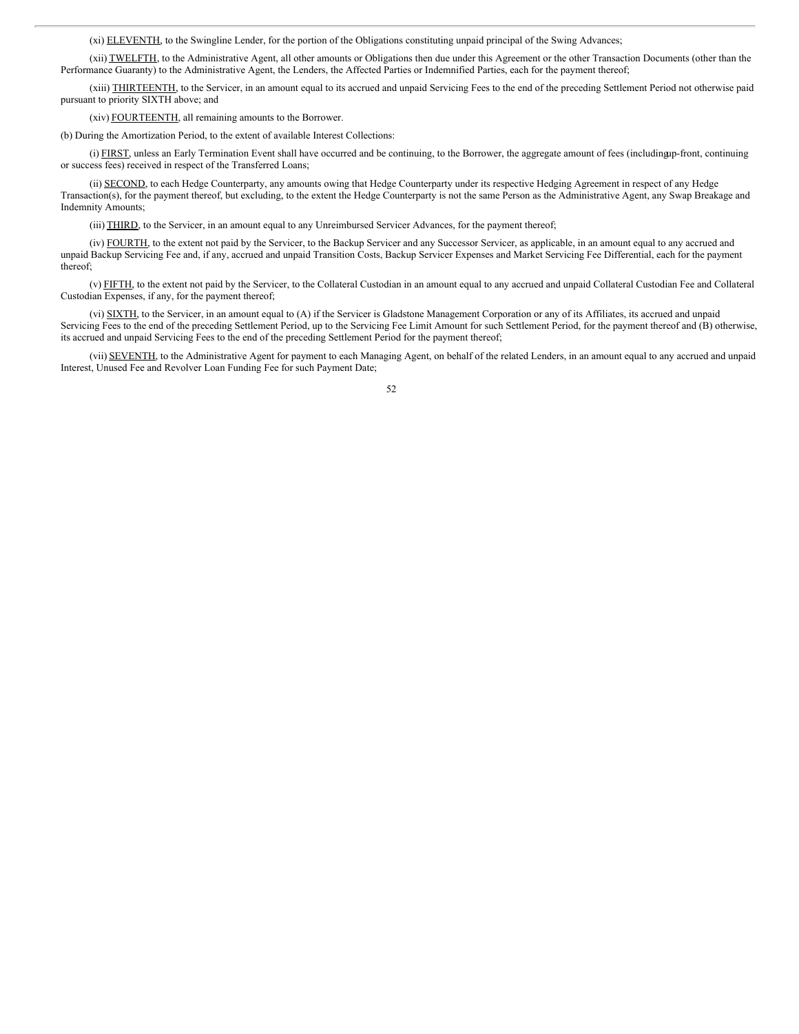(xi) ELEVENTH, to the Swingline Lender, for the portion of the Obligations constituting unpaid principal of the Swing Advances;

(xii) TWELFTH, to the Administrative Agent, all other amounts or Obligations then due under this Agreement or the other Transaction Documents (other than the Performance Guaranty) to the Administrative Agent, the Lenders, the Affected Parties or Indemnified Parties, each for the payment thereof;

(xiii) THIRTEENTH, to the Servicer, in an amount equal to its accrued and unpaid Servicing Fees to the end of the preceding Settlement Period not otherwise paid pursuant to priority SIXTH above; and

(xiv) FOURTEENTH, all remaining amounts to the Borrower.

(b) During the Amortization Period, to the extent of available Interest Collections:

(i) FIRST, unless an Early Termination Event shall have occurred and be continuing, to the Borrower, the aggregate amount of fees (including up-front, continuing or success fees) received in respect of the Transferred Loans;

(ii) SECOND, to each Hedge Counterparty, any amounts owing that Hedge Counterparty under its respective Hedging Agreement in respect of any Hedge Transaction(s), for the payment thereof, but excluding, to the extent the Hedge Counterparty is not the same Person as the Administrative Agent, any Swap Breakage and Indemnity Amounts;

(iii) THIRD, to the Servicer, in an amount equal to any Unreimbursed Servicer Advances, for the payment thereof;

(iv) FOURTH, to the extent not paid by the Servicer, to the Backup Servicer and any Successor Servicer, as applicable, in an amount equal to any accrued and unpaid Backup Servicing Fee and, if any, accrued and unpaid Transition Costs, Backup Servicer Expenses and Market Servicing Fee Differential, each for the payment thereof;

(v) FIFTH, to the extent not paid by the Servicer, to the Collateral Custodian in an amount equal to any accrued and unpaid Collateral Custodian Fee and Collateral Custodian Expenses, if any, for the payment thereof;

(vi) SIXTH, to the Servicer, in an amount equal to (A) if the Servicer is Gladstone Management Corporation or any of its Affiliates, its accrued and unpaid Servicing Fees to the end of the preceding Settlement Period, up to the Servicing Fee Limit Amount for such Settlement Period, for the payment thereof and (B) otherwise, its accrued and unpaid Servicing Fees to the end of the preceding Settlement Period for the payment thereof;

(vii) SEVENTH, to the Administrative Agent for payment to each Managing Agent, on behalf of the related Lenders, in an amount equal to any accrued and unpaid Interest, Unused Fee and Revolver Loan Funding Fee for such Payment Date;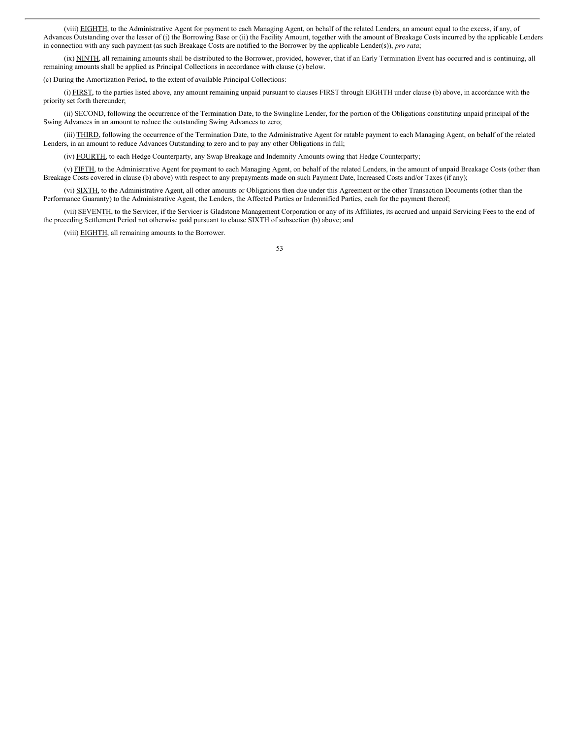(viii) EIGHTH, to the Administrative Agent for payment to each Managing Agent, on behalf of the related Lenders, an amount equal to the excess, if any, of Advances Outstanding over the lesser of (i) the Borrowing Base or (ii) the Facility Amount, together with the amount of Breakage Costs incurred by the applicable Lenders in connection with any such payment (as such Breakage Costs are notified to the Borrower by the applicable Lender(s)), *pro rata*;

(ix) NINTH, all remaining amounts shall be distributed to the Borrower, provided, however, that if an Early Termination Event has occurred and is continuing, all remaining amounts shall be applied as Principal Collections in accordance with clause (c) below.

(c) During the Amortization Period, to the extent of available Principal Collections:

(i) FIRST, to the parties listed above, any amount remaining unpaid pursuant to clauses FIRST through EIGHTH under clause (b) above, in accordance with the priority set forth thereunder;

(ii) SECOND, following the occurrence of the Termination Date, to the Swingline Lender, for the portion of the Obligations constituting unpaid principal of the Swing Advances in an amount to reduce the outstanding Swing Advances to zero;

(iii) THIRD, following the occurrence of the Termination Date, to the Administrative Agent for ratable payment to each Managing Agent, on behalf of the related Lenders, in an amount to reduce Advances Outstanding to zero and to pay any other Obligations in full;

(iv) FOURTH, to each Hedge Counterparty, any Swap Breakage and Indemnity Amounts owing that Hedge Counterparty;

(v) FIFTH, to the Administrative Agent for payment to each Managing Agent, on behalf of the related Lenders, in the amount of unpaid Breakage Costs (other than Breakage Costs covered in clause (b) above) with respect to any prepayments made on such Payment Date, Increased Costs and/or Taxes (if any);

(vi) SIXTH, to the Administrative Agent, all other amounts or Obligations then due under this Agreement or the other Transaction Documents (other than the Performance Guaranty) to the Administrative Agent, the Lenders, the Affected Parties or Indemnified Parties, each for the payment thereof;

(vii) SEVENTH, to the Servicer, if the Servicer is Gladstone Management Corporation or any of its Affiliates, its accrued and unpaid Servicing Fees to the end of the preceding Settlement Period not otherwise paid pursuant to clause SIXTH of subsection (b) above; and

(viii) EIGHTH, all remaining amounts to the Borrower.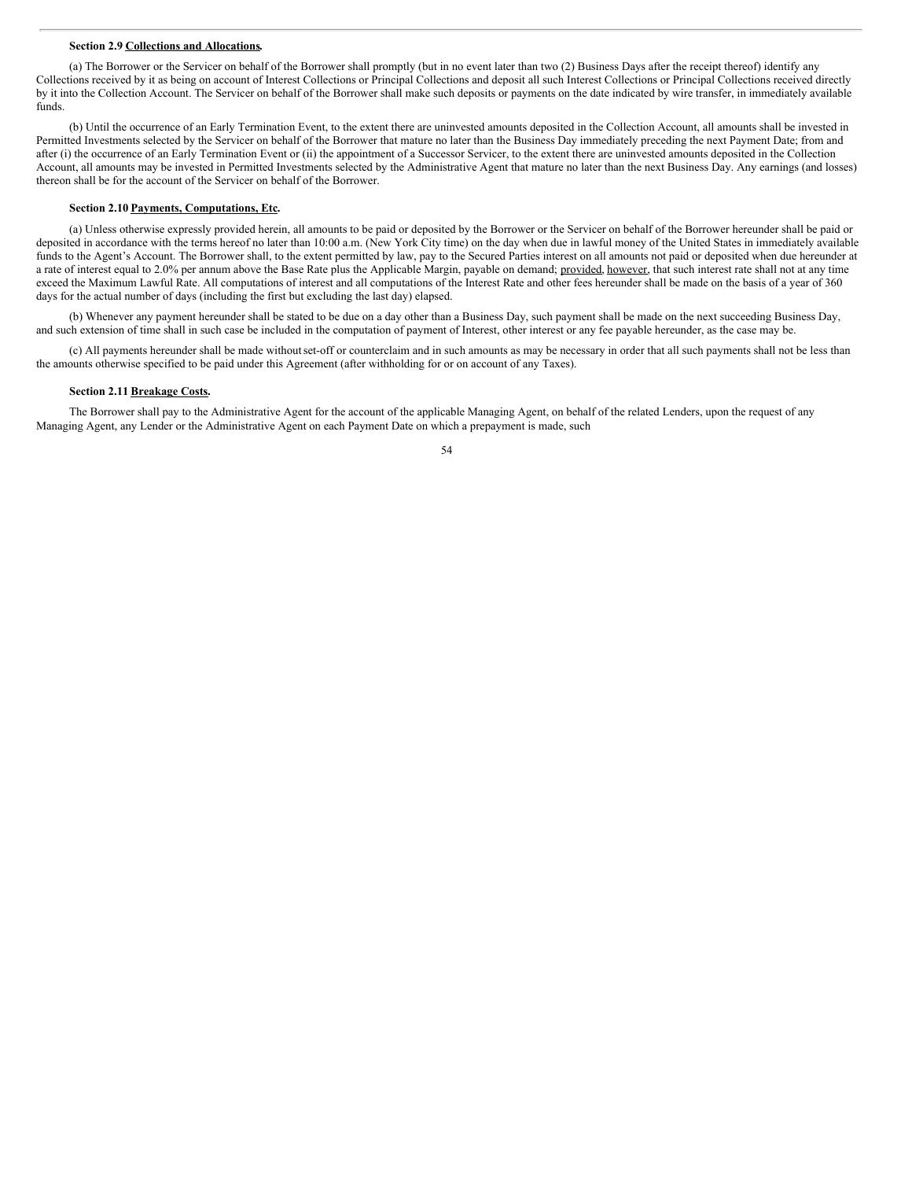**Section 2.9 Collections and Allocations.**

(a) The Borrower or the Servicer on behalf of the Borrower shall promptly (but in no event later than two (2) Business Days after the receipt thereof) identify any Collections received by it as being on account of Interest Collections or Principal Collections and deposit all such Interest Collections or Principal Collections received directly by it into the Collection Account. The Servicer on behalf of the Borrower shall make such deposits or payments on the date indicated by wire transfer, in immediately available funds.

(b) Until the occurrence of an Early Termination Event, to the extent there are uninvested amounts deposited in the Collection Account, all amounts shall be invested in Permitted Investments selected by the Servicer on behalf of the Borrower that mature no later than the Business Day immediately preceding the next Payment Date; from and after (i) the occurrence of an Early Termination Event or (ii) the appointment of a Successor Servicer, to the extent there are uninvested amounts deposited in the Collection Account, all amounts may be invested in Permitted Investments selected by the Administrative Agent that mature no later than the next Business Day. Any earnings (and losses) thereon shall be for the account of the Servicer on behalf of the Borrower.

**Section 2.10 Payments, Computations, Etc.**

(a) Unless otherwise expressly provided herein, all amounts to be paid or deposited by the Borrower or the Servicer on behalf of the Borrower hereunder shall be paid or deposited in accordance with the terms hereof no later than 10:00 a.m. (New York City time) on the day when due in lawful money of the United States in immediately available funds to the Agent's Account. The Borrower shall, to the extent permitted by law, pay to the Secured Parties interest on all amounts not paid or deposited when due hereunder at a rate of interest equal to 2.0% per annum above the Base Rate plus the Applicable Margin, payable on demand; provided, however, that such interest rate shall not at any time exceed the Maximum Lawful Rate. All computations of interest and all computations of the Interest Rate and other fees hereunder shall be made on the basis of a year of 360 days for the actual number of days (including the first but excluding the last day) elapsed.

(b) Whenever any payment hereunder shall be stated to be due on a day other than a Business Day, such payment shall be made on the next succeeding Business Day, and such extension of time shall in such case be included in the computation of payment of Interest, other interest or any fee payable hereunder, as the case may be.

(c) All payments hereunder shall be made without set-off or counterclaim and in such amounts as may be necessary in order that all such payments shall not be less than the amounts otherwise specified to be paid under this Agreement (after withholding for or on account of any Taxes).

**Section 2.11 Breakage Costs.**

The Borrower shall pay to the Administrative Agent for the account of the applicable Managing Agent, on behalf of the related Lenders, upon the request of any Managing Agent, any Lender or the Administrative Agent on each Payment Date on which a prepayment is made, such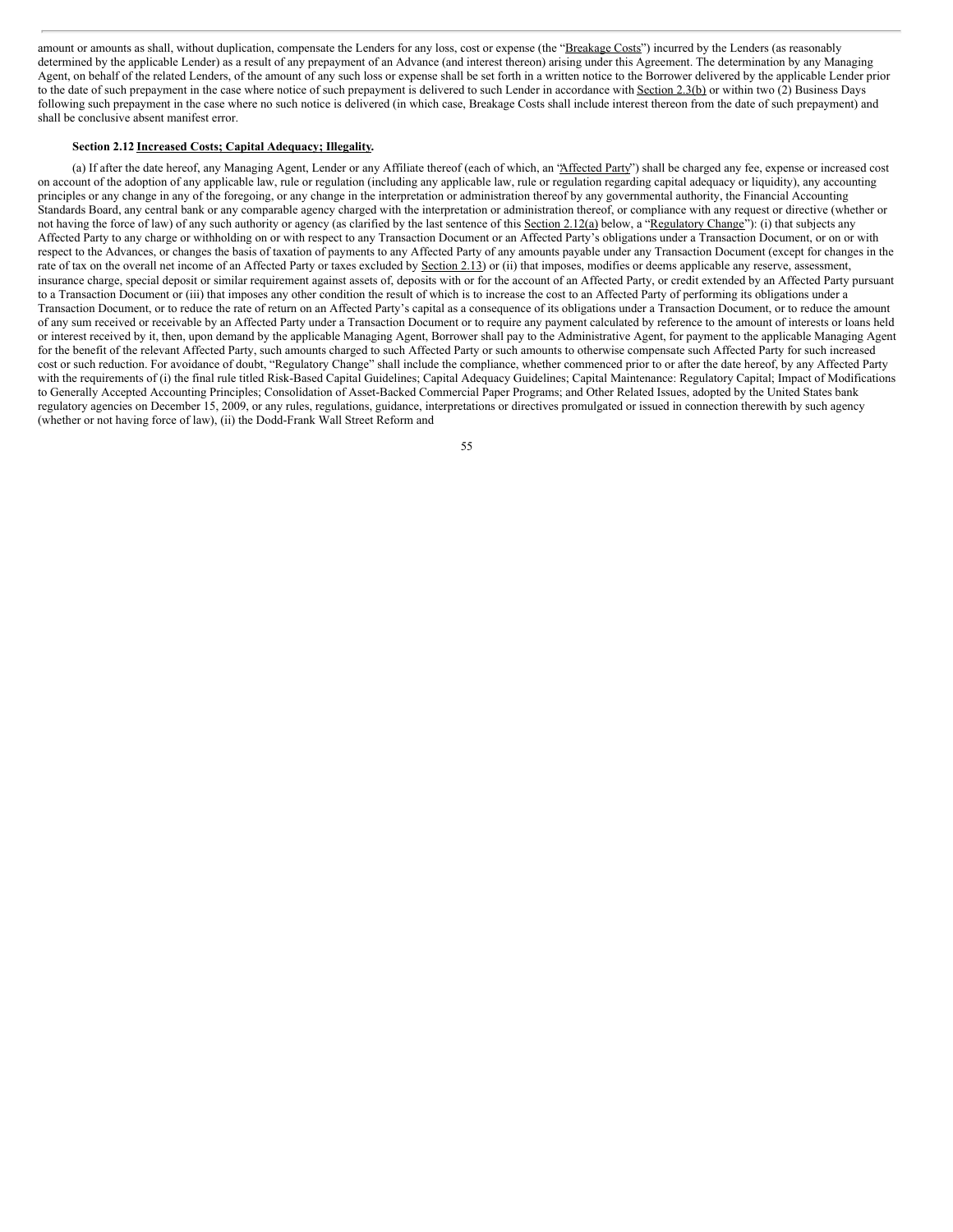amount or amounts as shall, without duplication, compensate the Lenders for any loss, cost or expense (the "Breakage Costs") incurred by the Lenders (as reasonably determined by the applicable Lender) as a result of any prepayment of an Advance (and interest thereon) arising under this Agreement. The determination by any Managing Agent, on behalf of the related Lenders, of the amount of any such loss or expense shall be set forth in a written notice to the Borrower delivered by the applicable Lender prior to the date of such prepayment in the case where notice of such prepayment is delivered to such Lender in accordance with Section 2.3(b) or within two (2) Business Days following such prepayment in the case where no such notice is delivered (in which case, Breakage Costs shall include interest thereon from the date of such prepayment) and shall be conclusive absent manifest error.

**Section 2.12 Increased Costs; Capital Adequacy; Illegality.**

(a) If after the date hereof, any Managing Agent, Lender or any Affiliate thereof (each of which, an "Affected Party") shall be charged any fee, expense or increased cost on account of the adoption of any applicable law, rule or regulation (including any applicable law, rule or regulation regarding capital adequacy or liquidity), any accounting principles or any change in any of the foregoing, or any change in the interpretation or administration thereof by any governmental authority, the Financial Accounting Standards Board, any central bank or any comparable agency charged with the interpretation or administration thereof, or compliance with any request or directive (whether or not having the force of law) of any such authority or agency (as clarified by the last sentence of this Section 2.12(a) below, a "Regulatory Change"): (i) that subjects any Affected Party to any charge or withholding on or with respect to any Transaction Document or an Affected Party's obligations under a Transaction Document, or on or with respect to the Advances, or changes the basis of taxation of payments to any Affected Party of any amounts payable under any Transaction Document (except for changes in the rate of tax on the overall net income of an Affected Party or taxes excluded by Section 2.13) or (ii) that imposes, modifies or deems applicable any reserve, assessment, insurance charge, special deposit or similar requirement against assets of, deposits with or for the account of an Affected Party, or credit extended by an Affected Party pursuant to a Transaction Document or (iii) that imposes any other condition the result of which is to increase the cost to an Affected Party of performing its obligations under a Transaction Document, or to reduce the rate of return on an Affected Party's capital as a consequence of its obligations under a Transaction Document, or to reduce the amount of any sum received or receivable by an Affected Party under a Transaction Document or to require any payment calculated by reference to the amount of interests or loans held or interest received by it, then, upon demand by the applicable Managing Agent, Borrower shall pay to the Administrative Agent, for payment to the applicable Managing Agent for the benefit of the relevant Affected Party, such amounts charged to such Affected Party or such amounts to otherwise compensate such Affected Party for such increased cost or such reduction. For avoidance of doubt, "Regulatory Change" shall include the compliance, whether commenced prior to or after the date hereof, by any Affected Party with the requirements of (i) the final rule titled Risk-Based Capital Guidelines; Capital Adequacy Guidelines; Capital Maintenance: Regulatory Capital; Impact of Modifications to Generally Accepted Accounting Principles; Consolidation of Asset-Backed Commercial Paper Programs; and Other Related Issues, adopted by the United States bank regulatory agencies on December 15, 2009, or any rules, regulations, guidance, interpretations or directives promulgated or issued in connection therewith by such agency (whether or not having force of law), (ii) the Dodd-Frank Wall Street Reform and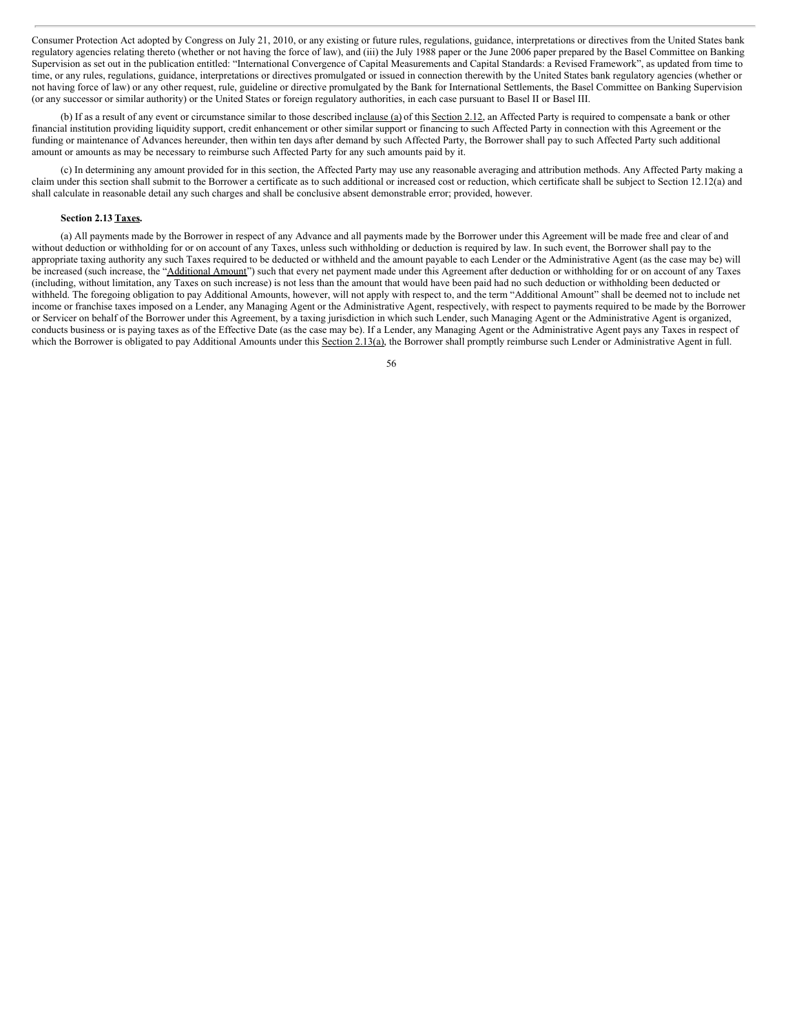Consumer Protection Act adopted by Congress on July 21, 2010, or any existing or future rules, regulations, guidance, interpretations or directives from the United States bank regulatory agencies relating thereto (whether or not having the force of law), and (iii) the July 1988 paper or the June 2006 paper prepared by the Basel Committee on Banking Supervision as set out in the publication entitled: "International Convergence of Capital Measurements and Capital Standards: a Revised Framework", as updated from time to time, or any rules, regulations, guidance, interpretations or directives promulgated or issued in connection therewith by the United States bank regulatory agencies (whether or not having force of law) or any other request, rule, guideline or directive promulgated by the Bank for International Settlements, the Basel Committee on Banking Supervision (or any successor or similar authority) or the United States or foreign regulatory authorities, in each case pursuant to Basel II or Basel III.

(b) If as a result of any event or circumstance similar to those described in clause (a) of this Section 2.12, an Affected Party is required to compensate a bank or other financial institution providing liquidity support, credit enhancement or other similar support or financing to such Affected Party in connection with this Agreement or the funding or maintenance of Advances hereunder, then within ten days after demand by such Affected Party, the Borrower shall pay to such Affected Party such additional amount or amounts as may be necessary to reimburse such Affected Party for any such amounts paid by it.

(c) In determining any amount provided for in this section, the Affected Party may use any reasonable averaging and attribution methods. Any Affected Party making a claim under this section shall submit to the Borrower a certificate as to such additional or increased cost or reduction, which certificate shall be subject to Section 12.12(a) and shall calculate in reasonable detail any such charges and shall be conclusive absent demonstrable error; provided, however.

**Section 2.13 Taxes.**

(a) All payments made by the Borrower in respect of any Advance and all payments made by the Borrower under this Agreement will be made free and clear of and without deduction or withholding for or on account of any Taxes, unless such withholding or deduction is required by law. In such event, the Borrower shall pay to the appropriate taxing authority any such Taxes required to be deducted or withheld and the amount payable to each Lender or the Administrative Agent (as the case may be) will be increased (such increase, the "Additional Amount") such that every net payment made under this Agreement after deduction or withholding for or on account of any Taxes (including, without limitation, any Taxes on such increase) is not less than the amount that would have been paid had no such deduction or withholding been deducted or withheld. The foregoing obligation to pay Additional Amounts, however, will not apply with respect to, and the term "Additional Amount" shall be deemed not to include net income or franchise taxes imposed on a Lender, any Managing Agent or the Administrative Agent, respectively, with respect to payments required to be made by the Borrower or Servicer on behalf of the Borrower under this Agreement, by a taxing jurisdiction in which such Lender, such Managing Agent or the Administrative Agent is organized, conducts business or is paying taxes as of the Effective Date (as the case may be). If a Lender, any Managing Agent or the Administrative Agent pays any Taxes in respect of which the Borrower is obligated to pay Additional Amounts under this Section 2.13(a), the Borrower shall promptly reimburse such Lender or Administrative Agent in full.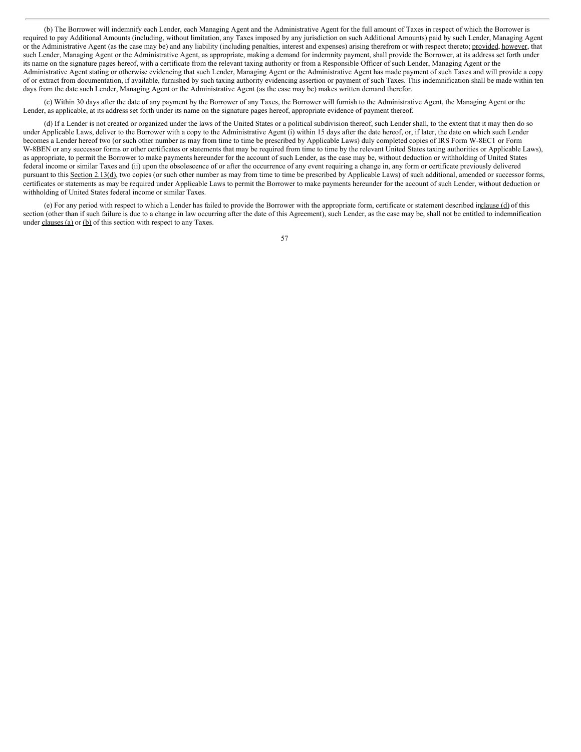(b) The Borrower will indemnify each Lender, each Managing Agent and the Administrative Agent for the full amount of Taxes in respect of which the Borrower is required to pay Additional Amounts (including, without limitation, any Taxes imposed by any jurisdiction on such Additional Amounts) paid by such Lender, Managing Agent or the Administrative Agent (as the case may be) and any liability (including penalties, interest and expenses) arising therefrom or with respect thereto; provided, however, that such Lender, Managing Agent or the Administrative Agent, as appropriate, making a demand for indemnity payment, shall provide the Borrower, at its address set forth under its name on the signature pages hereof, with a certificate from the relevant taxing authority or from a Responsible Officer of such Lender, Managing Agent or the Administrative Agent stating or otherwise evidencing that such Lender, Managing Agent or the Administrative Agent has made payment of such Taxes and will provide a copy of or extract from documentation, if available, furnished by such taxing authority evidencing assertion or payment of such Taxes. This indemnification shall be made within ten days from the date such Lender, Managing Agent or the Administrative Agent (as the case may be) makes written demand therefor.

(c) Within 30 days after the date of any payment by the Borrower of any Taxes, the Borrower will furnish to the Administrative Agent, the Managing Agent or the Lender, as applicable, at its address set forth under its name on the signature pages hereof, appropriate evidence of payment thereof.

(d) If a Lender is not created or organized under the laws of the United States or a political subdivision thereof, such Lender shall, to the extent that it may then do so under Applicable Laws, deliver to the Borrower with a copy to the Administrative Agent (i) within 15 days after the date hereof, or, if later, the date on which such Lender becomes a Lender hereof two (or such other number as may from time to time be prescribed by Applicable Laws) duly completed copies of IRS Form W-8EC1 or Form W-8BEN or any successor forms or other certificates or statements that may be required from time to time by the relevant United States taxing authorities or Applicable Laws), as appropriate, to permit the Borrower to make payments hereunder for the account of such Lender, as the case may be, without deduction or withholding of United States federal income or similar Taxes and (ii) upon the obsolescence of or after the occurrence of any event requiring a change in, any form or certificate previously delivered pursuant to this Section 2.13(d), two copies (or such other number as may from time to time be prescribed by Applicable Laws) of such additional, amended or successor forms, certificates or statements as may be required under Applicable Laws to permit the Borrower to make payments hereunder for the account of such Lender, without deduction or withholding of United States federal income or similar Taxes.

(e) For any period with respect to which a Lender has failed to provide the Borrower with the appropriate form, certificate or statement described in clause (d) of this section (other than if such failure is due to a change in law occurring after the date of this Agreement), such Lender, as the case may be, shall not be entitled to indemnification under clauses (a) or (b) of this section with respect to any Taxes.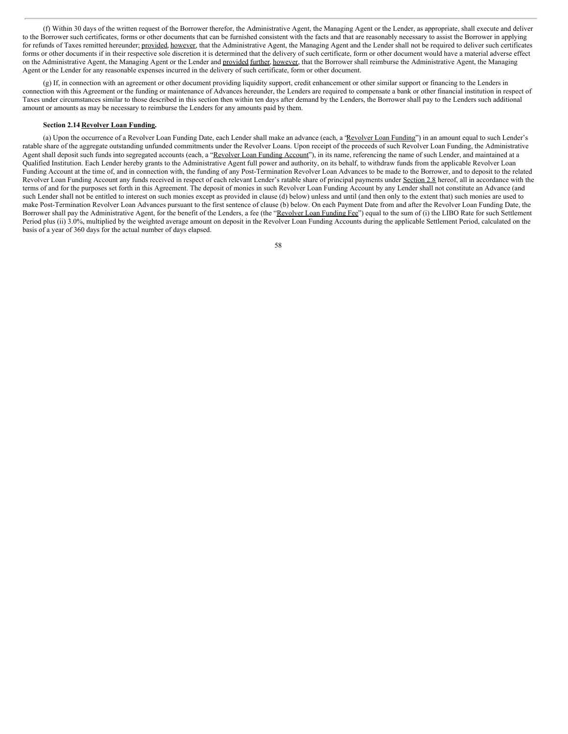(f) Within 30 days of the written request of the Borrower therefor, the Administrative Agent, the Managing Agent or the Lender, as appropriate, shall execute and deliver to the Borrower such certificates, forms or other documents that can be furnished consistent with the facts and that are reasonably necessary to assist the Borrower in applying for refunds of Taxes remitted hereunder; provided, however, that the Administrative Agent, the Managing Agent and the Lender shall not be required to deliver such certificates forms or other documents if in their respective sole discretion it is determined that the delivery of such certificate, form or other document would have a material adverse effect on the Administrative Agent, the Managing Agent or the Lender and provided further, however, that the Borrower shall reimburse the Administrative Agent, the Managing Agent or the Lender for any reasonable expenses incurred in the delivery of such certificate, form or other document.

(g) If, in connection with an agreement or other document providing liquidity support, credit enhancement or other similar support or financing to the Lenders in connection with this Agreement or the funding or maintenance of Advances hereunder, the Lenders are required to compensate a bank or other financial institution in respect of Taxes under circumstances similar to those described in this section then within ten days after demand by the Lenders, the Borrower shall pay to the Lenders such additional amount or amounts as may be necessary to reimburse the Lenders for any amounts paid by them.

**Section 2.14 Revolver Loan Funding.**

(a) Upon the occurrence of a Revolver Loan Funding Date, each Lender shall make an advance (each, a "Revolver Loan Funding") in an amount equal to such Lender's ratable share of the aggregate outstanding unfunded commitments under the Revolver Loans. Upon receipt of the proceeds of such Revolver Loan Funding, the Administrative Agent shall deposit such funds into segregated accounts (each, a "Revolver Loan Funding Account"), in its name, referencing the name of such Lender, and maintained at a Qualified Institution. Each Lender hereby grants to the Administrative Agent full power and authority, on its behalf, to withdraw funds from the applicable Revolver Loan Funding Account at the time of, and in connection with, the funding of any Post-Termination Revolver Loan Advances to be made to the Borrower, and to deposit to the related Revolver Loan Funding Account any funds received in respect of each relevant Lender's ratable share of principal payments under Section 2.8 hereof, all in accordance with the terms of and for the purposes set forth in this Agreement. The deposit of monies in such Revolver Loan Funding Account by any Lender shall not constitute an Advance (and such Lender shall not be entitled to interest on such monies except as provided in clause (d) below) unless and until (and then only to the extent that) such monies are used to make Post-Termination Revolver Loan Advances pursuant to the first sentence of clause (b) below. On each Payment Date from and after the Revolver Loan Funding Date, the Borrower shall pay the Administrative Agent, for the benefit of the Lenders, a fee (the "Revolver Loan Funding Fee") equal to the sum of (i) the LIBO Rate for such Settlement Period plus (ii) 3.0%, multiplied by the weighted average amount on deposit in the Revolver Loan Funding Accounts during the applicable Settlement Period, calculated on the basis of a year of 360 days for the actual number of days elapsed.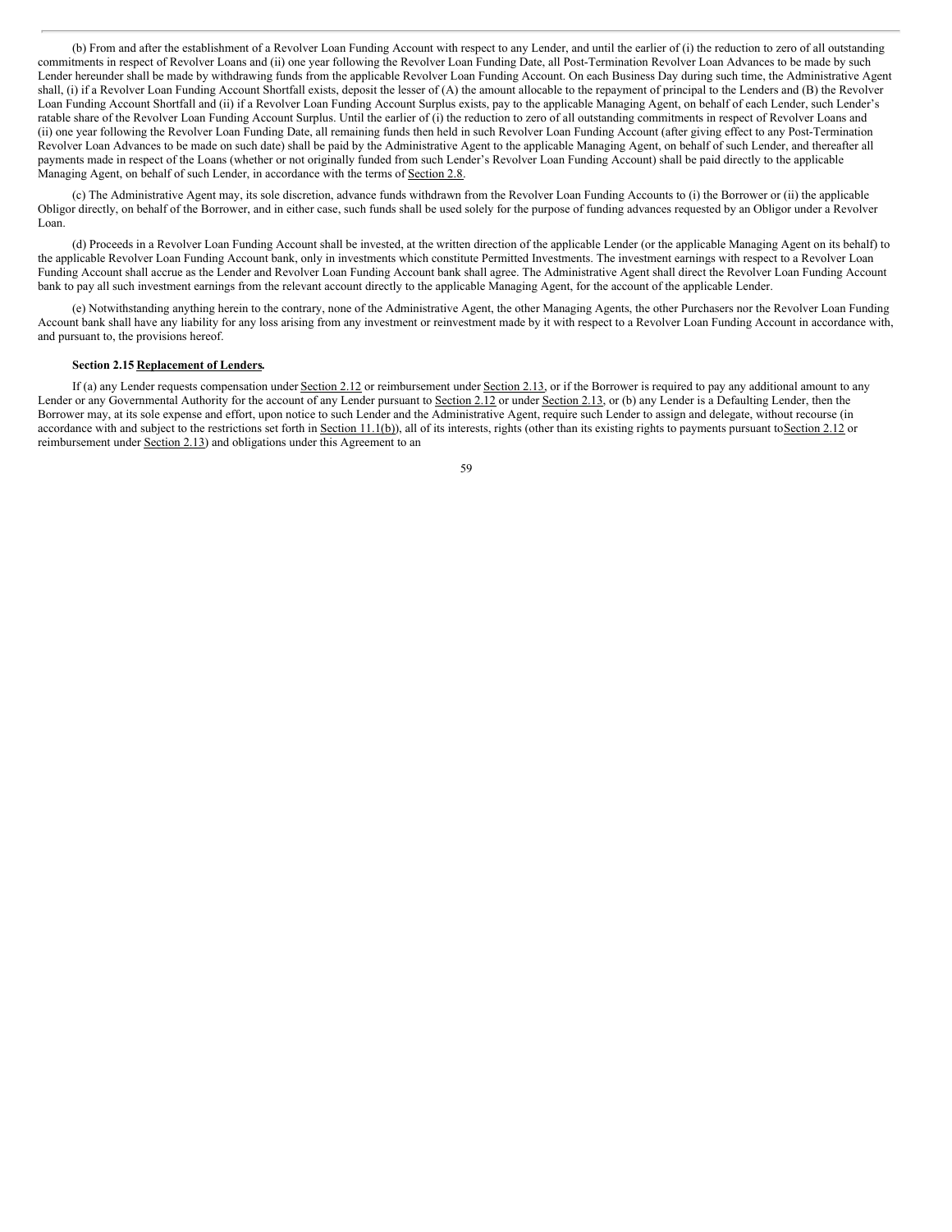(b) From and after the establishment of a Revolver Loan Funding Account with respect to any Lender, and until the earlier of (i) the reduction to zero of all outstanding commitments in respect of Revolver Loans and (ii) one year following the Revolver Loan Funding Date, all Post-Termination Revolver Loan Advances to be made by such Lender hereunder shall be made by withdrawing funds from the applicable Revolver Loan Funding Account. On each Business Day during such time, the Administrative Agent shall, (i) if a Revolver Loan Funding Account Shortfall exists, deposit the lesser of (A) the amount allocable to the repayment of principal to the Lenders and (B) the Revolver Loan Funding Account Shortfall and (ii) if a Revolver Loan Funding Account Surplus exists, pay to the applicable Managing Agent, on behalf of each Lender, such Lender's ratable share of the Revolver Loan Funding Account Surplus. Until the earlier of (i) the reduction to zero of all outstanding commitments in respect of Revolver Loans and (ii) one year following the Revolver Loan Funding Date, all remaining funds then held in such Revolver Loan Funding Account (after giving effect to any Post-Termination Revolver Loan Advances to be made on such date) shall be paid by the Administrative Agent to the applicable Managing Agent, on behalf of such Lender, and thereafter all payments made in respect of the Loans (whether or not originally funded from such Lender's Revolver Loan Funding Account) shall be paid directly to the applicable Managing Agent, on behalf of such Lender, in accordance with the terms of Section 2.8.

(c) The Administrative Agent may, its sole discretion, advance funds withdrawn from the Revolver Loan Funding Accounts to (i) the Borrower or (ii) the applicable Obligor directly, on behalf of the Borrower, and in either case, such funds shall be used solely for the purpose of funding advances requested by an Obligor under a Revolver Loan.

(d) Proceeds in a Revolver Loan Funding Account shall be invested, at the written direction of the applicable Lender (or the applicable Managing Agent on its behalf) to the applicable Revolver Loan Funding Account bank, only in investments which constitute Permitted Investments. The investment earnings with respect to a Revolver Loan Funding Account shall accrue as the Lender and Revolver Loan Funding Account bank shall agree. The Administrative Agent shall direct the Revolver Loan Funding Account bank to pay all such investment earnings from the relevant account directly to the applicable Managing Agent, for the account of the applicable Lender.

(e) Notwithstanding anything herein to the contrary, none of the Administrative Agent, the other Managing Agents, the other Purchasers nor the Revolver Loan Funding Account bank shall have any liability for any loss arising from any investment or reinvestment made by it with respect to a Revolver Loan Funding Account in accordance with, and pursuant to, the provisions hereof.

**Section 2.15 Replacement of Lenders.**

If (a) any Lender requests compensation under Section 2.12 or reimbursement under Section 2.13, or if the Borrower is required to pay any additional amount to any Lender or any Governmental Authority for the account of any Lender pursuant to Section 2.12 or under Section 2.13, or (b) any Lender is a Defaulting Lender, then the Borrower may, at its sole expense and effort, upon notice to such Lender and the Administrative Agent, require such Lender to assign and delegate, without recourse (in accordance with and subject to the restrictions set forth in Section 11.1(b)), all of its interests, rights (other than its existing rights to payments pursuant to Section 2.12 or reimbursement under Section 2.13) and obligations under this Agreement to an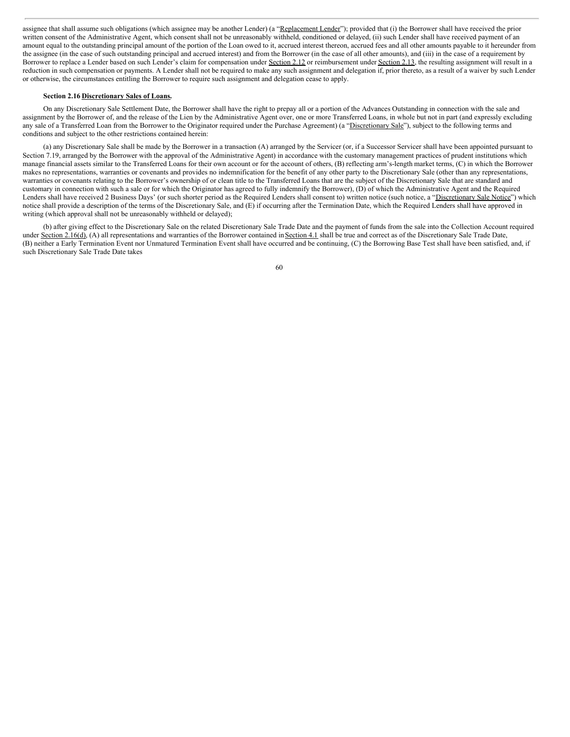assignee that shall assume such obligations (which assignee may be another Lender) (a "Replacement Lender"); provided that (i) the Borrower shall have received the prior written consent of the Administrative Agent, which consent shall not be unreasonably withheld, conditioned or delayed, (ii) such Lender shall have received payment of an amount equal to the outstanding principal amount of the portion of the Loan owed to it, accrued interest thereon, accrued fees and all other amounts payable to it hereunder from the assignee (in the case of such outstanding principal and accrued interest) and from the Borrower (in the case of all other amounts), and (iii) in the case of a requirement by Borrower to replace a Lender based on such Lender's claim for compensation under Section 2.12 or reimbursement under Section 2.13, the resulting assignment will result in a reduction in such compensation or payments. A Lender shall not be required to make any such assignment and delegation if, prior thereto, as a result of a waiver by such Lender or otherwise, the circumstances entitling the Borrower to require such assignment and delegation cease to apply.

**Section 2.16 Discretionary Sales of Loans.**

On any Discretionary Sale Settlement Date, the Borrower shall have the right to prepay all or a portion of the Advances Outstanding in connection with the sale and assignment by the Borrower of, and the release of the Lien by the Administrative Agent over, one or more Transferred Loans, in whole but not in part (and expressly excluding any sale of a Transferred Loan from the Borrower to the Originator required under the Purchase Agreement) (a "Discretionary Sale"), subject to the following terms and conditions and subject to the other restrictions contained herein:

(a) any Discretionary Sale shall be made by the Borrower in a transaction (A) arranged by the Servicer (or, if a Successor Servicer shall have been appointed pursuant to Section 7.19, arranged by the Borrower with the approval of the Administrative Agent) in accordance with the customary management practices of prudent institutions which manage financial assets similar to the Transferred Loans for their own account or for the account of others, (B) reflecting arm's-length market terms, (C) in which the Borrower makes no representations, warranties or covenants and provides no indemnification for the benefit of any other party to the Discretionary Sale (other than any representations, warranties or covenants relating to the Borrower's ownership of or clean title to the Transferred Loans that are the subject of the Discretionary Sale that are standard and customary in connection with such a sale or for which the Originator has agreed to fully indemnify the Borrower), (D) of which the Administrative Agent and the Required Lenders shall have received 2 Business Days' (or such shorter period as the Required Lenders shall consent to) written notice (such notice, a "Discretionary Sale Notice") which notice shall provide a description of the terms of the Discretionary Sale, and (E) if occurring after the Termination Date, which the Required Lenders shall have approved in writing (which approval shall not be unreasonably withheld or delayed);

(b) after giving effect to the Discretionary Sale on the related Discretionary Sale Trade Date and the payment of funds from the sale into the Collection Account required under Section 2.16(d), (A) all representations and warranties of the Borrower contained in Section 4.1 shall be true and correct as of the Discretionary Sale Trade Date, (B) neither a Early Termination Event nor Unmatured Termination Event shall have occurred and be continuing, (C) the Borrowing Base Test shall have been satisfied, and, if such Discretionary Sale Trade Date takes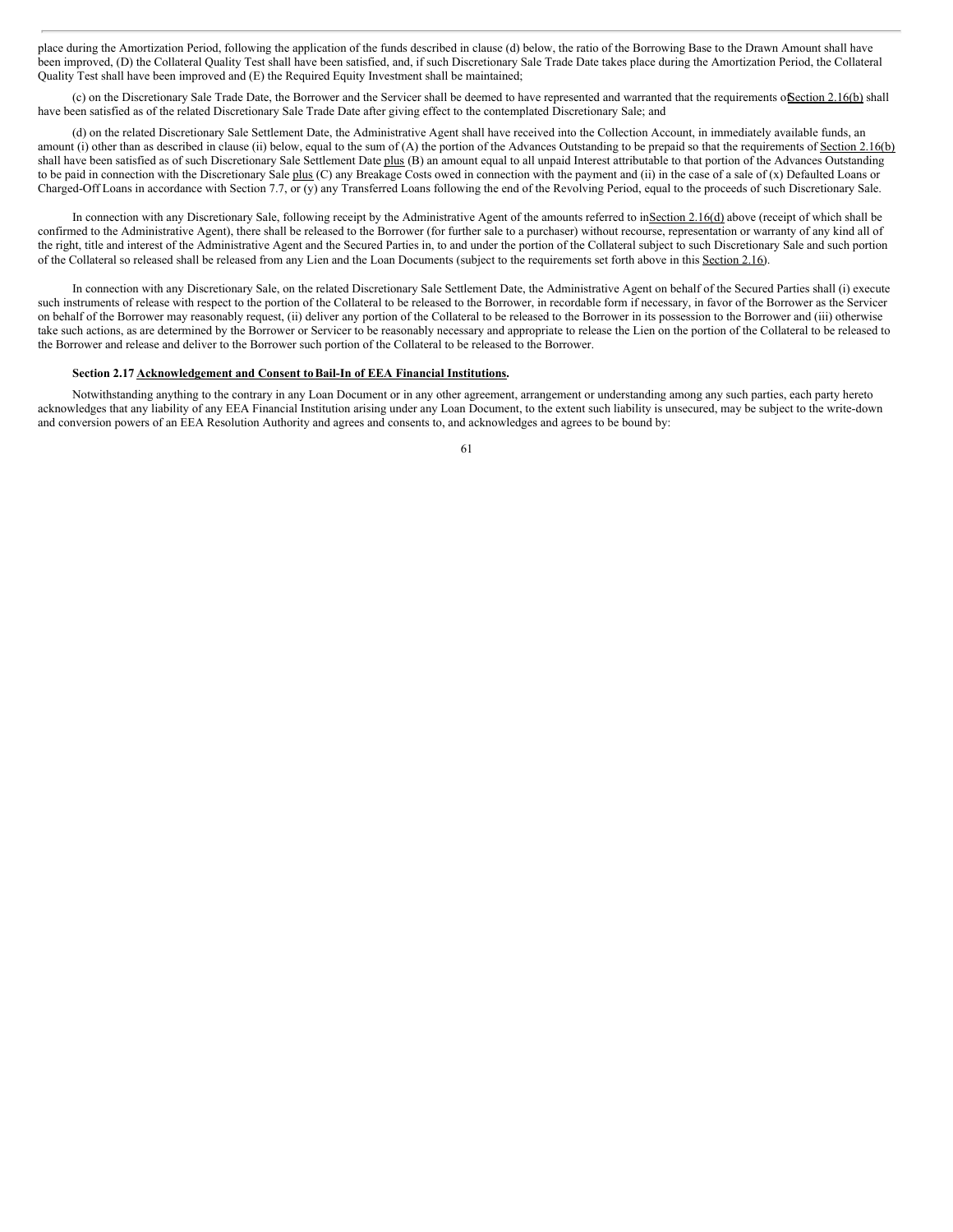place during the Amortization Period, following the application of the funds described in clause (d) below, the ratio of the Borrowing Base to the Drawn Amount shall have been improved, (D) the Collateral Quality Test shall have been satisfied, and, if such Discretionary Sale Trade Date takes place during the Amortization Period, the Collateral Quality Test shall have been improved and (E) the Required Equity Investment shall be maintained;

(c) on the Discretionary Sale Trade Date, the Borrower and the Servicer shall be deemed to have represented and warranted that the requirements of Section 2.16(b) shall have been satisfied as of the related Discretionary Sale Trade Date after giving effect to the contemplated Discretionary Sale; and

(d) on the related Discretionary Sale Settlement Date, the Administrative Agent shall have received into the Collection Account, in immediately available funds, an amount (i) other than as described in clause (ii) below, equal to the sum of (A) the portion of the Advances Outstanding to be prepaid so that the requirements of Section 2.16(b) shall have been satisfied as of such Discretionary Sale Settlement Date plus (B) an amount equal to all unpaid Interest attributable to that portion of the Advances Outstanding to be paid in connection with the Discretionary Sale plus (C) any Breakage Costs owed in connection with the payment and (ii) in the case of a sale of (x) Defaulted Loans or Charged-Off Loans in accordance with Section 7.7, or (y) any Transferred Loans following the end of the Revolving Period, equal to the proceeds of such Discretionary Sale.

In connection with any Discretionary Sale, following receipt by the Administrative Agent of the amounts referred to in Section 2.16(d) above (receipt of which shall be confirmed to the Administrative Agent), there shall be released to the Borrower (for further sale to a purchaser) without recourse, representation or warranty of any kind all of the right, title and interest of the Administrative Agent and the Secured Parties in, to and under the portion of the Collateral subject to such Discretionary Sale and such portion of the Collateral so released shall be released from any Lien and the Loan Documents (subject to the requirements set forth above in this Section 2.16).

In connection with any Discretionary Sale, on the related Discretionary Sale Settlement Date, the Administrative Agent on behalf of the Secured Parties shall (i) execute such instruments of release with respect to the portion of the Collateral to be released to the Borrower, in recordable form if necessary, in favor of the Borrower as the Servicer on behalf of the Borrower may reasonably request, (ii) deliver any portion of the Collateral to be released to the Borrower in its possession to the Borrower and (iii) otherwise take such actions, as are determined by the Borrower or Servicer to be reasonably necessary and appropriate to release the Lien on the portion of the Collateral to be released to the Borrower and release and deliver to the Borrower such portion of the Collateral to be released to the Borrower.

**Section 2.17 Acknowledgement and Consent to Bail-In of EEA Financial Institutions.**

Notwithstanding anything to the contrary in any Loan Document or in any other agreement, arrangement or understanding among any such parties, each party hereto acknowledges that any liability of any EEA Financial Institution arising under any Loan Document, to the extent such liability is unsecured, may be subject to the write-down and conversion powers of an EEA Resolution Authority and agrees and consents to, and acknowledges and agrees to be bound by: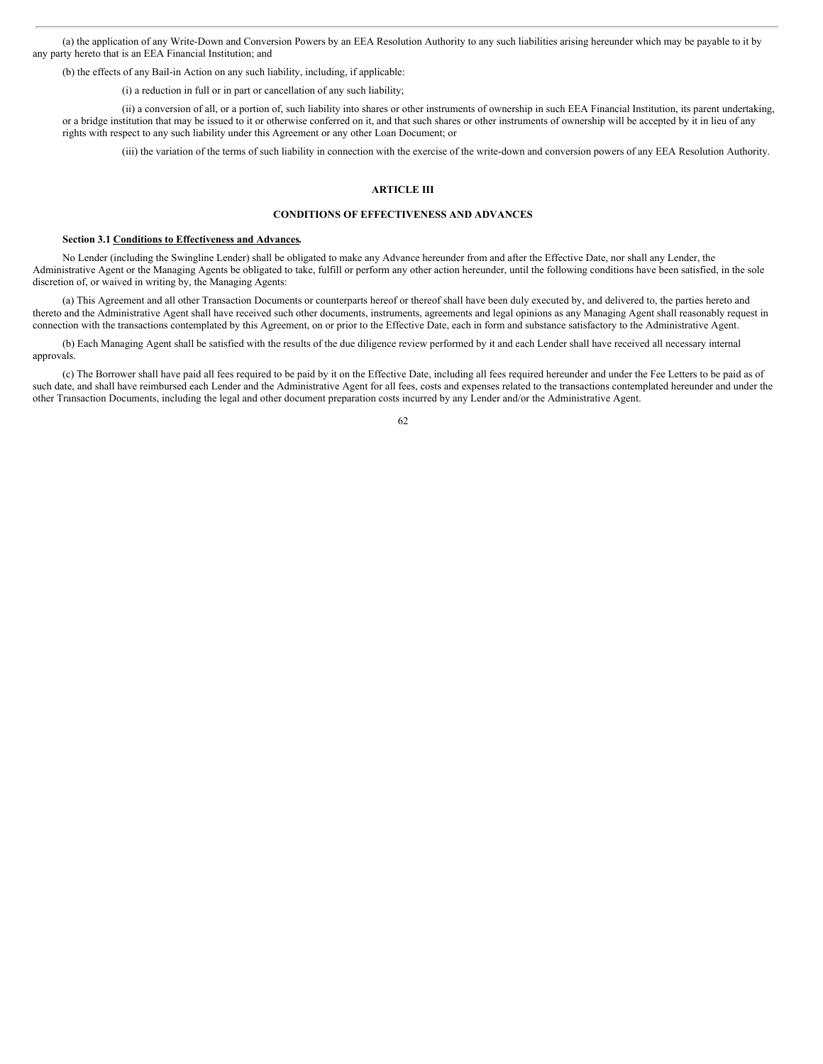(a) the application of any Write-Down and Conversion Powers by an EEA Resolution Authority to any such liabilities arising hereunder which may be payable to it by any party hereto that is an EEA Financial Institution; and

(b) the effects of any Bail-in Action on any such liability, including, if applicable:

(i) a reduction in full or in part or cancellation of any such liability;

(ii) a conversion of all, or a portion of, such liability into shares or other instruments of ownership in such EEA Financial Institution, its parent undertaking, or a bridge institution that may be issued to it or otherwise conferred on it, and that such shares or other instruments of ownership will be accepted by it in lieu of any rights with respect to any such liability under this Agreement or any other Loan Document; or

(iii) the variation of the terms of such liability in connection with the exercise of the write-down and conversion powers of any EEA Resolution Authority.

## ARTICLE III

## CONDITIONS OF EFFECTIVENESS AND ADVANCES

**Section 3.1 Conditions to Effectiveness and Advances.**

No Lender (including the Swingline Lender) shall be obligated to make any Advance hereunder from and after the Effective Date, nor shall any Lender, the Administrative Agent or the Managing Agents be obligated to take, fulfill or perform any other action hereunder, until the following conditions have been satisfied, in the sole discretion of, or waived in writing by, the Managing Agents:

(a) This Agreement and all other Transaction Documents or counterparts hereof or thereof shall have been duly executed by, and delivered to, the parties hereto and thereto and the Administrative Agent shall have received such other documents, instruments, agreements and legal opinions as any Managing Agent shall reasonably request in connection with the transactions contemplated by this Agreement, on or prior to the Effective Date, each in form and substance satisfactory to the Administrative Agent.

(b) Each Managing Agent shall be satisfied with the results of the due diligence review performed by it and each Lender shall have received all necessary internal approvals.

(c) The Borrower shall have paid all fees required to be paid by it on the Effective Date, including all fees required hereunder and under the Fee Letters to be paid as of such date, and shall have reimbursed each Lender and the Administrative Agent for all fees, costs and expenses related to the transactions contemplated hereunder and under the other Transaction Documents, including the legal and other document preparation costs incurred by any Lender and/or the Administrative Agent.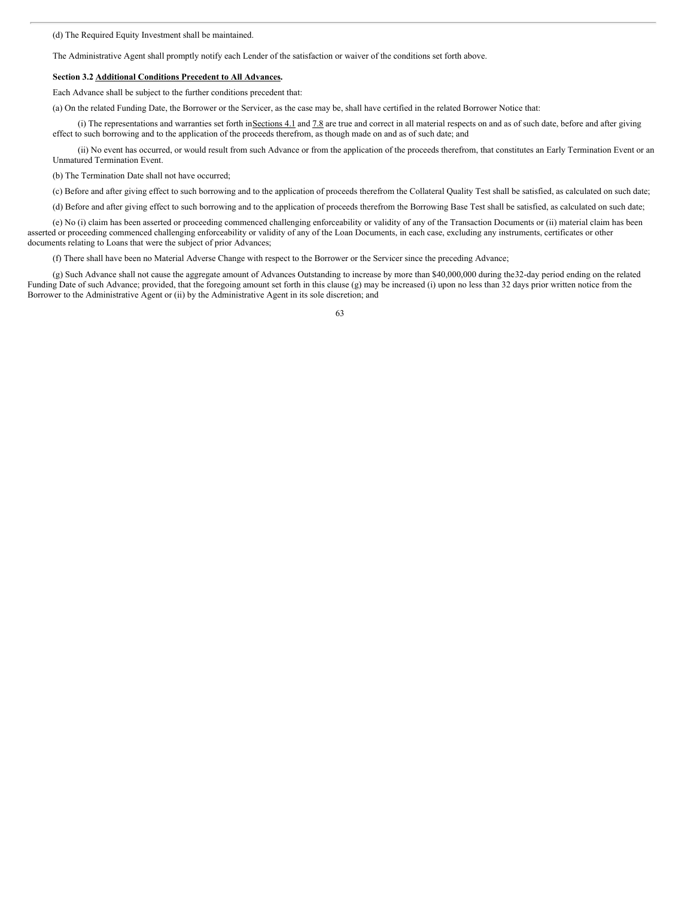(d) The Required Equity Investment shall be maintained.

The Administrative Agent shall promptly notify each Lender of the satisfaction or waiver of the conditions set forth above.

**Section 3.2 Additional Conditions Precedent to All Advances.**

Each Advance shall be subject to the further conditions precedent that:

(a) On the related Funding Date, the Borrower or the Servicer, as the case may be, shall have certified in the related Borrower Notice that:

(i) The representations and warranties set forth in Sections 4.1 and 7.8 are true and correct in all material respects on and as of such date, before and after giving effect to such borrowing and to the application of the proceeds therefrom, as though made on and as of such date; and

(ii) No event has occurred, or would result from such Advance or from the application of the proceeds therefrom, that constitutes an Early Termination Event or an Unmatured Termination Event.

(b) The Termination Date shall not have occurred;

(c) Before and after giving effect to such borrowing and to the application of proceeds therefrom the Collateral Quality Test shall be satisfied, as calculated on such date;

(d) Before and after giving effect to such borrowing and to the application of proceeds therefrom the Borrowing Base Test shall be satisfied, as calculated on such date;

(e) No (i) claim has been asserted or proceeding commenced challenging enforceability or validity of any of the Transaction Documents or (ii) material claim has been asserted or proceeding commenced challenging enforceability or validity of any of the Loan Documents, in each case, excluding any instruments, certificates or other documents relating to Loans that were the subject of prior Advances;

(f) There shall have been no Material Adverse Change with respect to the Borrower or the Servicer since the preceding Advance;

(g) Such Advance shall not cause the aggregate amount of Advances Outstanding to increase by more than $40,000,000 during the 32-day period ending on the related Funding Date of such Advance; provided, that the foregoing amount set forth in this clause (g) may be increased (i) upon no less than 32 days prior written notice from the Borrower to the Administrative Agent or (ii) by the Administrative Agent in its sole discretion; and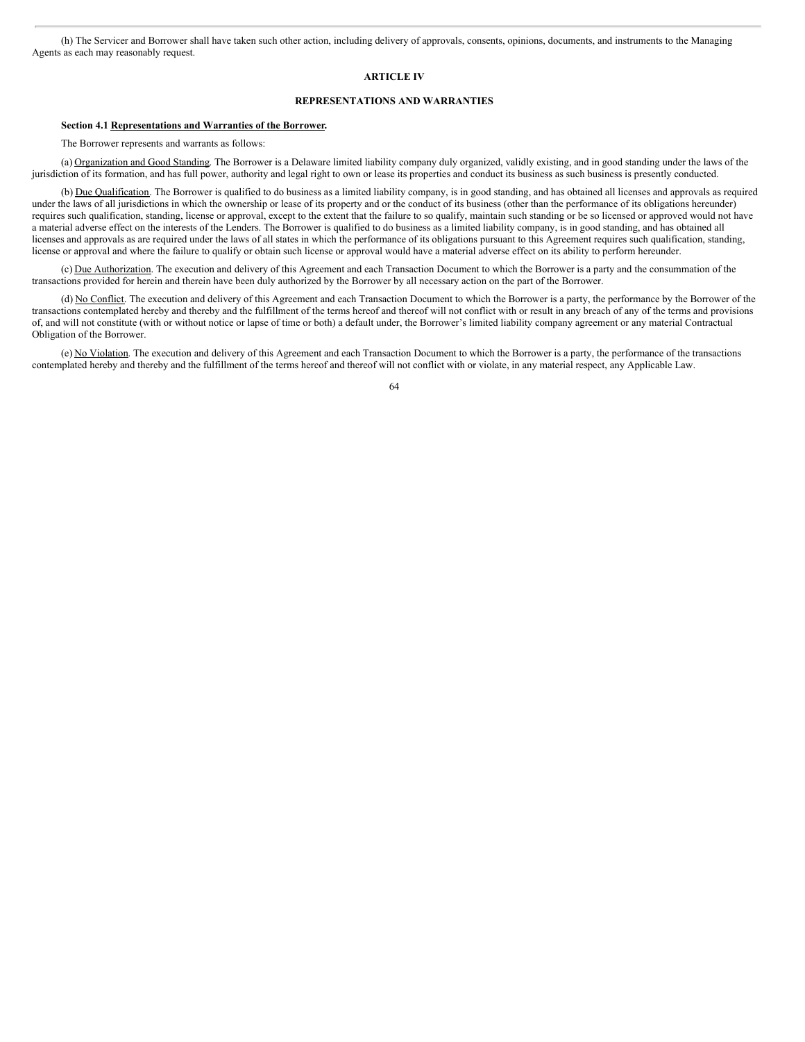(h) The Servicer and Borrower shall have taken such other action, including delivery of approvals, consents, opinions, documents, and instruments to the Managing Agents as each may reasonably request.

## ARTICLE IV

## REPRESENTATIONS AND WARRANTIES

**Section 4.1 Representations and Warranties of the Borrower.**

The Borrower represents and warrants as follows:

(a) Organization and Good Standing. The Borrower is a Delaware limited liability company duly organized, validly existing, and in good standing under the laws of the jurisdiction of its formation, and has full power, authority and legal right to own or lease its properties and conduct its business as such business is presently conducted.

(b) Due Qualification. The Borrower is qualified to do business as a limited liability company, is in good standing, and has obtained all licenses and approvals as required under the laws of all jurisdictions in which the ownership or lease of its property and or the conduct of its business (other than the performance of its obligations hereunder) requires such qualification, standing, license or approval, except to the extent that the failure to so qualify, maintain such standing or be so licensed or approved would not have a material adverse effect on the interests of the Lenders. The Borrower is qualified to do business as a limited liability company, is in good standing, and has obtained all licenses and approvals as are required under the laws of all states in which the performance of its obligations pursuant to this Agreement requires such qualification, standing, license or approval and where the failure to qualify or obtain such license or approval would have a material adverse effect on its ability to perform hereunder.

(c) Due Authorization. The execution and delivery of this Agreement and each Transaction Document to which the Borrower is a party and the consummation of the transactions provided for herein and therein have been duly authorized by the Borrower by all necessary action on the part of the Borrower.

(d) No Conflict. The execution and delivery of this Agreement and each Transaction Document to which the Borrower is a party, the performance by the Borrower of the transactions contemplated hereby and thereby and the fulfillment of the terms hereof and thereof will not conflict with or result in any breach of any of the terms and provisions of, and will not constitute (with or without notice or lapse of time or both) a default under, the Borrower's limited liability company agreement or any material Contractual Obligation of the Borrower.

(e) No Violation. The execution and delivery of this Agreement and each Transaction Document to which the Borrower is a party, the performance of the transactions contemplated hereby and thereby and the fulfillment of the terms hereof and thereof will not conflict with or violate, in any material respect, any Applicable Law.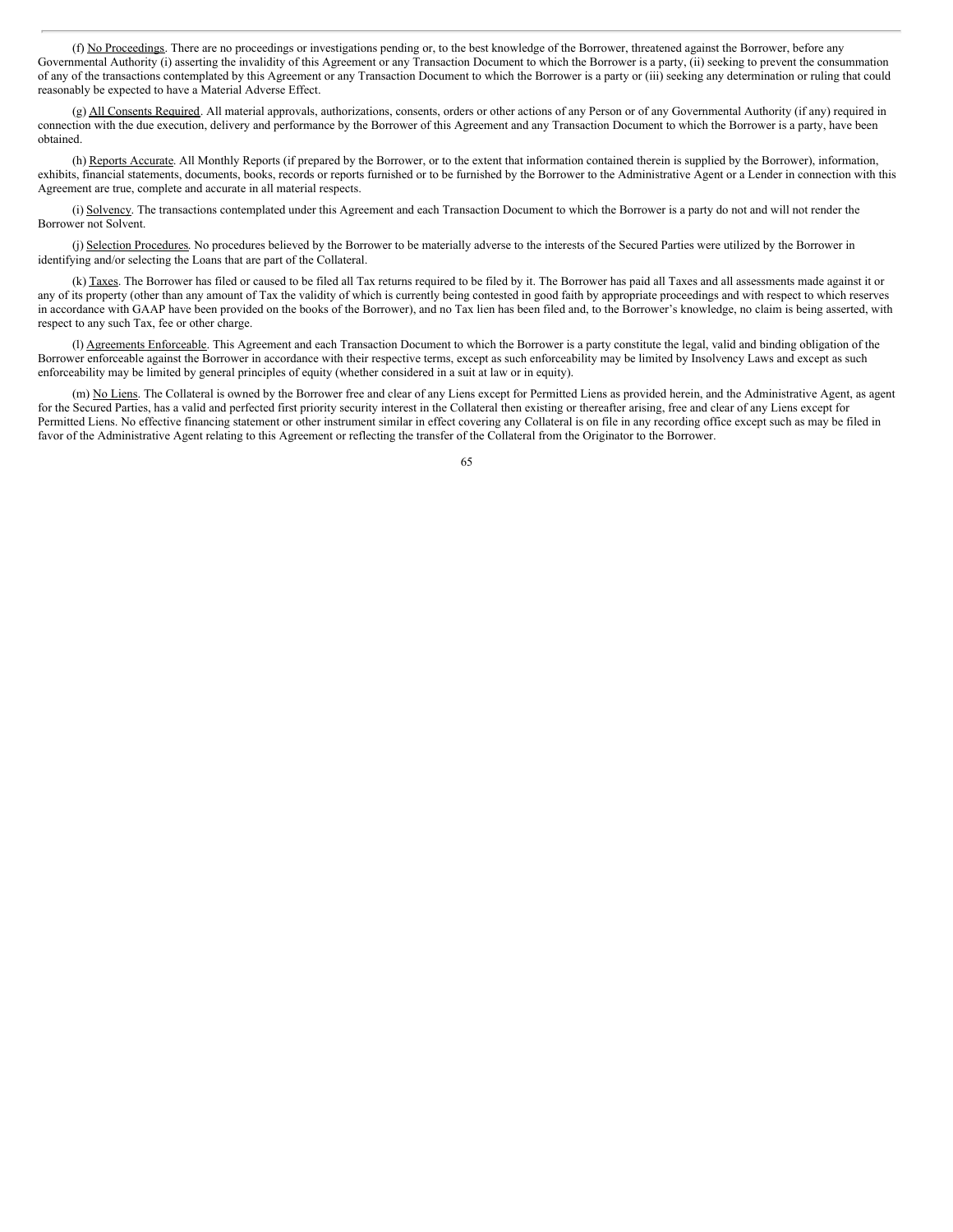(f) No Proceedings. There are no proceedings or investigations pending or, to the best knowledge of the Borrower, threatened against the Borrower, before any Governmental Authority (i) asserting the invalidity of this Agreement or any Transaction Document to which the Borrower is a party, (ii) seeking to prevent the consummation of any of the transactions contemplated by this Agreement or any Transaction Document to which the Borrower is a party or (iii) seeking any determination or ruling that could reasonably be expected to have a Material Adverse Effect.

(g) All Consents Required. All material approvals, authorizations, consents, orders or other actions of any Person or of any Governmental Authority (if any) required in connection with the due execution, delivery and performance by the Borrower of this Agreement and any Transaction Document to which the Borrower is a party, have been obtained.

(h) Reports Accurate. All Monthly Reports (if prepared by the Borrower, or to the extent that information contained therein is supplied by the Borrower), information, exhibits, financial statements, documents, books, records or reports furnished or to be furnished by the Borrower to the Administrative Agent or a Lender in connection with this Agreement are true, complete and accurate in all material respects.

(i) Solvency. The transactions contemplated under this Agreement and each Transaction Document to which the Borrower is a party do not and will not render the Borrower not Solvent.

(j) Selection Procedures. No procedures believed by the Borrower to be materially adverse to the interests of the Secured Parties were utilized by the Borrower in identifying and/or selecting the Loans that are part of the Collateral.

(k) Taxes. The Borrower has filed or caused to be filed all Tax returns required to be filed by it. The Borrower has paid all Taxes and all assessments made against it or any of its property (other than any amount of Tax the validity of which is currently being contested in good faith by appropriate proceedings and with respect to which reserves in accordance with GAAP have been provided on the books of the Borrower), and no Tax lien has been filed and, to the Borrower's knowledge, no claim is being asserted, with respect to any such Tax, fee or other charge.

(l) Agreements Enforceable. This Agreement and each Transaction Document to which the Borrower is a party constitute the legal, valid and binding obligation of the Borrower enforceable against the Borrower in accordance with their respective terms, except as such enforceability may be limited by Insolvency Laws and except as such enforceability may be limited by general principles of equity (whether considered in a suit at law or in equity).

(m) No Liens. The Collateral is owned by the Borrower free and clear of any Liens except for Permitted Liens as provided herein, and the Administrative Agent, as agent for the Secured Parties, has a valid and perfected first priority security interest in the Collateral then existing or thereafter arising, free and clear of any Liens except for Permitted Liens. No effective financing statement or other instrument similar in effect covering any Collateral is on file in any recording office except such as may be filed in favor of the Administrative Agent relating to this Agreement or reflecting the transfer of the Collateral from the Originator to the Borrower.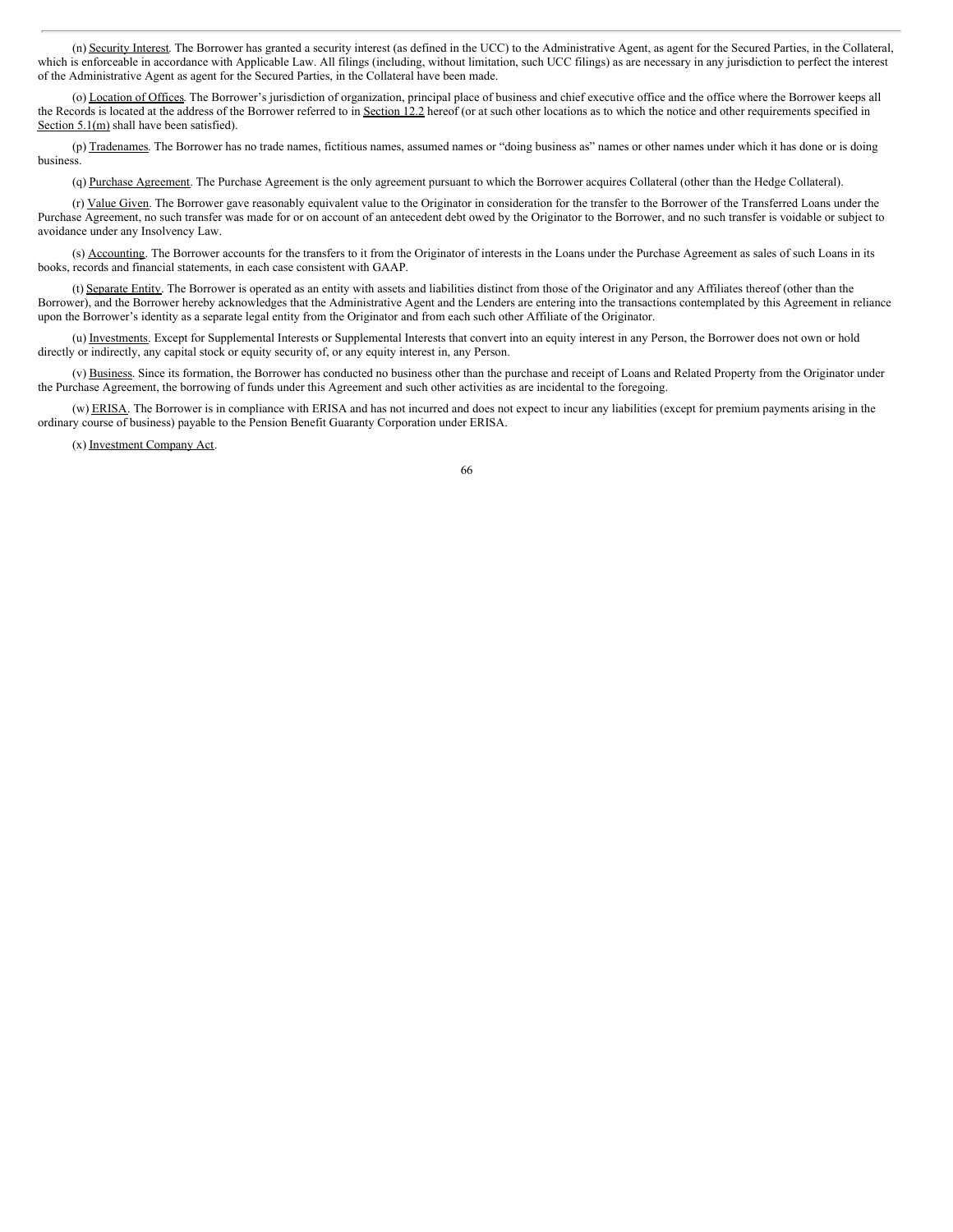(n) Security Interest. The Borrower has granted a security interest (as defined in the UCC) to the Administrative Agent, as agent for the Secured Parties, in the Collateral, which is enforceable in accordance with Applicable Law. All filings (including, without limitation, such UCC filings) as are necessary in any jurisdiction to perfect the interest of the Administrative Agent as agent for the Secured Parties, in the Collateral have been made.

(o) Location of Offices. The Borrower's jurisdiction of organization, principal place of business and chief executive office and the office where the Borrower keeps all the Records is located at the address of the Borrower referred to in Section 12.2 hereof (or at such other locations as to which the notice and other requirements specified in Section 5.1(m) shall have been satisfied).

(p) Tradenames. The Borrower has no trade names, fictitious names, assumed names or "doing business as" names or other names under which it has done or is doing business.

(q) Purchase Agreement. The Purchase Agreement is the only agreement pursuant to which the Borrower acquires Collateral (other than the Hedge Collateral).

(r) Value Given. The Borrower gave reasonably equivalent value to the Originator in consideration for the transfer to the Borrower of the Transferred Loans under the Purchase Agreement, no such transfer was made for or on account of an antecedent debt owed by the Originator to the Borrower, and no such transfer is voidable or subject to avoidance under any Insolvency Law.

(s) Accounting. The Borrower accounts for the transfers to it from the Originator of interests in the Loans under the Purchase Agreement as sales of such Loans in its books, records and financial statements, in each case consistent with GAAP.

(t) Separate Entity. The Borrower is operated as an entity with assets and liabilities distinct from those of the Originator and any Affiliates thereof (other than the Borrower), and the Borrower hereby acknowledges that the Administrative Agent and the Lenders are entering into the transactions contemplated by this Agreement in reliance upon the Borrower's identity as a separate legal entity from the Originator and from each such other Affiliate of the Originator.

(u) Investments. Except for Supplemental Interests or Supplemental Interests that convert into an equity interest in any Person, the Borrower does not own or hold directly or indirectly, any capital stock or equity security of, or any equity interest in, any Person.

(v) Business. Since its formation, the Borrower has conducted no business other than the purchase and receipt of Loans and Related Property from the Originator under the Purchase Agreement, the borrowing of funds under this Agreement and such other activities as are incidental to the foregoing.

(w) ERISA. The Borrower is in compliance with ERISA and has not incurred and does not expect to incur any liabilities (except for premium payments arising in the ordinary course of business) payable to the Pension Benefit Guaranty Corporation under ERISA.

(x) Investment Company Act.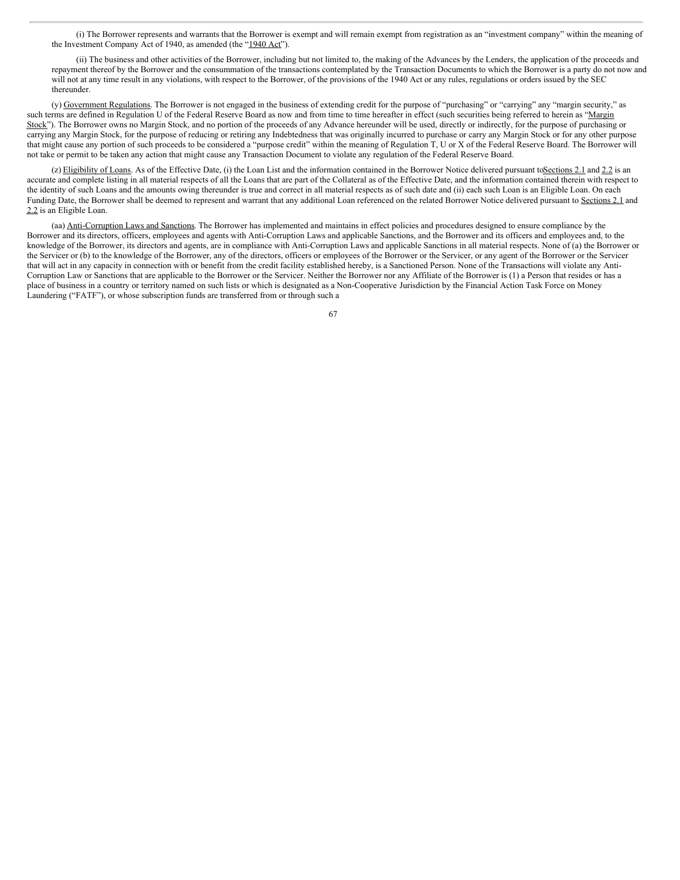(i) The Borrower represents and warrants that the Borrower is exempt and will remain exempt from registration as an "investment company" within the meaning of the Investment Company Act of 1940, as amended (the "1940 Act").

(ii) The business and other activities of the Borrower, including but not limited to, the making of the Advances by the Lenders, the application of the proceeds and repayment thereof by the Borrower and the consummation of the transactions contemplated by the Transaction Documents to which the Borrower is a party do not now and will not at any time result in any violations, with respect to the Borrower, of the provisions of the 1940 Act or any rules, regulations or orders issued by the SEC thereunder.

(y) Government Regulations. The Borrower is not engaged in the business of extending credit for the purpose of "purchasing" or "carrying" any "margin security," as such terms are defined in Regulation U of the Federal Reserve Board as now and from time to time hereafter in effect (such securities being referred to herein as "Margin Stock"). The Borrower owns no Margin Stock, and no portion of the proceeds of any Advance hereunder will be used, directly or indirectly, for the purpose of purchasing or carrying any Margin Stock, for the purpose of reducing or retiring any Indebtedness that was originally incurred to purchase or carry any Margin Stock or for any other purpose that might cause any portion of such proceeds to be considered a "purpose credit" within the meaning of Regulation T, U or X of the Federal Reserve Board. The Borrower will not take or permit to be taken any action that might cause any Transaction Document to violate any regulation of the Federal Reserve Board.

(z) Eligibility of Loans. As of the Effective Date, (i) the Loan List and the information contained in the Borrower Notice delivered pursuant to Sections 2.1 and 2.2 is an accurate and complete listing in all material respects of all the Loans that are part of the Collateral as of the Effective Date, and the information contained therein with respect to the identity of such Loans and the amounts owing thereunder is true and correct in all material respects as of such date and (ii) each such Loan is an Eligible Loan. On each Funding Date, the Borrower shall be deemed to represent and warrant that any additional Loan referenced on the related Borrower Notice delivered pursuant to Sections 2.1 and 2.2 is an Eligible Loan.

(aa) Anti-Corruption Laws and Sanctions. The Borrower has implemented and maintains in effect policies and procedures designed to ensure compliance by the Borrower and its directors, officers, employees and agents with Anti-Corruption Laws and applicable Sanctions, and the Borrower and its officers and employees and, to the knowledge of the Borrower, its directors and agents, are in compliance with Anti-Corruption Laws and applicable Sanctions in all material respects. None of (a) the Borrower or the Servicer or (b) to the knowledge of the Borrower, any of the directors, officers or employees of the Borrower or the Servicer, or any agent of the Borrower or the Servicer that will act in any capacity in connection with or benefit from the credit facility established hereby, is a Sanctioned Person. None of the Transactions will violate any Anti-Corruption Law or Sanctions that are applicable to the Borrower or the Servicer. Neither the Borrower nor any Affiliate of the Borrower is (1) a Person that resides or has a place of business in a country or territory named on such lists or which is designated as a Non-Cooperative Jurisdiction by the Financial Action Task Force on Money Laundering ("FATF"), or whose subscription funds are transferred from or through such a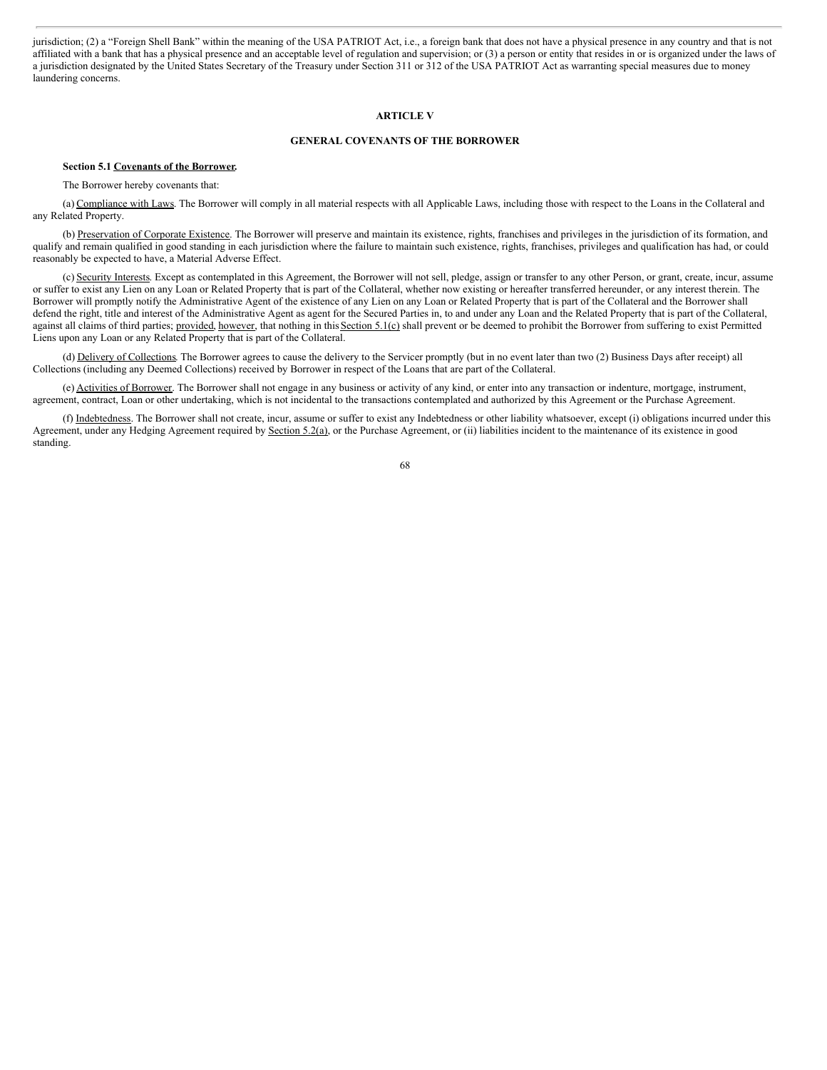jurisdiction; (2) a "Foreign Shell Bank" within the meaning of the USA PATRIOT Act, i.e., a foreign bank that does not have a physical presence in any country and that is not affiliated with a bank that has a physical presence and an acceptable level of regulation and supervision; or (3) a person or entity that resides in or is organized under the laws of a jurisdiction designated by the United States Secretary of the Treasury under Section 311 or 312 of the USA PATRIOT Act as warranting special measures due to money laundering concerns.

## ARTICLE V

## GENERAL COVENANTS OF THE BORROWER

**Section 5.1 Covenants of the Borrower.**

The Borrower hereby covenants that:

(a) Compliance with Laws. The Borrower will comply in all material respects with all Applicable Laws, including those with respect to the Loans in the Collateral and any Related Property.

(b) Preservation of Corporate Existence. The Borrower will preserve and maintain its existence, rights, franchises and privileges in the jurisdiction of its formation, and qualify and remain qualified in good standing in each jurisdiction where the failure to maintain such existence, rights, franchises, privileges and qualification has had, or could reasonably be expected to have, a Material Adverse Effect.

(c) Security Interests. Except as contemplated in this Agreement, the Borrower will not sell, pledge, assign or transfer to any other Person, or grant, create, incur, assume or suffer to exist any Lien on any Loan or Related Property that is part of the Collateral, whether now existing or hereafter transferred hereunder, or any interest therein. The Borrower will promptly notify the Administrative Agent of the existence of any Lien on any Loan or Related Property that is part of the Collateral and the Borrower shall defend the right, title and interest of the Administrative Agent as agent for the Secured Parties in, to and under any Loan and the Related Property that is part of the Collateral, against all claims of third parties; provided, however, that nothing in this Section 5.1(c) shall prevent or be deemed to prohibit the Borrower from suffering to exist Permitted Liens upon any Loan or any Related Property that is part of the Collateral.

(d) Delivery of Collections. The Borrower agrees to cause the delivery to the Servicer promptly (but in no event later than two (2) Business Days after receipt) all Collections (including any Deemed Collections) received by Borrower in respect of the Loans that are part of the Collateral.

(e) Activities of Borrower. The Borrower shall not engage in any business or activity of any kind, or enter into any transaction or indenture, mortgage, instrument, agreement, contract, Loan or other undertaking, which is not incidental to the transactions contemplated and authorized by this Agreement or the Purchase Agreement.

(f) Indebtedness. The Borrower shall not create, incur, assume or suffer to exist any Indebtedness or other liability whatsoever, except (i) obligations incurred under this Agreement, under any Hedging Agreement required by Section 5.2(a), or the Purchase Agreement, or (ii) liabilities incident to the maintenance of its existence in good standing.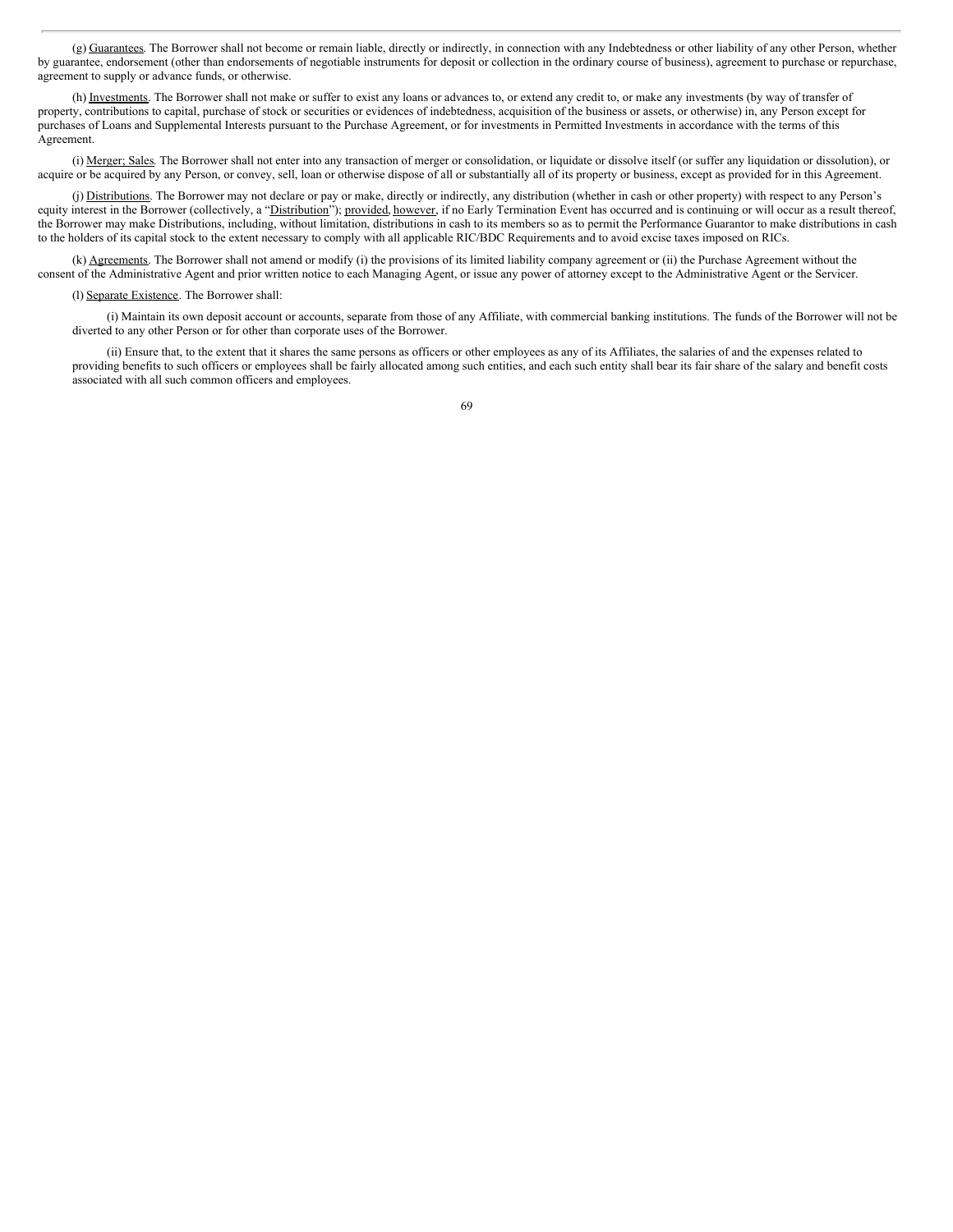(g) Guarantees. The Borrower shall not become or remain liable, directly or indirectly, in connection with any Indebtedness or other liability of any other Person, whether by guarantee, endorsement (other than endorsements of negotiable instruments for deposit or collection in the ordinary course of business), agreement to purchase or repurchase, agreement to supply or advance funds, or otherwise.

(h) Investments. The Borrower shall not make or suffer to exist any loans or advances to, or extend any credit to, or make any investments (by way of transfer of property, contributions to capital, purchase of stock or securities or evidences of indebtedness, acquisition of the business or assets, or otherwise) in, any Person except for purchases of Loans and Supplemental Interests pursuant to the Purchase Agreement, or for investments in Permitted Investments in accordance with the terms of this Agreement.

(i) Merger; Sales. The Borrower shall not enter into any transaction of merger or consolidation, or liquidate or dissolve itself (or suffer any liquidation or dissolution), or acquire or be acquired by any Person, or convey, sell, loan or otherwise dispose of all or substantially all of its property or business, except as provided for in this Agreement.

(j) Distributions. The Borrower may not declare or pay or make, directly or indirectly, any distribution (whether in cash or other property) with respect to any Person's equity interest in the Borrower (collectively, a "Distribution"); provided, however, if no Early Termination Event has occurred and is continuing or will occur as a result thereof, the Borrower may make Distributions, including, without limitation, distributions in cash to its members so as to permit the Performance Guarantor to make distributions in cash to the holders of its capital stock to the extent necessary to comply with all applicable RIC/BDC Requirements and to avoid excise taxes imposed on RICs.

(k) Agreements. The Borrower shall not amend or modify (i) the provisions of its limited liability company agreement or (ii) the Purchase Agreement without the consent of the Administrative Agent and prior written notice to each Managing Agent, or issue any power of attorney except to the Administrative Agent or the Servicer.

(l) Separate Existence. The Borrower shall:

(i) Maintain its own deposit account or accounts, separate from those of any Affiliate, with commercial banking institutions. The funds of the Borrower will not be diverted to any other Person or for other than corporate uses of the Borrower.

(ii) Ensure that, to the extent that it shares the same persons as officers or other employees as any of its Affiliates, the salaries of and the expenses related to providing benefits to such officers or employees shall be fairly allocated among such entities, and each such entity shall bear its fair share of the salary and benefit costs associated with all such common officers and employees.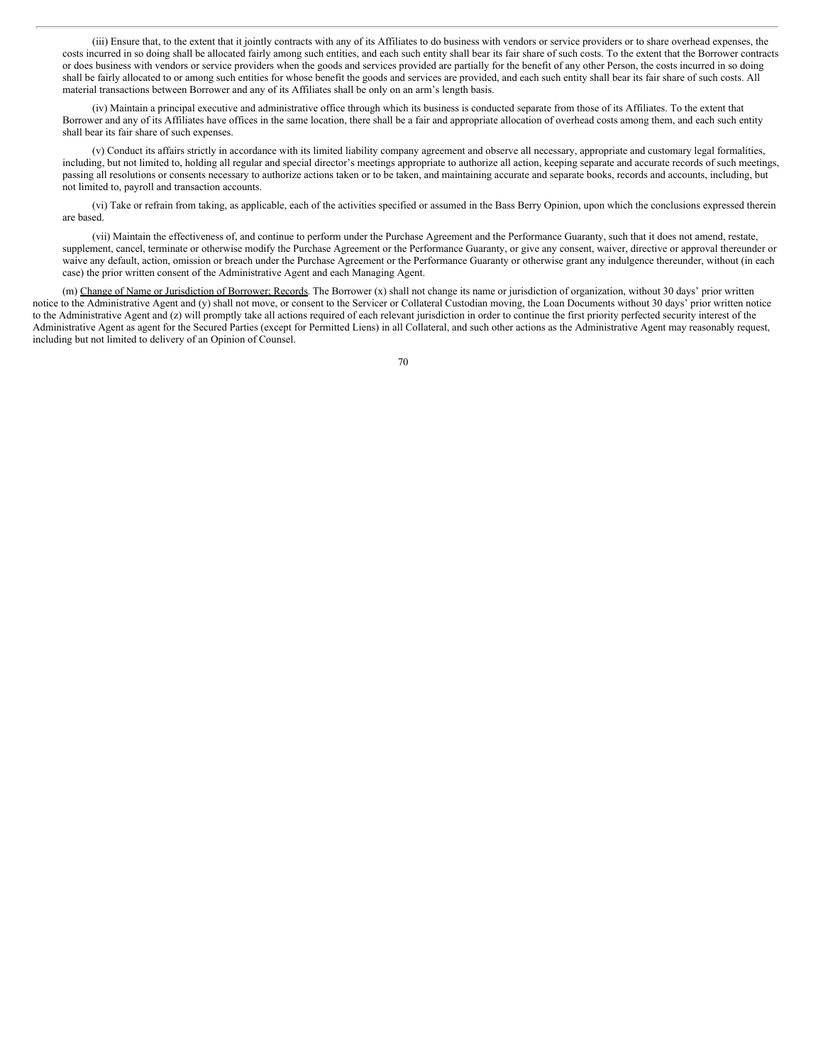(iii) Ensure that, to the extent that it jointly contracts with any of its Affiliates to do business with vendors or service providers or to share overhead expenses, the costs incurred in so doing shall be allocated fairly among such entities, and each such entity shall bear its fair share of such costs. To the extent that the Borrower contracts or does business with vendors or service providers when the goods and services provided are partially for the benefit of any other Person, the costs incurred in so doing shall be fairly allocated to or among such entities for whose benefit the goods and services are provided, and each such entity shall bear its fair share of such costs. All material transactions between Borrower and any of its Affiliates shall be only on an arm's length basis.

(iv) Maintain a principal executive and administrative office through which its business is conducted separate from those of its Affiliates. To the extent that Borrower and any of its Affiliates have offices in the same location, there shall be a fair and appropriate allocation of overhead costs among them, and each such entity shall bear its fair share of such expenses.

(v) Conduct its affairs strictly in accordance with its limited liability company agreement and observe all necessary, appropriate and customary legal formalities, including, but not limited to, holding all regular and special director's meetings appropriate to authorize all action, keeping separate and accurate records of such meetings, passing all resolutions or consents necessary to authorize actions taken or to be taken, and maintaining accurate and separate books, records and accounts, including, but not limited to, payroll and transaction accounts.

(vi) Take or refrain from taking, as applicable, each of the activities specified or assumed in the Bass Berry Opinion, upon which the conclusions expressed therein are based.

(vii) Maintain the effectiveness of, and continue to perform under the Purchase Agreement and the Performance Guaranty, such that it does not amend, restate, supplement, cancel, terminate or otherwise modify the Purchase Agreement or the Performance Guaranty, or give any consent, waiver, directive or approval thereunder or waive any default, action, omission or breach under the Purchase Agreement or the Performance Guaranty or otherwise grant any indulgence thereunder, without (in each case) the prior written consent of the Administrative Agent and each Managing Agent.

(m) Change of Name or Jurisdiction of Borrower; Records. The Borrower (x) shall not change its name or jurisdiction of organization, without 30 days' prior written notice to the Administrative Agent and (y) shall not move, or consent to the Servicer or Collateral Custodian moving, the Loan Documents without 30 days' prior written notice to the Administrative Agent and (z) will promptly take all actions required of each relevant jurisdiction in order to continue the first priority perfected security interest of the Administrative Agent as agent for the Secured Parties (except for Permitted Liens) in all Collateral, and such other actions as the Administrative Agent may reasonably request, including but not limited to delivery of an Opinion of Counsel.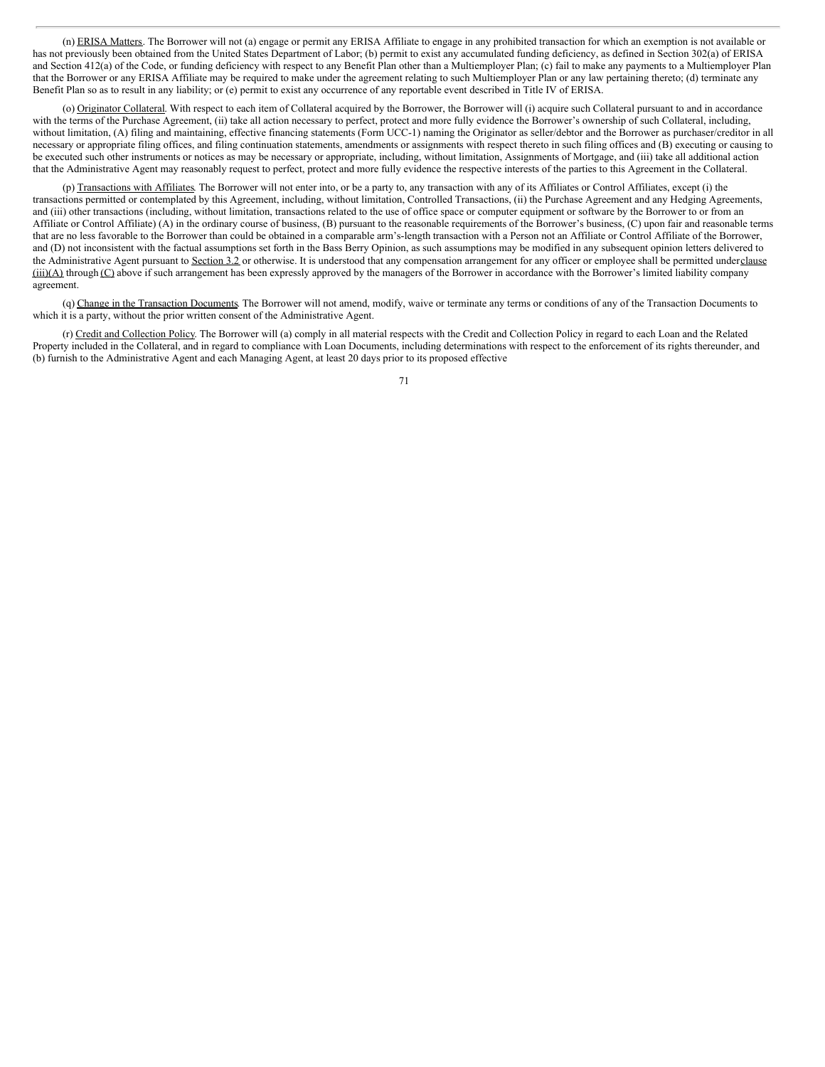(n) ERISA Matters. The Borrower will not (a) engage or permit any ERISA Affiliate to engage in any prohibited transaction for which an exemption is not available or has not previously been obtained from the United States Department of Labor; (b) permit to exist any accumulated funding deficiency, as defined in Section 302(a) of ERISA and Section 412(a) of the Code, or funding deficiency with respect to any Benefit Plan other than a Multiemployer Plan; (c) fail to make any payments to a Multiemployer Plan that the Borrower or any ERISA Affiliate may be required to make under the agreement relating to such Multiemployer Plan or any law pertaining thereto; (d) terminate any Benefit Plan so as to result in any liability; or (e) permit to exist any occurrence of any reportable event described in Title IV of ERISA.

(o) Originator Collateral. With respect to each item of Collateral acquired by the Borrower, the Borrower will (i) acquire such Collateral pursuant to and in accordance with the terms of the Purchase Agreement, (ii) take all action necessary to perfect, protect and more fully evidence the Borrower's ownership of such Collateral, including, without limitation, (A) filing and maintaining, effective financing statements (Form UCC-1) naming the Originator as seller/debtor and the Borrower as purchaser/creditor in all necessary or appropriate filing offices, and filing continuation statements, amendments or assignments with respect thereto in such filing offices and (B) executing or causing to be executed such other instruments or notices as may be necessary or appropriate, including, without limitation, Assignments of Mortgage, and (iii) take all additional action that the Administrative Agent may reasonably request to perfect, protect and more fully evidence the respective interests of the parties to this Agreement in the Collateral.

(p) Transactions with Affiliates. The Borrower will not enter into, or be a party to, any transaction with any of its Affiliates or Control Affiliates, except (i) the transactions permitted or contemplated by this Agreement, including, without limitation, Controlled Transactions, (ii) the Purchase Agreement and any Hedging Agreements, and (iii) other transactions (including, without limitation, transactions related to the use of office space or computer equipment or software by the Borrower to or from an Affiliate or Control Affiliate) (A) in the ordinary course of business, (B) pursuant to the reasonable requirements of the Borrower's business, (C) upon fair and reasonable terms that are no less favorable to the Borrower than could be obtained in a comparable arm's-length transaction with a Person not an Affiliate or Control Affiliate of the Borrower, and (D) not inconsistent with the factual assumptions set forth in the Bass Berry Opinion, as such assumptions may be modified in any subsequent opinion letters delivered to the Administrative Agent pursuant to Section 3.2 or otherwise. It is understood that any compensation arrangement for any officer or employee shall be permitted under clause (iii)(A) through (C) above if such arrangement has been expressly approved by the managers of the Borrower in accordance with the Borrower's limited liability company agreement.

(q) Change in the Transaction Documents. The Borrower will not amend, modify, waive or terminate any terms or conditions of any of the Transaction Documents to which it is a party, without the prior written consent of the Administrative Agent.

(r) Credit and Collection Policy. The Borrower will (a) comply in all material respects with the Credit and Collection Policy in regard to each Loan and the Related Property included in the Collateral, and in regard to compliance with Loan Documents, including determinations with respect to the enforcement of its rights thereunder, and (b) furnish to the Administrative Agent and each Managing Agent, at least 20 days prior to its proposed effective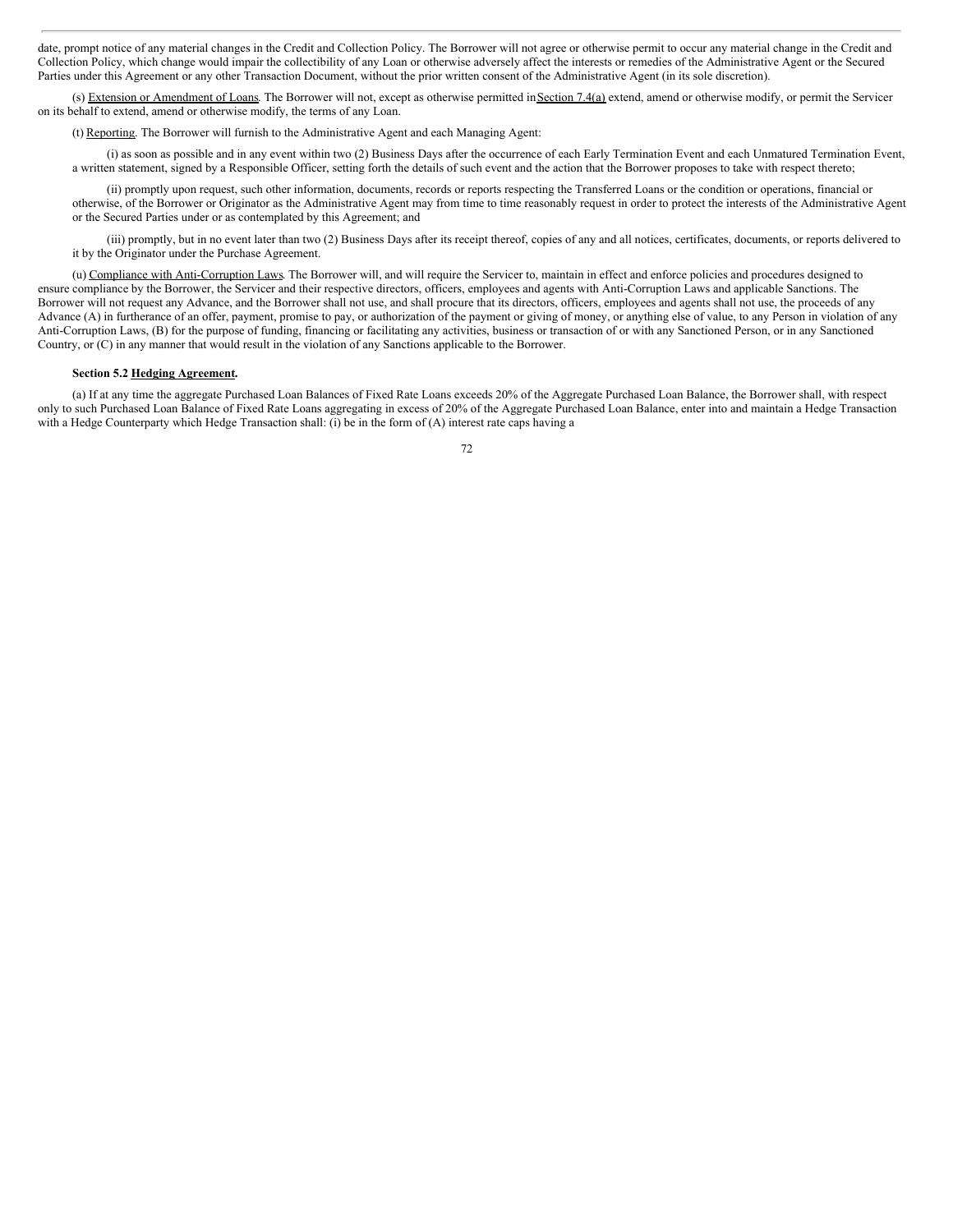date, prompt notice of any material changes in the Credit and Collection Policy. The Borrower will not agree or otherwise permit to occur any material change in the Credit and Collection Policy, which change would impair the collectibility of any Loan or otherwise adversely affect the interests or remedies of the Administrative Agent or the Secured Parties under this Agreement or any other Transaction Document, without the prior written consent of the Administrative Agent (in its sole discretion).

(s) Extension or Amendment of Loans. The Borrower will not, except as otherwise permitted in Section 7.4(a) extend, amend or otherwise modify, or permit the Servicer on its behalf to extend, amend or otherwise modify, the terms of any Loan.

(t) Reporting. The Borrower will furnish to the Administrative Agent and each Managing Agent:

(i) as soon as possible and in any event within two (2) Business Days after the occurrence of each Early Termination Event and each Unmatured Termination Event, a written statement, signed by a Responsible Officer, setting forth the details of such event and the action that the Borrower proposes to take with respect thereto;

(ii) promptly upon request, such other information, documents, records or reports respecting the Transferred Loans or the condition or operations, financial or otherwise, of the Borrower or Originator as the Administrative Agent may from time to time reasonably request in order to protect the interests of the Administrative Agent or the Secured Parties under or as contemplated by this Agreement; and

(iii) promptly, but in no event later than two (2) Business Days after its receipt thereof, copies of any and all notices, certificates, documents, or reports delivered to it by the Originator under the Purchase Agreement.

(u) Compliance with Anti-Corruption Laws. The Borrower will, and will require the Servicer to, maintain in effect and enforce policies and procedures designed to ensure compliance by the Borrower, the Servicer and their respective directors, officers, employees and agents with Anti-Corruption Laws and applicable Sanctions. The Borrower will not request any Advance, and the Borrower shall not use, and shall procure that its directors, officers, employees and agents shall not use, the proceeds of any Advance (A) in furtherance of an offer, payment, promise to pay, or authorization of the payment or giving of money, or anything else of value, to any Person in violation of any Anti-Corruption Laws, (B) for the purpose of funding, financing or facilitating any activities, business or transaction of or with any Sanctioned Person, or in any Sanctioned Country, or (C) in any manner that would result in the violation of any Sanctions applicable to the Borrower.

**Section 5.2 Hedging Agreement.**

(a) If at any time the aggregate Purchased Loan Balances of Fixed Rate Loans exceeds 20% of the Aggregate Purchased Loan Balance, the Borrower shall, with respect only to such Purchased Loan Balance of Fixed Rate Loans aggregating in excess of 20% of the Aggregate Purchased Loan Balance, enter into and maintain a Hedge Transaction with a Hedge Counterparty which Hedge Transaction shall: (i) be in the form of (A) interest rate caps having a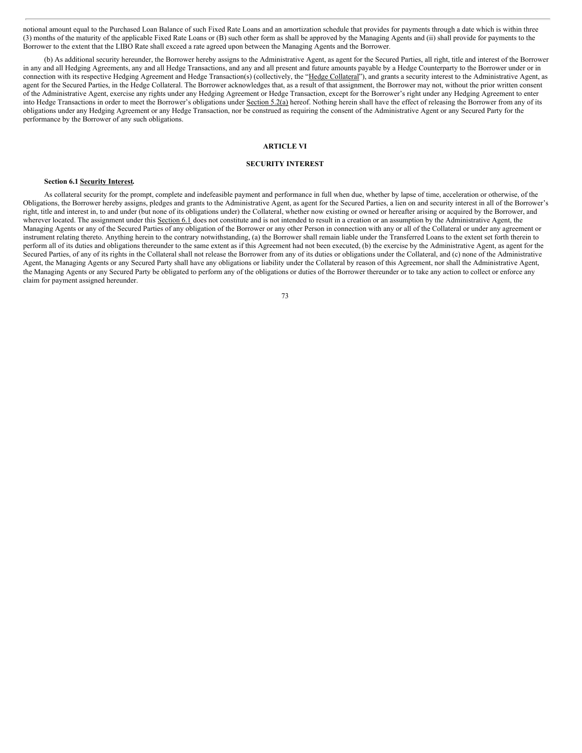notional amount equal to the Purchased Loan Balance of such Fixed Rate Loans and an amortization schedule that provides for payments through a date which is within three (3) months of the maturity of the applicable Fixed Rate Loans or (B) such other form as shall be approved by the Managing Agents and (ii) shall provide for payments to the Borrower to the extent that the LIBO Rate shall exceed a rate agreed upon between the Managing Agents and the Borrower.

(b) As additional security hereunder, the Borrower hereby assigns to the Administrative Agent, as agent for the Secured Parties, all right, title and interest of the Borrower in any and all Hedging Agreements, any and all Hedge Transactions, and any and all present and future amounts payable by a Hedge Counterparty to the Borrower under or in connection with its respective Hedging Agreement and Hedge Transaction(s) (collectively, the "Hedge Collateral"), and grants a security interest to the Administrative Agent, as agent for the Secured Parties, in the Hedge Collateral. The Borrower acknowledges that, as a result of that assignment, the Borrower may not, without the prior written consent of the Administrative Agent, exercise any rights under any Hedging Agreement or Hedge Transaction, except for the Borrower's right under any Hedging Agreement to enter into Hedge Transactions in order to meet the Borrower's obligations under Section 5.2(a) hereof. Nothing herein shall have the effect of releasing the Borrower from any of its obligations under any Hedging Agreement or any Hedge Transaction, nor be construed as requiring the consent of the Administrative Agent or any Secured Party for the performance by the Borrower of any such obligations.

## ARTICLE VI

## SECURITY INTEREST

**Section 6.1 Security Interest.**

As collateral security for the prompt, complete and indefeasible payment and performance in full when due, whether by lapse of time, acceleration or otherwise, of the Obligations, the Borrower hereby assigns, pledges and grants to the Administrative Agent, as agent for the Secured Parties, a lien on and security interest in all of the Borrower's right, title and interest in, to and under (but none of its obligations under) the Collateral, whether now existing or owned or hereafter arising or acquired by the Borrower, and wherever located. The assignment under this Section 6.1 does not constitute and is not intended to result in a creation or an assumption by the Administrative Agent, the Managing Agents or any of the Secured Parties of any obligation of the Borrower or any other Person in connection with any or all of the Collateral or under any agreement or instrument relating thereto. Anything herein to the contrary notwithstanding, (a) the Borrower shall remain liable under the Transferred Loans to the extent set forth therein to perform all of its duties and obligations thereunder to the same extent as if this Agreement had not been executed, (b) the exercise by the Administrative Agent, as agent for the Secured Parties, of any of its rights in the Collateral shall not release the Borrower from any of its duties or obligations under the Collateral, and (c) none of the Administrative Agent, the Managing Agents or any Secured Party shall have any obligations or liability under the Collateral by reason of this Agreement, nor shall the Administrative Agent, the Managing Agents or any Secured Party be obligated to perform any of the obligations or duties of the Borrower thereunder or to take any action to collect or enforce any claim for payment assigned hereunder.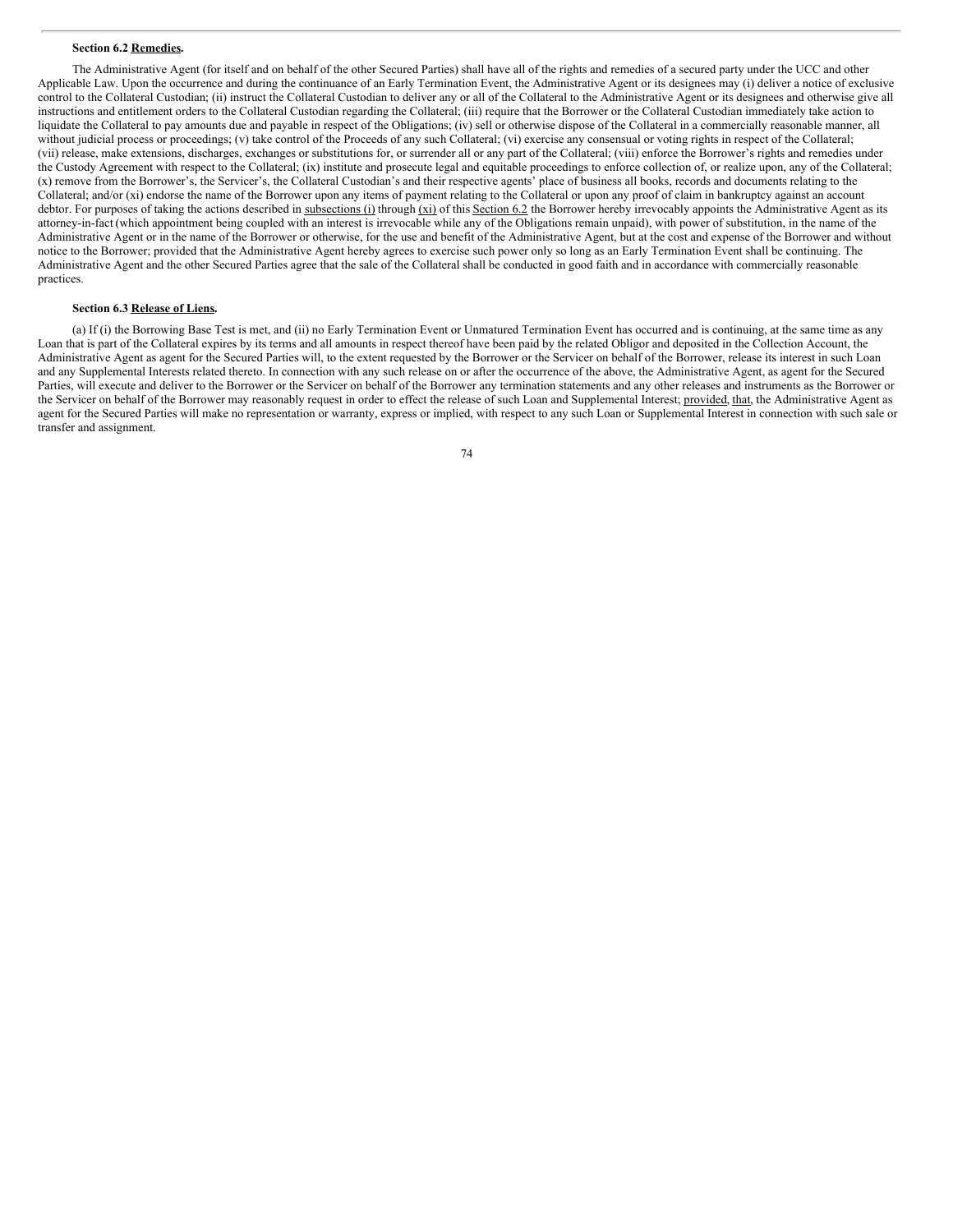**Section 6.2 Remedies.**

The Administrative Agent (for itself and on behalf of the other Secured Parties) shall have all of the rights and remedies of a secured party under the UCC and other Applicable Law. Upon the occurrence and during the continuance of an Early Termination Event, the Administrative Agent or its designees may (i) deliver a notice of exclusive control to the Collateral Custodian; (ii) instruct the Collateral Custodian to deliver any or all of the Collateral to the Administrative Agent or its designees and otherwise give all instructions and entitlement orders to the Collateral Custodian regarding the Collateral; (iii) require that the Borrower or the Collateral Custodian immediately take action to liquidate the Collateral to pay amounts due and payable in respect of the Obligations; (iv) sell or otherwise dispose of the Collateral in a commercially reasonable manner, all without judicial process or proceedings; (v) take control of the Proceeds of any such Collateral; (vi) exercise any consensual or voting rights in respect of the Collateral; (vii) release, make extensions, discharges, exchanges or substitutions for, or surrender all or any part of the Collateral; (viii) enforce the Borrower's rights and remedies under the Custody Agreement with respect to the Collateral; (ix) institute and prosecute legal and equitable proceedings to enforce collection of, or realize upon, any of the Collateral; (x) remove from the Borrower's, the Servicer's, the Collateral Custodian's and their respective agents' place of business all books, records and documents relating to the Collateral; and/or (xi) endorse the name of the Borrower upon any items of payment relating to the Collateral or upon any proof of claim in bankruptcy against an account debtor. For purposes of taking the actions described in subsections (i) through (xi) of this Section 6.2 the Borrower hereby irrevocably appoints the Administrative Agent as its attorney-in-fact (which appointment being coupled with an interest is irrevocable while any of the Obligations remain unpaid), with power of substitution, in the name of the Administrative Agent or in the name of the Borrower or otherwise, for the use and benefit of the Administrative Agent, but at the cost and expense of the Borrower and without notice to the Borrower; provided that the Administrative Agent hereby agrees to exercise such power only so long as an Early Termination Event shall be continuing. The Administrative Agent and the other Secured Parties agree that the sale of the Collateral shall be conducted in good faith and in accordance with commercially reasonable practices.

**Section 6.3 Release of Liens.**

(a) If (i) the Borrowing Base Test is met, and (ii) no Early Termination Event or Unmatured Termination Event has occurred and is continuing, at the same time as any Loan that is part of the Collateral expires by its terms and all amounts in respect thereof have been paid by the related Obligor and deposited in the Collection Account, the Administrative Agent as agent for the Secured Parties will, to the extent requested by the Borrower or the Servicer on behalf of the Borrower, release its interest in such Loan and any Supplemental Interests related thereto. In connection with any such release on or after the occurrence of the above, the Administrative Agent, as agent for the Secured Parties, will execute and deliver to the Borrower or the Servicer on behalf of the Borrower any termination statements and any other releases and instruments as the Borrower or the Servicer on behalf of the Borrower may reasonably request in order to effect the release of such Loan and Supplemental Interest; provided, that, the Administrative Agent as agent for the Secured Parties will make no representation or warranty, express or implied, with respect to any such Loan or Supplemental Interest in connection with such sale or transfer and assignment.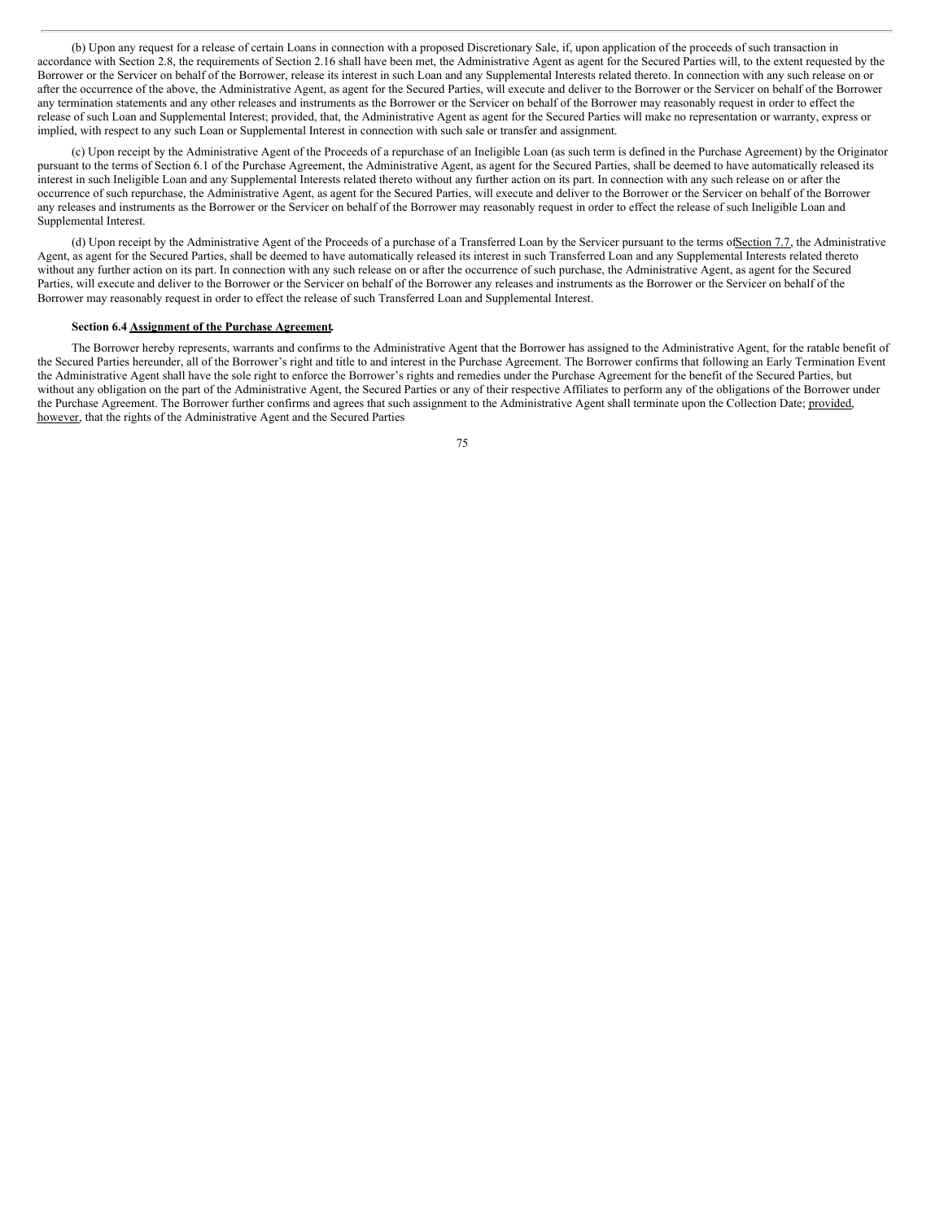(b) Upon any request for a release of certain Loans in connection with a proposed Discretionary Sale, if, upon application of the proceeds of such transaction in accordance with Section 2.8, the requirements of Section 2.16 shall have been met, the Administrative Agent as agent for the Secured Parties will, to the extent requested by the Borrower or the Servicer on behalf of the Borrower, release its interest in such Loan and any Supplemental Interests related thereto. In connection with any such release on or after the occurrence of the above, the Administrative Agent, as agent for the Secured Parties, will execute and deliver to the Borrower or the Servicer on behalf of the Borrower any termination statements and any other releases and instruments as the Borrower or the Servicer on behalf of the Borrower may reasonably request in order to effect the release of such Loan and Supplemental Interest; provided, that, the Administrative Agent as agent for the Secured Parties will make no representation or warranty, express or implied, with respect to any such Loan or Supplemental Interest in connection with such sale or transfer and assignment.

(c) Upon receipt by the Administrative Agent of the Proceeds of a repurchase of an Ineligible Loan (as such term is defined in the Purchase Agreement) by the Originator pursuant to the terms of Section 6.1 of the Purchase Agreement, the Administrative Agent, as agent for the Secured Parties, shall be deemed to have automatically released its interest in such Ineligible Loan and any Supplemental Interests related thereto without any further action on its part. In connection with any such release on or after the occurrence of such repurchase, the Administrative Agent, as agent for the Secured Parties, will execute and deliver to the Borrower or the Servicer on behalf of the Borrower any releases and instruments as the Borrower or the Servicer on behalf of the Borrower may reasonably request in order to effect the release of such Ineligible Loan and Supplemental Interest.

(d) Upon receipt by the Administrative Agent of the Proceeds of a purchase of a Transferred Loan by the Servicer pursuant to the terms of Section 7.7, the Administrative Agent, as agent for the Secured Parties, shall be deemed to have automatically released its interest in such Transferred Loan and any Supplemental Interests related thereto without any further action on its part. In connection with any such release on or after the occurrence of such purchase, the Administrative Agent, as agent for the Secured Parties, will execute and deliver to the Borrower or the Servicer on behalf of the Borrower any releases and instruments as the Borrower or the Servicer on behalf of the Borrower may reasonably request in order to effect the release of such Transferred Loan and Supplemental Interest.

**Section 6.4 Assignment of the Purchase Agreement.**

The Borrower hereby represents, warrants and confirms to the Administrative Agent that the Borrower has assigned to the Administrative Agent, for the ratable benefit of the Secured Parties hereunder, all of the Borrower's right and title to and interest in the Purchase Agreement. The Borrower confirms that following an Early Termination Event the Administrative Agent shall have the sole right to enforce the Borrower's rights and remedies under the Purchase Agreement for the benefit of the Secured Parties, but without any obligation on the part of the Administrative Agent, the Secured Parties or any of their respective Affiliates to perform any of the obligations of the Borrower under the Purchase Agreement. The Borrower further confirms and agrees that such assignment to the Administrative Agent shall terminate upon the Collection Date; provided, however, that the rights of the Administrative Agent and the Secured Parties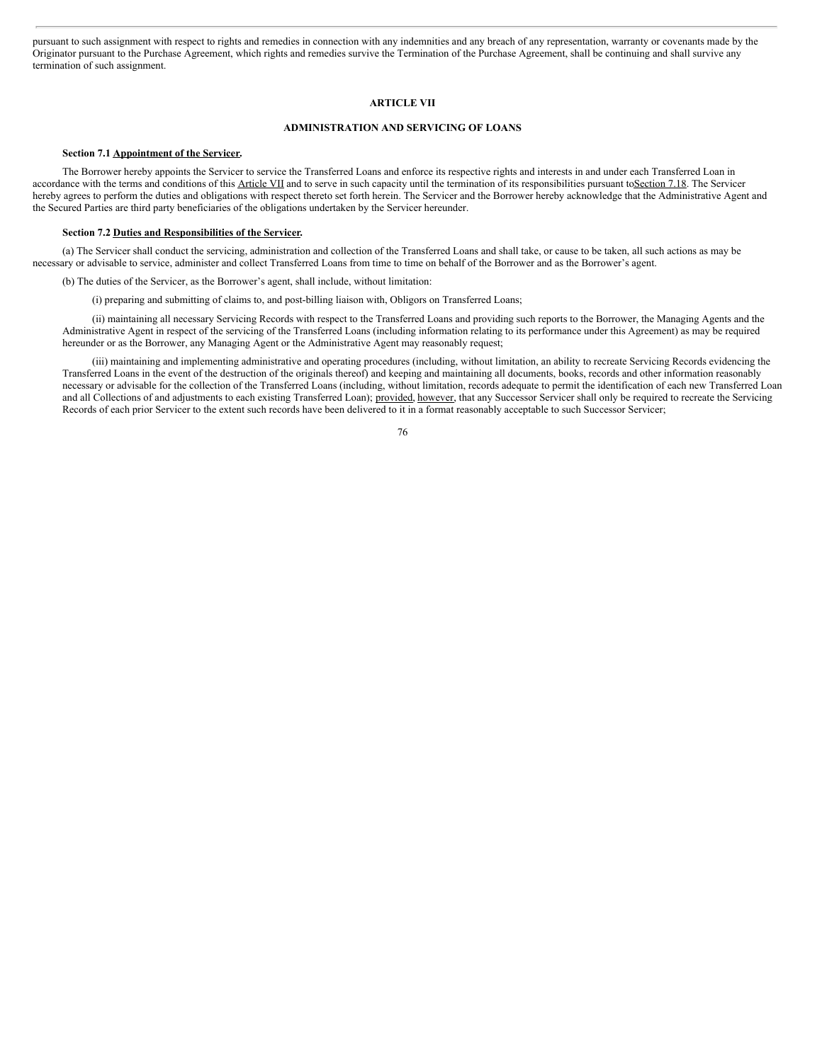pursuant to such assignment with respect to rights and remedies in connection with any indemnities and any breach of any representation, warranty or covenants made by the Originator pursuant to the Purchase Agreement, which rights and remedies survive the Termination of the Purchase Agreement, shall be continuing and shall survive any termination of such assignment.

## ARTICLE VII

## ADMINISTRATION AND SERVICING OF LOANS

**Section 7.1 Appointment of the Servicer.**

The Borrower hereby appoints the Servicer to service the Transferred Loans and enforce its respective rights and interests in and under each Transferred Loan in accordance with the terms and conditions of this Article VII and to serve in such capacity until the termination of its responsibilities pursuant to Section 7.18. The Servicer hereby agrees to perform the duties and obligations with respect thereto set forth herein. The Servicer and the Borrower hereby acknowledge that the Administrative Agent and the Secured Parties are third party beneficiaries of the obligations undertaken by the Servicer hereunder.

**Section 7.2 Duties and Responsibilities of the Servicer.**

(a) The Servicer shall conduct the servicing, administration and collection of the Transferred Loans and shall take, or cause to be taken, all such actions as may be necessary or advisable to service, administer and collect Transferred Loans from time to time on behalf of the Borrower and as the Borrower's agent.

(b) The duties of the Servicer, as the Borrower's agent, shall include, without limitation:

(i) preparing and submitting of claims to, and post-billing liaison with, Obligors on Transferred Loans;

(ii) maintaining all necessary Servicing Records with respect to the Transferred Loans and providing such reports to the Borrower, the Managing Agents and the Administrative Agent in respect of the servicing of the Transferred Loans (including information relating to its performance under this Agreement) as may be required hereunder or as the Borrower, any Managing Agent or the Administrative Agent may reasonably request;

(iii) maintaining and implementing administrative and operating procedures (including, without limitation, an ability to recreate Servicing Records evidencing the Transferred Loans in the event of the destruction of the originals thereof) and keeping and maintaining all documents, books, records and other information reasonably necessary or advisable for the collection of the Transferred Loans (including, without limitation, records adequate to permit the identification of each new Transferred Loan and all Collections of and adjustments to each existing Transferred Loan); provided, however, that any Successor Servicer shall only be required to recreate the Servicing Records of each prior Servicer to the extent such records have been delivered to it in a format reasonably acceptable to such Successor Servicer;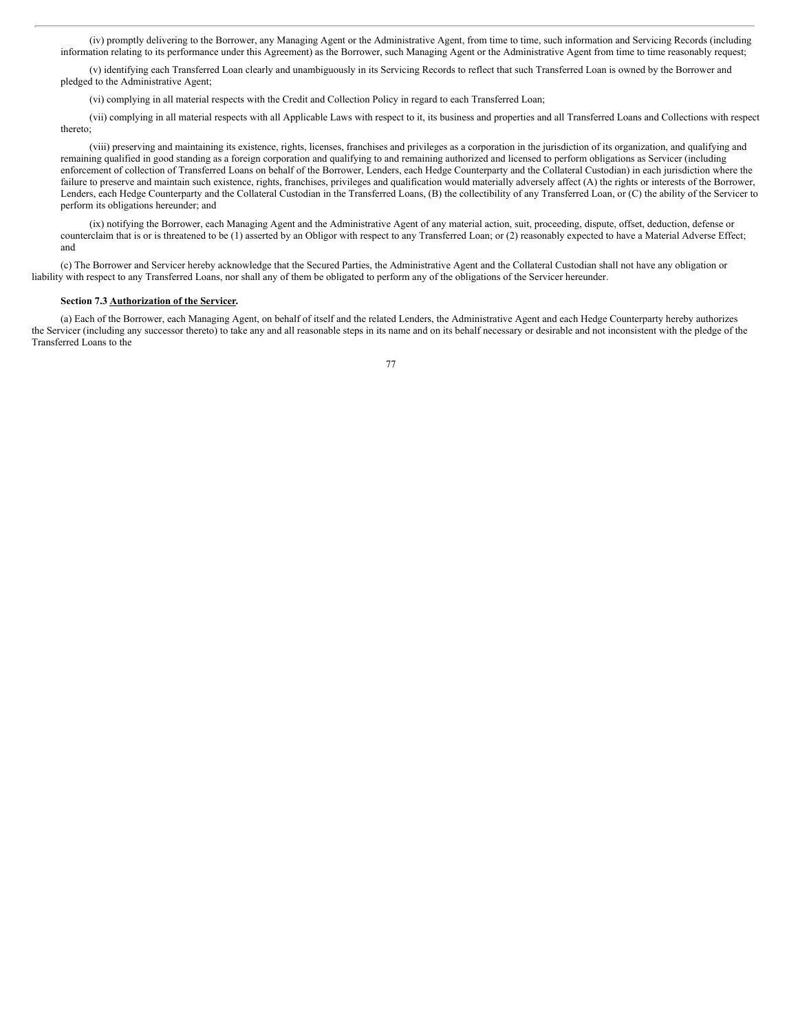(iv) promptly delivering to the Borrower, any Managing Agent or the Administrative Agent, from time to time, such information and Servicing Records (including information relating to its performance under this Agreement) as the Borrower, such Managing Agent or the Administrative Agent from time to time reasonably request;

(v) identifying each Transferred Loan clearly and unambiguously in its Servicing Records to reflect that such Transferred Loan is owned by the Borrower and pledged to the Administrative Agent;

(vi) complying in all material respects with the Credit and Collection Policy in regard to each Transferred Loan;

(vii) complying in all material respects with all Applicable Laws with respect to it, its business and properties and all Transferred Loans and Collections with respect thereto;

(viii) preserving and maintaining its existence, rights, licenses, franchises and privileges as a corporation in the jurisdiction of its organization, and qualifying and remaining qualified in good standing as a foreign corporation and qualifying to and remaining authorized and licensed to perform obligations as Servicer (including enforcement of collection of Transferred Loans on behalf of the Borrower, Lenders, each Hedge Counterparty and the Collateral Custodian) in each jurisdiction where the failure to preserve and maintain such existence, rights, franchises, privileges and qualification would materially adversely affect (A) the rights or interests of the Borrower, Lenders, each Hedge Counterparty and the Collateral Custodian in the Transferred Loans, (B) the collectibility of any Transferred Loan, or (C) the ability of the Servicer to perform its obligations hereunder; and

(ix) notifying the Borrower, each Managing Agent and the Administrative Agent of any material action, suit, proceeding, dispute, offset, deduction, defense or counterclaim that is or is threatened to be (1) asserted by an Obligor with respect to any Transferred Loan; or (2) reasonably expected to have a Material Adverse Effect; and

(c) The Borrower and Servicer hereby acknowledge that the Secured Parties, the Administrative Agent and the Collateral Custodian shall not have any obligation or liability with respect to any Transferred Loans, nor shall any of them be obligated to perform any of the obligations of the Servicer hereunder.

**Section 7.3 Authorization of the Servicer.**

(a) Each of the Borrower, each Managing Agent, on behalf of itself and the related Lenders, the Administrative Agent and each Hedge Counterparty hereby authorizes the Servicer (including any successor thereto) to take any and all reasonable steps in its name and on its behalf necessary or desirable and not inconsistent with the pledge of the Transferred Loans to the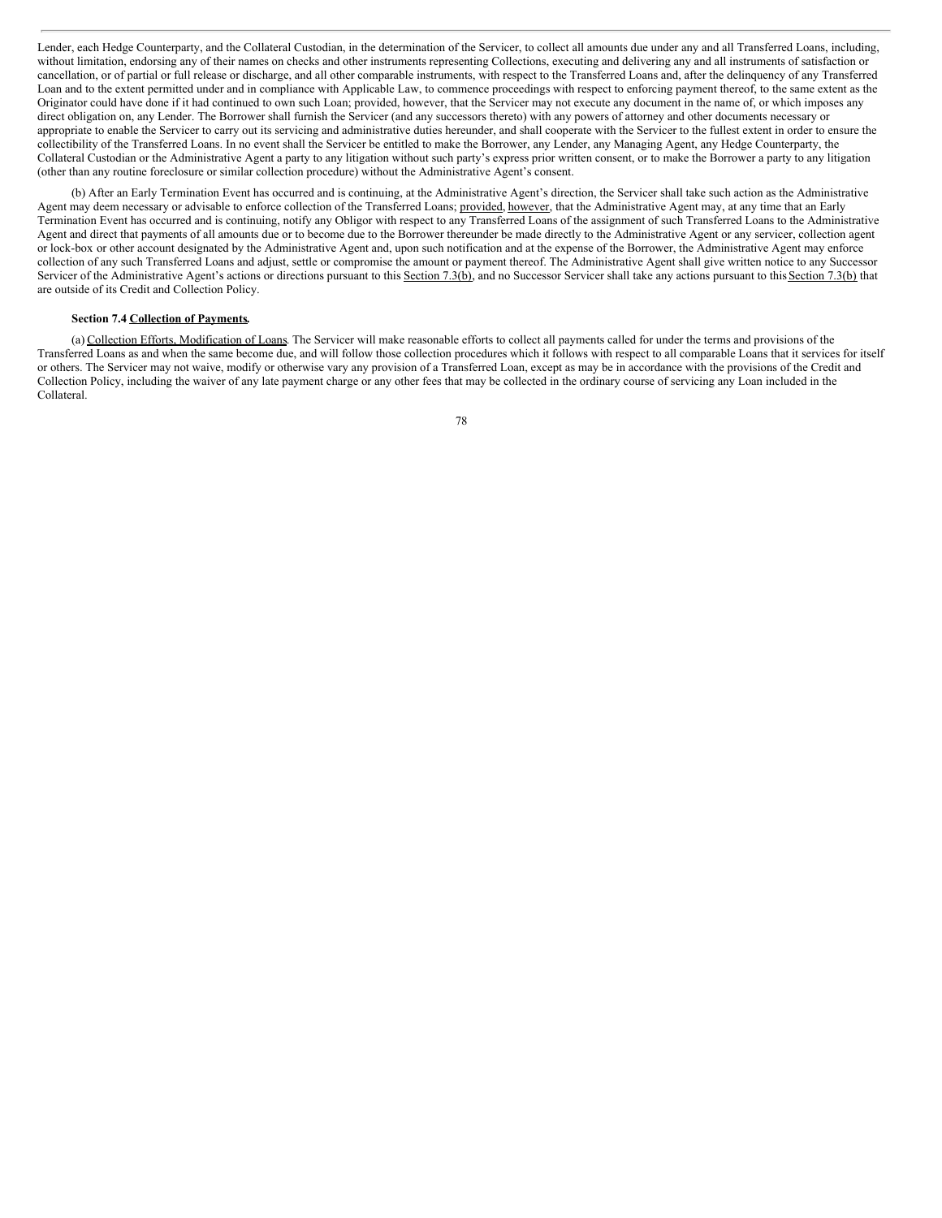Lender, each Hedge Counterparty, and the Collateral Custodian, in the determination of the Servicer, to collect all amounts due under any and all Transferred Loans, including, without limitation, endorsing any of their names on checks and other instruments representing Collections, executing and delivering any and all instruments of satisfaction or cancellation, or of partial or full release or discharge, and all other comparable instruments, with respect to the Transferred Loans and, after the delinquency of any Transferred Loan and to the extent permitted under and in compliance with Applicable Law, to commence proceedings with respect to enforcing payment thereof, to the same extent as the Originator could have done if it had continued to own such Loan; provided, however, that the Servicer may not execute any document in the name of, or which imposes any direct obligation on, any Lender. The Borrower shall furnish the Servicer (and any successors thereto) with any powers of attorney and other documents necessary or appropriate to enable the Servicer to carry out its servicing and administrative duties hereunder, and shall cooperate with the Servicer to the fullest extent in order to ensure the collectibility of the Transferred Loans. In no event shall the Servicer be entitled to make the Borrower, any Lender, any Managing Agent, any Hedge Counterparty, the Collateral Custodian or the Administrative Agent a party to any litigation without such party's express prior written consent, or to make the Borrower a party to any litigation (other than any routine foreclosure or similar collection procedure) without the Administrative Agent's consent.

(b) After an Early Termination Event has occurred and is continuing, at the Administrative Agent's direction, the Servicer shall take such action as the Administrative Agent may deem necessary or advisable to enforce collection of the Transferred Loans; provided, however, that the Administrative Agent may, at any time that an Early Termination Event has occurred and is continuing, notify any Obligor with respect to any Transferred Loans of the assignment of such Transferred Loans to the Administrative Agent and direct that payments of all amounts due or to become due to the Borrower thereunder be made directly to the Administrative Agent or any servicer, collection agent or lock-box or other account designated by the Administrative Agent and, upon such notification and at the expense of the Borrower, the Administrative Agent may enforce collection of any such Transferred Loans and adjust, settle or compromise the amount or payment thereof. The Administrative Agent shall give written notice to any Successor Servicer of the Administrative Agent's actions or directions pursuant to this Section 7.3(b), and no Successor Servicer shall take any actions pursuant to this Section 7.3(b) that are outside of its Credit and Collection Policy.

**Section 7.4 Collection of Payments.**

(a) Collection Efforts, Modification of Loans. The Servicer will make reasonable efforts to collect all payments called for under the terms and provisions of the Transferred Loans as and when the same become due, and will follow those collection procedures which it follows with respect to all comparable Loans that it services for itself or others. The Servicer may not waive, modify or otherwise vary any provision of a Transferred Loan, except as may be in accordance with the provisions of the Credit and Collection Policy, including the waiver of any late payment charge or any other fees that may be collected in the ordinary course of servicing any Loan included in the Collateral.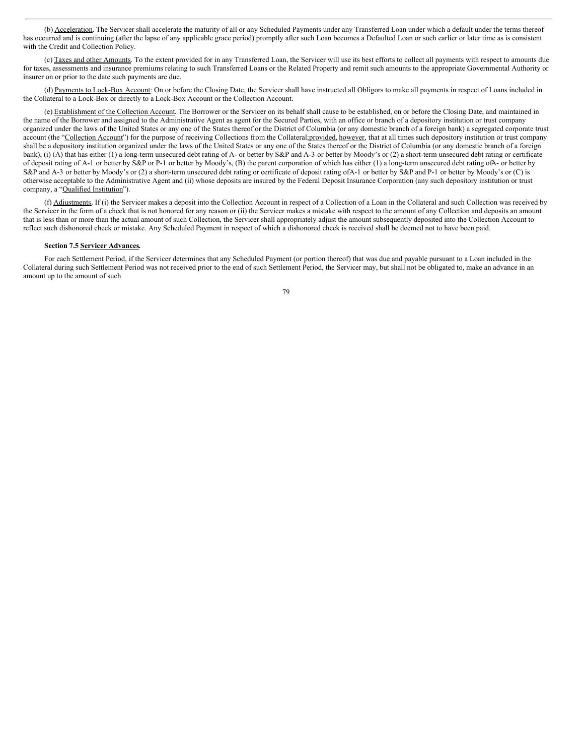(b) Acceleration. The Servicer shall accelerate the maturity of all or any Scheduled Payments under any Transferred Loan under which a default under the terms thereof has occurred and is continuing (after the lapse of any applicable grace period) promptly after such Loan becomes a Defaulted Loan or such earlier or later time as is consistent with the Credit and Collection Policy.

(c) Taxes and other Amounts. To the extent provided for in any Transferred Loan, the Servicer will use its best efforts to collect all payments with respect to amounts due for taxes, assessments and insurance premiums relating to such Transferred Loans or the Related Property and remit such amounts to the appropriate Governmental Authority or insurer on or prior to the date such payments are due.

(d) Payments to Lock-Box Account: On or before the Closing Date, the Servicer shall have instructed all Obligors to make all payments in respect of Loans included in the Collateral to a Lock-Box or directly to a Lock-Box Account or the Collection Account.

(e) Establishment of the Collection Account. The Borrower or the Servicer on its behalf shall cause to be established, on or before the Closing Date, and maintained in the name of the Borrower and assigned to the Administrative Agent as agent for the Secured Parties, with an office or branch of a depository institution or trust company organized under the laws of the United States or any one of the States thereof or the District of Columbia (or any domestic branch of a foreign bank) a segregated corporate trust account (the "Collection Account") for the purpose of receiving Collections from the Collateral; provided, however, that at all times such depository institution or trust company shall be a depository institution organized under the laws of the United States or any one of the States thereof or the District of Columbia (or any domestic branch of a foreign bank), (i) (A) that has either (1) a long-term unsecured debt rating of A- or better by S&P and A-3 or better by Moody's or (2) a short-term unsecured debt rating or certificate of deposit rating of A-1 or better by S&P or P-1 or better by Moody's, (B) the parent corporation of which has either (1) a long-term unsecured debt rating of A- or better by S&P and A-3 or better by Moody's or (2) a short-term unsecured debt rating or certificate of deposit rating of A-1 or better by S&P and P-1 or better by Moody's or (C) is otherwise acceptable to the Administrative Agent and (ii) whose deposits are insured by the Federal Deposit Insurance Corporation (any such depository institution or trust company, a "Qualified Institution").

(f) Adjustments. If (i) the Servicer makes a deposit into the Collection Account in respect of a Collection of a Loan in the Collateral and such Collection was received by the Servicer in the form of a check that is not honored for any reason or (ii) the Servicer makes a mistake with respect to the amount of any Collection and deposits an amount that is less than or more than the actual amount of such Collection, the Servicer shall appropriately adjust the amount subsequently deposited into the Collection Account to reflect such dishonored check or mistake. Any Scheduled Payment in respect of which a dishonored check is received shall be deemed not to have been paid.

**Section 7.5 Servicer Advances.**

For each Settlement Period, if the Servicer determines that any Scheduled Payment (or portion thereof) that was due and payable pursuant to a Loan included in the Collateral during such Settlement Period was not received prior to the end of such Settlement Period, the Servicer may, but shall not be obligated to, make an advance in an amount up to the amount of such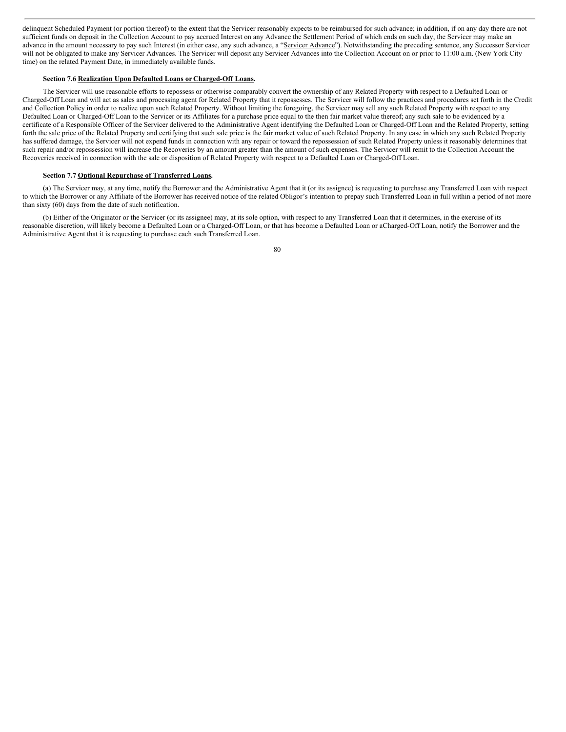delinquent Scheduled Payment (or portion thereof) to the extent that the Servicer reasonably expects to be reimbursed for such advance; in addition, if on any day there are not sufficient funds on deposit in the Collection Account to pay accrued Interest on any Advance the Settlement Period of which ends on such day, the Servicer may make an advance in the amount necessary to pay such Interest (in either case, any such advance, a "Servicer Advance"). Notwithstanding the preceding sentence, any Successor Servicer will not be obligated to make any Servicer Advances. The Servicer will deposit any Servicer Advances into the Collection Account on or prior to 11:00 a.m. (New York City time) on the related Payment Date, in immediately available funds.

**Section 7.6 Realization Upon Defaulted Loans or Charged-Off Loans.**

The Servicer will use reasonable efforts to repossess or otherwise comparably convert the ownership of any Related Property with respect to a Defaulted Loan or Charged-Off Loan and will act as sales and processing agent for Related Property that it repossesses. The Servicer will follow the practices and procedures set forth in the Credit and Collection Policy in order to realize upon such Related Property. Without limiting the foregoing, the Servicer may sell any such Related Property with respect to any Defaulted Loan or Charged-Off Loan to the Servicer or its Affiliates for a purchase price equal to the then fair market value thereof; any such sale to be evidenced by a certificate of a Responsible Officer of the Servicer delivered to the Administrative Agent identifying the Defaulted Loan or Charged-Off Loan and the Related Property, setting forth the sale price of the Related Property and certifying that such sale price is the fair market value of such Related Property. In any case in which any such Related Property has suffered damage, the Servicer will not expend funds in connection with any repair or toward the repossession of such Related Property unless it reasonably determines that such repair and/or repossession will increase the Recoveries by an amount greater than the amount of such expenses. The Servicer will remit to the Collection Account the Recoveries received in connection with the sale or disposition of Related Property with respect to a Defaulted Loan or Charged-Off Loan.

**Section 7.7 Optional Repurchase of Transferred Loans.**

(a) The Servicer may, at any time, notify the Borrower and the Administrative Agent that it (or its assignee) is requesting to purchase any Transferred Loan with respect to which the Borrower or any Affiliate of the Borrower has received notice of the related Obligor's intention to prepay such Transferred Loan in full within a period of not more than sixty (60) days from the date of such notification.

(b) Either of the Originator or the Servicer (or its assignee) may, at its sole option, with respect to any Transferred Loan that it determines, in the exercise of its reasonable discretion, will likely become a Defaulted Loan or a Charged-Off Loan, or that has become a Defaulted Loan or aCharged-Off Loan, notify the Borrower and the Administrative Agent that it is requesting to purchase each such Transferred Loan.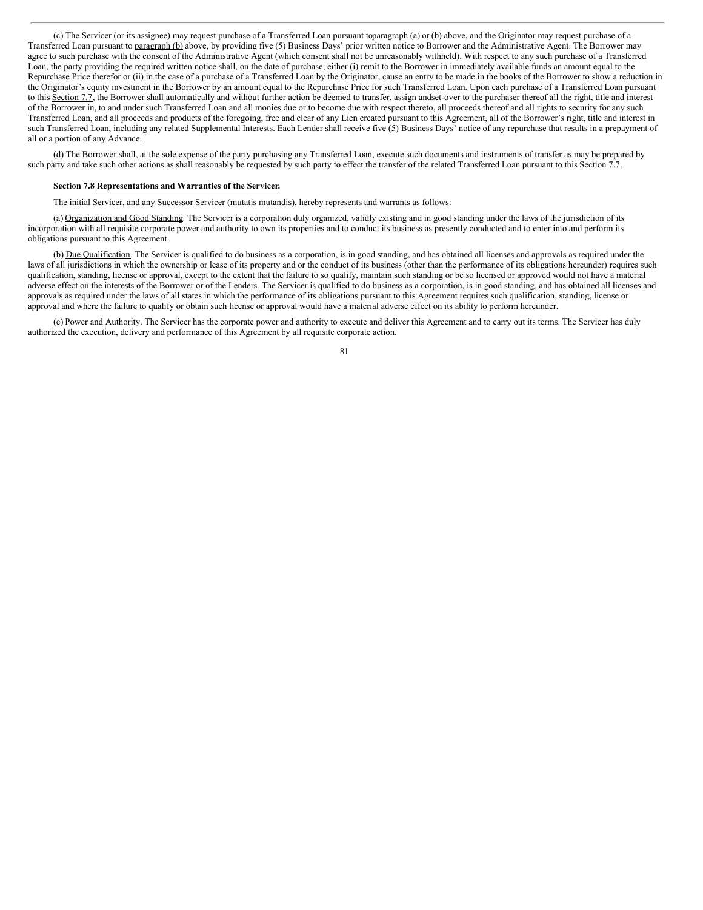(c) The Servicer (or its assignee) may request purchase of a Transferred Loan pursuant to paragraph (a) or (b) above, and the Originator may request purchase of a Transferred Loan pursuant to paragraph (b) above, by providing five (5) Business Days' prior written notice to Borrower and the Administrative Agent. The Borrower may agree to such purchase with the consent of the Administrative Agent (which consent shall not be unreasonably withheld). With respect to any such purchase of a Transferred Loan, the party providing the required written notice shall, on the date of purchase, either (i) remit to the Borrower in immediately available funds an amount equal to the Repurchase Price therefor or (ii) in the case of a purchase of a Transferred Loan by the Originator, cause an entry to be made in the books of the Borrower to show a reduction in the Originator's equity investment in the Borrower by an amount equal to the Repurchase Price for such Transferred Loan. Upon each purchase of a Transferred Loan pursuant to this Section 7.7, the Borrower shall automatically and without further action be deemed to transfer, assign andset-over to the purchaser thereof all the right, title and interest of the Borrower in, to and under such Transferred Loan and all monies due or to become due with respect thereto, all proceeds thereof and all rights to security for any such Transferred Loan, and all proceeds and products of the foregoing, free and clear of any Lien created pursuant to this Agreement, all of the Borrower's right, title and interest in such Transferred Loan, including any related Supplemental Interests. Each Lender shall receive five (5) Business Days' notice of any repurchase that results in a prepayment of all or a portion of any Advance.

(d) The Borrower shall, at the sole expense of the party purchasing any Transferred Loan, execute such documents and instruments of transfer as may be prepared by such party and take such other actions as shall reasonably be requested by such party to effect the transfer of the related Transferred Loan pursuant to this Section 7.7.

**Section 7.8 Representations and Warranties of the Servicer.**

The initial Servicer, and any Successor Servicer (mutatis mutandis), hereby represents and warrants as follows:

(a) Organization and Good Standing. The Servicer is a corporation duly organized, validly existing and in good standing under the laws of the jurisdiction of its incorporation with all requisite corporate power and authority to own its properties and to conduct its business as presently conducted and to enter into and perform its obligations pursuant to this Agreement.

(b) Due Qualification. The Servicer is qualified to do business as a corporation, is in good standing, and has obtained all licenses and approvals as required under the laws of all jurisdictions in which the ownership or lease of its property and or the conduct of its business (other than the performance of its obligations hereunder) requires such qualification, standing, license or approval, except to the extent that the failure to so qualify, maintain such standing or be so licensed or approved would not have a material adverse effect on the interests of the Borrower or of the Lenders. The Servicer is qualified to do business as a corporation, is in good standing, and has obtained all licenses and approvals as required under the laws of all states in which the performance of its obligations pursuant to this Agreement requires such qualification, standing, license or approval and where the failure to qualify or obtain such license or approval would have a material adverse effect on its ability to perform hereunder.

(c) Power and Authority. The Servicer has the corporate power and authority to execute and deliver this Agreement and to carry out its terms. The Servicer has duly authorized the execution, delivery and performance of this Agreement by all requisite corporate action.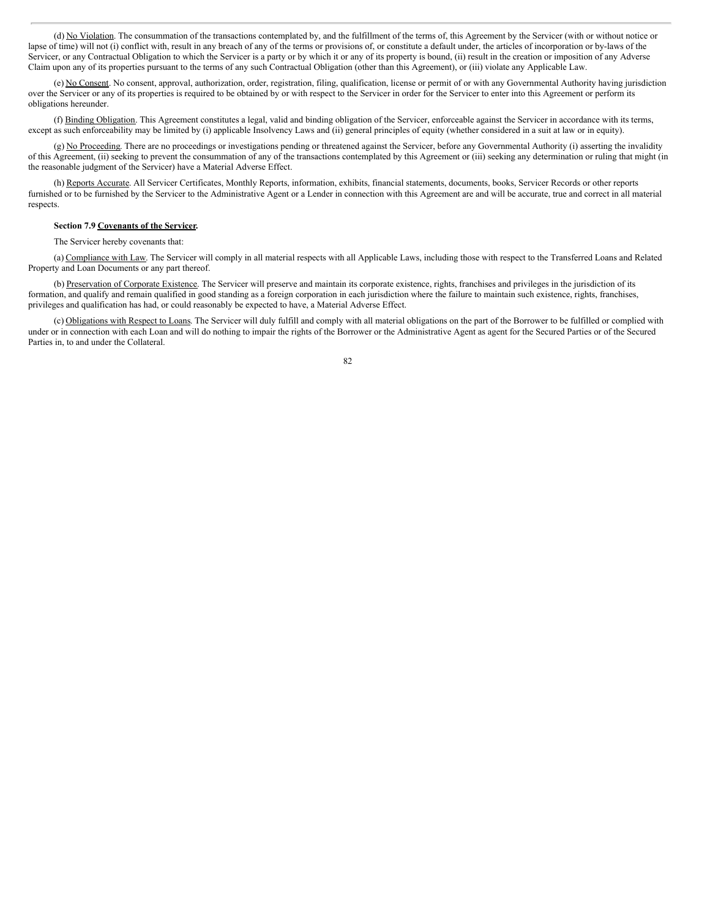(d) No Violation. The consummation of the transactions contemplated by, and the fulfillment of the terms of, this Agreement by the Servicer (with or without notice or lapse of time) will not (i) conflict with, result in any breach of any of the terms or provisions of, or constitute a default under, the articles of incorporation or by-laws of the Servicer, or any Contractual Obligation to which the Servicer is a party or by which it or any of its property is bound, (ii) result in the creation or imposition of any Adverse Claim upon any of its properties pursuant to the terms of any such Contractual Obligation (other than this Agreement), or (iii) violate any Applicable Law.

(e) No Consent. No consent, approval, authorization, order, registration, filing, qualification, license or permit of or with any Governmental Authority having jurisdiction over the Servicer or any of its properties is required to be obtained by or with respect to the Servicer in order for the Servicer to enter into this Agreement or perform its obligations hereunder.

(f) Binding Obligation. This Agreement constitutes a legal, valid and binding obligation of the Servicer, enforceable against the Servicer in accordance with its terms, except as such enforceability may be limited by (i) applicable Insolvency Laws and (ii) general principles of equity (whether considered in a suit at law or in equity).

(g) No Proceeding. There are no proceedings or investigations pending or threatened against the Servicer, before any Governmental Authority (i) asserting the invalidity of this Agreement, (ii) seeking to prevent the consummation of any of the transactions contemplated by this Agreement or (iii) seeking any determination or ruling that might (in the reasonable judgment of the Servicer) have a Material Adverse Effect.

(h) Reports Accurate. All Servicer Certificates, Monthly Reports, information, exhibits, financial statements, documents, books, Servicer Records or other reports furnished or to be furnished by the Servicer to the Administrative Agent or a Lender in connection with this Agreement are and will be accurate, true and correct in all material respects.

**Section 7.9 Covenants of the Servicer.**

The Servicer hereby covenants that:

(a) Compliance with Law. The Servicer will comply in all material respects with all Applicable Laws, including those with respect to the Transferred Loans and Related Property and Loan Documents or any part thereof.

(b) Preservation of Corporate Existence. The Servicer will preserve and maintain its corporate existence, rights, franchises and privileges in the jurisdiction of its formation, and qualify and remain qualified in good standing as a foreign corporation in each jurisdiction where the failure to maintain such existence, rights, franchises, privileges and qualification has had, or could reasonably be expected to have, a Material Adverse Effect.

(c) Obligations with Respect to Loans. The Servicer will duly fulfill and comply with all material obligations on the part of the Borrower to be fulfilled or complied with under or in connection with each Loan and will do nothing to impair the rights of the Borrower or the Administrative Agent as agent for the Secured Parties or of the Secured Parties in, to and under the Collateral.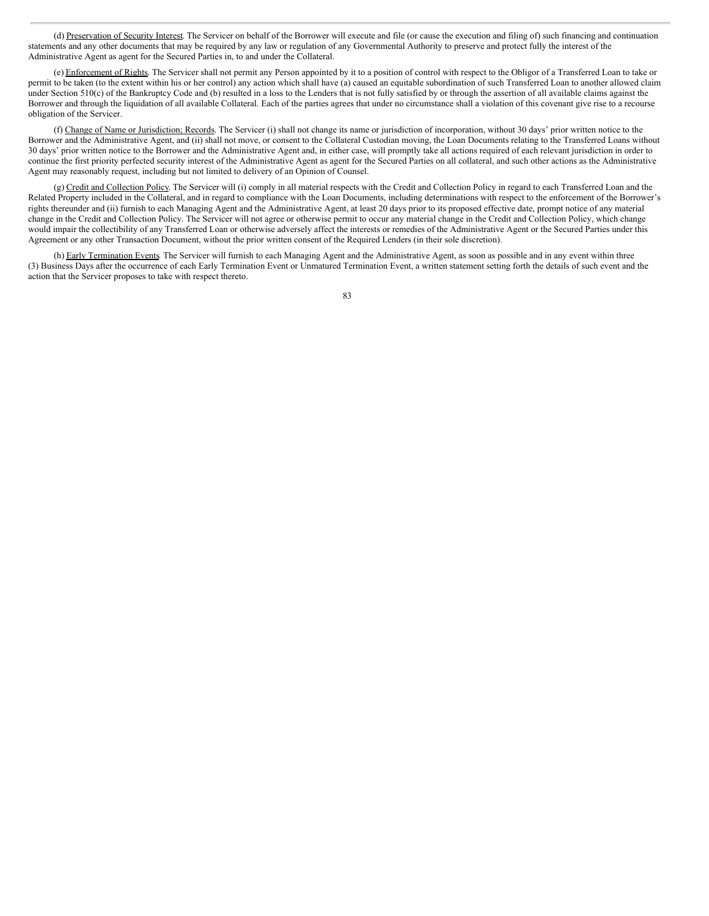(d) Preservation of Security Interest. The Servicer on behalf of the Borrower will execute and file (or cause the execution and filing of) such financing and continuation statements and any other documents that may be required by any law or regulation of any Governmental Authority to preserve and protect fully the interest of the Administrative Agent as agent for the Secured Parties in, to and under the Collateral.

(e) Enforcement of Rights. The Servicer shall not permit any Person appointed by it to a position of control with respect to the Obligor of a Transferred Loan to take or permit to be taken (to the extent within his or her control) any action which shall have (a) caused an equitable subordination of such Transferred Loan to another allowed claim under Section 510(c) of the Bankruptcy Code and (b) resulted in a loss to the Lenders that is not fully satisfied by or through the assertion of all available claims against the Borrower and through the liquidation of all available Collateral. Each of the parties agrees that under no circumstance shall a violation of this covenant give rise to a recourse obligation of the Servicer.

(f) Change of Name or Jurisdiction; Records. The Servicer (i) shall not change its name or jurisdiction of incorporation, without 30 days' prior written notice to the Borrower and the Administrative Agent, and (ii) shall not move, or consent to the Collateral Custodian moving, the Loan Documents relating to the Transferred Loans without 30 days' prior written notice to the Borrower and the Administrative Agent and, in either case, will promptly take all actions required of each relevant jurisdiction in order to continue the first priority perfected security interest of the Administrative Agent as agent for the Secured Parties on all collateral, and such other actions as the Administrative Agent may reasonably request, including but not limited to delivery of an Opinion of Counsel.

(g) Credit and Collection Policy. The Servicer will (i) comply in all material respects with the Credit and Collection Policy in regard to each Transferred Loan and the Related Property included in the Collateral, and in regard to compliance with the Loan Documents, including determinations with respect to the enforcement of the Borrower's rights thereunder and (ii) furnish to each Managing Agent and the Administrative Agent, at least 20 days prior to its proposed effective date, prompt notice of any material change in the Credit and Collection Policy. The Servicer will not agree or otherwise permit to occur any material change in the Credit and Collection Policy, which change would impair the collectibility of any Transferred Loan or otherwise adversely affect the interests or remedies of the Administrative Agent or the Secured Parties under this Agreement or any other Transaction Document, without the prior written consent of the Required Lenders (in their sole discretion).

(h) Early Termination Events. The Servicer will furnish to each Managing Agent and the Administrative Agent, as soon as possible and in any event within three (3) Business Days after the occurrence of each Early Termination Event or Unmatured Termination Event, a written statement setting forth the details of such event and the action that the Servicer proposes to take with respect thereto.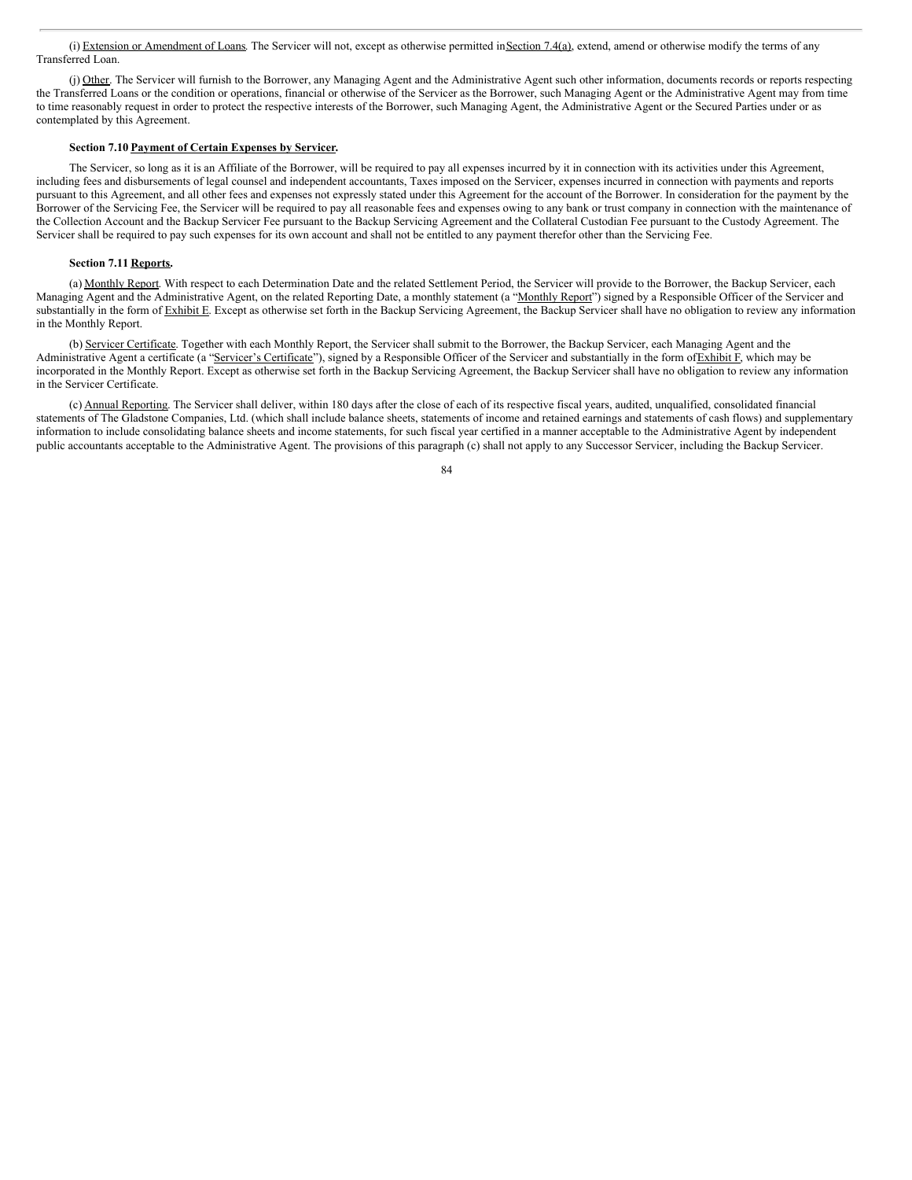(i) Extension or Amendment of Loans. The Servicer will not, except as otherwise permitted in Section 7.4(a), extend, amend or otherwise modify the terms of any Transferred Loan.

(j) Other. The Servicer will furnish to the Borrower, any Managing Agent and the Administrative Agent such other information, documents records or reports respecting the Transferred Loans or the condition or operations, financial or otherwise of the Servicer as the Borrower, such Managing Agent or the Administrative Agent may from time to time reasonably request in order to protect the respective interests of the Borrower, such Managing Agent, the Administrative Agent or the Secured Parties under or as contemplated by this Agreement.

**Section 7.10 Payment of Certain Expenses by Servicer.**

The Servicer, so long as it is an Affiliate of the Borrower, will be required to pay all expenses incurred by it in connection with its activities under this Agreement, including fees and disbursements of legal counsel and independent accountants, Taxes imposed on the Servicer, expenses incurred in connection with payments and reports pursuant to this Agreement, and all other fees and expenses not expressly stated under this Agreement for the account of the Borrower. In consideration for the payment by the Borrower of the Servicing Fee, the Servicer will be required to pay all reasonable fees and expenses owing to any bank or trust company in connection with the maintenance of the Collection Account and the Backup Servicer Fee pursuant to the Backup Servicing Agreement and the Collateral Custodian Fee pursuant to the Custody Agreement. The Servicer shall be required to pay such expenses for its own account and shall not be entitled to any payment therefor other than the Servicing Fee.

**Section 7.11 Reports.**

(a) Monthly Report. With respect to each Determination Date and the related Settlement Period, the Servicer will provide to the Borrower, the Backup Servicer, each Managing Agent and the Administrative Agent, on the related Reporting Date, a monthly statement (a "Monthly Report") signed by a Responsible Officer of the Servicer and substantially in the form of Exhibit E. Except as otherwise set forth in the Backup Servicing Agreement, the Backup Servicer shall have no obligation to review any information in the Monthly Report.

(b) Servicer Certificate. Together with each Monthly Report, the Servicer shall submit to the Borrower, the Backup Servicer, each Managing Agent and the Administrative Agent a certificate (a "Servicer's Certificate"), signed by a Responsible Officer of the Servicer and substantially in the form of Exhibit F, which may be incorporated in the Monthly Report. Except as otherwise set forth in the Backup Servicing Agreement, the Backup Servicer shall have no obligation to review any information in the Servicer Certificate.

(c) Annual Reporting. The Servicer shall deliver, within 180 days after the close of each of its respective fiscal years, audited, unqualified, consolidated financial statements of The Gladstone Companies, Ltd. (which shall include balance sheets, statements of income and retained earnings and statements of cash flows) and supplementary information to include consolidating balance sheets and income statements, for such fiscal year certified in a manner acceptable to the Administrative Agent by independent public accountants acceptable to the Administrative Agent. The provisions of this paragraph (c) shall not apply to any Successor Servicer, including the Backup Servicer.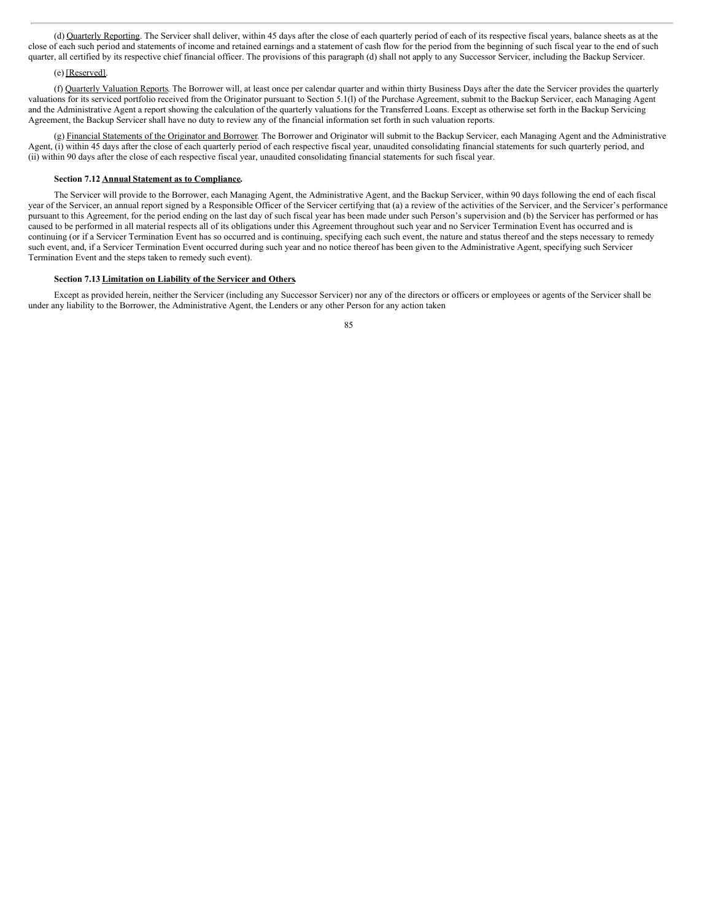(d) Quarterly Reporting. The Servicer shall deliver, within 45 days after the close of each quarterly period of each of its respective fiscal years, balance sheets as at the close of each such period and statements of income and retained earnings and a statement of cash flow for the period from the beginning of such fiscal year to the end of such quarter, all certified by its respective chief financial officer. The provisions of this paragraph (d) shall not apply to any Successor Servicer, including the Backup Servicer.

(e) [Reserved].

(f) Quarterly Valuation Reports. The Borrower will, at least once per calendar quarter and within thirty Business Days after the date the Servicer provides the quarterly valuations for its serviced portfolio received from the Originator pursuant to Section 5.1(l) of the Purchase Agreement, submit to the Backup Servicer, each Managing Agent and the Administrative Agent a report showing the calculation of the quarterly valuations for the Transferred Loans. Except as otherwise set forth in the Backup Servicing Agreement, the Backup Servicer shall have no duty to review any of the financial information set forth in such valuation reports.

(g) Financial Statements of the Originator and Borrower. The Borrower and Originator will submit to the Backup Servicer, each Managing Agent and the Administrative Agent, (i) within 45 days after the close of each quarterly period of each respective fiscal year, unaudited consolidating financial statements for such quarterly period, and (ii) within 90 days after the close of each respective fiscal year, unaudited consolidating financial statements for such fiscal year.

**Section 7.12 Annual Statement as to Compliance.**

The Servicer will provide to the Borrower, each Managing Agent, the Administrative Agent, and the Backup Servicer, within 90 days following the end of each fiscal year of the Servicer, an annual report signed by a Responsible Officer of the Servicer certifying that (a) a review of the activities of the Servicer, and the Servicer's performance pursuant to this Agreement, for the period ending on the last day of such fiscal year has been made under such Person's supervision and (b) the Servicer has performed or has caused to be performed in all material respects all of its obligations under this Agreement throughout such year and no Servicer Termination Event has occurred and is continuing (or if a Servicer Termination Event has so occurred and is continuing, specifying each such event, the nature and status thereof and the steps necessary to remedy such event, and, if a Servicer Termination Event occurred during such year and no notice thereof has been given to the Administrative Agent, specifying such Servicer Termination Event and the steps taken to remedy such event).

**Section 7.13 Limitation on Liability of the Servicer and Others.**

Except as provided herein, neither the Servicer (including any Successor Servicer) nor any of the directors or officers or employees or agents of the Servicer shall be under any liability to the Borrower, the Administrative Agent, the Lenders or any other Person for any action taken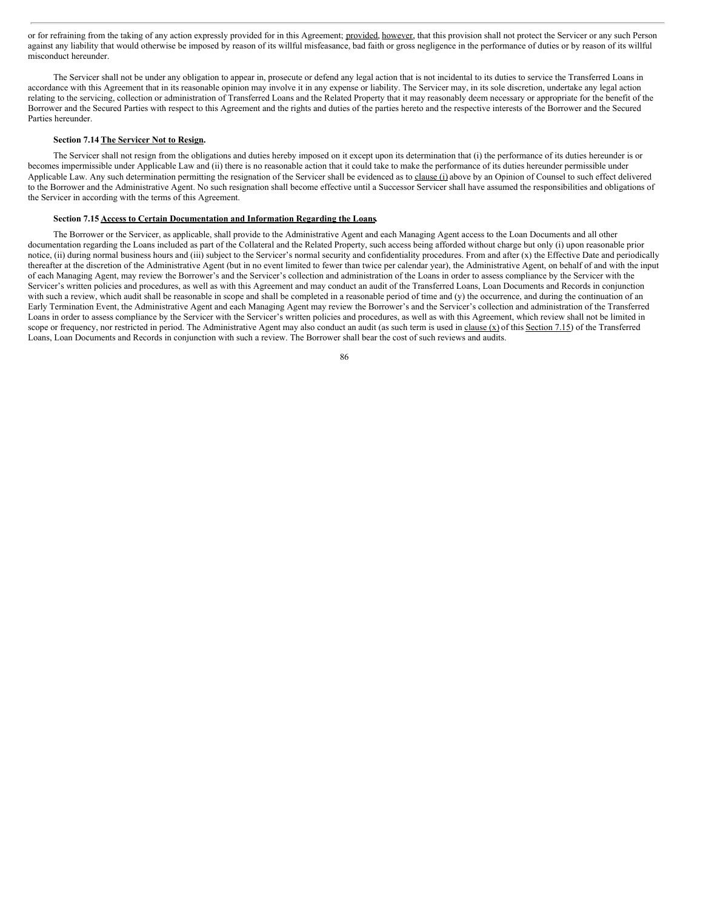or for refraining from the taking of any action expressly provided for in this Agreement; provided, however, that this provision shall not protect the Servicer or any such Person against any liability that would otherwise be imposed by reason of its willful misfeasance, bad faith or gross negligence in the performance of duties or by reason of its willful misconduct hereunder.

The Servicer shall not be under any obligation to appear in, prosecute or defend any legal action that is not incidental to its duties to service the Transferred Loans in accordance with this Agreement that in its reasonable opinion may involve it in any expense or liability. The Servicer may, in its sole discretion, undertake any legal action relating to the servicing, collection or administration of Transferred Loans and the Related Property that it may reasonably deem necessary or appropriate for the benefit of the Borrower and the Secured Parties with respect to this Agreement and the rights and duties of the parties hereto and the respective interests of the Borrower and the Secured Parties hereunder.

**Section 7.14 The Servicer Not to Resign.**

The Servicer shall not resign from the obligations and duties hereby imposed on it except upon its determination that (i) the performance of its duties hereunder is or becomes impermissible under Applicable Law and (ii) there is no reasonable action that it could take to make the performance of its duties hereunder permissible under Applicable Law. Any such determination permitting the resignation of the Servicer shall be evidenced as to clause (i) above by an Opinion of Counsel to such effect delivered to the Borrower and the Administrative Agent. No such resignation shall become effective until a Successor Servicer shall have assumed the responsibilities and obligations of the Servicer in according with the terms of this Agreement.

**Section 7.15 Access to Certain Documentation and Information Regarding the Loans.**

The Borrower or the Servicer, as applicable, shall provide to the Administrative Agent and each Managing Agent access to the Loan Documents and all other documentation regarding the Loans included as part of the Collateral and the Related Property, such access being afforded without charge but only (i) upon reasonable prior notice, (ii) during normal business hours and (iii) subject to the Servicer's normal security and confidentiality procedures. From and after (x) the Effective Date and periodically thereafter at the discretion of the Administrative Agent (but in no event limited to fewer than twice per calendar year), the Administrative Agent, on behalf of and with the input of each Managing Agent, may review the Borrower's and the Servicer's collection and administration of the Loans in order to assess compliance by the Servicer with the Servicer's written policies and procedures, as well as with this Agreement and may conduct an audit of the Transferred Loans, Loan Documents and Records in conjunction with such a review, which audit shall be reasonable in scope and shall be completed in a reasonable period of time and (y) the occurrence, and during the continuation of an Early Termination Event, the Administrative Agent and each Managing Agent may review the Borrower's and the Servicer's collection and administration of the Transferred Loans in order to assess compliance by the Servicer with the Servicer's written policies and procedures, as well as with this Agreement, which review shall not be limited in scope or frequency, nor restricted in period. The Administrative Agent may also conduct an audit (as such term is used in clause (x) of this Section 7.15) of the Transferred Loans, Loan Documents and Records in conjunction with such a review. The Borrower shall bear the cost of such reviews and audits.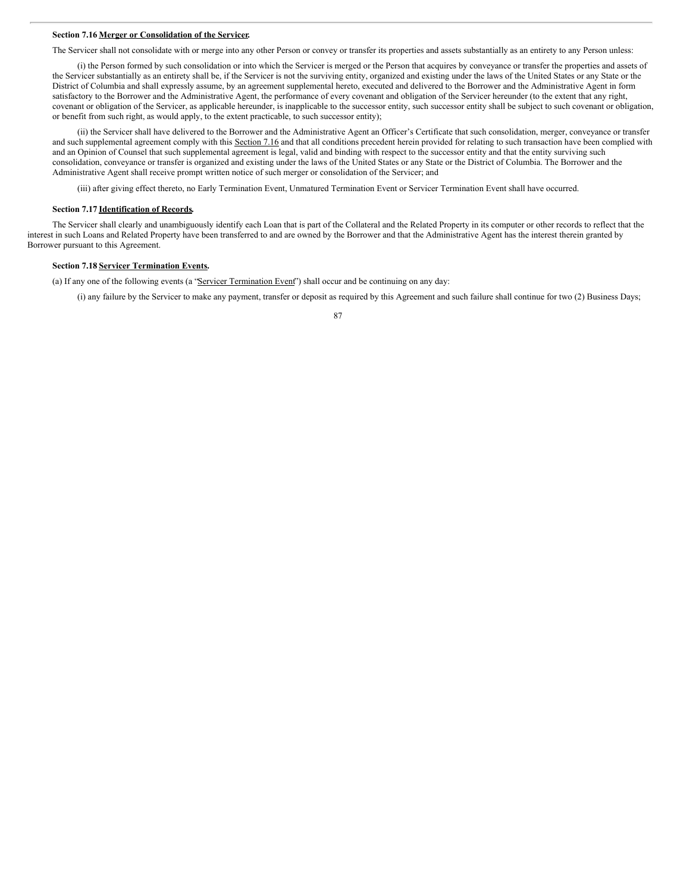**Section 7.16 Merger or Consolidation of the Servicer.**

The Servicer shall not consolidate with or merge into any other Person or convey or transfer its properties and assets substantially as an entirety to any Person unless:

(i) the Person formed by such consolidation or into which the Servicer is merged or the Person that acquires by conveyance or transfer the properties and assets of the Servicer substantially as an entirety shall be, if the Servicer is not the surviving entity, organized and existing under the laws of the United States or any State or the District of Columbia and shall expressly assume, by an agreement supplemental hereto, executed and delivered to the Borrower and the Administrative Agent in form satisfactory to the Borrower and the Administrative Agent, the performance of every covenant and obligation of the Servicer hereunder (to the extent that any right, covenant or obligation of the Servicer, as applicable hereunder, is inapplicable to the successor entity, such successor entity shall be subject to such covenant or obligation, or benefit from such right, as would apply, to the extent practicable, to such successor entity);

(ii) the Servicer shall have delivered to the Borrower and the Administrative Agent an Officer's Certificate that such consolidation, merger, conveyance or transfer and such supplemental agreement comply with this Section 7.16 and that all conditions precedent herein provided for relating to such transaction have been complied with and an Opinion of Counsel that such supplemental agreement is legal, valid and binding with respect to the successor entity and that the entity surviving such consolidation, conveyance or transfer is organized and existing under the laws of the United States or any State or the District of Columbia. The Borrower and the Administrative Agent shall receive prompt written notice of such merger or consolidation of the Servicer; and

(iii) after giving effect thereto, no Early Termination Event, Unmatured Termination Event or Servicer Termination Event shall have occurred.

**Section 7.17 Identification of Records.**

The Servicer shall clearly and unambiguously identify each Loan that is part of the Collateral and the Related Property in its computer or other records to reflect that the interest in such Loans and Related Property have been transferred to and are owned by the Borrower and that the Administrative Agent has the interest therein granted by Borrower pursuant to this Agreement.

**Section 7.18 Servicer Termination Events.**

(a) If any one of the following events (a "Servicer Termination Event") shall occur and be continuing on any day:

(i) any failure by the Servicer to make any payment, transfer or deposit as required by this Agreement and such failure shall continue for two (2) Business Days;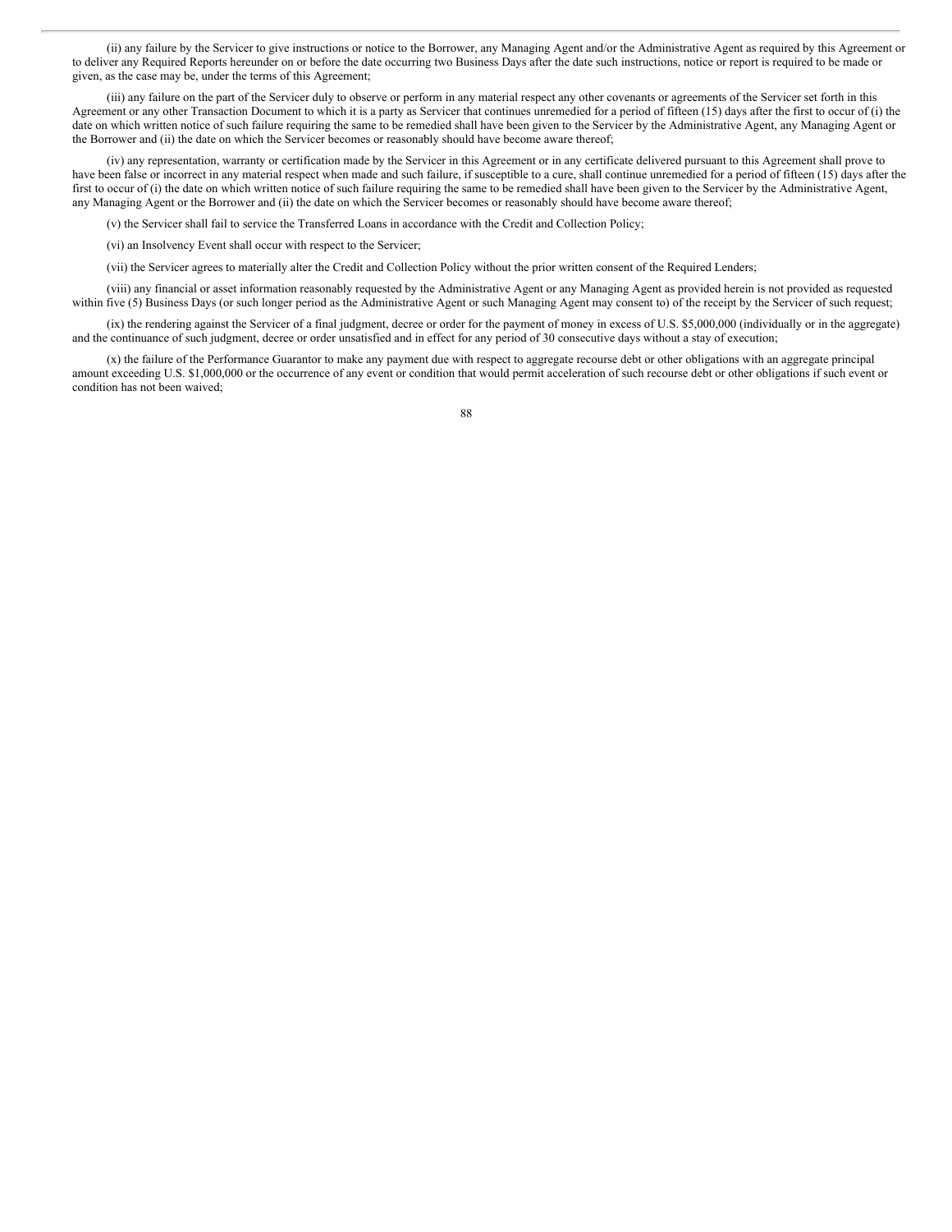(ii) any failure by the Servicer to give instructions or notice to the Borrower, any Managing Agent and/or the Administrative Agent as required by this Agreement or to deliver any Required Reports hereunder on or before the date occurring two Business Days after the date such instructions, notice or report is required to be made or given, as the case may be, under the terms of this Agreement;

(iii) any failure on the part of the Servicer duly to observe or perform in any material respect any other covenants or agreements of the Servicer set forth in this Agreement or any other Transaction Document to which it is a party as Servicer that continues unremedied for a period of fifteen (15) days after the first to occur of (i) the date on which written notice of such failure requiring the same to be remedied shall have been given to the Servicer by the Administrative Agent, any Managing Agent or the Borrower and (ii) the date on which the Servicer becomes or reasonably should have become aware thereof;

(iv) any representation, warranty or certification made by the Servicer in this Agreement or in any certificate delivered pursuant to this Agreement shall prove to have been false or incorrect in any material respect when made and such failure, if susceptible to a cure, shall continue unremedied for a period of fifteen (15) days after the first to occur of (i) the date on which written notice of such failure requiring the same to be remedied shall have been given to the Servicer by the Administrative Agent, any Managing Agent or the Borrower and (ii) the date on which the Servicer becomes or reasonably should have become aware thereof;

(v) the Servicer shall fail to service the Transferred Loans in accordance with the Credit and Collection Policy;

(vi) an Insolvency Event shall occur with respect to the Servicer;

(vii) the Servicer agrees to materially alter the Credit and Collection Policy without the prior written consent of the Required Lenders;

(viii) any financial or asset information reasonably requested by the Administrative Agent or any Managing Agent as provided herein is not provided as requested within five (5) Business Days (or such longer period as the Administrative Agent or such Managing Agent may consent to) of the receipt by the Servicer of such request;

(ix) the rendering against the Servicer of a final judgment, decree or order for the payment of money in excess of U.S. $5,000,000 (individually or in the aggregate) and the continuance of such judgment, decree or order unsatisfied and in effect for any period of 30 consecutive days without a stay of execution;

(x) the failure of the Performance Guarantor to make any payment due with respect to aggregate recourse debt or other obligations with an aggregate principal amount exceeding U.S. $1,000,000 or the occurrence of any event or condition that would permit acceleration of such recourse debt or other obligations if such event or condition has not been waived;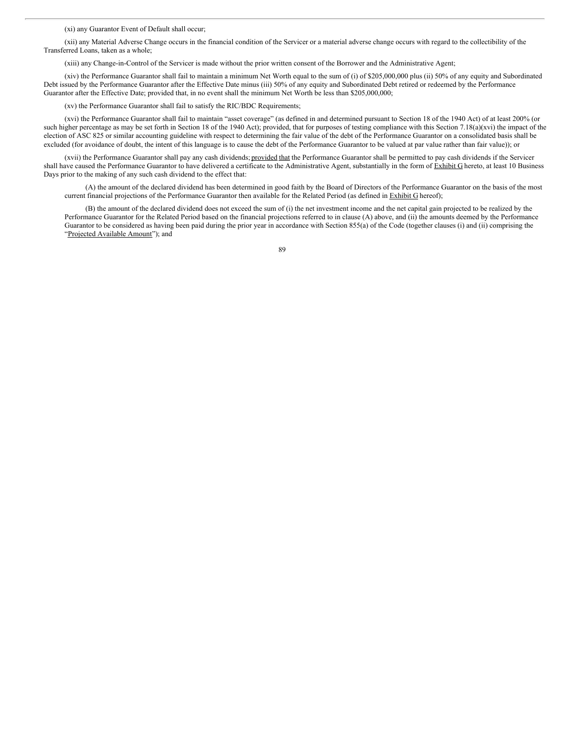(xi) any Guarantor Event of Default shall occur;

(xii) any Material Adverse Change occurs in the financial condition of the Servicer or a material adverse change occurs with regard to the collectibility of the Transferred Loans, taken as a whole;

(xiii) any Change-in-Control of the Servicer is made without the prior written consent of the Borrower and the Administrative Agent;

(xiv) the Performance Guarantor shall fail to maintain a minimum Net Worth equal to the sum of (i) of $205,000,000 plus (ii) 50% of any equity and Subordinated Debt issued by the Performance Guarantor after the Effective Date minus (iii) 50% of any equity and Subordinated Debt retired or redeemed by the Performance Guarantor after the Effective Date; provided that, in no event shall the minimum Net Worth be less than $205,000,000;

(xv) the Performance Guarantor shall fail to satisfy the RIC/BDC Requirements;

(xvi) the Performance Guarantor shall fail to maintain "asset coverage" (as defined in and determined pursuant to Section 18 of the 1940 Act) of at least 200% (or such higher percentage as may be set forth in Section 18 of the 1940 Act); provided, that for purposes of testing compliance with this Section 7.18(a)(xvi) the impact of the election of ASC 825 or similar accounting guideline with respect to determining the fair value of the debt of the Performance Guarantor on a consolidated basis shall be excluded (for avoidance of doubt, the intent of this language is to cause the debt of the Performance Guarantor to be valued at par value rather than fair value)); or

(xvii) the Performance Guarantor shall pay any cash dividends; provided that the Performance Guarantor shall be permitted to pay cash dividends if the Servicer shall have caused the Performance Guarantor to have delivered a certificate to the Administrative Agent, substantially in the form of Exhibit G hereto, at least 10 Business Days prior to the making of any such cash dividend to the effect that:

(A) the amount of the declared dividend has been determined in good faith by the Board of Directors of the Performance Guarantor on the basis of the most current financial projections of the Performance Guarantor then available for the Related Period (as defined in Exhibit G hereof);

(B) the amount of the declared dividend does not exceed the sum of (i) the net investment income and the net capital gain projected to be realized by the Performance Guarantor for the Related Period based on the financial projections referred to in clause (A) above, and (ii) the amounts deemed by the Performance Guarantor to be considered as having been paid during the prior year in accordance with Section 855(a) of the Code (together clauses (i) and (ii) comprising the "Projected Available Amount"); and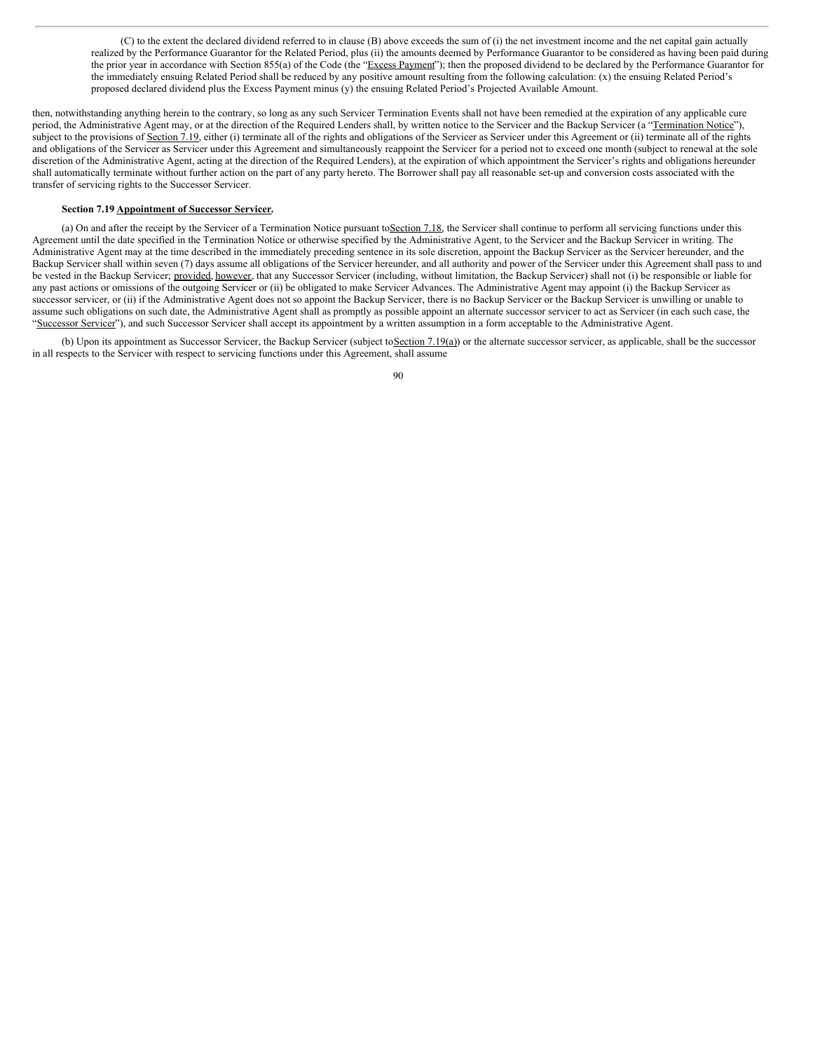(C) to the extent the declared dividend referred to in clause (B) above exceeds the sum of (i) the net investment income and the net capital gain actually realized by the Performance Guarantor for the Related Period, plus (ii) the amounts deemed by Performance Guarantor to be considered as having been paid during the prior year in accordance with Section 855(a) of the Code (the "Excess Payment"); then the proposed dividend to be declared by the Performance Guarantor for the immediately ensuing Related Period shall be reduced by any positive amount resulting from the following calculation: (x) the ensuing Related Period's proposed declared dividend plus the Excess Payment minus (y) the ensuing Related Period's Projected Available Amount.

then, notwithstanding anything herein to the contrary, so long as any such Servicer Termination Events shall not have been remedied at the expiration of any applicable cure period, the Administrative Agent may, or at the direction of the Required Lenders shall, by written notice to the Servicer and the Backup Servicer (a "Termination Notice"), subject to the provisions of Section 7.19, either (i) terminate all of the rights and obligations of the Servicer as Servicer under this Agreement or (ii) terminate all of the rights and obligations of the Servicer as Servicer under this Agreement and simultaneously reappoint the Servicer for a period not to exceed one month (subject to renewal at the sole discretion of the Administrative Agent, acting at the direction of the Required Lenders), at the expiration of which appointment the Servicer's rights and obligations hereunder shall automatically terminate without further action on the part of any party hereto. The Borrower shall pay all reasonable set-up and conversion costs associated with the transfer of servicing rights to the Successor Servicer.

**Section 7.19 Appointment of Successor Servicer.**

(a) On and after the receipt by the Servicer of a Termination Notice pursuant to Section 7.18, the Servicer shall continue to perform all servicing functions under this Agreement until the date specified in the Termination Notice or otherwise specified by the Administrative Agent, to the Servicer and the Backup Servicer in writing. The Administrative Agent may at the time described in the immediately preceding sentence in its sole discretion, appoint the Backup Servicer as the Servicer hereunder, and the Backup Servicer shall within seven (7) days assume all obligations of the Servicer hereunder, and all authority and power of the Servicer under this Agreement shall pass to and be vested in the Backup Servicer; provided, however, that any Successor Servicer (including, without limitation, the Backup Servicer) shall not (i) be responsible or liable for any past actions or omissions of the outgoing Servicer or (ii) be obligated to make Servicer Advances. The Administrative Agent may appoint (i) the Backup Servicer as successor servicer, or (ii) if the Administrative Agent does not so appoint the Backup Servicer, there is no Backup Servicer or the Backup Servicer is unwilling or unable to assume such obligations on such date, the Administrative Agent shall as promptly as possible appoint an alternate successor servicer to act as Servicer (in each such case, the "Successor Servicer"), and such Successor Servicer shall accept its appointment by a written assumption in a form acceptable to the Administrative Agent.

(b) Upon its appointment as Successor Servicer, the Backup Servicer (subject to Section 7.19(a)) or the alternate successor servicer, as applicable, shall be the successor in all respects to the Servicer with respect to servicing functions under this Agreement, shall assume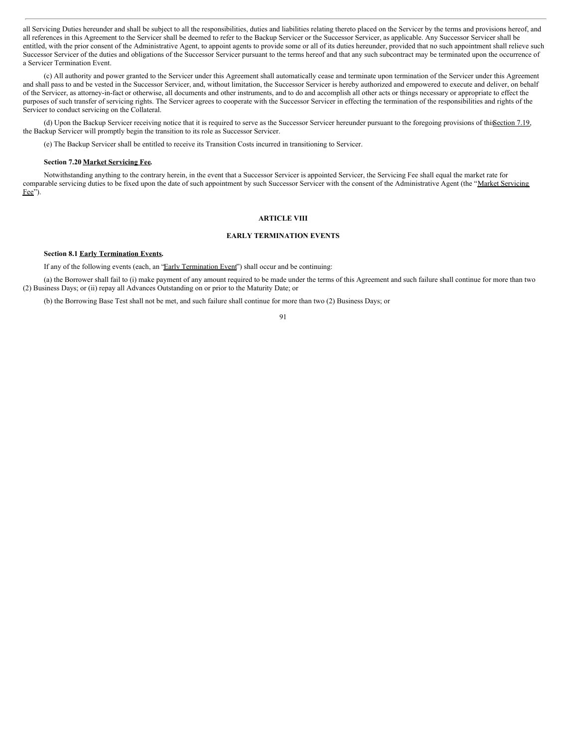all Servicing Duties hereunder and shall be subject to all the responsibilities, duties and liabilities relating thereto placed on the Servicer by the terms and provisions hereof, and all references in this Agreement to the Servicer shall be deemed to refer to the Backup Servicer or the Successor Servicer, as applicable. Any Successor Servicer shall be entitled, with the prior consent of the Administrative Agent, to appoint agents to provide some or all of its duties hereunder, provided that no such appointment shall relieve such Successor Servicer of the duties and obligations of the Successor Servicer pursuant to the terms hereof and that any such subcontract may be terminated upon the occurrence of a Servicer Termination Event.

(c) All authority and power granted to the Servicer under this Agreement shall automatically cease and terminate upon termination of the Servicer under this Agreement and shall pass to and be vested in the Successor Servicer, and, without limitation, the Successor Servicer is hereby authorized and empowered to execute and deliver, on behalf of the Servicer, as attorney-in-fact or otherwise, all documents and other instruments, and to do and accomplish all other acts or things necessary or appropriate to effect the purposes of such transfer of servicing rights. The Servicer agrees to cooperate with the Successor Servicer in effecting the termination of the responsibilities and rights of the Servicer to conduct servicing on the Collateral.

(d) Upon the Backup Servicer receiving notice that it is required to serve as the Successor Servicer hereunder pursuant to the foregoing provisions of this Section 7.19, the Backup Servicer will promptly begin the transition to its role as Successor Servicer.

(e) The Backup Servicer shall be entitled to receive its Transition Costs incurred in transitioning to Servicer.

**Section 7.20 Market Servicing Fee.**

Notwithstanding anything to the contrary herein, in the event that a Successor Servicer is appointed Servicer, the Servicing Fee shall equal the market rate for comparable servicing duties to be fixed upon the date of such appointment by such Successor Servicer with the consent of the Administrative Agent (the "Market Servicing Fee").

## ARTICLE VIII

## EARLY TERMINATION EVENTS

**Section 8.1 Early Termination Events.**

If any of the following events (each, an "Early Termination Event") shall occur and be continuing:

(a) the Borrower shall fail to (i) make payment of any amount required to be made under the terms of this Agreement and such failure shall continue for more than two (2) Business Days; or (ii) repay all Advances Outstanding on or prior to the Maturity Date; or

(b) the Borrowing Base Test shall not be met, and such failure shall continue for more than two (2) Business Days; or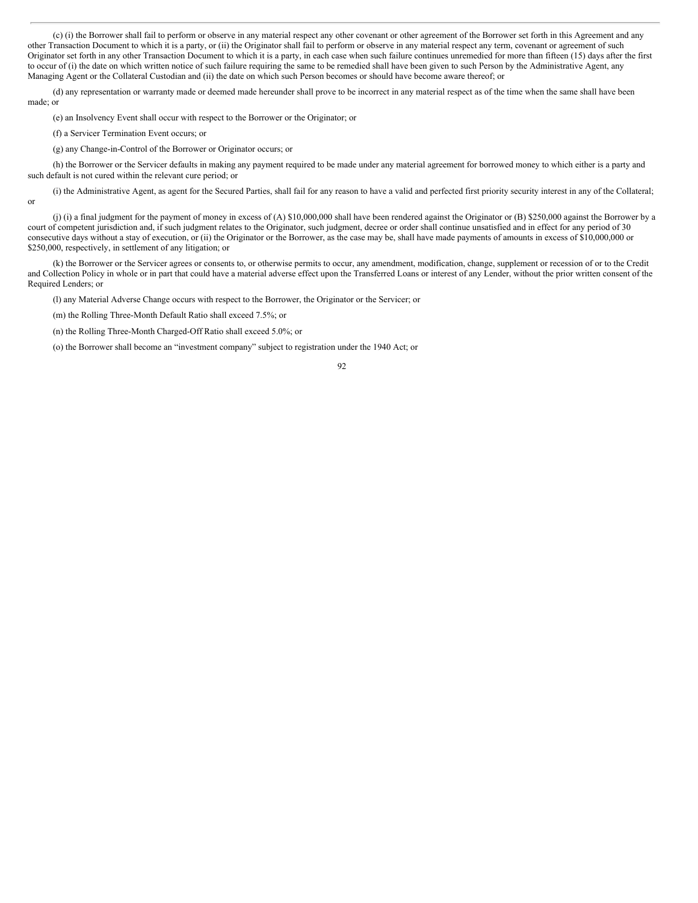(c) (i) the Borrower shall fail to perform or observe in any material respect any other covenant or other agreement of the Borrower set forth in this Agreement and any other Transaction Document to which it is a party, or (ii) the Originator shall fail to perform or observe in any material respect any term, covenant or agreement of such Originator set forth in any other Transaction Document to which it is a party, in each case when such failure continues unremedied for more than fifteen (15) days after the first to occur of (i) the date on which written notice of such failure requiring the same to be remedied shall have been given to such Person by the Administrative Agent, any Managing Agent or the Collateral Custodian and (ii) the date on which such Person becomes or should have become aware thereof; or

(d) any representation or warranty made or deemed made hereunder shall prove to be incorrect in any material respect as of the time when the same shall have been made; or

(e) an Insolvency Event shall occur with respect to the Borrower or the Originator; or

(f) a Servicer Termination Event occurs; or

(g) any Change-in-Control of the Borrower or Originator occurs; or

(h) the Borrower or the Servicer defaults in making any payment required to be made under any material agreement for borrowed money to which either is a party and such default is not cured within the relevant cure period; or

(i) the Administrative Agent, as agent for the Secured Parties, shall fail for any reason to have a valid and perfected first priority security interest in any of the Collateral; or

(j) (i) a final judgment for the payment of money in excess of (A) $10,000,000 shall have been rendered against the Originator or (B) $250,000 against the Borrower by a court of competent jurisdiction and, if such judgment relates to the Originator, such judgment, decree or order shall continue unsatisfied and in effect for any period of 30 consecutive days without a stay of execution, or (ii) the Originator or the Borrower, as the case may be, shall have made payments of amounts in excess of $10,000,000 or $250,000, respectively, in settlement of any litigation; or

(k) the Borrower or the Servicer agrees or consents to, or otherwise permits to occur, any amendment, modification, change, supplement or recession of or to the Credit and Collection Policy in whole or in part that could have a material adverse effect upon the Transferred Loans or interest of any Lender, without the prior written consent of the Required Lenders; or

(l) any Material Adverse Change occurs with respect to the Borrower, the Originator or the Servicer; or

(m) the Rolling Three-Month Default Ratio shall exceed 7.5%; or

(n) the Rolling Three-Month Charged-Off Ratio shall exceed 5.0%; or

(o) the Borrower shall become an "investment company" subject to registration under the 1940 Act; or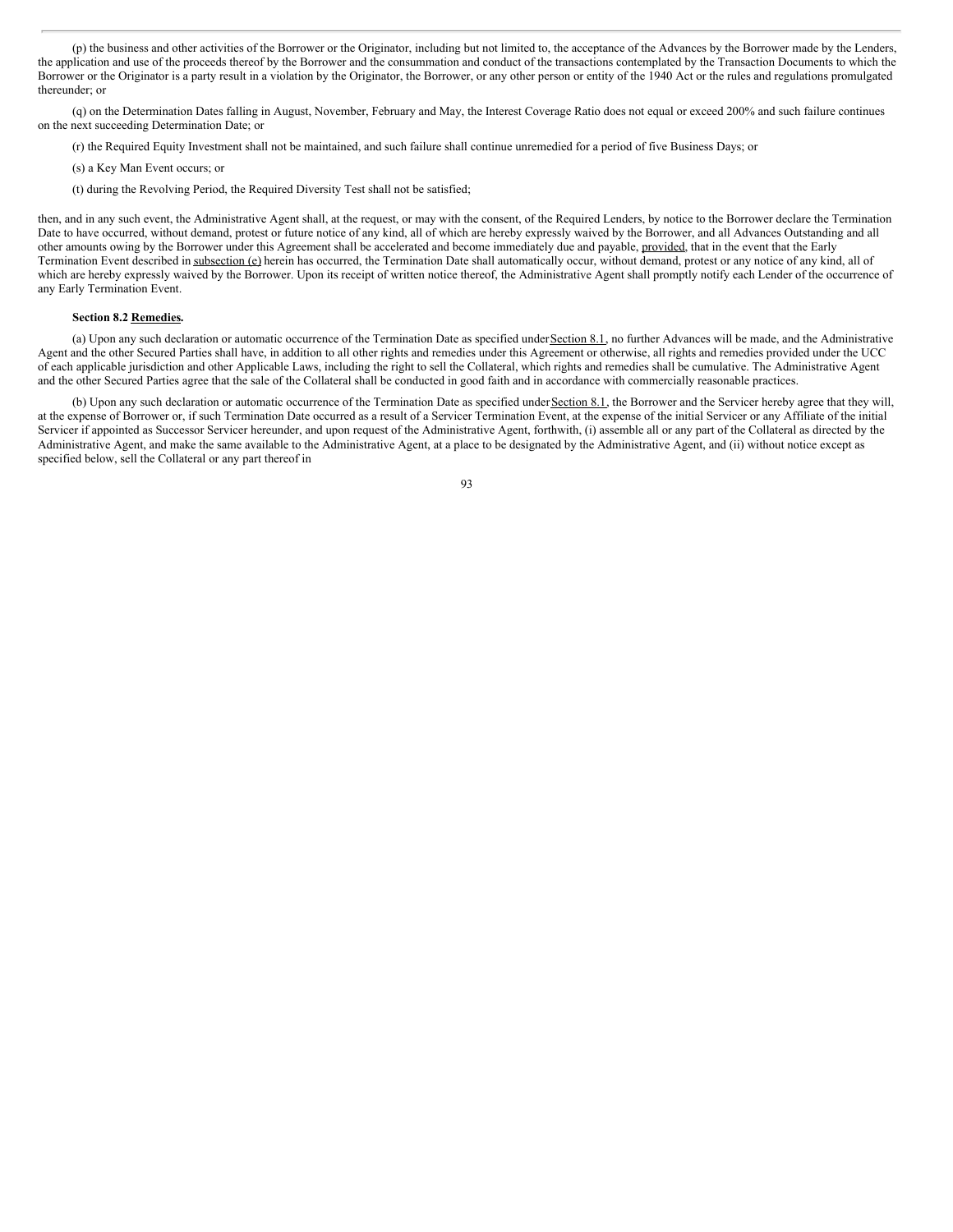(p) the business and other activities of the Borrower or the Originator, including but not limited to, the acceptance of the Advances by the Borrower made by the Lenders, the application and use of the proceeds thereof by the Borrower and the consummation and conduct of the transactions contemplated by the Transaction Documents to which the Borrower or the Originator is a party result in a violation by the Originator, the Borrower, or any other person or entity of the 1940 Act or the rules and regulations promulgated thereunder; or

(q) on the Determination Dates falling in August, November, February and May, the Interest Coverage Ratio does not equal or exceed 200% and such failure continues on the next succeeding Determination Date; or

(r) the Required Equity Investment shall not be maintained, and such failure shall continue unremedied for a period of five Business Days; or

(s) a Key Man Event occurs; or

(t) during the Revolving Period, the Required Diversity Test shall not be satisfied;

then, and in any such event, the Administrative Agent shall, at the request, or may with the consent, of the Required Lenders, by notice to the Borrower declare the Termination Date to have occurred, without demand, protest or future notice of any kind, all of which are hereby expressly waived by the Borrower, and all Advances Outstanding and all other amounts owing by the Borrower under this Agreement shall be accelerated and become immediately due and payable, provided, that in the event that the Early Termination Event described in subsection (e) herein has occurred, the Termination Date shall automatically occur, without demand, protest or any notice of any kind, all of which are hereby expressly waived by the Borrower. Upon its receipt of written notice thereof, the Administrative Agent shall promptly notify each Lender of the occurrence of any Early Termination Event.

**Section 8.2 Remedies.**

(a) Upon any such declaration or automatic occurrence of the Termination Date as specified under Section 8.1, no further Advances will be made, and the Administrative Agent and the other Secured Parties shall have, in addition to all other rights and remedies under this Agreement or otherwise, all rights and remedies provided under the UCC of each applicable jurisdiction and other Applicable Laws, including the right to sell the Collateral, which rights and remedies shall be cumulative. The Administrative Agent and the other Secured Parties agree that the sale of the Collateral shall be conducted in good faith and in accordance with commercially reasonable practices.

(b) Upon any such declaration or automatic occurrence of the Termination Date as specified under Section 8.1, the Borrower and the Servicer hereby agree that they will, at the expense of Borrower or, if such Termination Date occurred as a result of a Servicer Termination Event, at the expense of the initial Servicer or any Affiliate of the initial Servicer if appointed as Successor Servicer hereunder, and upon request of the Administrative Agent, forthwith, (i) assemble all or any part of the Collateral as directed by the Administrative Agent, and make the same available to the Administrative Agent, at a place to be designated by the Administrative Agent, and (ii) without notice except as specified below, sell the Collateral or any part thereof in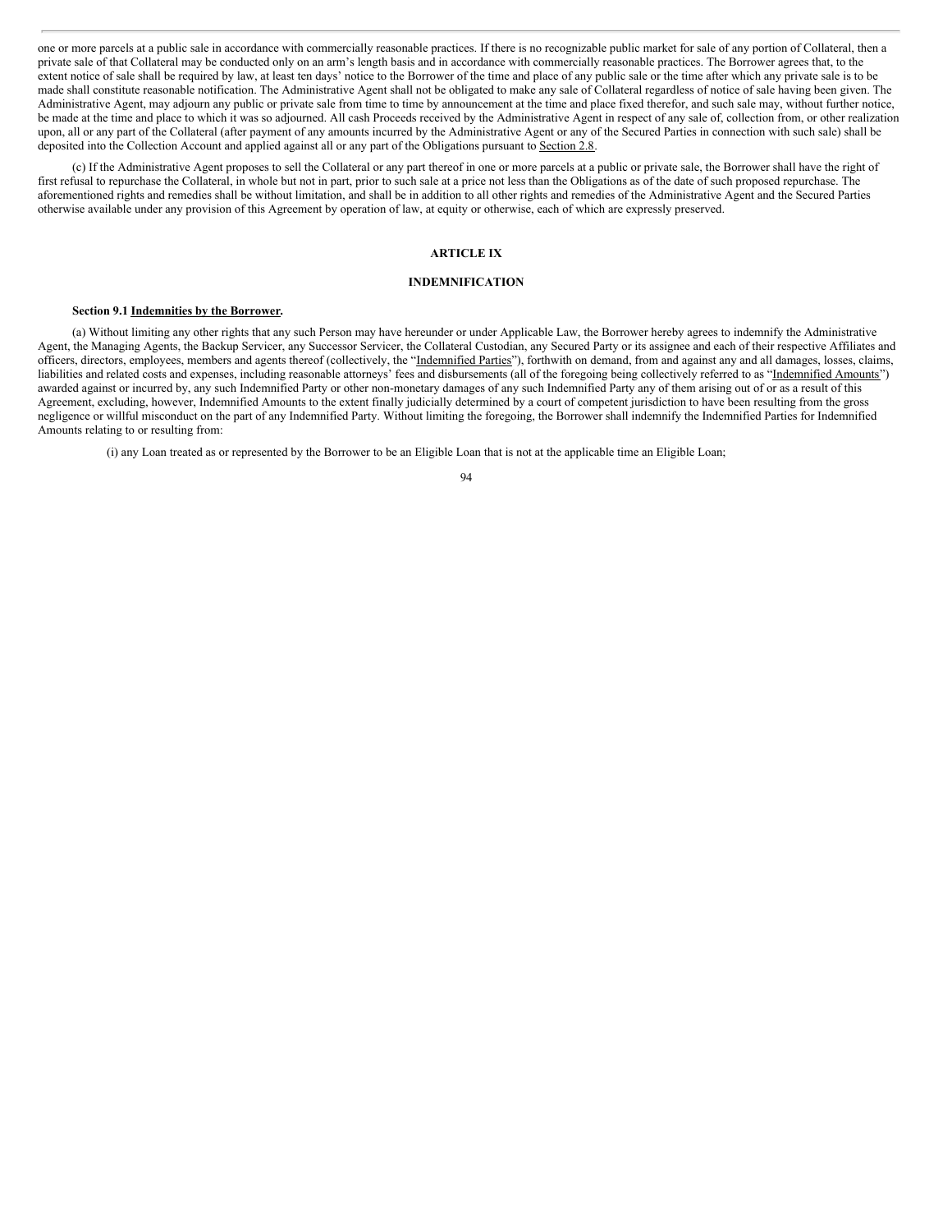one or more parcels at a public sale in accordance with commercially reasonable practices. If there is no recognizable public market for sale of any portion of Collateral, then a private sale of that Collateral may be conducted only on an arm's length basis and in accordance with commercially reasonable practices. The Borrower agrees that, to the extent notice of sale shall be required by law, at least ten days' notice to the Borrower of the time and place of any public sale or the time after which any private sale is to be made shall constitute reasonable notification. The Administrative Agent shall not be obligated to make any sale of Collateral regardless of notice of sale having been given. The Administrative Agent, may adjourn any public or private sale from time to time by announcement at the time and place fixed therefor, and such sale may, without further notice, be made at the time and place to which it was so adjourned. All cash Proceeds received by the Administrative Agent in respect of any sale of, collection from, or other realization upon, all or any part of the Collateral (after payment of any amounts incurred by the Administrative Agent or any of the Secured Parties in connection with such sale) shall be deposited into the Collection Account and applied against all or any part of the Obligations pursuant to Section 2.8.

(c) If the Administrative Agent proposes to sell the Collateral or any part thereof in one or more parcels at a public or private sale, the Borrower shall have the right of first refusal to repurchase the Collateral, in whole but not in part, prior to such sale at a price not less than the Obligations as of the date of such proposed repurchase. The aforementioned rights and remedies shall be without limitation, and shall be in addition to all other rights and remedies of the Administrative Agent and the Secured Parties otherwise available under any provision of this Agreement by operation of law, at equity or otherwise, each of which are expressly preserved.

## ARTICLE IX

## INDEMNIFICATION

**Section 9.1 Indemnities by the Borrower.**

(a) Without limiting any other rights that any such Person may have hereunder or under Applicable Law, the Borrower hereby agrees to indemnify the Administrative Agent, the Managing Agents, the Backup Servicer, any Successor Servicer, the Collateral Custodian, any Secured Party or its assignee and each of their respective Affiliates and officers, directors, employees, members and agents thereof (collectively, the "Indemnified Parties"), forthwith on demand, from and against any and all damages, losses, claims, liabilities and related costs and expenses, including reasonable attorneys' fees and disbursements (all of the foregoing being collectively referred to as "Indemnified Amounts") awarded against or incurred by, any such Indemnified Party or other non-monetary damages of any such Indemnified Party any of them arising out of or as a result of this Agreement, excluding, however, Indemnified Amounts to the extent finally judicially determined by a court of competent jurisdiction to have been resulting from the gross negligence or willful misconduct on the part of any Indemnified Party. Without limiting the foregoing, the Borrower shall indemnify the Indemnified Parties for Indemnified Amounts relating to or resulting from:

(i) any Loan treated as or represented by the Borrower to be an Eligible Loan that is not at the applicable time an Eligible Loan;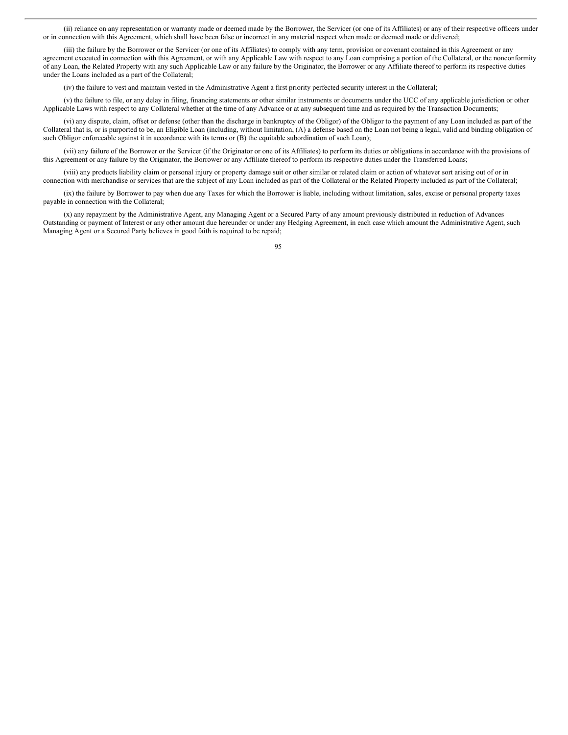(ii) reliance on any representation or warranty made or deemed made by the Borrower, the Servicer (or one of its Affiliates) or any of their respective officers under or in connection with this Agreement, which shall have been false or incorrect in any material respect when made or deemed made or delivered;

(iii) the failure by the Borrower or the Servicer (or one of its Affiliates) to comply with any term, provision or covenant contained in this Agreement or any agreement executed in connection with this Agreement, or with any Applicable Law with respect to any Loan comprising a portion of the Collateral, or the nonconformity of any Loan, the Related Property with any such Applicable Law or any failure by the Originator, the Borrower or any Affiliate thereof to perform its respective duties under the Loans included as a part of the Collateral;

(iv) the failure to vest and maintain vested in the Administrative Agent a first priority perfected security interest in the Collateral;

(v) the failure to file, or any delay in filing, financing statements or other similar instruments or documents under the UCC of any applicable jurisdiction or other Applicable Laws with respect to any Collateral whether at the time of any Advance or at any subsequent time and as required by the Transaction Documents;

(vi) any dispute, claim, offset or defense (other than the discharge in bankruptcy of the Obligor) of the Obligor to the payment of any Loan included as part of the Collateral that is, or is purported to be, an Eligible Loan (including, without limitation, (A) a defense based on the Loan not being a legal, valid and binding obligation of such Obligor enforceable against it in accordance with its terms or (B) the equitable subordination of such Loan);

(vii) any failure of the Borrower or the Servicer (if the Originator or one of its Affiliates) to perform its duties or obligations in accordance with the provisions of this Agreement or any failure by the Originator, the Borrower or any Affiliate thereof to perform its respective duties under the Transferred Loans;

(viii) any products liability claim or personal injury or property damage suit or other similar or related claim or action of whatever sort arising out of or in connection with merchandise or services that are the subject of any Loan included as part of the Collateral or the Related Property included as part of the Collateral;

(ix) the failure by Borrower to pay when due any Taxes for which the Borrower is liable, including without limitation, sales, excise or personal property taxes payable in connection with the Collateral;

(x) any repayment by the Administrative Agent, any Managing Agent or a Secured Party of any amount previously distributed in reduction of Advances Outstanding or payment of Interest or any other amount due hereunder or under any Hedging Agreement, in each case which amount the Administrative Agent, such Managing Agent or a Secured Party believes in good faith is required to be repaid;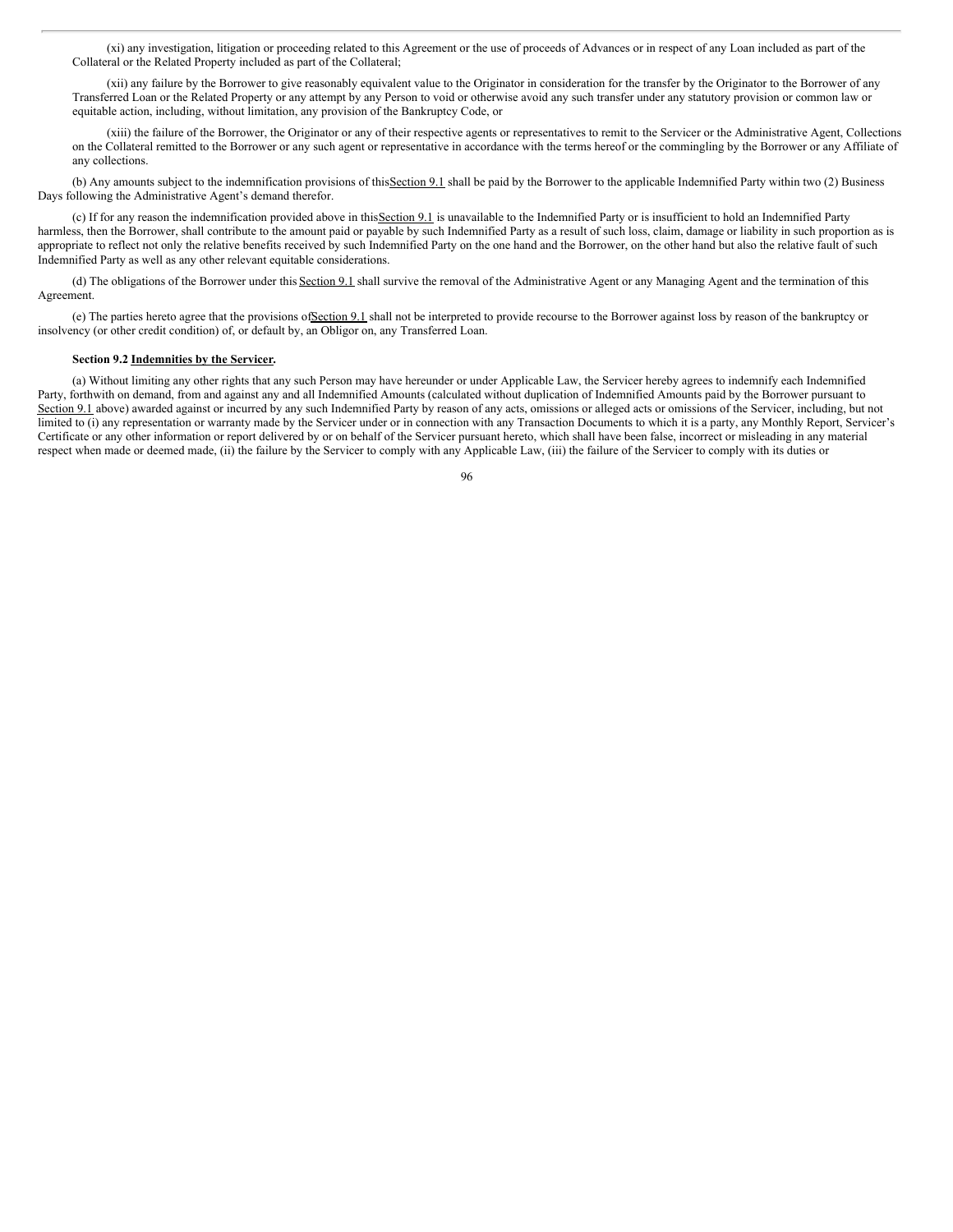(xi) any investigation, litigation or proceeding related to this Agreement or the use of proceeds of Advances or in respect of any Loan included as part of the Collateral or the Related Property included as part of the Collateral;

(xii) any failure by the Borrower to give reasonably equivalent value to the Originator in consideration for the transfer by the Originator to the Borrower of any Transferred Loan or the Related Property or any attempt by any Person to void or otherwise avoid any such transfer under any statutory provision or common law or equitable action, including, without limitation, any provision of the Bankruptcy Code, or

(xiii) the failure of the Borrower, the Originator or any of their respective agents or representatives to remit to the Servicer or the Administrative Agent, Collections on the Collateral remitted to the Borrower or any such agent or representative in accordance with the terms hereof or the commingling by the Borrower or any Affiliate of any collections.

(b) Any amounts subject to the indemnification provisions of this Section 9.1 shall be paid by the Borrower to the applicable Indemnified Party within two (2) Business Days following the Administrative Agent's demand therefor.

(c) If for any reason the indemnification provided above in this Section 9.1 is unavailable to the Indemnified Party or is insufficient to hold an Indemnified Party harmless, then the Borrower, shall contribute to the amount paid or payable by such Indemnified Party as a result of such loss, claim, damage or liability in such proportion as is appropriate to reflect not only the relative benefits received by such Indemnified Party on the one hand and the Borrower, on the other hand but also the relative fault of such Indemnified Party as well as any other relevant equitable considerations.

(d) The obligations of the Borrower under this Section 9.1 shall survive the removal of the Administrative Agent or any Managing Agent and the termination of this Agreement.

(e) The parties hereto agree that the provisions of Section 9.1 shall not be interpreted to provide recourse to the Borrower against loss by reason of the bankruptcy or insolvency (or other credit condition) of, or default by, an Obligor on, any Transferred Loan.

**Section 9.2 Indemnities by the Servicer.**

(a) Without limiting any other rights that any such Person may have hereunder or under Applicable Law, the Servicer hereby agrees to indemnify each Indemnified Party, forthwith on demand, from and against any and all Indemnified Amounts (calculated without duplication of Indemnified Amounts paid by the Borrower pursuant to Section 9.1 above) awarded against or incurred by any such Indemnified Party by reason of any acts, omissions or alleged acts or omissions of the Servicer, including, but not limited to (i) any representation or warranty made by the Servicer under or in connection with any Transaction Documents to which it is a party, any Monthly Report, Servicer's Certificate or any other information or report delivered by or on behalf of the Servicer pursuant hereto, which shall have been false, incorrect or misleading in any material respect when made or deemed made, (ii) the failure by the Servicer to comply with any Applicable Law, (iii) the failure of the Servicer to comply with its duties or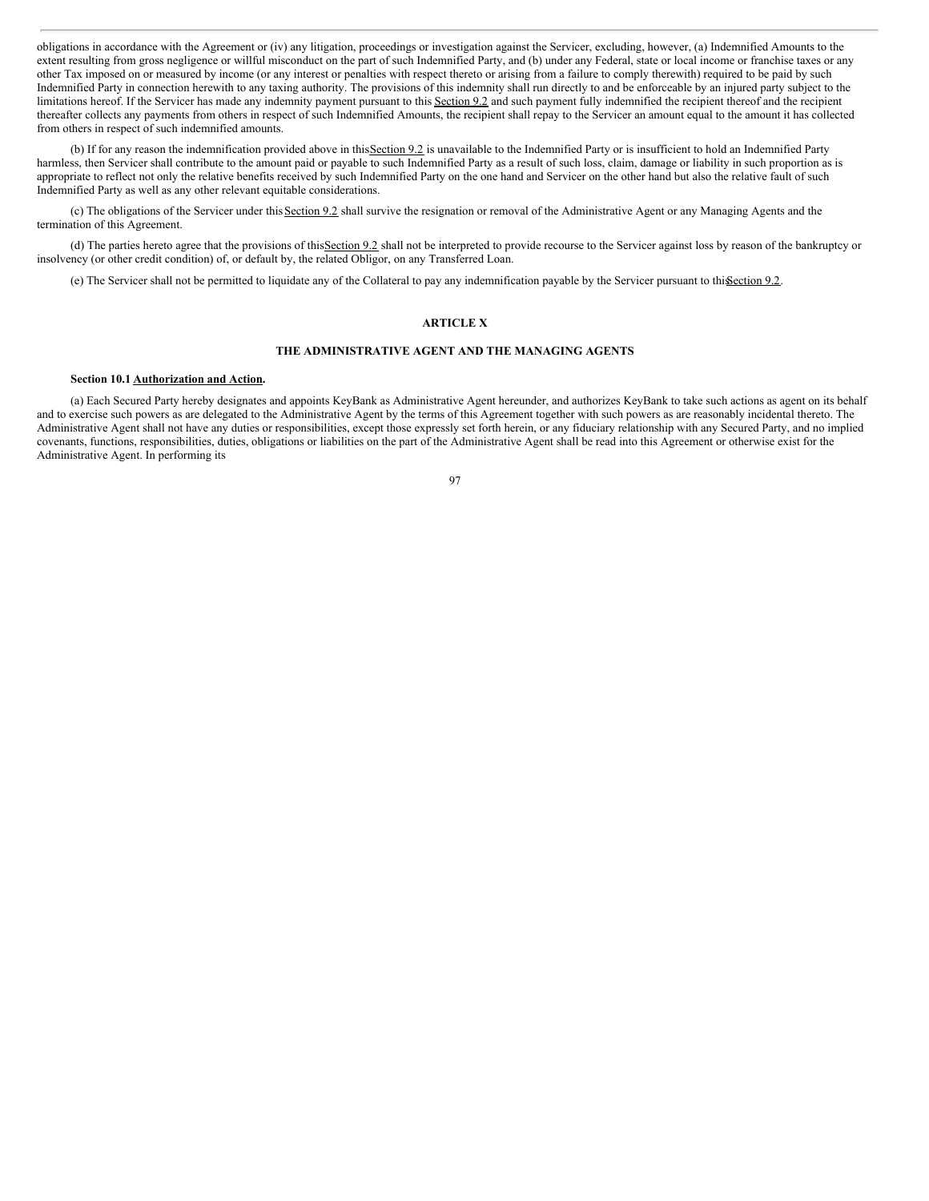obligations in accordance with the Agreement or (iv) any litigation, proceedings or investigation against the Servicer, excluding, however, (a) Indemnified Amounts to the extent resulting from gross negligence or willful misconduct on the part of such Indemnified Party, and (b) under any Federal, state or local income or franchise taxes or any other Tax imposed on or measured by income (or any interest or penalties with respect thereto or arising from a failure to comply therewith) required to be paid by such Indemnified Party in connection herewith to any taxing authority. The provisions of this indemnity shall run directly to and be enforceable by an injured party subject to the limitations hereof. If the Servicer has made any indemnity payment pursuant to this Section 9.2 and such payment fully indemnified the recipient thereof and the recipient thereafter collects any payments from others in respect of such Indemnified Amounts, the recipient shall repay to the Servicer an amount equal to the amount it has collected from others in respect of such indemnified amounts.

(b) If for any reason the indemnification provided above in this Section 9.2 is unavailable to the Indemnified Party or is insufficient to hold an Indemnified Party harmless, then Servicer shall contribute to the amount paid or payable to such Indemnified Party as a result of such loss, claim, damage or liability in such proportion as is appropriate to reflect not only the relative benefits received by such Indemnified Party on the one hand and Servicer on the other hand but also the relative fault of such Indemnified Party as well as any other relevant equitable considerations.

(c) The obligations of the Servicer under this Section 9.2 shall survive the resignation or removal of the Administrative Agent or any Managing Agents and the termination of this Agreement.

(d) The parties hereto agree that the provisions of this Section 9.2 shall not be interpreted to provide recourse to the Servicer against loss by reason of the bankruptcy or insolvency (or other credit condition) of, or default by, the related Obligor, on any Transferred Loan.

(e) The Servicer shall not be permitted to liquidate any of the Collateral to pay any indemnification payable by the Servicer pursuant to this Section 9.2.

## ARTICLE X

## THE ADMINISTRATIVE AGENT AND THE MANAGING AGENTS

**Section 10.1 Authorization and Action.**

(a) Each Secured Party hereby designates and appoints KeyBank as Administrative Agent hereunder, and authorizes KeyBank to take such actions as agent on its behalf and to exercise such powers as are delegated to the Administrative Agent by the terms of this Agreement together with such powers as are reasonably incidental thereto. The Administrative Agent shall not have any duties or responsibilities, except those expressly set forth herein, or any fiduciary relationship with any Secured Party, and no implied covenants, functions, responsibilities, duties, obligations or liabilities on the part of the Administrative Agent shall be read into this Agreement or otherwise exist for the Administrative Agent. In performing its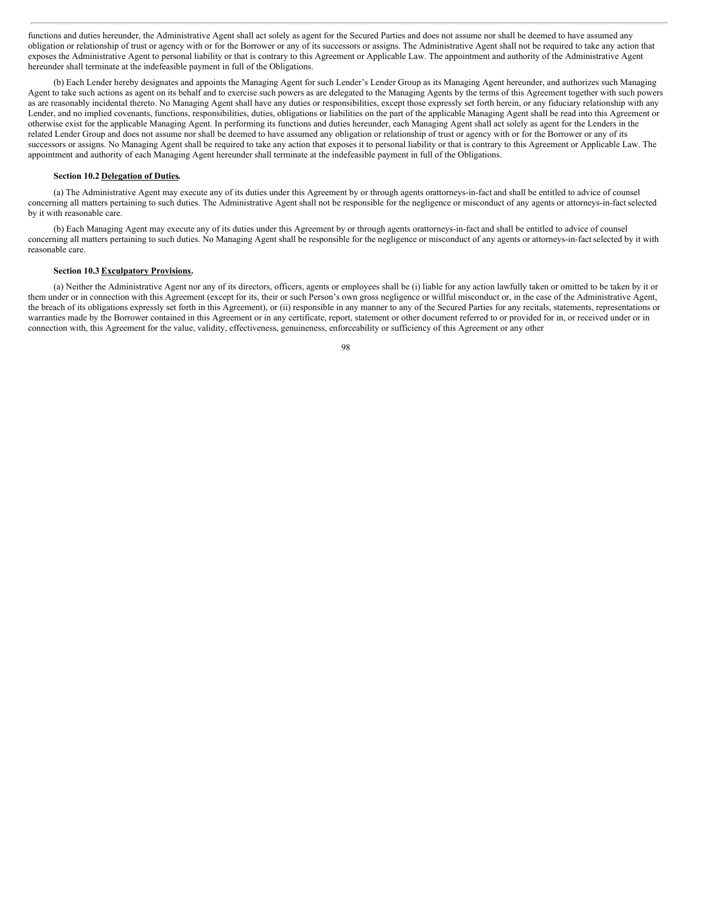functions and duties hereunder, the Administrative Agent shall act solely as agent for the Secured Parties and does not assume nor shall be deemed to have assumed any obligation or relationship of trust or agency with or for the Borrower or any of its successors or assigns. The Administrative Agent shall not be required to take any action that exposes the Administrative Agent to personal liability or that is contrary to this Agreement or Applicable Law. The appointment and authority of the Administrative Agent hereunder shall terminate at the indefeasible payment in full of the Obligations.

(b) Each Lender hereby designates and appoints the Managing Agent for such Lender's Lender Group as its Managing Agent hereunder, and authorizes such Managing Agent to take such actions as agent on its behalf and to exercise such powers as are delegated to the Managing Agents by the terms of this Agreement together with such powers as are reasonably incidental thereto. No Managing Agent shall have any duties or responsibilities, except those expressly set forth herein, or any fiduciary relationship with any Lender, and no implied covenants, functions, responsibilities, duties, obligations or liabilities on the part of the applicable Managing Agent shall be read into this Agreement or otherwise exist for the applicable Managing Agent. In performing its functions and duties hereunder, each Managing Agent shall act solely as agent for the Lenders in the related Lender Group and does not assume nor shall be deemed to have assumed any obligation or relationship of trust or agency with or for the Borrower or any of its successors or assigns. No Managing Agent shall be required to take any action that exposes it to personal liability or that is contrary to this Agreement or Applicable Law. The appointment and authority of each Managing Agent hereunder shall terminate at the indefeasible payment in full of the Obligations.

**Section 10.2 Delegation of Duties.**

(a) The Administrative Agent may execute any of its duties under this Agreement by or through agents orattorneys-in-fact and shall be entitled to advice of counsel concerning all matters pertaining to such duties. The Administrative Agent shall not be responsible for the negligence or misconduct of any agents or attorneys-in-fact selected by it with reasonable care.

(b) Each Managing Agent may execute any of its duties under this Agreement by or through agents orattorneys-in-fact and shall be entitled to advice of counsel concerning all matters pertaining to such duties. No Managing Agent shall be responsible for the negligence or misconduct of any agents or attorneys-in-fact selected by it with reasonable care.

**Section 10.3 Exculpatory Provisions.**

(a) Neither the Administrative Agent nor any of its directors, officers, agents or employees shall be (i) liable for any action lawfully taken or omitted to be taken by it or them under or in connection with this Agreement (except for its, their or such Person's own gross negligence or willful misconduct or, in the case of the Administrative Agent, the breach of its obligations expressly set forth in this Agreement), or (ii) responsible in any manner to any of the Secured Parties for any recitals, statements, representations or warranties made by the Borrower contained in this Agreement or in any certificate, report, statement or other document referred to or provided for in, or received under or in connection with, this Agreement for the value, validity, effectiveness, genuineness, enforceability or sufficiency of this Agreement or any other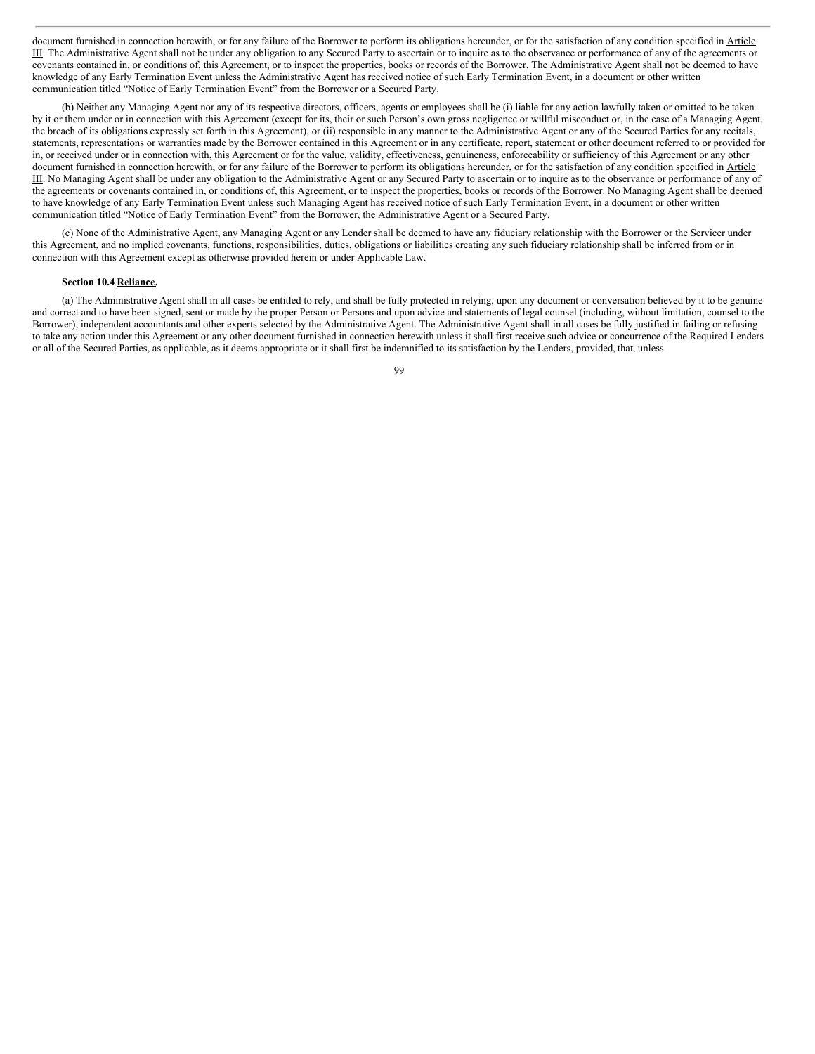document furnished in connection herewith, or for any failure of the Borrower to perform its obligations hereunder, or for the satisfaction of any condition specified in Article III. The Administrative Agent shall not be under any obligation to any Secured Party to ascertain or to inquire as to the observance or performance of any of the agreements or covenants contained in, or conditions of, this Agreement, or to inspect the properties, books or records of the Borrower. The Administrative Agent shall not be deemed to have knowledge of any Early Termination Event unless the Administrative Agent has received notice of such Early Termination Event, in a document or other written communication titled "Notice of Early Termination Event" from the Borrower or a Secured Party.

(b) Neither any Managing Agent nor any of its respective directors, officers, agents or employees shall be (i) liable for any action lawfully taken or omitted to be taken by it or them under or in connection with this Agreement (except for its, their or such Person's own gross negligence or willful misconduct or, in the case of a Managing Agent, the breach of its obligations expressly set forth in this Agreement), or (ii) responsible in any manner to the Administrative Agent or any of the Secured Parties for any recitals, statements, representations or warranties made by the Borrower contained in this Agreement or in any certificate, report, statement or other document referred to or provided for in, or received under or in connection with, this Agreement or for the value, validity, effectiveness, genuineness, enforceability or sufficiency of this Agreement or any other document furnished in connection herewith, or for any failure of the Borrower to perform its obligations hereunder, or for the satisfaction of any condition specified in Article III. No Managing Agent shall be under any obligation to the Administrative Agent or any Secured Party to ascertain or to inquire as to the observance or performance of any of the agreements or covenants contained in, or conditions of, this Agreement, or to inspect the properties, books or records of the Borrower. No Managing Agent shall be deemed to have knowledge of any Early Termination Event unless such Managing Agent has received notice of such Early Termination Event, in a document or other written communication titled "Notice of Early Termination Event" from the Borrower, the Administrative Agent or a Secured Party.

(c) None of the Administrative Agent, any Managing Agent or any Lender shall be deemed to have any fiduciary relationship with the Borrower or the Servicer under this Agreement, and no implied covenants, functions, responsibilities, duties, obligations or liabilities creating any such fiduciary relationship shall be inferred from or in connection with this Agreement except as otherwise provided herein or under Applicable Law.

**Section 10.4 Reliance.**

(a) The Administrative Agent shall in all cases be entitled to rely, and shall be fully protected in relying, upon any document or conversation believed by it to be genuine and correct and to have been signed, sent or made by the proper Person or Persons and upon advice and statements of legal counsel (including, without limitation, counsel to the Borrower), independent accountants and other experts selected by the Administrative Agent. The Administrative Agent shall in all cases be fully justified in failing or refusing to take any action under this Agreement or any other document furnished in connection herewith unless it shall first receive such advice or concurrence of the Required Lenders or all of the Secured Parties, as applicable, as it deems appropriate or it shall first be indemnified to its satisfaction by the Lenders, provided, that, unless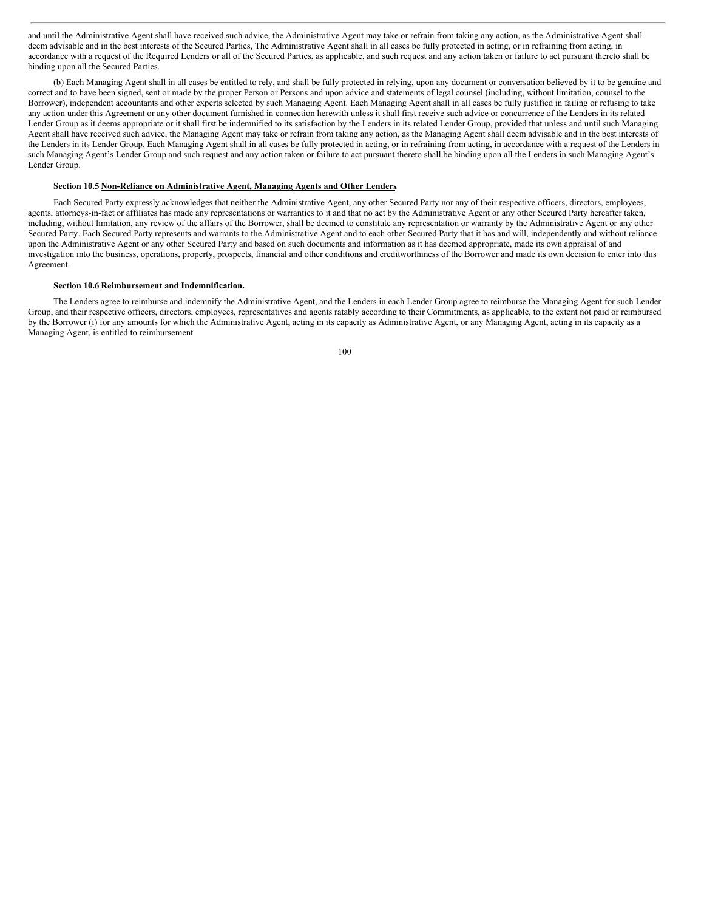and until the Administrative Agent shall have received such advice, the Administrative Agent may take or refrain from taking any action, as the Administrative Agent shall deem advisable and in the best interests of the Secured Parties, The Administrative Agent shall in all cases be fully protected in acting, or in refraining from acting, in accordance with a request of the Required Lenders or all of the Secured Parties, as applicable, and such request and any action taken or failure to act pursuant thereto shall be binding upon all the Secured Parties.

(b) Each Managing Agent shall in all cases be entitled to rely, and shall be fully protected in relying, upon any document or conversation believed by it to be genuine and correct and to have been signed, sent or made by the proper Person or Persons and upon advice and statements of legal counsel (including, without limitation, counsel to the Borrower), independent accountants and other experts selected by such Managing Agent. Each Managing Agent shall in all cases be fully justified in failing or refusing to take any action under this Agreement or any other document furnished in connection herewith unless it shall first receive such advice or concurrence of the Lenders in its related Lender Group as it deems appropriate or it shall first be indemnified to its satisfaction by the Lenders in its related Lender Group, provided that unless and until such Managing Agent shall have received such advice, the Managing Agent may take or refrain from taking any action, as the Managing Agent shall deem advisable and in the best interests of the Lenders in its Lender Group. Each Managing Agent shall in all cases be fully protected in acting, or in refraining from acting, in accordance with a request of the Lenders in such Managing Agent's Lender Group and such request and any action taken or failure to act pursuant thereto shall be binding upon all the Lenders in such Managing Agent's Lender Group.

**Section 10.5 Non-Reliance on Administrative Agent, Managing Agents and Other Lenders**

Each Secured Party expressly acknowledges that neither the Administrative Agent, any other Secured Party nor any of their respective officers, directors, employees, agents, attorneys-in-fact or affiliates has made any representations or warranties to it and that no act by the Administrative Agent or any other Secured Party hereafter taken, including, without limitation, any review of the affairs of the Borrower, shall be deemed to constitute any representation or warranty by the Administrative Agent or any other Secured Party. Each Secured Party represents and warrants to the Administrative Agent and to each other Secured Party that it has and will, independently and without reliance upon the Administrative Agent or any other Secured Party and based on such documents and information as it has deemed appropriate, made its own appraisal of and investigation into the business, operations, property, prospects, financial and other conditions and creditworthiness of the Borrower and made its own decision to enter into this Agreement.

**Section 10.6 Reimbursement and Indemnification.**

The Lenders agree to reimburse and indemnify the Administrative Agent, and the Lenders in each Lender Group agree to reimburse the Managing Agent for such Lender Group, and their respective officers, directors, employees, representatives and agents ratably according to their Commitments, as applicable, to the extent not paid or reimbursed by the Borrower (i) for any amounts for which the Administrative Agent, acting in its capacity as Administrative Agent, or any Managing Agent, acting in its capacity as a Managing Agent, is entitled to reimbursement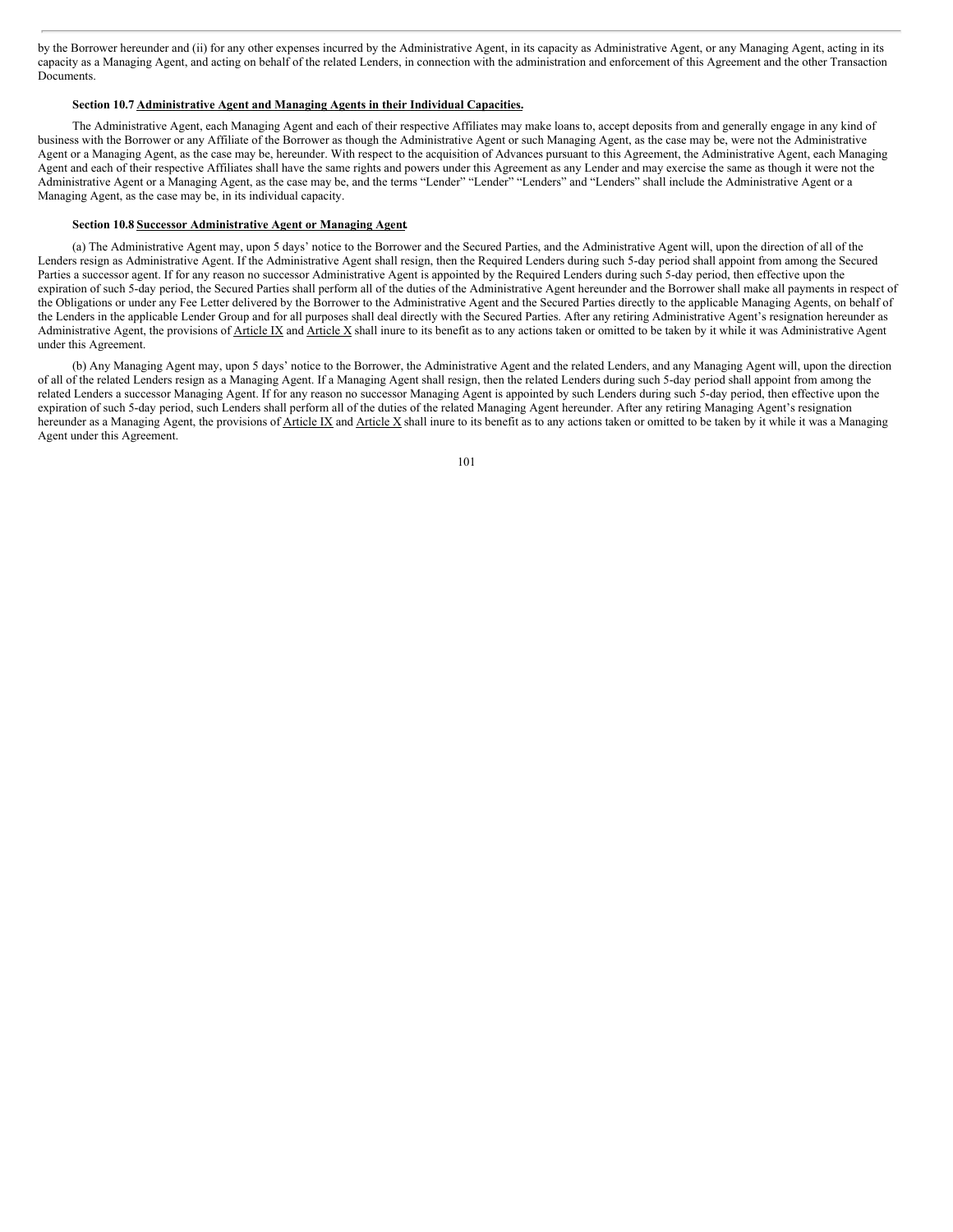by the Borrower hereunder and (ii) for any other expenses incurred by the Administrative Agent, in its capacity as Administrative Agent, or any Managing Agent, acting in its capacity as a Managing Agent, and acting on behalf of the related Lenders, in connection with the administration and enforcement of this Agreement and the other Transaction Documents.

**Section 10.7 Administrative Agent and Managing Agents in their Individual Capacities.**

The Administrative Agent, each Managing Agent and each of their respective Affiliates may make loans to, accept deposits from and generally engage in any kind of business with the Borrower or any Affiliate of the Borrower as though the Administrative Agent or such Managing Agent, as the case may be, were not the Administrative Agent or a Managing Agent, as the case may be, hereunder. With respect to the acquisition of Advances pursuant to this Agreement, the Administrative Agent, each Managing Agent and each of their respective Affiliates shall have the same rights and powers under this Agreement as any Lender and may exercise the same as though it were not the Administrative Agent or a Managing Agent, as the case may be, and the terms "Lender" "Lender" "Lenders" and "Lenders" shall include the Administrative Agent or a Managing Agent, as the case may be, in its individual capacity.

**Section 10.8 Successor Administrative Agent or Managing Agent.**

(a) The Administrative Agent may, upon 5 days' notice to the Borrower and the Secured Parties, and the Administrative Agent will, upon the direction of all of the Lenders resign as Administrative Agent. If the Administrative Agent shall resign, then the Required Lenders during such 5-day period shall appoint from among the Secured Parties a successor agent. If for any reason no successor Administrative Agent is appointed by the Required Lenders during such 5-day period, then effective upon the expiration of such 5-day period, the Secured Parties shall perform all of the duties of the Administrative Agent hereunder and the Borrower shall make all payments in respect of the Obligations or under any Fee Letter delivered by the Borrower to the Administrative Agent and the Secured Parties directly to the applicable Managing Agents, on behalf of the Lenders in the applicable Lender Group and for all purposes shall deal directly with the Secured Parties. After any retiring Administrative Agent's resignation hereunder as Administrative Agent, the provisions of Article IX and Article X shall inure to its benefit as to any actions taken or omitted to be taken by it while it was Administrative Agent under this Agreement.

(b) Any Managing Agent may, upon 5 days' notice to the Borrower, the Administrative Agent and the related Lenders, and any Managing Agent will, upon the direction of all of the related Lenders resign as a Managing Agent. If a Managing Agent shall resign, then the related Lenders during such 5-day period shall appoint from among the related Lenders a successor Managing Agent. If for any reason no successor Managing Agent is appointed by such Lenders during such 5-day period, then effective upon the expiration of such 5-day period, such Lenders shall perform all of the duties of the related Managing Agent hereunder. After any retiring Managing Agent's resignation hereunder as a Managing Agent, the provisions of Article IX and Article X shall inure to its benefit as to any actions taken or omitted to be taken by it while it was a Managing Agent under this Agreement.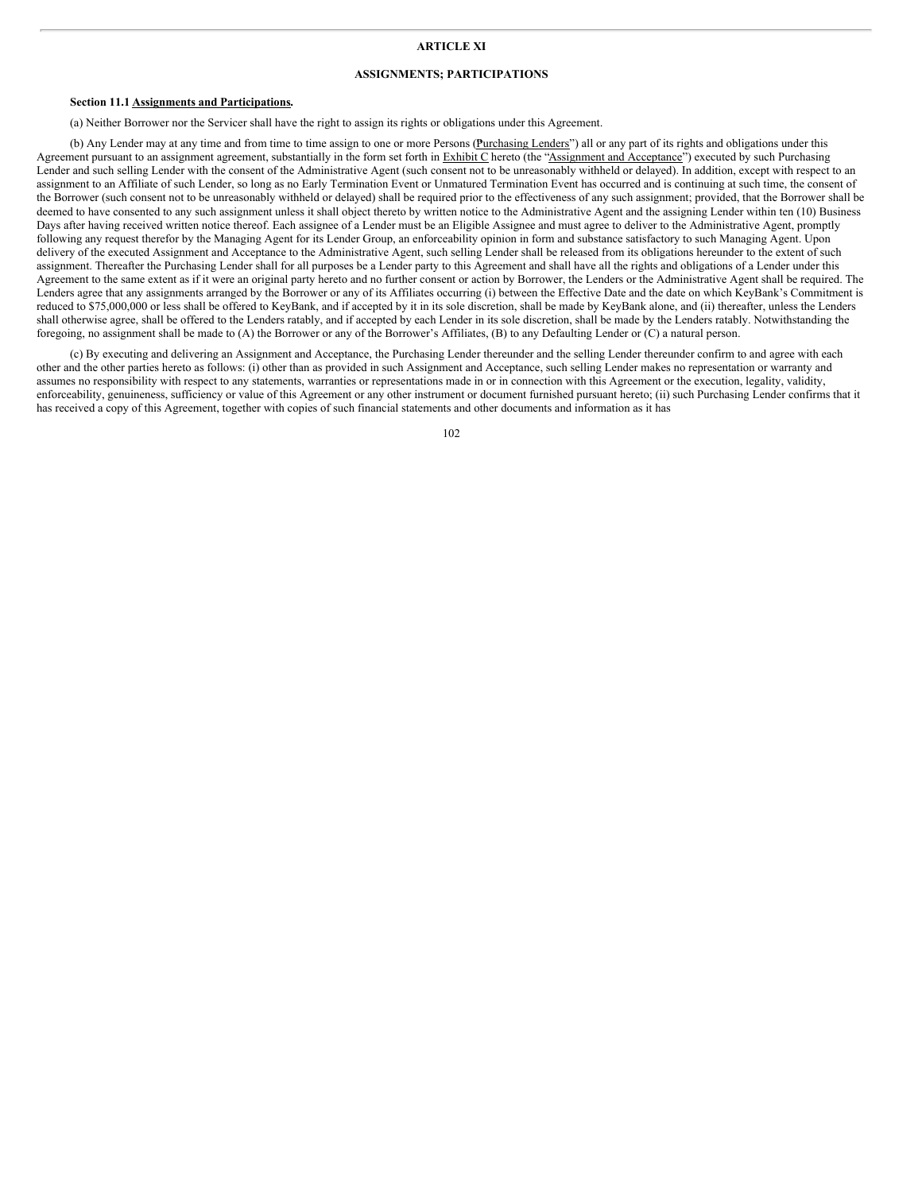# ARTICLE XI

## ASSIGNMENTS; PARTICIPATIONS

**Section 11.1 Assignments and Participations.**

(a) Neither Borrower nor the Servicer shall have the right to assign its rights or obligations under this Agreement.

(b) Any Lender may at any time and from time to time assign to one or more Persons (Purchasing Lenders") all or any part of its rights and obligations under this Agreement pursuant to an assignment agreement, substantially in the form set forth in Exhibit C hereto (the "Assignment and Acceptance") executed by such Purchasing Lender and such selling Lender with the consent of the Administrative Agent (such consent not to be unreasonably withheld or delayed). In addition, except with respect to an assignment to an Affiliate of such Lender, so long as no Early Termination Event or Unmatured Termination Event has occurred and is continuing at such time, the consent of the Borrower (such consent not to be unreasonably withheld or delayed) shall be required prior to the effectiveness of any such assignment; provided, that the Borrower shall be deemed to have consented to any such assignment unless it shall object thereto by written notice to the Administrative Agent and the assigning Lender within ten (10) Business Days after having received written notice thereof. Each assignee of a Lender must be an Eligible Assignee and must agree to deliver to the Administrative Agent, promptly following any request therefor by the Managing Agent for its Lender Group, an enforceability opinion in form and substance satisfactory to such Managing Agent. Upon delivery of the executed Assignment and Acceptance to the Administrative Agent, such selling Lender shall be released from its obligations hereunder to the extent of such assignment. Thereafter the Purchasing Lender shall for all purposes be a Lender party to this Agreement and shall have all the rights and obligations of a Lender under this Agreement to the same extent as if it were an original party hereto and no further consent or action by Borrower, the Lenders or the Administrative Agent shall be required. The Lenders agree that any assignments arranged by the Borrower or any of its Affiliates occurring (i) between the Effective Date and the date on which KeyBank's Commitment is reduced to $75,000,000 or less shall be offered to KeyBank, and if accepted by it in its sole discretion, shall be made by KeyBank alone, and (ii) thereafter, unless the Lenders shall otherwise agree, shall be offered to the Lenders ratably, and if accepted by each Lender in its sole discretion, shall be made by the Lenders ratably. Notwithstanding the foregoing, no assignment shall be made to (A) the Borrower or any of the Borrower's Affiliates, (B) to any Defaulting Lender or (C) a natural person.

(c) By executing and delivering an Assignment and Acceptance, the Purchasing Lender thereunder and the selling Lender thereunder confirm to and agree with each other and the other parties hereto as follows: (i) other than as provided in such Assignment and Acceptance, such selling Lender makes no representation or warranty and assumes no responsibility with respect to any statements, warranties or representations made in or in connection with this Agreement or the execution, legality, validity, enforceability, genuineness, sufficiency or value of this Agreement or any other instrument or document furnished pursuant hereto; (ii) such Purchasing Lender confirms that it has received a copy of this Agreement, together with copies of such financial statements and other documents and information as it has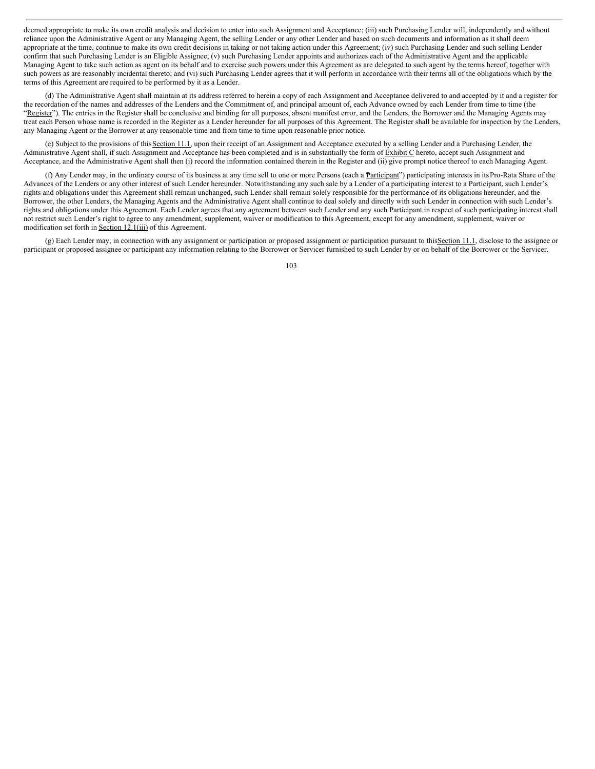deemed appropriate to make its own credit analysis and decision to enter into such Assignment and Acceptance; (iii) such Purchasing Lender will, independently and without reliance upon the Administrative Agent or any Managing Agent, the selling Lender or any other Lender and based on such documents and information as it shall deem appropriate at the time, continue to make its own credit decisions in taking or not taking action under this Agreement; (iv) such Purchasing Lender and such selling Lender confirm that such Purchasing Lender is an Eligible Assignee; (v) such Purchasing Lender appoints and authorizes each of the Administrative Agent and the applicable Managing Agent to take such action as agent on its behalf and to exercise such powers under this Agreement as are delegated to such agent by the terms hereof, together with such powers as are reasonably incidental thereto; and (vi) such Purchasing Lender agrees that it will perform in accordance with their terms all of the obligations which by the terms of this Agreement are required to be performed by it as a Lender.

(d) The Administrative Agent shall maintain at its address referred to herein a copy of each Assignment and Acceptance delivered to and accepted by it and a register for the recordation of the names and addresses of the Lenders and the Commitment of, and principal amount of, each Advance owned by each Lender from time to time (the "Register"). The entries in the Register shall be conclusive and binding for all purposes, absent manifest error, and the Lenders, the Borrower and the Managing Agents may treat each Person whose name is recorded in the Register as a Lender hereunder for all purposes of this Agreement. The Register shall be available for inspection by the Lenders, any Managing Agent or the Borrower at any reasonable time and from time to time upon reasonable prior notice.

(e) Subject to the provisions of this Section 11.1, upon their receipt of an Assignment and Acceptance executed by a selling Lender and a Purchasing Lender, the Administrative Agent shall, if such Assignment and Acceptance has been completed and is in substantially the form of Exhibit C hereto, accept such Assignment and Acceptance, and the Administrative Agent shall then (i) record the information contained therein in the Register and (ii) give prompt notice thereof to each Managing Agent.

(f) Any Lender may, in the ordinary course of its business at any time sell to one or more Persons (each a "Participant") participating interests in its Pro-Rata Share of the Advances of the Lenders or any other interest of such Lender hereunder. Notwithstanding any such sale by a Lender of a participating interest to a Participant, such Lender's rights and obligations under this Agreement shall remain unchanged, such Lender shall remain solely responsible for the performance of its obligations hereunder, and the Borrower, the other Lenders, the Managing Agents and the Administrative Agent shall continue to deal solely and directly with such Lender in connection with such Lender's rights and obligations under this Agreement. Each Lender agrees that any agreement between such Lender and any such Participant in respect of such participating interest shall not restrict such Lender's right to agree to any amendment, supplement, waiver or modification to this Agreement, except for any amendment, supplement, waiver or modification set forth in Section 12.1(iii) of this Agreement.

(g) Each Lender may, in connection with any assignment or participation or proposed assignment or participation pursuant to this Section 11.1, disclose to the assignee or participant or proposed assignee or participant any information relating to the Borrower or Servicer furnished to such Lender by or on behalf of the Borrower or the Servicer.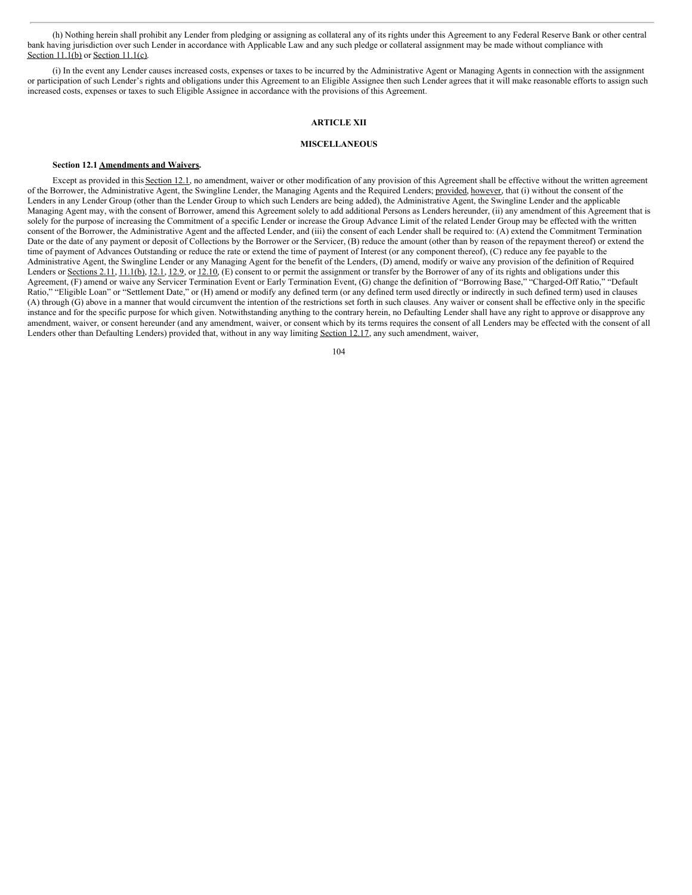(h) Nothing herein shall prohibit any Lender from pledging or assigning as collateral any of its rights under this Agreement to any Federal Reserve Bank or other central bank having jurisdiction over such Lender in accordance with Applicable Law and any such pledge or collateral assignment may be made without compliance with Section 11.1(b) or Section 11.1(c).

(i) In the event any Lender causes increased costs, expenses or taxes to be incurred by the Administrative Agent or Managing Agents in connection with the assignment or participation of such Lender's rights and obligations under this Agreement to an Eligible Assignee then such Lender agrees that it will make reasonable efforts to assign such increased costs, expenses or taxes to such Eligible Assignee in accordance with the provisions of this Agreement.

# ARTICLE XII

# MISCELLANEOUS

**Section 12.1 Amendments and Waivers.**

Except as provided in this Section 12.1, no amendment, waiver or other modification of any provision of this Agreement shall be effective without the written agreement of the Borrower, the Administrative Agent, the Swingline Lender, the Managing Agents and the Required Lenders; provided, however, that (i) without the consent of the Lenders in any Lender Group (other than the Lender Group to which such Lenders are being added), the Administrative Agent, the Swingline Lender and the applicable Managing Agent may, with the consent of Borrower, amend this Agreement solely to add additional Persons as Lenders hereunder, (ii) any amendment of this Agreement that is solely for the purpose of increasing the Commitment of a specific Lender or increase the Group Advance Limit of the related Lender Group may be effected with the written consent of the Borrower, the Administrative Agent and the affected Lender, and (iii) the consent of each Lender shall be required to: (A) extend the Commitment Termination Date or the date of any payment or deposit of Collections by the Borrower or the Servicer, (B) reduce the amount (other than by reason of the repayment thereof) or extend the time of payment of Advances Outstanding or reduce the rate or extend the time of payment of Interest (or any component thereof), (C) reduce any fee payable to the Administrative Agent, the Swingline Lender or any Managing Agent for the benefit of the Lenders, (D) amend, modify or waive any provision of the definition of Required Lenders or Sections 2.11, 11.1(b), 12.1, 12.9, or 12.10, (E) consent to or permit the assignment or transfer by the Borrower of any of its rights and obligations under this Agreement, (F) amend or waive any Servicer Termination Event or Early Termination Event, (G) change the definition of "Borrowing Base," "Charged-Off Ratio," "Default Ratio," "Eligible Loan" or "Settlement Date," or (H) amend or modify any defined term (or any defined term used directly or indirectly in such defined term) used in clauses (A) through (G) above in a manner that would circumvent the intention of the restrictions set forth in such clauses. Any waiver or consent shall be effective only in the specific instance and for the specific purpose for which given. Notwithstanding anything to the contrary herein, no Defaulting Lender shall have any right to approve or disapprove any amendment, waiver, or consent hereunder (and any amendment, waiver, or consent which by its terms requires the consent of all Lenders may be effected with the consent of all Lenders other than Defaulting Lenders) provided that, without in any way limiting Section 12.17, any such amendment, waiver,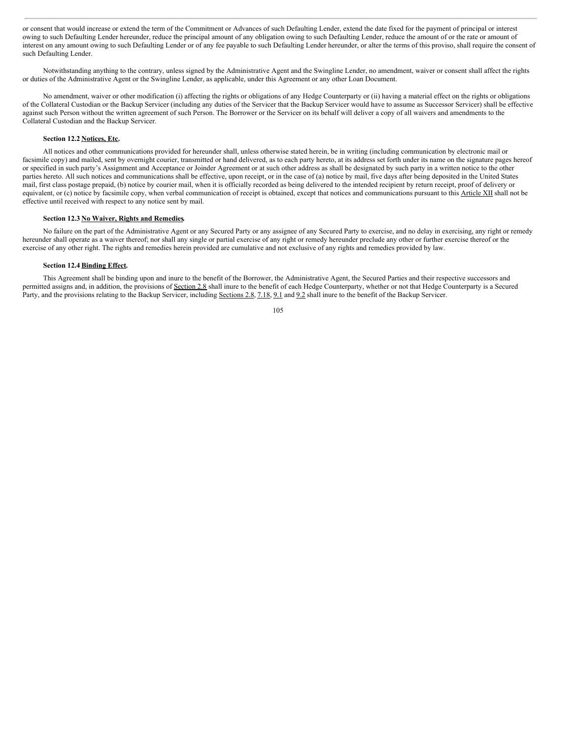or consent that would increase or extend the term of the Commitment or Advances of such Defaulting Lender, extend the date fixed for the payment of principal or interest owing to such Defaulting Lender hereunder, reduce the principal amount of any obligation owing to such Defaulting Lender, reduce the amount of or the rate or amount of interest on any amount owing to such Defaulting Lender or of any fee payable to such Defaulting Lender hereunder, or alter the terms of this proviso, shall require the consent of such Defaulting Lender.

Notwithstanding anything to the contrary, unless signed by the Administrative Agent and the Swingline Lender, no amendment, waiver or consent shall affect the rights or duties of the Administrative Agent or the Swingline Lender, as applicable, under this Agreement or any other Loan Document.

No amendment, waiver or other modification (i) affecting the rights or obligations of any Hedge Counterparty or (ii) having a material effect on the rights or obligations of the Collateral Custodian or the Backup Servicer (including any duties of the Servicer that the Backup Servicer would have to assume as Successor Servicer) shall be effective against such Person without the written agreement of such Person. The Borrower or the Servicer on its behalf will deliver a copy of all waivers and amendments to the Collateral Custodian and the Backup Servicer.

**Section 12.2 Notices, Etc.**

All notices and other communications provided for hereunder shall, unless otherwise stated herein, be in writing (including communication by electronic mail or facsimile copy) and mailed, sent by overnight courier, transmitted or hand delivered, as to each party hereto, at its address set forth under its name on the signature pages hereof or specified in such party's Assignment and Acceptance or Joinder Agreement or at such other address as shall be designated by such party in a written notice to the other parties hereto. All such notices and communications shall be effective, upon receipt, or in the case of (a) notice by mail, five days after being deposited in the United States mail, first class postage prepaid, (b) notice by courier mail, when it is officially recorded as being delivered to the intended recipient by return receipt, proof of delivery or equivalent, or (c) notice by facsimile copy, when verbal communication of receipt is obtained, except that notices and communications pursuant to this Article XII shall not be effective until received with respect to any notice sent by mail.

**Section 12.3 No Waiver, Rights and Remedies.**

No failure on the part of the Administrative Agent or any Secured Party or any assignee of any Secured Party to exercise, and no delay in exercising, any right or remedy hereunder shall operate as a waiver thereof; nor shall any single or partial exercise of any right or remedy hereunder preclude any other or further exercise thereof or the exercise of any other right. The rights and remedies herein provided are cumulative and not exclusive of any rights and remedies provided by law.

**Section 12.4 Binding Effect.**

This Agreement shall be binding upon and inure to the benefit of the Borrower, the Administrative Agent, the Secured Parties and their respective successors and permitted assigns and, in addition, the provisions of Section 2.8 shall inure to the benefit of each Hedge Counterparty, whether or not that Hedge Counterparty is a Secured Party, and the provisions relating to the Backup Servicer, including Sections 2.8, 7.18, 9.1 and 9.2 shall inure to the benefit of the Backup Servicer.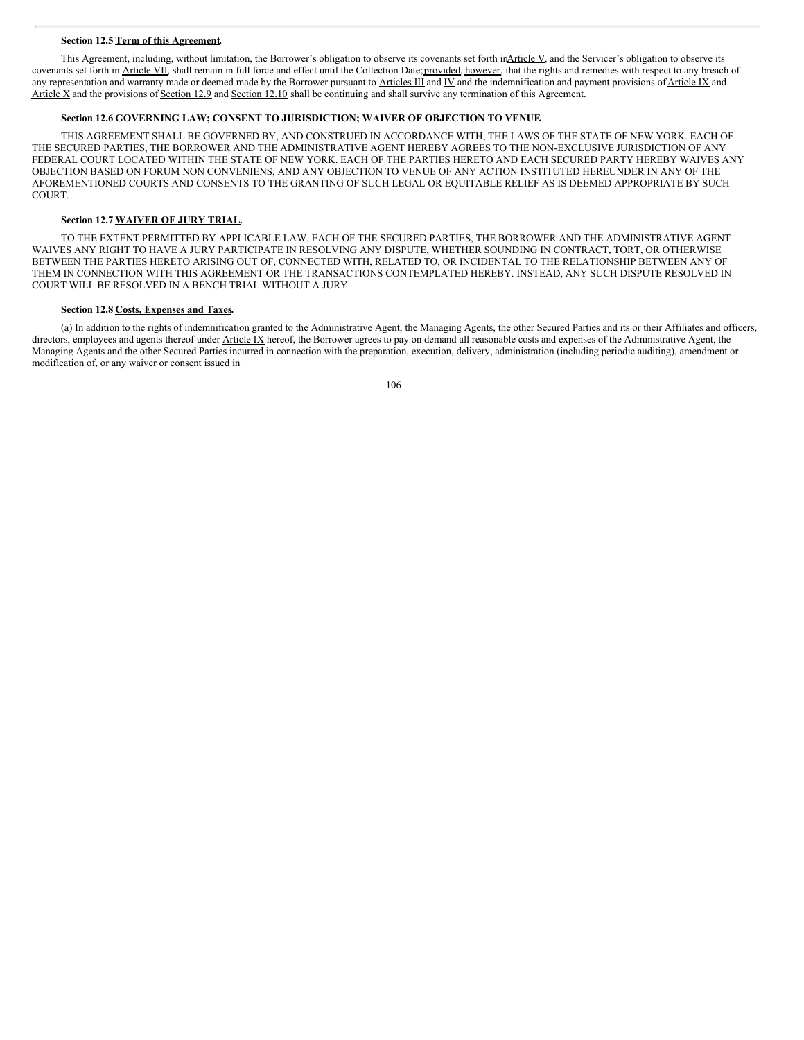**Section 12.5 Term of this Agreement.**

This Agreement, including, without limitation, the Borrower's obligation to observe its covenants set forth in Article V, and the Servicer's obligation to observe its covenants set forth in Article VII, shall remain in full force and effect until the Collection Date; provided, however, that the rights and remedies with respect to any breach of any representation and warranty made or deemed made by the Borrower pursuant to Articles III and IV and the indemnification and payment provisions of Article IX and Article X and the provisions of Section 12.9 and Section 12.10 shall be continuing and shall survive any termination of this Agreement.

**Section 12.6 GOVERNING LAW; CONSENT TO JURISDICTION; WAIVER OF OBJECTION TO VENUE.**

THIS AGREEMENT SHALL BE GOVERNED BY, AND CONSTRUED IN ACCORDANCE WITH, THE LAWS OF THE STATE OF NEW YORK. EACH OF THE SECURED PARTIES, THE BORROWER AND THE ADMINISTRATIVE AGENT HEREBY AGREES TO THE NON-EXCLUSIVE JURISDICTION OF ANY FEDERAL COURT LOCATED WITHIN THE STATE OF NEW YORK. EACH OF THE PARTIES HERETO AND EACH SECURED PARTY HEREBY WAIVES ANY OBJECTION BASED ON FORUM NON CONVENIENS, AND ANY OBJECTION TO VENUE OF ANY ACTION INSTITUTED HEREUNDER IN ANY OF THE AFOREMENTIONED COURTS AND CONSENTS TO THE GRANTING OF SUCH LEGAL OR EQUITABLE RELIEF AS IS DEEMED APPROPRIATE BY SUCH COURT.

**Section 12.7 WAIVER OF JURY TRIAL.**

TO THE EXTENT PERMITTED BY APPLICABLE LAW, EACH OF THE SECURED PARTIES, THE BORROWER AND THE ADMINISTRATIVE AGENT WAIVES ANY RIGHT TO HAVE A JURY PARTICIPATE IN RESOLVING ANY DISPUTE, WHETHER SOUNDING IN CONTRACT, TORT, OR OTHERWISE BETWEEN THE PARTIES HERETO ARISING OUT OF, CONNECTED WITH, RELATED TO, OR INCIDENTAL TO THE RELATIONSHIP BETWEEN ANY OF THEM IN CONNECTION WITH THIS AGREEMENT OR THE TRANSACTIONS CONTEMPLATED HEREBY. INSTEAD, ANY SUCH DISPUTE RESOLVED IN COURT WILL BE RESOLVED IN A BENCH TRIAL WITHOUT A JURY.

**Section 12.8 Costs, Expenses and Taxes.**

(a) In addition to the rights of indemnification granted to the Administrative Agent, the Managing Agents, the other Secured Parties and its or their Affiliates and officers, directors, employees and agents thereof under Article IX hereof, the Borrower agrees to pay on demand all reasonable costs and expenses of the Administrative Agent, the Managing Agents and the other Secured Parties incurred in connection with the preparation, execution, delivery, administration (including periodic auditing), amendment or modification of, or any waiver or consent issued in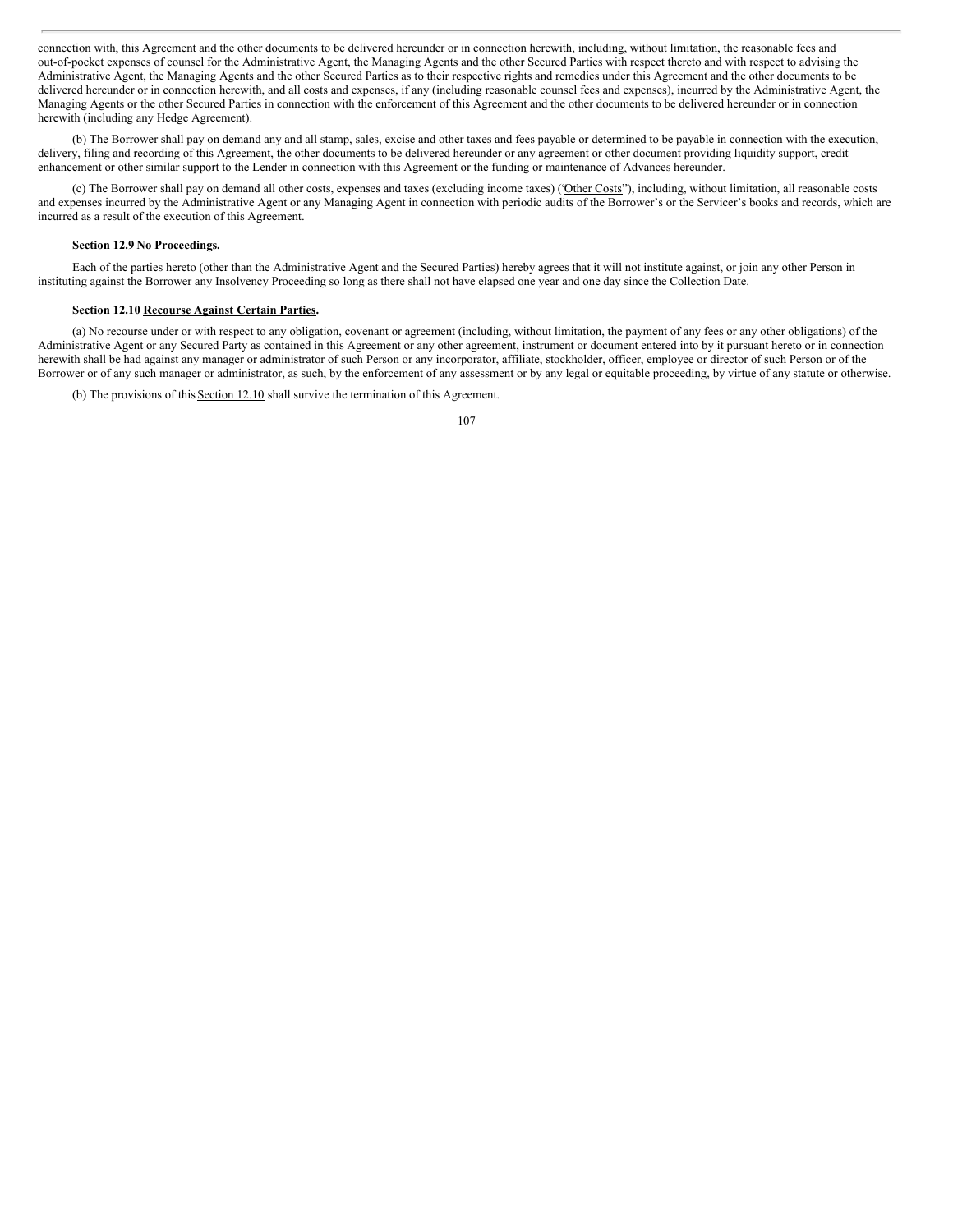connection with, this Agreement and the other documents to be delivered hereunder or in connection herewith, including, without limitation, the reasonable fees and out-of-pocket expenses of counsel for the Administrative Agent, the Managing Agents and the other Secured Parties with respect thereto and with respect to advising the Administrative Agent, the Managing Agents and the other Secured Parties as to their respective rights and remedies under this Agreement and the other documents to be delivered hereunder or in connection herewith, and all costs and expenses, if any (including reasonable counsel fees and expenses), incurred by the Administrative Agent, the Managing Agents or the other Secured Parties in connection with the enforcement of this Agreement and the other documents to be delivered hereunder or in connection herewith (including any Hedge Agreement).

(b) The Borrower shall pay on demand any and all stamp, sales, excise and other taxes and fees payable or determined to be payable in connection with the execution, delivery, filing and recording of this Agreement, the other documents to be delivered hereunder or any agreement or other document providing liquidity support, credit enhancement or other similar support to the Lender in connection with this Agreement or the funding or maintenance of Advances hereunder.

(c) The Borrower shall pay on demand all other costs, expenses and taxes (excluding income taxes) ("Other Costs"), including, without limitation, all reasonable costs and expenses incurred by the Administrative Agent or any Managing Agent in connection with periodic audits of the Borrower's or the Servicer's books and records, which are incurred as a result of the execution of this Agreement.

**Section 12.9 No Proceedings.**

Each of the parties hereto (other than the Administrative Agent and the Secured Parties) hereby agrees that it will not institute against, or join any other Person in instituting against the Borrower any Insolvency Proceeding so long as there shall not have elapsed one year and one day since the Collection Date.

**Section 12.10 Recourse Against Certain Parties.**

(a) No recourse under or with respect to any obligation, covenant or agreement (including, without limitation, the payment of any fees or any other obligations) of the Administrative Agent or any Secured Party as contained in this Agreement or any other agreement, instrument or document entered into by it pursuant hereto or in connection herewith shall be had against any manager or administrator of such Person or any incorporator, affiliate, stockholder, officer, employee or director of such Person or of the Borrower or of any such manager or administrator, as such, by the enforcement of any assessment or by any legal or equitable proceeding, by virtue of any statute or otherwise.

(b) The provisions of this Section 12.10 shall survive the termination of this Agreement.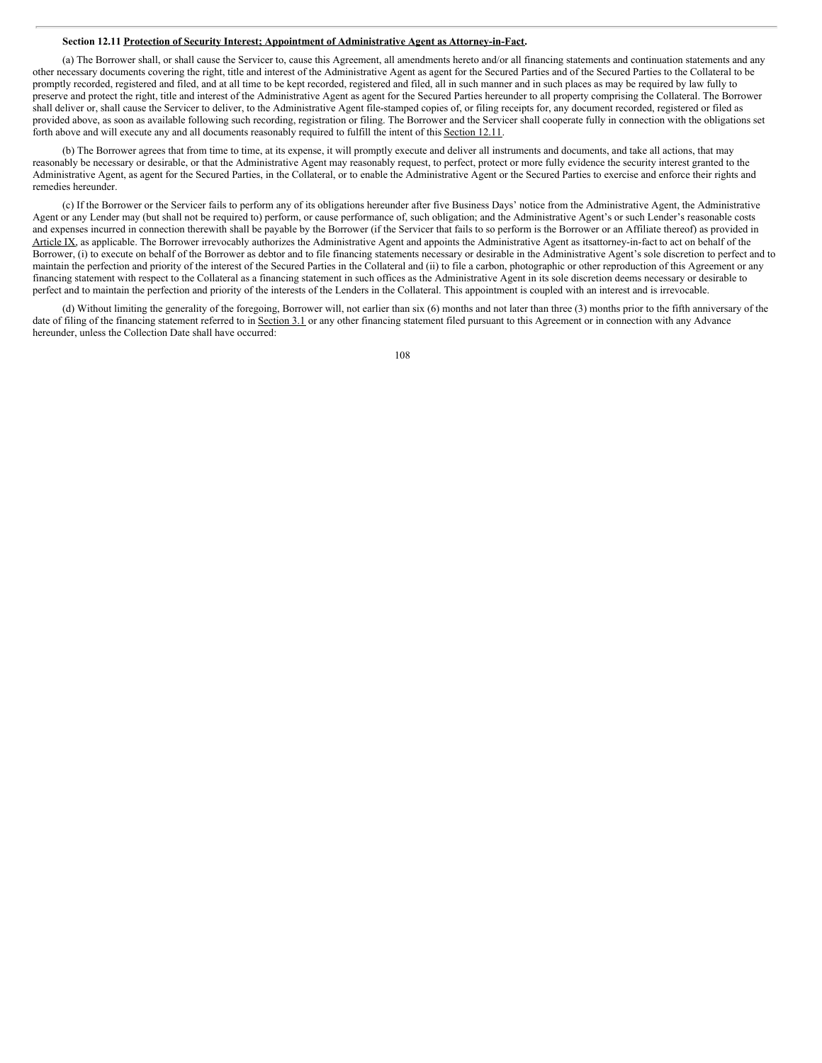**Section 12.11 <u>Protection of Security Interest; Appointment of Administrative Agent as Attorney-in-Fact</u>.**

(a) The Borrower shall, or shall cause the Servicer to, cause this Agreement, all amendments hereto and/or all financing statements and continuation statements and any other necessary documents covering the right, title and interest of the Administrative Agent as agent for the Secured Parties and of the Secured Parties to the Collateral to be promptly recorded, registered and filed, and at all time to be kept recorded, registered and filed, all in such manner and in such places as may be required by law fully to preserve and protect the right, title and interest of the Administrative Agent as agent for the Secured Parties hereunder to all property comprising the Collateral. The Borrower shall deliver or, shall cause the Servicer to deliver, to the Administrative Agent file-stamped copies of, or filing receipts for, any document recorded, registered or filed as provided above, as soon as available following such recording, registration or filing. The Borrower and the Servicer shall cooperate fully in connection with the obligations set forth above and will execute any and all documents reasonably required to fulfill the intent of this <u>Section 12.11</u>.

(b) The Borrower agrees that from time to time, at its expense, it will promptly execute and deliver all instruments and documents, and take all actions, that may reasonably be necessary or desirable, or that the Administrative Agent may reasonably request, to perfect, protect or more fully evidence the security interest granted to the Administrative Agent, as agent for the Secured Parties, in the Collateral, or to enable the Administrative Agent or the Secured Parties to exercise and enforce their rights and remedies hereunder.

(c) If the Borrower or the Servicer fails to perform any of its obligations hereunder after five Business Days' notice from the Administrative Agent, the Administrative Agent or any Lender may (but shall not be required to) perform, or cause performance of, such obligation; and the Administrative Agent's or such Lender's reasonable costs and expenses incurred in connection therewith shall be payable by the Borrower (if the Servicer that fails to so perform is the Borrower or an Affiliate thereof) as provided in <u>Article IX</u>, as applicable. The Borrower irrevocably authorizes the Administrative Agent and appoints the Administrative Agent as itsattorney-in-fact to act on behalf of the Borrower, (i) to execute on behalf of the Borrower as debtor and to file financing statements necessary or desirable in the Administrative Agent's sole discretion to perfect and to maintain the perfection and priority of the interest of the Secured Parties in the Collateral and (ii) to file a carbon, photographic or other reproduction of this Agreement or any financing statement with respect to the Collateral as a financing statement in such offices as the Administrative Agent in its sole discretion deems necessary or desirable to perfect and to maintain the perfection and priority of the interests of the Lenders in the Collateral. This appointment is coupled with an interest and is irrevocable.

(d) Without limiting the generality of the foregoing, Borrower will, not earlier than six (6) months and not later than three (3) months prior to the fifth anniversary of the date of filing of the financing statement referred to in <u>Section 3.1</u> or any other financing statement filed pursuant to this Agreement or in connection with any Advance hereunder, unless the Collection Date shall have occurred: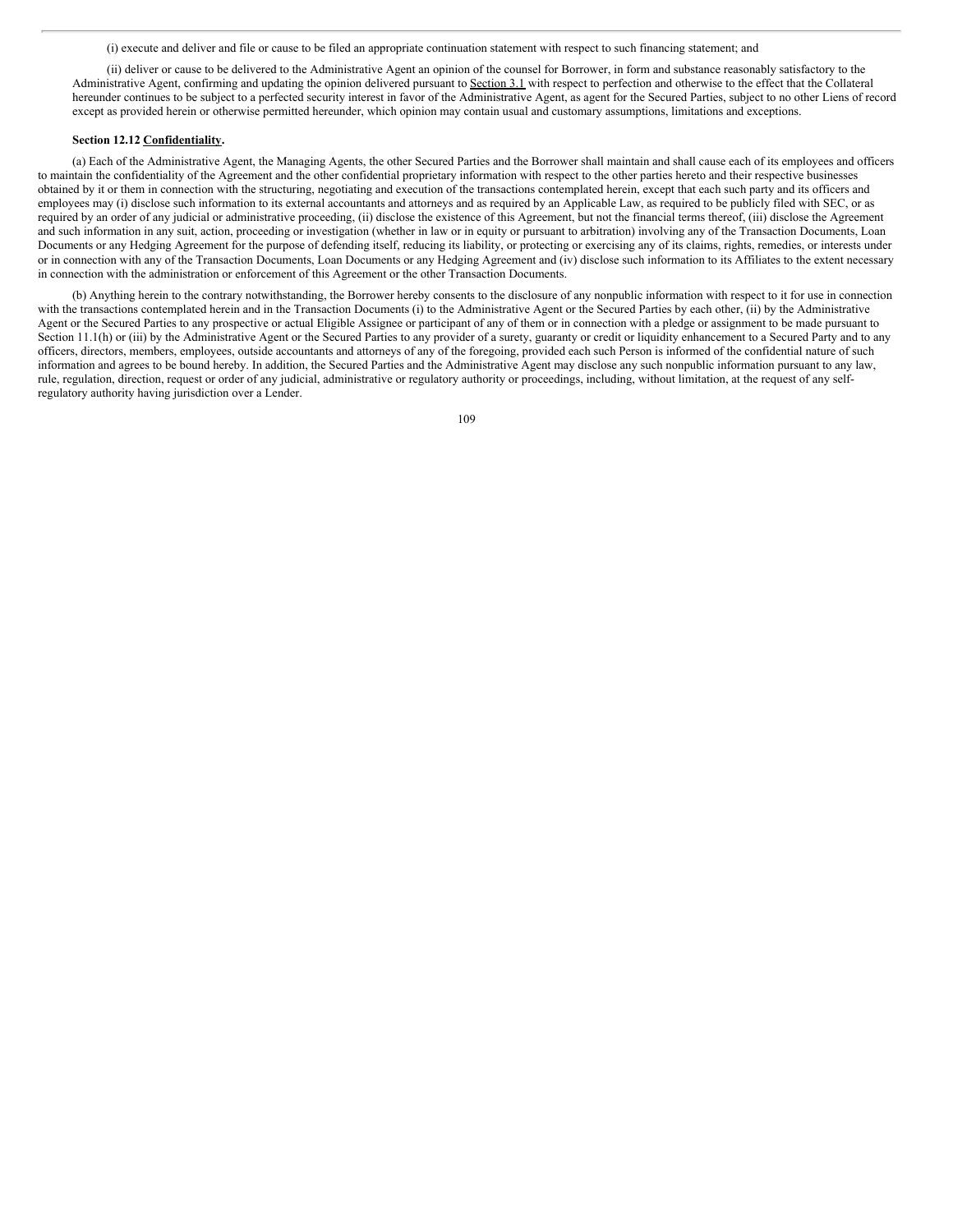(i) execute and deliver and file or cause to be filed an appropriate continuation statement with respect to such financing statement; and

(ii) deliver or cause to be delivered to the Administrative Agent an opinion of the counsel for Borrower, in form and substance reasonably satisfactory to the Administrative Agent, confirming and updating the opinion delivered pursuant to Section 3.1 with respect to perfection and otherwise to the effect that the Collateral hereunder continues to be subject to a perfected security interest in favor of the Administrative Agent, as agent for the Secured Parties, subject to no other Liens of record except as provided herein or otherwise permitted hereunder, which opinion may contain usual and customary assumptions, limitations and exceptions.

**Section 12.12 Confidentiality.**

(a) Each of the Administrative Agent, the Managing Agents, the other Secured Parties and the Borrower shall maintain and shall cause each of its employees and officers to maintain the confidentiality of the Agreement and the other confidential proprietary information with respect to the other parties hereto and their respective businesses obtained by it or them in connection with the structuring, negotiating and execution of the transactions contemplated herein, except that each such party and its officers and employees may (i) disclose such information to its external accountants and attorneys and as required by an Applicable Law, as required to be publicly filed with SEC, or as required by an order of any judicial or administrative proceeding, (ii) disclose the existence of this Agreement, but not the financial terms thereof, (iii) disclose the Agreement and such information in any suit, action, proceeding or investigation (whether in law or in equity or pursuant to arbitration) involving any of the Transaction Documents, Loan Documents or any Hedging Agreement for the purpose of defending itself, reducing its liability, or protecting or exercising any of its claims, rights, remedies, or interests under or in connection with any of the Transaction Documents, Loan Documents or any Hedging Agreement and (iv) disclose such information to its Affiliates to the extent necessary in connection with the administration or enforcement of this Agreement or the other Transaction Documents.

(b) Anything herein to the contrary notwithstanding, the Borrower hereby consents to the disclosure of any nonpublic information with respect to it for use in connection with the transactions contemplated herein and in the Transaction Documents (i) to the Administrative Agent or the Secured Parties by each other, (ii) by the Administrative Agent or the Secured Parties to any prospective or actual Eligible Assignee or participant of any of them or in connection with a pledge or assignment to be made pursuant to Section 11.1(h) or (iii) by the Administrative Agent or the Secured Parties to any provider of a surety, guaranty or credit or liquidity enhancement to a Secured Party and to any officers, directors, members, employees, outside accountants and attorneys of any of the foregoing, provided each such Person is informed of the confidential nature of such information and agrees to be bound hereby. In addition, the Secured Parties and the Administrative Agent may disclose any such nonpublic information pursuant to any law, rule, regulation, direction, request or order of any judicial, administrative or regulatory authority or proceedings, including, without limitation, at the request of any self-regulatory authority having jurisdiction over a Lender.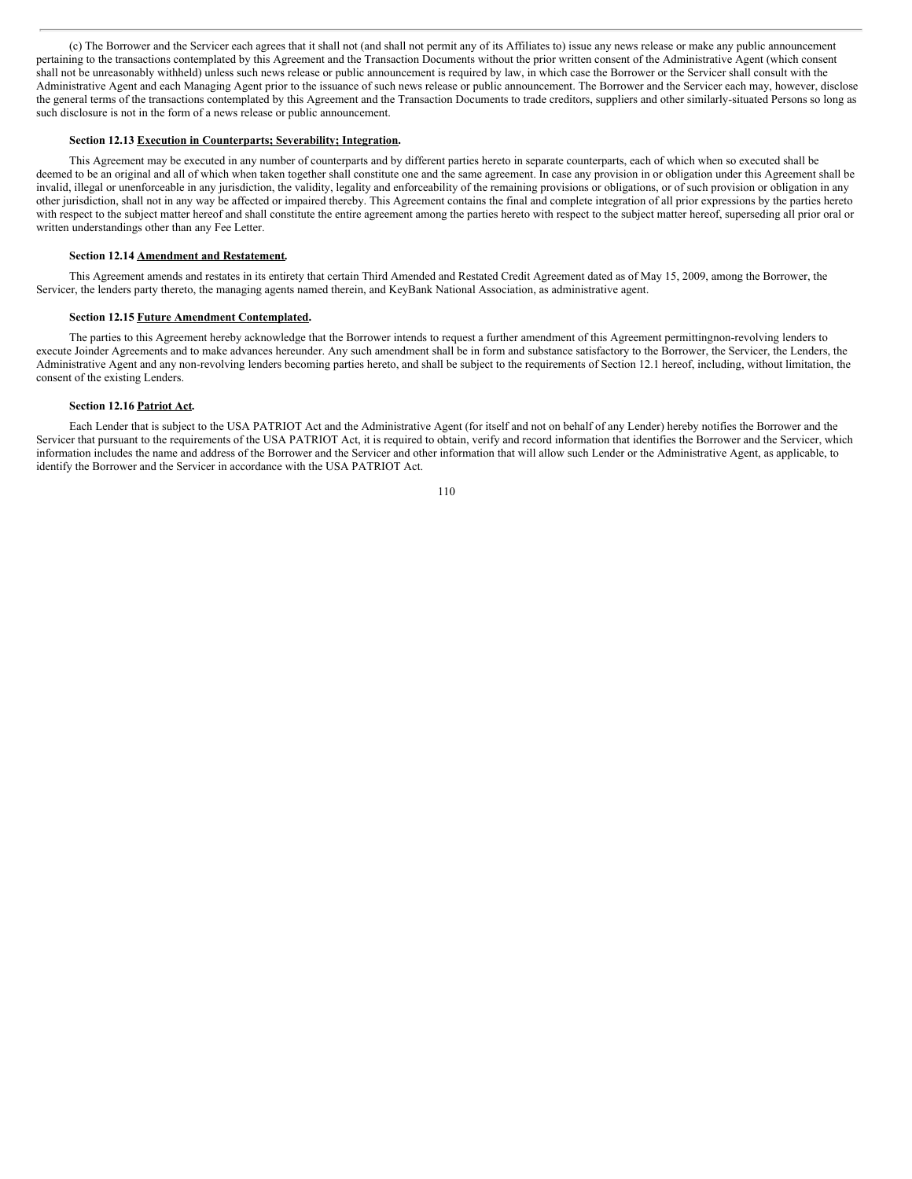(c) The Borrower and the Servicer each agrees that it shall not (and shall not permit any of its Affiliates to) issue any news release or make any public announcement pertaining to the transactions contemplated by this Agreement and the Transaction Documents without the prior written consent of the Administrative Agent (which consent shall not be unreasonably withheld) unless such news release or public announcement is required by law, in which case the Borrower or the Servicer shall consult with the Administrative Agent and each Managing Agent prior to the issuance of such news release or public announcement. The Borrower and the Servicer each may, however, disclose the general terms of the transactions contemplated by this Agreement and the Transaction Documents to trade creditors, suppliers and other similarly-situated Persons so long as such disclosure is not in the form of a news release or public announcement.

**Section 12.13 Execution in Counterparts; Severability; Integration.**

This Agreement may be executed in any number of counterparts and by different parties hereto in separate counterparts, each of which when so executed shall be deemed to be an original and all of which when taken together shall constitute one and the same agreement. In case any provision in or obligation under this Agreement shall be invalid, illegal or unenforceable in any jurisdiction, the validity, legality and enforceability of the remaining provisions or obligations, or of such provision or obligation in any other jurisdiction, shall not in any way be affected or impaired thereby. This Agreement contains the final and complete integration of all prior expressions by the parties hereto with respect to the subject matter hereof and shall constitute the entire agreement among the parties hereto with respect to the subject matter hereof, superseding all prior oral or written understandings other than any Fee Letter.

**Section 12.14 Amendment and Restatement.**

This Agreement amends and restates in its entirety that certain Third Amended and Restated Credit Agreement dated as of May 15, 2009, among the Borrower, the Servicer, the lenders party thereto, the managing agents named therein, and KeyBank National Association, as administrative agent.

**Section 12.15 Future Amendment Contemplated.**

The parties to this Agreement hereby acknowledge that the Borrower intends to request a further amendment of this Agreement permittingnon-revolving lenders to execute Joinder Agreements and to make advances hereunder. Any such amendment shall be in form and substance satisfactory to the Borrower, the Servicer, the Lenders, the Administrative Agent and any non-revolving lenders becoming parties hereto, and shall be subject to the requirements of Section 12.1 hereof, including, without limitation, the consent of the existing Lenders.

**Section 12.16 Patriot Act.**

Each Lender that is subject to the USA PATRIOT Act and the Administrative Agent (for itself and not on behalf of any Lender) hereby notifies the Borrower and the Servicer that pursuant to the requirements of the USA PATRIOT Act, it is required to obtain, verify and record information that identifies the Borrower and the Servicer, which information includes the name and address of the Borrower and the Servicer and other information that will allow such Lender or the Administrative Agent, as applicable, to identify the Borrower and the Servicer in accordance with the USA PATRIOT Act.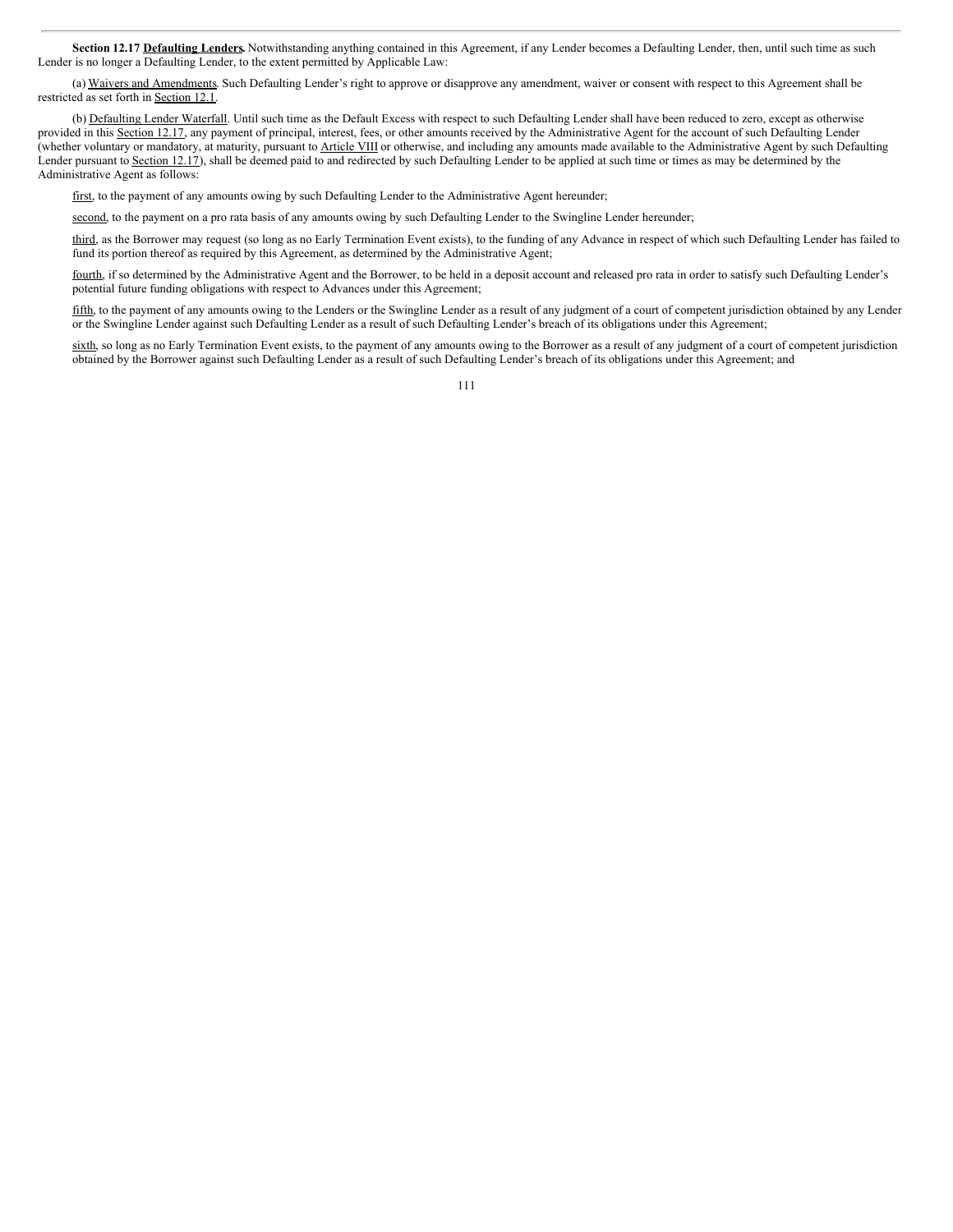**Section 12.17 Defaulting Lenders.** Notwithstanding anything contained in this Agreement, if any Lender becomes a Defaulting Lender, then, until such time as such Lender is no longer a Defaulting Lender, to the extent permitted by Applicable Law:

(a) Waivers and Amendments. Such Defaulting Lender's right to approve or disapprove any amendment, waiver or consent with respect to this Agreement shall be restricted as set forth in Section 12.1.

(b) Defaulting Lender Waterfall. Until such time as the Default Excess with respect to such Defaulting Lender shall have been reduced to zero, except as otherwise provided in this Section 12.17, any payment of principal, interest, fees, or other amounts received by the Administrative Agent for the account of such Defaulting Lender (whether voluntary or mandatory, at maturity, pursuant to Article VIII or otherwise, and including any amounts made available to the Administrative Agent by such Defaulting Lender pursuant to Section 12.17), shall be deemed paid to and redirected by such Defaulting Lender to be applied at such time or times as may be determined by the Administrative Agent as follows:

first, to the payment of any amounts owing by such Defaulting Lender to the Administrative Agent hereunder;

second, to the payment on a pro rata basis of any amounts owing by such Defaulting Lender to the Swingline Lender hereunder;

third, as the Borrower may request (so long as no Early Termination Event exists), to the funding of any Advance in respect of which such Defaulting Lender has failed to fund its portion thereof as required by this Agreement, as determined by the Administrative Agent;

fourth, if so determined by the Administrative Agent and the Borrower, to be held in a deposit account and released pro rata in order to satisfy such Defaulting Lender's potential future funding obligations with respect to Advances under this Agreement;

fifth, to the payment of any amounts owing to the Lenders or the Swingline Lender as a result of any judgment of a court of competent jurisdiction obtained by any Lender or the Swingline Lender against such Defaulting Lender as a result of such Defaulting Lender's breach of its obligations under this Agreement;

sixth, so long as no Early Termination Event exists, to the payment of any amounts owing to the Borrower as a result of any judgment of a court of competent jurisdiction obtained by the Borrower against such Defaulting Lender as a result of such Defaulting Lender's breach of its obligations under this Agreement; and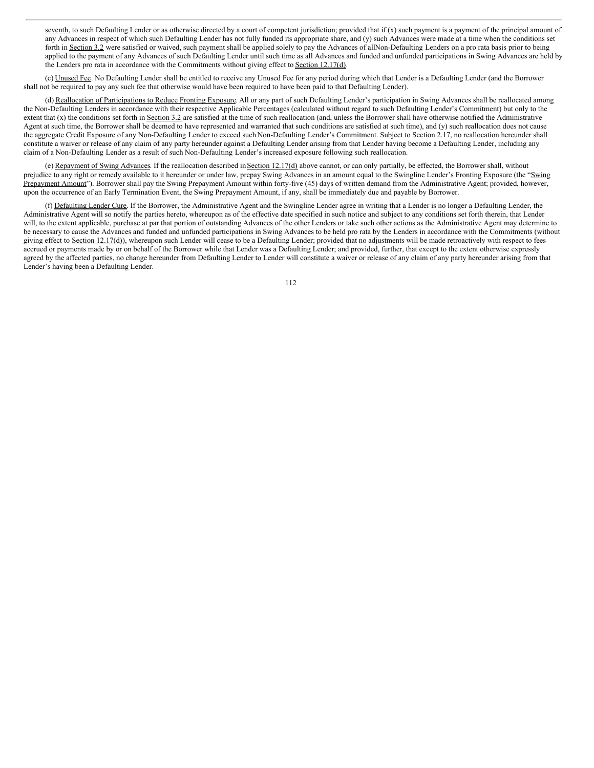seventh, to such Defaulting Lender or as otherwise directed by a court of competent jurisdiction; provided that if (x) such payment is a payment of the principal amount of any Advances in respect of which such Defaulting Lender has not fully funded its appropriate share, and (y) such Advances were made at a time when the conditions set forth in Section 3.2 were satisfied or waived, such payment shall be applied solely to pay the Advances of allNon-Defaulting Lenders on a pro rata basis prior to being applied to the payment of any Advances of such Defaulting Lender until such time as all Advances and funded and unfunded participations in Swing Advances are held by the Lenders pro rata in accordance with the Commitments without giving effect to Section 12.17(d).

(c) Unused Fee. No Defaulting Lender shall be entitled to receive any Unused Fee for any period during which that Lender is a Defaulting Lender (and the Borrower shall not be required to pay any such fee that otherwise would have been required to have been paid to that Defaulting Lender).

(d) Reallocation of Participations to Reduce Fronting Exposure. All or any part of such Defaulting Lender's participation in Swing Advances shall be reallocated among the Non-Defaulting Lenders in accordance with their respective Applicable Percentages (calculated without regard to such Defaulting Lender's Commitment) but only to the extent that (x) the conditions set forth in Section 3.2 are satisfied at the time of such reallocation (and, unless the Borrower shall have otherwise notified the Administrative Agent at such time, the Borrower shall be deemed to have represented and warranted that such conditions are satisfied at such time), and (y) such reallocation does not cause the aggregate Credit Exposure of any Non-Defaulting Lender to exceed such Non-Defaulting Lender's Commitment. Subject to Section 2.17, no reallocation hereunder shall constitute a waiver or release of any claim of any party hereunder against a Defaulting Lender arising from that Lender having become a Defaulting Lender, including any claim of a Non-Defaulting Lender as a result of such Non-Defaulting Lender's increased exposure following such reallocation.

(e) Repayment of Swing Advances. If the reallocation described in Section 12.17(d) above cannot, or can only partially, be effected, the Borrower shall, without prejudice to any right or remedy available to it hereunder or under law, prepay Swing Advances in an amount equal to the Swingline Lender's Fronting Exposure (the "Swing Prepayment Amount"). Borrower shall pay the Swing Prepayment Amount within forty-five (45) days of written demand from the Administrative Agent; provided, however, upon the occurrence of an Early Termination Event, the Swing Prepayment Amount, if any, shall be immediately due and payable by Borrower.

(f) Defaulting Lender Cure. If the Borrower, the Administrative Agent and the Swingline Lender agree in writing that a Lender is no longer a Defaulting Lender, the Administrative Agent will so notify the parties hereto, whereupon as of the effective date specified in such notice and subject to any conditions set forth therein, that Lender will, to the extent applicable, purchase at par that portion of outstanding Advances of the other Lenders or take such other actions as the Administrative Agent may determine to be necessary to cause the Advances and funded and unfunded participations in Swing Advances to be held pro rata by the Lenders in accordance with the Commitments (without giving effect to Section 12.17(d)), whereupon such Lender will cease to be a Defaulting Lender; provided that no adjustments will be made retroactively with respect to fees accrued or payments made by or on behalf of the Borrower while that Lender was a Defaulting Lender; and provided, further, that except to the extent otherwise expressly agreed by the affected parties, no change hereunder from Defaulting Lender to Lender will constitute a waiver or release of any claim of any party hereunder arising from that Lender's having been a Defaulting Lender.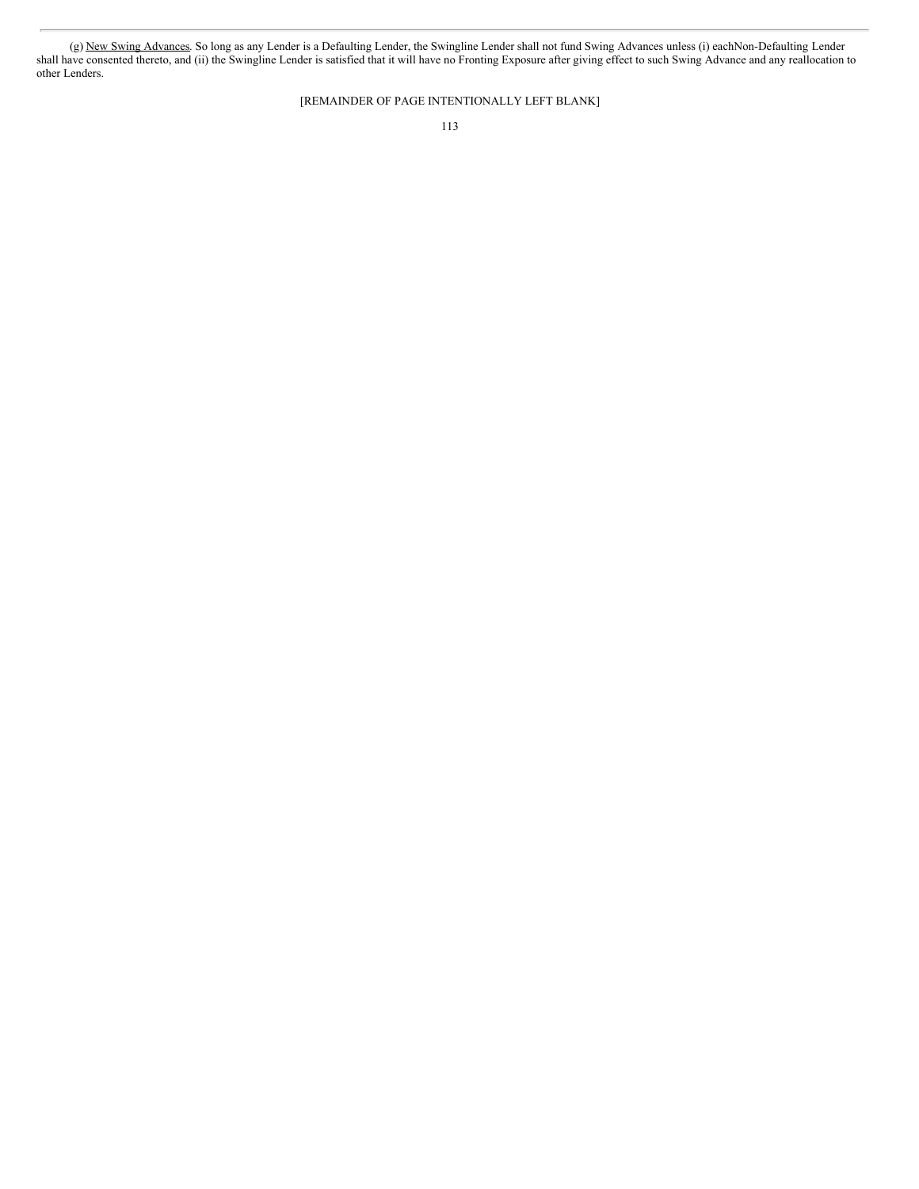(g) New Swing Advances. So long as any Lender is a Defaulting Lender, the Swingline Lender shall not fund Swing Advances unless (i) eachNon-Defaulting Lender shall have consented thereto, and (ii) the Swingline Lender is satisfied that it will have no Fronting Exposure after giving effect to such Swing Advance and any reallocation to other Lenders.

[REMAINDER OF PAGE INTENTIONALLY LEFT BLANK]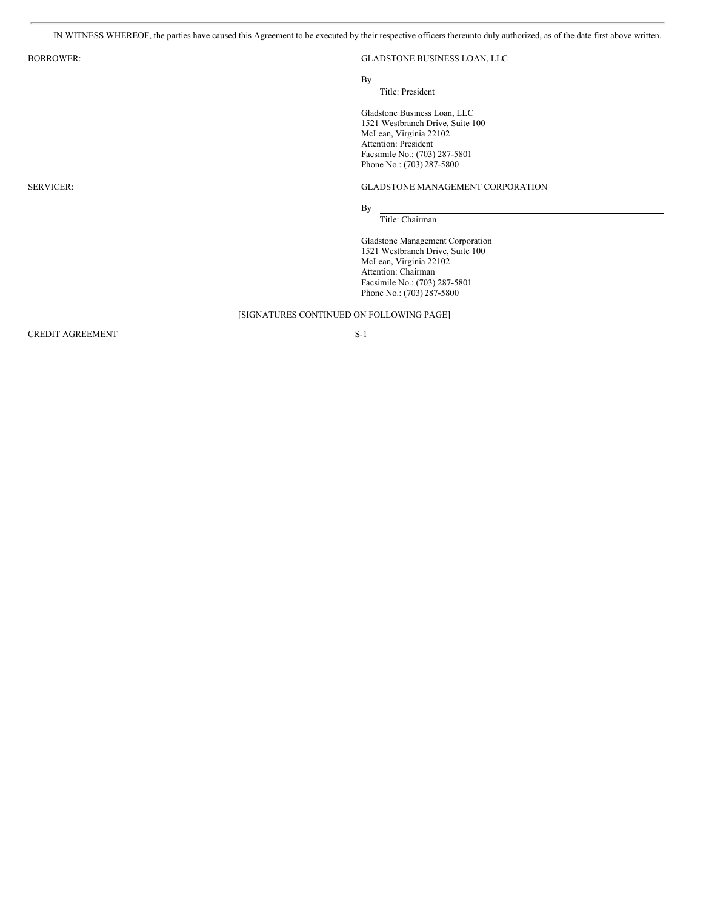IN WITNESS WHEREOF, the parties have caused this Agreement to be executed by their respective officers thereunto duly authorized, as of the date first above written.

| | |
|---|---|
| BORROWER: | GLADSTONE BUSINESS LOAN, LLC |
| | By \_\_\_\_\_\_\_\_\_\_\_\_\_\_\_\_\_\_\_\_\_\_\_\_\_\_\_\_\_\_ |
| | Title: President |
| | Gladstone Business Loan, LLC<br>1521 Westbranch Drive, Suite 100<br>McLean, Virginia 22102<br>Attention: President<br>Facsimile No.: (703) 287-5801<br>Phone No.: (703) 287-5800 |
| SERVICER: | GLADSTONE MANAGEMENT CORPORATION |
| | By \_\_\_\_\_\_\_\_\_\_\_\_\_\_\_\_\_\_\_\_\_\_\_\_\_\_\_\_\_\_ |
| | Title: Chairman |
| | Gladstone Management Corporation<br>1521 Westbranch Drive, Suite 100<br>McLean, Virginia 22102<br>Attention: Chairman<br>Facsimile No.: (703) 287-5801<br>Phone No.: (703) 287-5800 |

[SIGNATURES CONTINUED ON FOLLOWING PAGE]

CREDIT AGREEMENT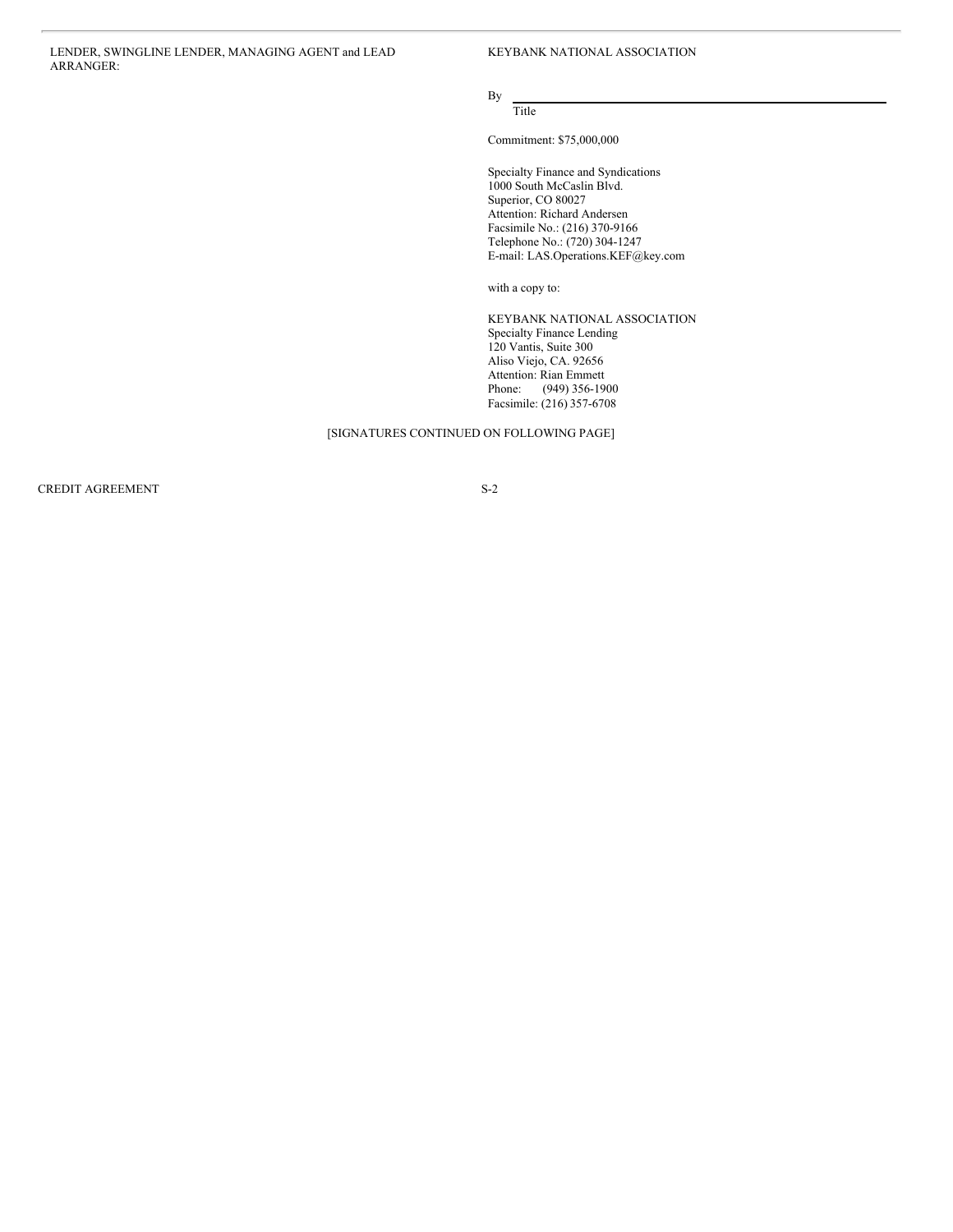LENDER, SWINGLINE LENDER, MANAGING AGENT and LEAD ARRANGER:

KEYBANK NATIONAL ASSOCIATION

By \_\_\_\_\_\_\_\_\_\_\_\_\_\_\_\_\_\_\_\_\_\_\_\_\_\_\_\_\_\_

Title

Commitment: $75,000,000

Specialty Finance and Syndications  
1000 South McCaslin Blvd.  
Superior, CO 80027  
Attention: Richard Andersen  
Facsimile No.: (216) 370-9166  
Telephone No.: (720) 304-1247  
E-mail: LAS.Operations.KEF@key.com

with a copy to:

KEYBANK NATIONAL ASSOCIATION  
Specialty Finance Lending  
120 Vantis, Suite 300  
Aliso Viejo, CA. 92656  
Attention: Rian Emmett  
Phone: (949) 356-1900  
Facsimile: (216) 357-6708

[SIGNATURES CONTINUED ON FOLLOWING PAGE]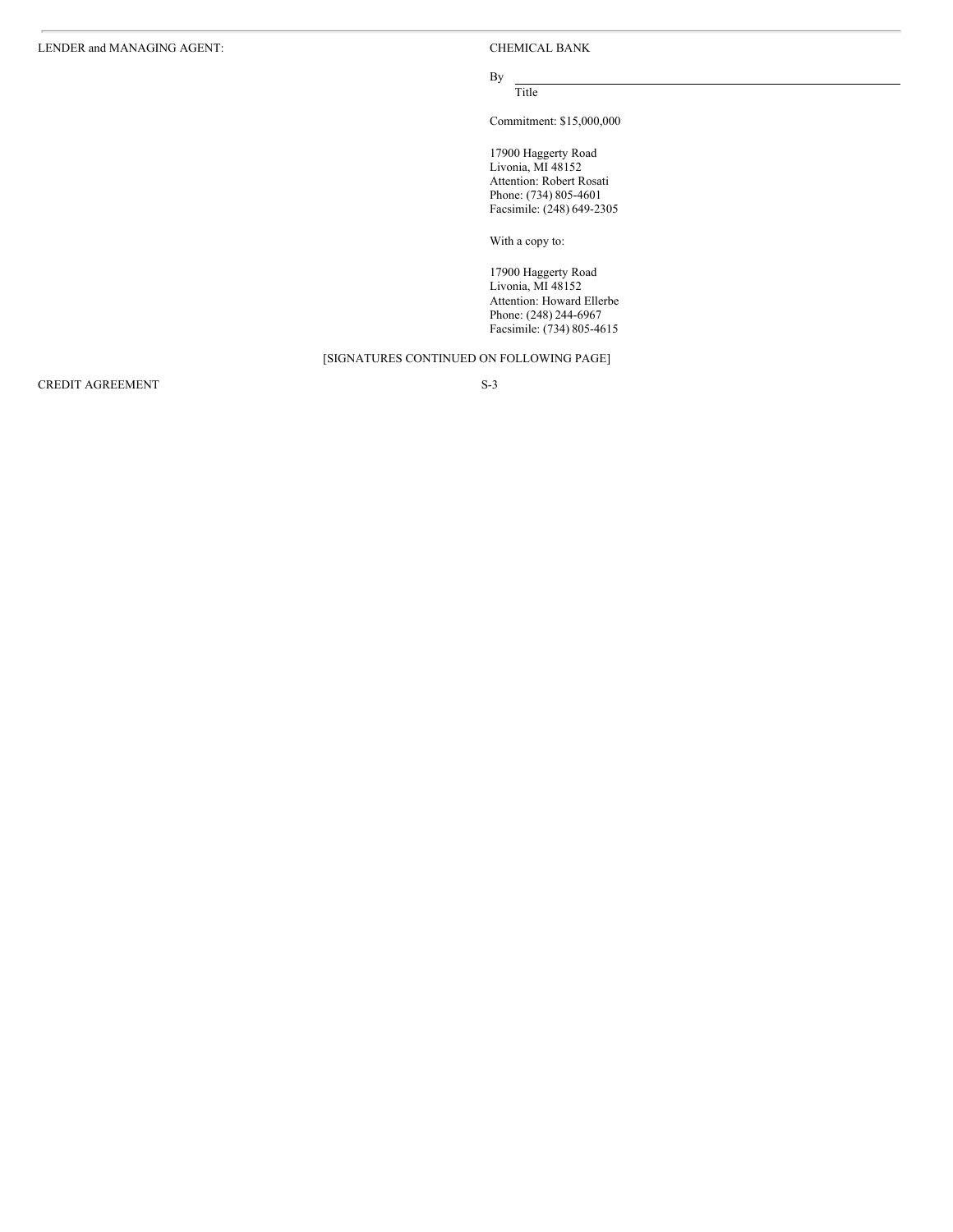LENDER and MANAGING AGENT:

CHEMICAL BANK

By \_\_\_\_\_\_\_\_\_\_\_\_\_\_\_\_\_\_\_\_\_\_\_\_\_\_\_\_\_\_

Title

Commitment: $15,000,000

17900 Haggerty Road
Livonia, MI 48152
Attention: Robert Rosati
Phone: (734) 805-4601
Facsimile: (248) 649-2305

With a copy to:

17900 Haggerty Road
Livonia, MI 48152
Attention: Howard Ellerbe
Phone: (248) 244-6967
Facsimile: (734) 805-4615

[SIGNATURES CONTINUED ON FOLLOWING PAGE]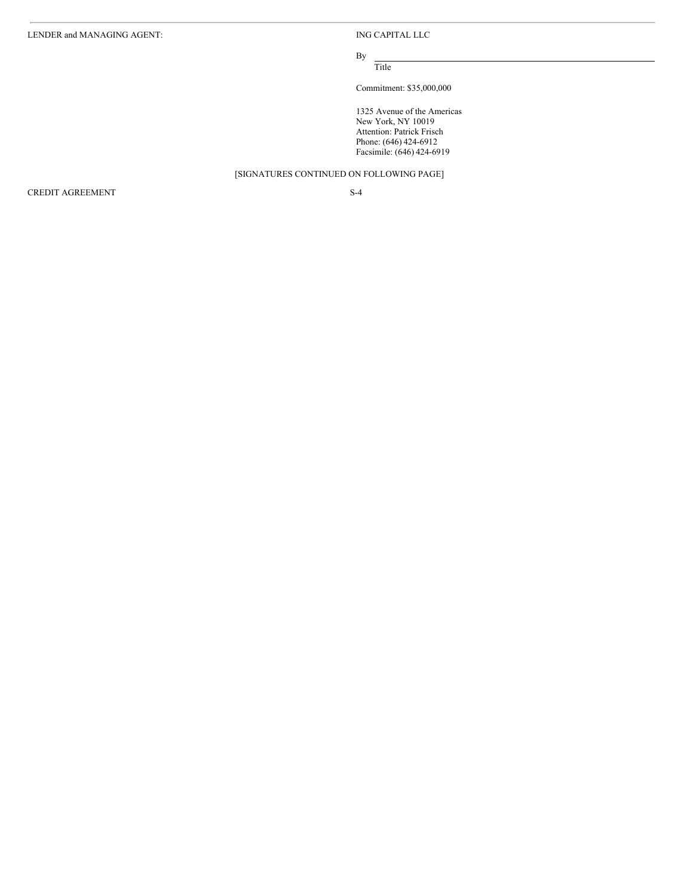LENDER and MANAGING AGENT:

ING CAPITAL LLC

By \_\_\_\_\_\_\_\_\_\_\_\_\_\_\_\_\_\_\_\_\_\_\_\_\_\_\_\_\_\_\_\_\_\_\_\_\_\_\_\_
Title

Commitment: $35,000,000

1325 Avenue of the Americas
New York, NY 10019
Attention: Patrick Frisch
Phone: (646) 424-6912
Facsimile: (646) 424-6919

[SIGNATURES CONTINUED ON FOLLOWING PAGE]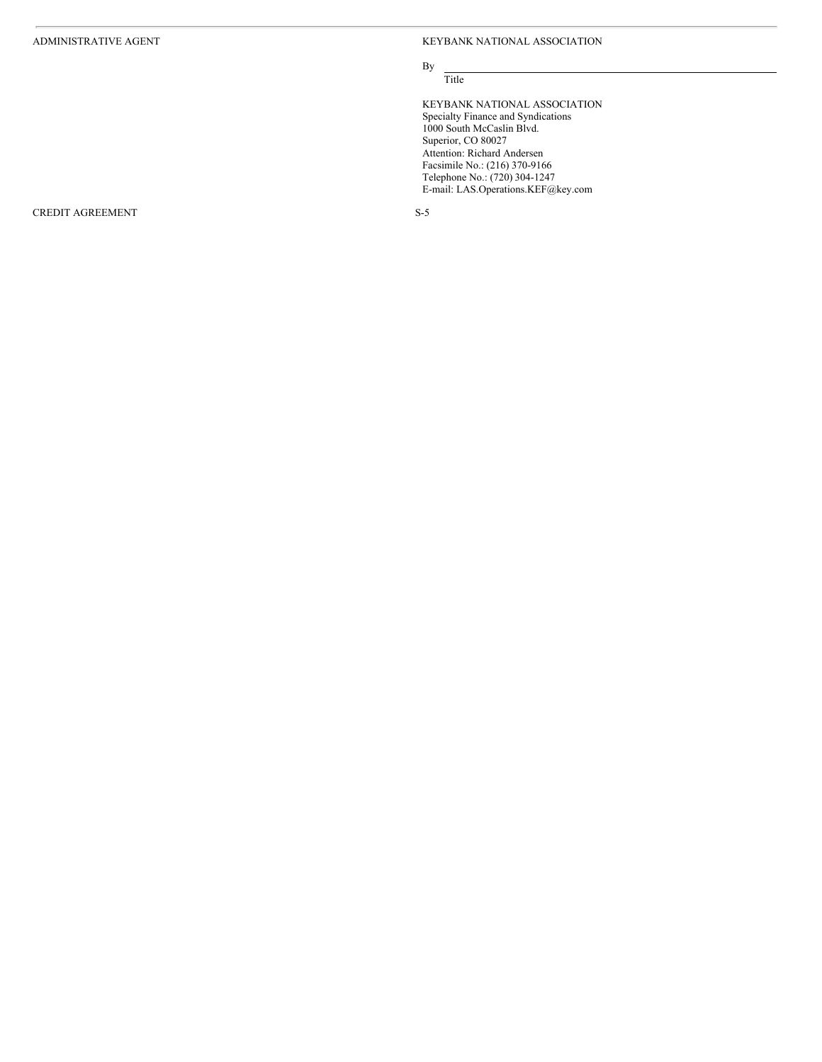ADMINISTRATIVE AGENT

KEYBANK NATIONAL ASSOCIATION

By \_\_\_\_\_\_\_\_\_\_\_\_\_\_\_\_\_\_\_\_\_\_\_\_\_\_\_\_\_\_\_\_\_\_\_\_\_\_\_\_

Title

KEYBANK NATIONAL ASSOCIATION
Specialty Finance and Syndications
1000 South McCaslin Blvd.
Superior, CO 80027
Attention: Richard Andersen
Facsimile No.: (216) 370-9166
Telephone No.: (720) 304-1247
E-mail: LAS.Operations.KEF@key.com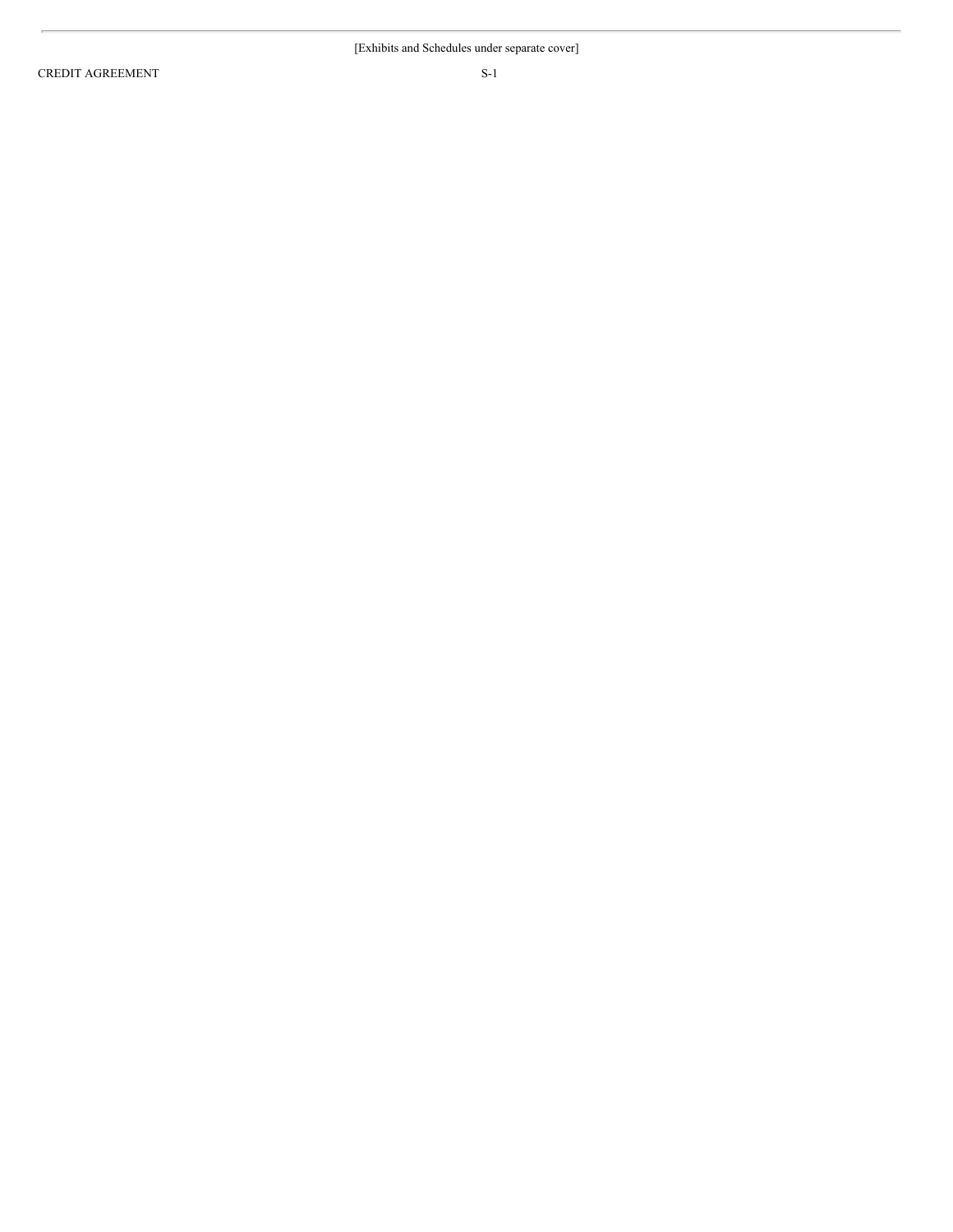[Exhibits and Schedules under separate cover]